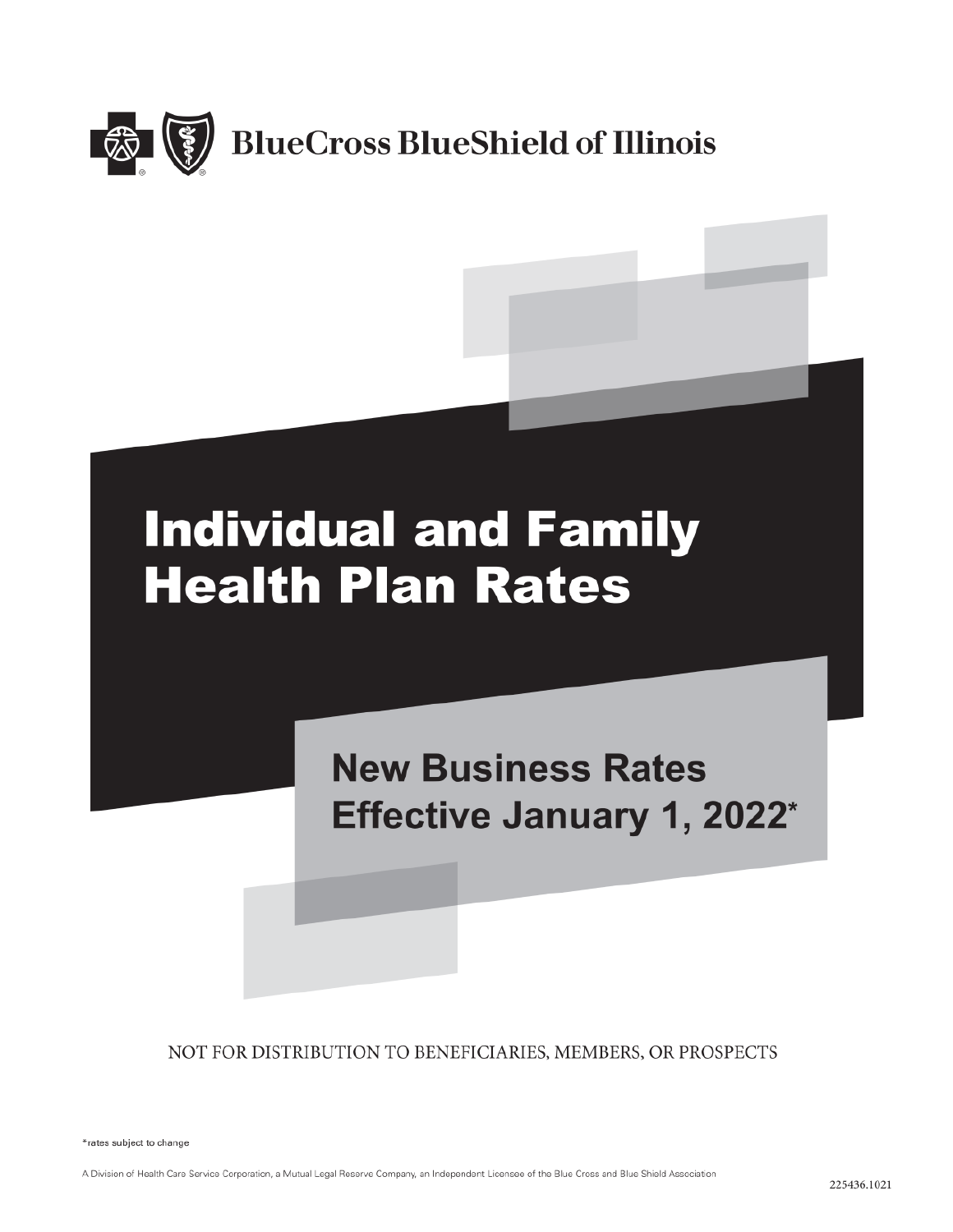BlueCross BlueShield of Illinois

# Individual and Family Health Plan Rates

## New Business Rates Effective January 1, 2022*

NOT FOR DISTRIBUTION TO BENEFICIARIES, MEMBERS, OR PROSPECTS

*rates subject to change

A Division of Health Care Service Corporation, a Mutual Legal Reserve Company, an Independent Licensee of the Blue Cross and Blue Shield Association

225436.1021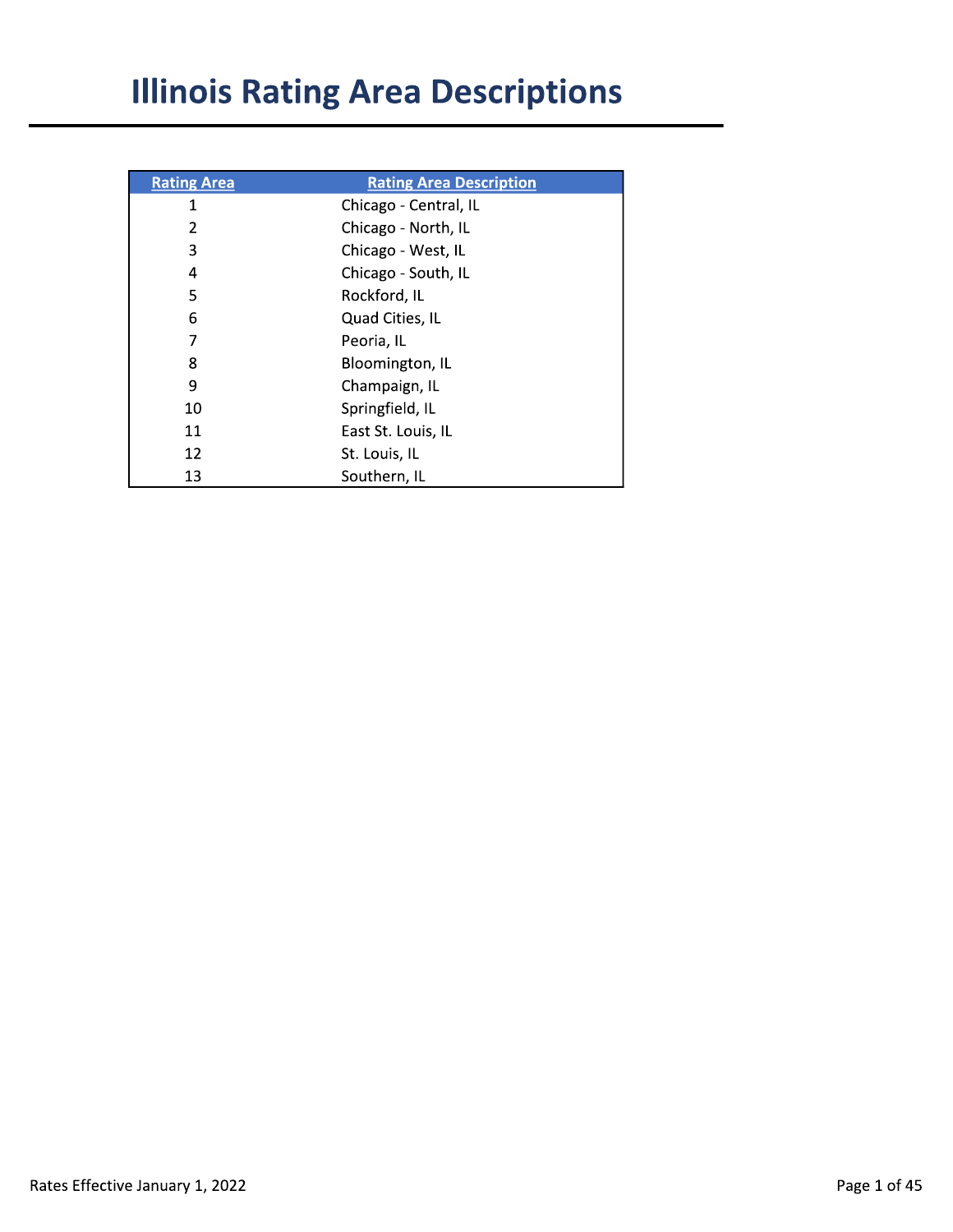# Illinois Rating Area Descriptions

| Rating Area | Rating Area Description |
|---|---|
| 1 | Chicago - Central, IL |
| 2 | Chicago - North, IL |
| 3 | Chicago - West, IL |
| 4 | Chicago - South, IL |
| 5 | Rockford, IL |
| 6 | Quad Cities, IL |
| 7 | Peoria, IL |
| 8 | Bloomington, IL |
| 9 | Champaign, IL |
| 10 | Springfield, IL |
| 11 | East St. Louis, IL |
| 12 | St. Louis, IL |
| 13 | Southern, IL |

Rates Effective January 1, 2022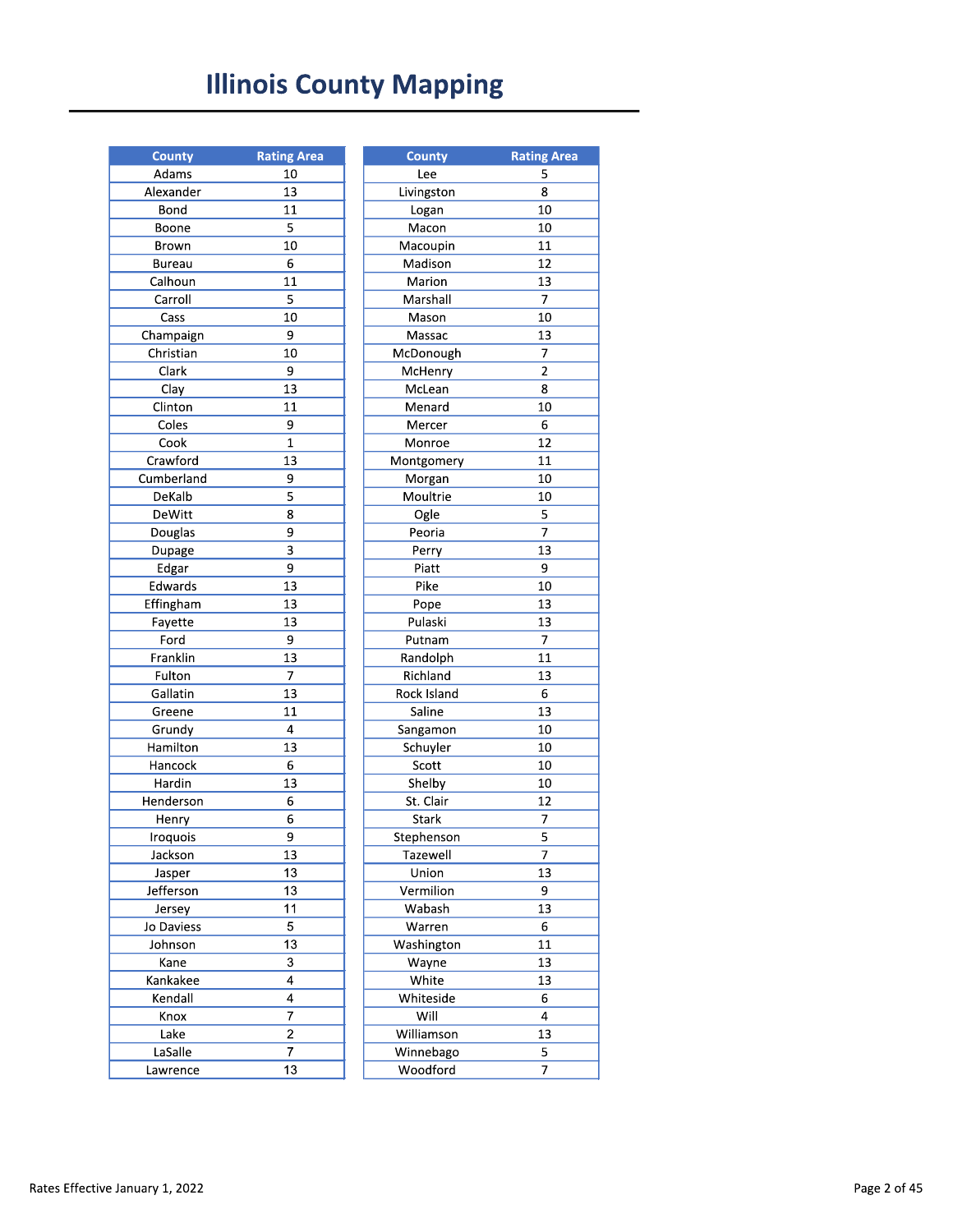# Illinois County Mapping

| County | Rating Area |
|---|---|
| Adams | 10 |
| Alexander | 13 |
| Bond | 11 |
| Boone | 5 |
| Brown | 10 |
| Bureau | 6 |
| Calhoun | 11 |
| Carroll | 5 |
| Cass | 10 |
| Champaign | 9 |
| Christian | 10 |
| Clark | 9 |
| Clay | 13 |
| Clinton | 11 |
| Coles | 9 |
| Cook | 1 |
| Crawford | 13 |
| Cumberland | 9 |
| DeKalb | 5 |
| DeWitt | 8 |
| Douglas | 9 |
| Dupage | 3 |
| Edgar | 9 |
| Edwards | 13 |
| Effingham | 13 |
| Fayette | 13 |
| Ford | 9 |
| Franklin | 13 |
| Fulton | 7 |
| Gallatin | 13 |
| Greene | 11 |
| Grundy | 4 |
| Hamilton | 13 |
| Hancock | 6 |
| Hardin | 13 |
| Henderson | 6 |
| Henry | 6 |
| Iroquois | 9 |
| Jackson | 13 |
| Jasper | 13 |
| Jefferson | 13 |
| Jersey | 11 |
| Jo Daviess | 5 |
| Johnson | 13 |
| Kane | 3 |
| Kankakee | 4 |
| Kendall | 4 |
| Knox | 7 |
| Lake | 2 |
| LaSalle | 7 |
| Lawrence | 13 |

| County | Rating Area |
|---|---|
| Lee | 5 |
| Livingston | 8 |
| Logan | 10 |
| Macon | 10 |
| Macoupin | 11 |
| Madison | 12 |
| Marion | 13 |
| Marshall | 7 |
| Mason | 10 |
| Massac | 13 |
| McDonough | 7 |
| McHenry | 2 |
| McLean | 8 |
| Menard | 10 |
| Mercer | 6 |
| Monroe | 12 |
| Montgomery | 11 |
| Morgan | 10 |
| Moultrie | 10 |
| Ogle | 5 |
| Peoria | 7 |
| Perry | 13 |
| Piatt | 9 |
| Pike | 10 |
| Pope | 13 |
| Pulaski | 13 |
| Putnam | 7 |
| Randolph | 11 |
| Richland | 13 |
| Rock Island | 6 |
| Saline | 13 |
| Sangamon | 10 |
| Schuyler | 10 |
| Scott | 10 |
| Shelby | 10 |
| St. Clair | 12 |
| Stark | 7 |
| Stephenson | 5 |
| Tazewell | 7 |
| Union | 13 |
| Vermilion | 9 |
| Wabash | 13 |
| Warren | 6 |
| Washington | 11 |
| Wayne | 13 |
| White | 13 |
| Whiteside | 6 |
| Will | 4 |
| Williamson | 13 |
| Winnebago | 5 |
| Woodford | 7 |

Rates Effective January 1, 2022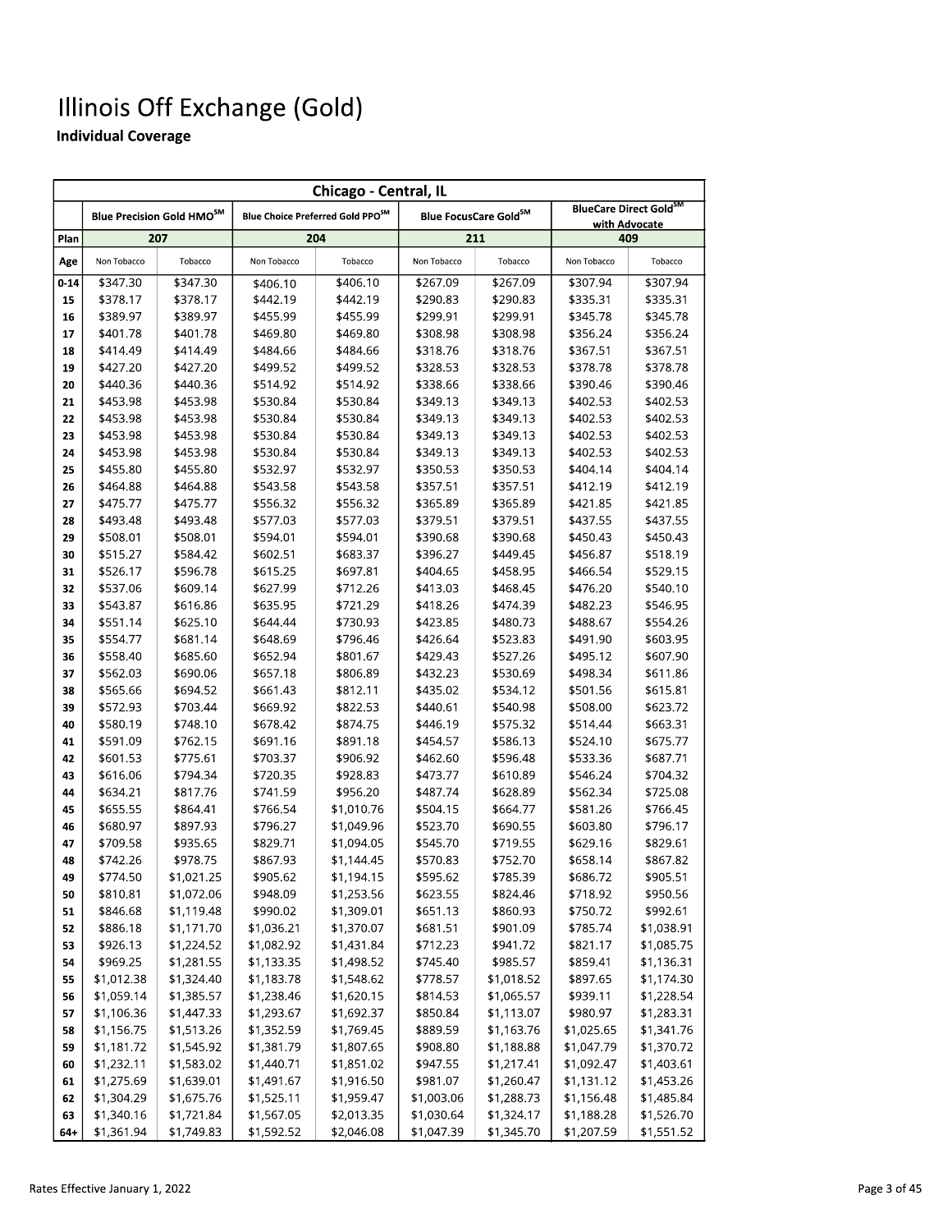# Illinois Off Exchange (Gold)

**Individual Coverage**

| | Chicago - Central, IL | | | | | | | |
|---|---|---|---|---|---|---|---|---|
| | Blue Precision Gold HMO℠ | | Blue Choice Preferred Gold PPO℠ | | Blue FocusCare Gold℠ | | BlueCare Direct Gold℠ with Advocate | |
| **Plan** | **207** | | **204** | | **211** | | **409** | |
| **Age** | Non Tobacco | Tobacco | Non Tobacco | Tobacco | Non Tobacco | Tobacco | Non Tobacco | Tobacco |
| **0-14** | $347.30 | $347.30 | $406.10 | $406.10 | $267.09 | $267.09 | $307.94 | $307.94 |
| **15** | $378.17 | $378.17 | $442.19 | $442.19 | $290.83 | $290.83 | $335.31 | $335.31 |
| **16** | $389.97 | $389.97 | $455.99 | $455.99 | $299.91 | $299.91 | $345.78 | $345.78 |
| **17** | $401.78 | $401.78 | $469.80 | $469.80 | $308.98 | $308.98 | $356.24 | $356.24 |
| **18** | $414.49 | $414.49 | $484.66 | $484.66 | $318.76 | $318.76 | $367.51 | $367.51 |
| **19** | $427.20 | $427.20 | $499.52 | $499.52 | $328.53 | $328.53 | $378.78 | $378.78 |
| **20** | $440.36 | $440.36 | $514.92 | $514.92 | $338.66 | $338.66 | $390.46 | $390.46 |
| **21** | $453.98 | $453.98 | $530.84 | $530.84 | $349.13 | $349.13 | $402.53 | $402.53 |
| **22** | $453.98 | $453.98 | $530.84 | $530.84 | $349.13 | $349.13 | $402.53 | $402.53 |
| **23** | $453.98 | $453.98 | $530.84 | $530.84 | $349.13 | $349.13 | $402.53 | $402.53 |
| **24** | $453.98 | $453.98 | $530.84 | $530.84 | $349.13 | $349.13 | $402.53 | $402.53 |
| **25** | $455.80 | $455.80 | $532.97 | $532.97 | $350.53 | $350.53 | $404.14 | $404.14 |
| **26** | $464.88 | $464.88 | $543.58 | $543.58 | $357.51 | $357.51 | $412.19 | $412.19 |
| **27** | $475.77 | $475.77 | $556.32 | $556.32 | $365.89 | $365.89 | $421.85 | $421.85 |
| **28** | $493.48 | $493.48 | $577.03 | $577.03 | $379.51 | $379.51 | $437.55 | $437.55 |
| **29** | $508.01 | $508.01 | $594.01 | $594.01 | $390.68 | $390.68 | $450.43 | $450.43 |
| **30** | $515.27 | $584.42 | $602.51 | $683.37 | $396.27 | $449.45 | $456.87 | $518.19 |
| **31** | $526.17 | $596.78 | $615.25 | $697.81 | $404.65 | $458.95 | $466.54 | $529.15 |
| **32** | $537.06 | $609.14 | $627.99 | $712.26 | $413.03 | $468.45 | $476.20 | $540.10 |
| **33** | $543.87 | $616.86 | $635.95 | $721.29 | $418.26 | $474.39 | $482.23 | $546.95 |
| **34** | $551.14 | $625.10 | $644.44 | $730.93 | $423.85 | $480.73 | $488.67 | $554.26 |
| **35** | $554.77 | $681.14 | $648.69 | $796.46 | $426.64 | $523.83 | $491.90 | $603.95 |
| **36** | $558.40 | $685.60 | $652.94 | $801.67 | $429.43 | $527.26 | $495.12 | $607.90 |
| **37** | $562.03 | $690.06 | $657.18 | $806.89 | $432.23 | $530.69 | $498.34 | $611.86 |
| **38** | $565.66 | $694.52 | $661.43 | $812.11 | $435.02 | $534.12 | $501.56 | $615.81 |
| **39** | $572.93 | $703.44 | $669.92 | $822.53 | $440.61 | $540.98 | $508.00 | $623.72 |
| **40** | $580.19 | $748.10 | $678.42 | $874.75 | $446.19 | $575.32 | $514.44 | $663.31 |
| **41** | $591.09 | $762.15 | $691.16 | $891.18 | $454.57 | $586.13 | $524.10 | $675.77 |
| **42** | $601.53 | $775.61 | $703.37 | $906.92 | $462.60 | $596.48 | $533.36 | $687.71 |
| **43** | $616.06 | $794.34 | $720.35 | $928.83 | $473.77 | $610.89 | $546.24 | $704.32 |
| **44** | $634.21 | $817.76 | $741.59 | $956.20 | $487.74 | $628.89 | $562.34 | $725.08 |
| **45** | $655.55 | $864.41 | $766.54 | $1,010.76 | $504.15 | $664.77 | $581.26 | $766.45 |
| **46** | $680.97 | $897.93 | $796.27 | $1,049.96 | $523.70 | $690.55 | $603.80 | $796.17 |
| **47** | $709.58 | $935.65 | $829.71 | $1,094.05 | $545.70 | $719.55 | $629.16 | $829.61 |
| **48** | $742.26 | $978.75 | $867.93 | $1,144.45 | $570.83 | $752.70 | $658.14 | $867.82 |
| **49** | $774.50 | $1,021.25 | $905.62 | $1,194.15 | $595.62 | $785.39 | $686.72 | $905.51 |
| **50** | $810.81 | $1,072.06 | $948.09 | $1,253.56 | $623.55 | $824.46 | $718.92 | $950.56 |
| **51** | $846.68 | $1,119.48 | $990.02 | $1,309.01 | $651.13 | $860.93 | $750.72 | $992.61 |
| **52** | $886.18 | $1,171.70 | $1,036.21 | $1,370.07 | $681.51 | $901.09 | $785.74 | $1,038.91 |
| **53** | $926.13 | $1,224.52 | $1,082.92 | $1,431.84 | $712.23 | $941.72 | $821.17 | $1,085.75 |
| **54** | $969.25 | $1,281.55 | $1,133.35 | $1,498.52 | $745.40 | $985.57 | $859.41 | $1,136.31 |
| **55** | $1,012.38 | $1,324.40 | $1,183.78 | $1,548.62 | $778.57 | $1,018.52 | $897.65 | $1,174.30 |
| **56** | $1,059.14 | $1,385.57 | $1,238.46 | $1,620.15 | $814.53 | $1,065.57 | $939.11 | $1,228.54 |
| **57** | $1,106.36 | $1,447.33 | $1,293.67 | $1,692.37 | $850.84 | $1,113.07 | $980.97 | $1,283.31 |
| **58** | $1,156.75 | $1,513.26 | $1,352.59 | $1,769.45 | $889.59 | $1,163.76 | $1,025.65 | $1,341.76 |
| **59** | $1,181.72 | $1,545.92 | $1,381.79 | $1,807.65 | $908.80 | $1,188.88 | $1,047.79 | $1,370.72 |
| **60** | $1,232.11 | $1,583.02 | $1,440.71 | $1,851.02 | $947.55 | $1,217.41 | $1,092.47 | $1,403.61 |
| **61** | $1,275.69 | $1,639.01 | $1,491.67 | $1,916.50 | $981.07 | $1,260.47 | $1,131.12 | $1,453.26 |
| **62** | $1,304.29 | $1,675.76 | $1,525.11 | $1,959.47 | $1,003.06 | $1,288.73 | $1,156.48 | $1,485.84 |
| **63** | $1,340.16 | $1,721.84 | $1,567.05 | $2,013.35 | $1,030.64 | $1,324.17 | $1,188.28 | $1,526.70 |
| **64+** | $1,361.94 | $1,749.83 | $1,592.52 | $2,046.08 | $1,047.39 | $1,345.70 | $1,207.59 | $1,551.52 |

Rates Effective January 1, 2022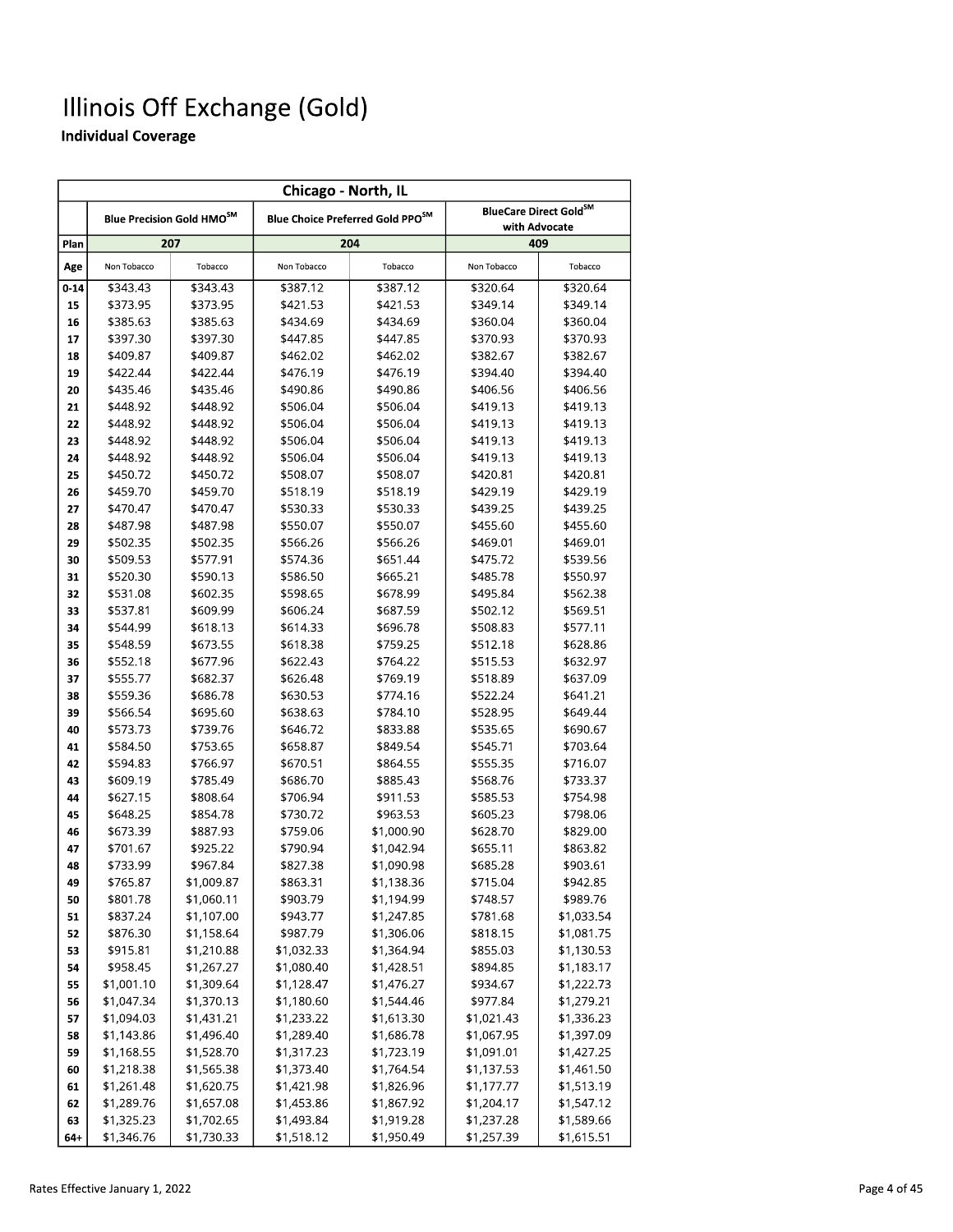# Illinois Off Exchange (Gold)

**Individual Coverage**

| Chicago - North, IL | | | | | | |
|---|---|---|---|---|---|---|
| | Blue Precision Gold HMO℠ | | Blue Choice Preferred Gold PPO℠ | | BlueCare Direct Gold℠ with Advocate | |
| Plan | 207 | | 204 | | 409 | |
| Age | Non Tobacco | Tobacco | Non Tobacco | Tobacco | Non Tobacco | Tobacco |
| 0-14 | $343.43 | $343.43 | $387.12 | $387.12 | $320.64 | $320.64 |
| 15 | $373.95 | $373.95 | $421.53 | $421.53 | $349.14 | $349.14 |
| 16 | $385.63 | $385.63 | $434.69 | $434.69 | $360.04 | $360.04 |
| 17 | $397.30 | $397.30 | $447.85 | $447.85 | $370.93 | $370.93 |
| 18 | $409.87 | $409.87 | $462.02 | $462.02 | $382.67 | $382.67 |
| 19 | $422.44 | $422.44 | $476.19 | $476.19 | $394.40 | $394.40 |
| 20 | $435.46 | $435.46 | $490.86 | $490.86 | $406.56 | $406.56 |
| 21 | $448.92 | $448.92 | $506.04 | $506.04 | $419.13 | $419.13 |
| 22 | $448.92 | $448.92 | $506.04 | $506.04 | $419.13 | $419.13 |
| 23 | $448.92 | $448.92 | $506.04 | $506.04 | $419.13 | $419.13 |
| 24 | $448.92 | $448.92 | $506.04 | $506.04 | $419.13 | $419.13 |
| 25 | $450.72 | $450.72 | $508.07 | $508.07 | $420.81 | $420.81 |
| 26 | $459.70 | $459.70 | $518.19 | $518.19 | $429.19 | $429.19 |
| 27 | $470.47 | $470.47 | $530.33 | $530.33 | $439.25 | $439.25 |
| 28 | $487.98 | $487.98 | $550.07 | $550.07 | $455.60 | $455.60 |
| 29 | $502.35 | $502.35 | $566.26 | $566.26 | $469.01 | $469.01 |
| 30 | $509.53 | $577.91 | $574.36 | $651.44 | $475.72 | $539.56 |
| 31 | $520.30 | $590.13 | $586.50 | $665.21 | $485.78 | $550.97 |
| 32 | $531.08 | $602.35 | $598.65 | $678.99 | $495.84 | $562.38 |
| 33 | $537.81 | $609.99 | $606.24 | $687.59 | $502.12 | $569.51 |
| 34 | $544.99 | $618.13 | $614.33 | $696.78 | $508.83 | $577.11 |
| 35 | $548.59 | $673.55 | $618.38 | $759.25 | $512.18 | $628.86 |
| 36 | $552.18 | $677.96 | $622.43 | $764.22 | $515.53 | $632.97 |
| 37 | $555.77 | $682.37 | $626.48 | $769.19 | $518.89 | $637.09 |
| 38 | $559.36 | $686.78 | $630.53 | $774.16 | $522.24 | $641.21 |
| 39 | $566.54 | $695.60 | $638.63 | $784.10 | $528.95 | $649.44 |
| 40 | $573.73 | $739.76 | $646.72 | $833.88 | $535.65 | $690.67 |
| 41 | $584.50 | $753.65 | $658.87 | $849.54 | $545.71 | $703.64 |
| 42 | $594.83 | $766.97 | $670.51 | $864.55 | $555.35 | $716.07 |
| 43 | $609.19 | $785.49 | $686.70 | $885.43 | $568.76 | $733.37 |
| 44 | $627.15 | $808.64 | $706.94 | $911.53 | $585.53 | $754.98 |
| 45 | $648.25 | $854.78 | $730.72 | $963.53 | $605.23 | $798.06 |
| 46 | $673.39 | $887.93 | $759.06 | $1,000.90 | $628.70 | $829.00 |
| 47 | $701.67 | $925.22 | $790.94 | $1,042.94 | $655.11 | $863.82 |
| 48 | $733.99 | $967.84 | $827.38 | $1,090.98 | $685.28 | $903.61 |
| 49 | $765.87 | $1,009.87 | $863.31 | $1,138.36 | $715.04 | $942.85 |
| 50 | $801.78 | $1,060.11 | $903.79 | $1,194.99 | $748.57 | $989.76 |
| 51 | $837.24 | $1,107.00 | $943.77 | $1,247.85 | $781.68 | $1,033.54 |
| 52 | $876.30 | $1,158.64 | $987.79 | $1,306.06 | $818.15 | $1,081.75 |
| 53 | $915.81 | $1,210.88 | $1,032.33 | $1,364.94 | $855.03 | $1,130.53 |
| 54 | $958.45 | $1,267.27 | $1,080.40 | $1,428.51 | $894.85 | $1,183.17 |
| 55 | $1,001.10 | $1,309.64 | $1,128.47 | $1,476.27 | $934.67 | $1,222.73 |
| 56 | $1,047.34 | $1,370.13 | $1,180.60 | $1,544.46 | $977.84 | $1,279.21 |
| 57 | $1,094.03 | $1,431.21 | $1,233.22 | $1,613.30 | $1,021.43 | $1,336.23 |
| 58 | $1,143.86 | $1,496.40 | $1,289.40 | $1,686.78 | $1,067.95 | $1,397.09 |
| 59 | $1,168.55 | $1,528.70 | $1,317.23 | $1,723.19 | $1,091.01 | $1,427.25 |
| 60 | $1,218.38 | $1,565.38 | $1,373.40 | $1,764.54 | $1,137.53 | $1,461.50 |
| 61 | $1,261.48 | $1,620.75 | $1,421.98 | $1,826.96 | $1,177.77 | $1,513.19 |
| 62 | $1,289.76 | $1,657.08 | $1,453.86 | $1,867.92 | $1,204.17 | $1,547.12 |
| 63 | $1,325.23 | $1,702.65 | $1,493.84 | $1,919.28 | $1,237.28 | $1,589.66 |
| 64+ | $1,346.76 | $1,730.33 | $1,518.12 | $1,950.49 | $1,257.39 | $1,615.51 |

Rates Effective January 1, 2022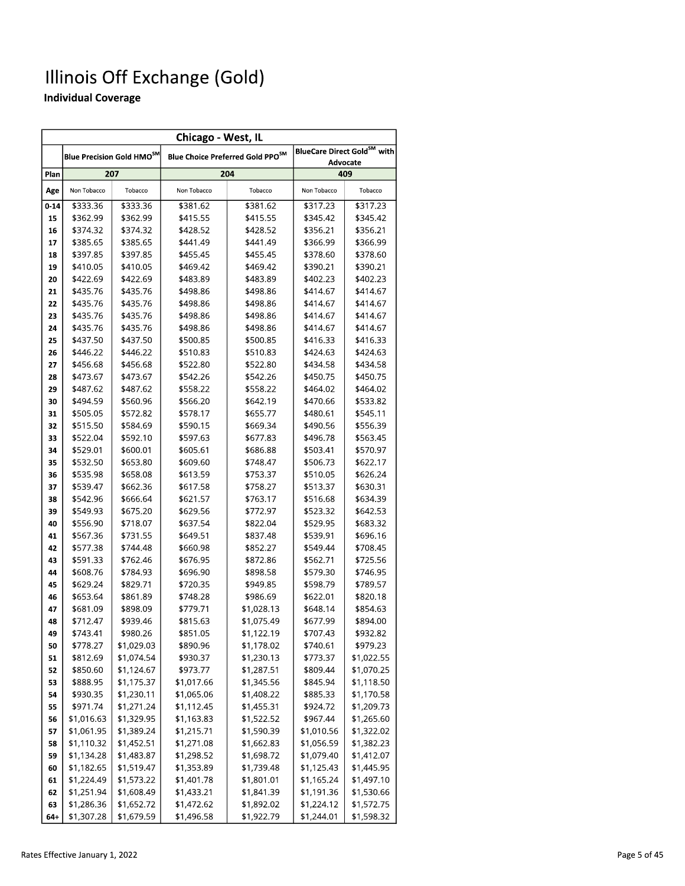# Illinois Off Exchange (Gold)

**Individual Coverage**

| Chicago - West, IL | | | | | | |
|---|---|---|---|---|---|---|
| | Blue Precision Gold HMO[SM] | | Blue Choice Preferred Gold PPO[SM] | | BlueCare Direct Gold[SM] with Advocate | |
| Plan | 207 | | 204 | | 409 | |
| Age | Non Tobacco | Tobacco | Non Tobacco | Tobacco | Non Tobacco | Tobacco |
| 0-14 | $333.36 | $333.36 | $381.62 | $381.62 | $317.23 | $317.23 |
| 15 | $362.99 | $362.99 | $415.55 | $415.55 | $345.42 | $345.42 |
| 16 | $374.32 | $374.32 | $428.52 | $428.52 | $356.21 | $356.21 |
| 17 | $385.65 | $385.65 | $441.49 | $441.49 | $366.99 | $366.99 |
| 18 | $397.85 | $397.85 | $455.45 | $455.45 | $378.60 | $378.60 |
| 19 | $410.05 | $410.05 | $469.42 | $469.42 | $390.21 | $390.21 |
| 20 | $422.69 | $422.69 | $483.89 | $483.89 | $402.23 | $402.23 |
| 21 | $435.76 | $435.76 | $498.86 | $498.86 | $414.67 | $414.67 |
| 22 | $435.76 | $435.76 | $498.86 | $498.86 | $414.67 | $414.67 |
| 23 | $435.76 | $435.76 | $498.86 | $498.86 | $414.67 | $414.67 |
| 24 | $435.76 | $435.76 | $498.86 | $498.86 | $414.67 | $414.67 |
| 25 | $437.50 | $437.50 | $500.85 | $500.85 | $416.33 | $416.33 |
| 26 | $446.22 | $446.22 | $510.83 | $510.83 | $424.63 | $424.63 |
| 27 | $456.68 | $456.68 | $522.80 | $522.80 | $434.58 | $434.58 |
| 28 | $473.67 | $473.67 | $542.26 | $542.26 | $450.75 | $450.75 |
| 29 | $487.62 | $487.62 | $558.22 | $558.22 | $464.02 | $464.02 |
| 30 | $494.59 | $560.96 | $566.20 | $642.19 | $470.66 | $533.82 |
| 31 | $505.05 | $572.82 | $578.17 | $655.77 | $480.61 | $545.11 |
| 32 | $515.50 | $584.69 | $590.15 | $669.34 | $490.56 | $556.39 |
| 33 | $522.04 | $592.10 | $597.63 | $677.83 | $496.78 | $563.45 |
| 34 | $529.01 | $600.01 | $605.61 | $686.88 | $503.41 | $570.97 |
| 35 | $532.50 | $653.80 | $609.60 | $748.47 | $506.73 | $622.17 |
| 36 | $535.98 | $658.08 | $613.59 | $753.37 | $510.05 | $626.24 |
| 37 | $539.47 | $662.36 | $617.58 | $758.27 | $513.37 | $630.31 |
| 38 | $542.96 | $666.64 | $621.57 | $763.17 | $516.68 | $634.39 |
| 39 | $549.93 | $675.20 | $629.56 | $772.97 | $523.32 | $642.53 |
| 40 | $556.90 | $718.07 | $637.54 | $822.04 | $529.95 | $683.32 |
| 41 | $567.36 | $731.55 | $649.51 | $837.48 | $539.91 | $696.16 |
| 42 | $577.38 | $744.48 | $660.98 | $852.27 | $549.44 | $708.45 |
| 43 | $591.33 | $762.46 | $676.95 | $872.86 | $562.71 | $725.56 |
| 44 | $608.76 | $784.93 | $696.90 | $898.58 | $579.30 | $746.95 |
| 45 | $629.24 | $829.71 | $720.35 | $949.85 | $598.79 | $789.57 |
| 46 | $653.64 | $861.89 | $748.28 | $986.69 | $622.01 | $820.18 |
| 47 | $681.09 | $898.09 | $779.71 | $1,028.13 | $648.14 | $854.63 |
| 48 | $712.47 | $939.46 | $815.63 | $1,075.49 | $677.99 | $894.00 |
| 49 | $743.41 | $980.26 | $851.05 | $1,122.19 | $707.43 | $932.82 |
| 50 | $778.27 | $1,029.03 | $890.96 | $1,178.02 | $740.61 | $979.23 |
| 51 | $812.69 | $1,074.54 | $930.37 | $1,230.13 | $773.37 | $1,022.55 |
| 52 | $850.60 | $1,124.67 | $973.77 | $1,287.51 | $809.44 | $1,070.25 |
| 53 | $888.95 | $1,175.37 | $1,017.66 | $1,345.56 | $845.94 | $1,118.50 |
| 54 | $930.35 | $1,230.11 | $1,065.06 | $1,408.22 | $885.33 | $1,170.58 |
| 55 | $971.74 | $1,271.24 | $1,112.45 | $1,455.31 | $924.72 | $1,209.73 |
| 56 | $1,016.63 | $1,329.95 | $1,163.83 | $1,522.52 | $967.44 | $1,265.60 |
| 57 | $1,061.95 | $1,389.24 | $1,215.71 | $1,590.39 | $1,010.56 | $1,322.02 |
| 58 | $1,110.32 | $1,452.51 | $1,271.08 | $1,662.83 | $1,056.59 | $1,382.23 |
| 59 | $1,134.28 | $1,483.87 | $1,298.52 | $1,698.72 | $1,079.40 | $1,412.07 |
| 60 | $1,182.65 | $1,519.47 | $1,353.89 | $1,739.48 | $1,125.43 | $1,445.95 |
| 61 | $1,224.49 | $1,573.22 | $1,401.78 | $1,801.01 | $1,165.24 | $1,497.10 |
| 62 | $1,251.94 | $1,608.49 | $1,433.21 | $1,841.39 | $1,191.36 | $1,530.66 |
| 63 | $1,286.36 | $1,652.72 | $1,472.62 | $1,892.02 | $1,224.12 | $1,572.75 |
| 64+ | $1,307.28 | $1,679.59 | $1,496.58 | $1,922.79 | $1,244.01 | $1,598.32 |

Rates Effective January 1, 2022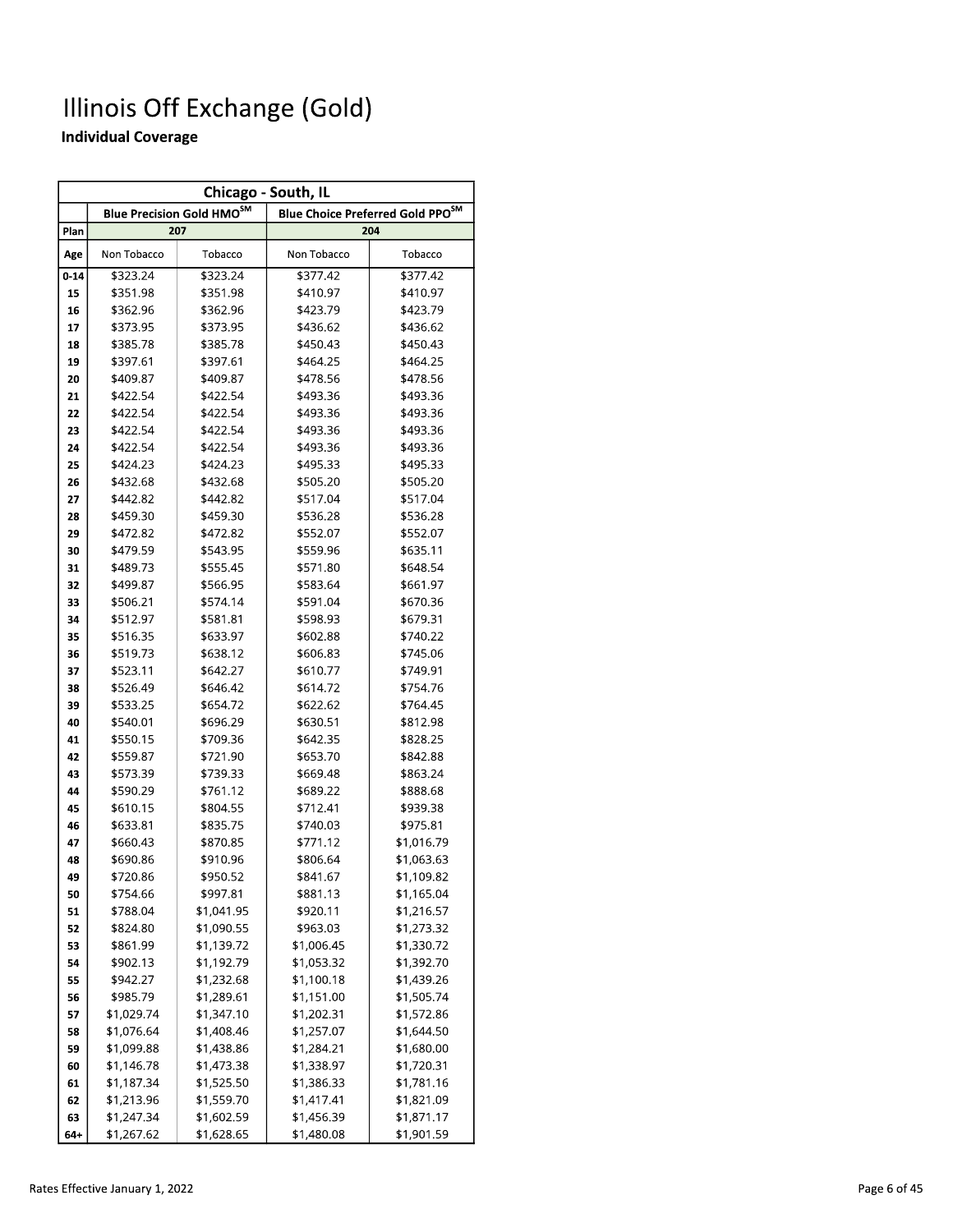# Illinois Off Exchange (Gold)

**Individual Coverage**

| Chicago - South, IL | | | | |
|---|---|---|---|---|
| | Blue Precision Gold HMO℠ | | Blue Choice Preferred Gold PPO℠ | |
| Plan | 207 | | 204 | |
| Age | Non Tobacco | Tobacco | Non Tobacco | Tobacco |
| 0-14 | $323.24 | $323.24 | $377.42 | $377.42 |
| 15 | $351.98 | $351.98 | $410.97 | $410.97 |
| 16 | $362.96 | $362.96 | $423.79 | $423.79 |
| 17 | $373.95 | $373.95 | $436.62 | $436.62 |
| 18 | $385.78 | $385.78 | $450.43 | $450.43 |
| 19 | $397.61 | $397.61 | $464.25 | $464.25 |
| 20 | $409.87 | $409.87 | $478.56 | $478.56 |
| 21 | $422.54 | $422.54 | $493.36 | $493.36 |
| 22 | $422.54 | $422.54 | $493.36 | $493.36 |
| 23 | $422.54 | $422.54 | $493.36 | $493.36 |
| 24 | $422.54 | $422.54 | $493.36 | $493.36 |
| 25 | $424.23 | $424.23 | $495.33 | $495.33 |
| 26 | $432.68 | $432.68 | $505.20 | $505.20 |
| 27 | $442.82 | $442.82 | $517.04 | $517.04 |
| 28 | $459.30 | $459.30 | $536.28 | $536.28 |
| 29 | $472.82 | $472.82 | $552.07 | $552.07 |
| 30 | $479.59 | $543.95 | $559.96 | $635.11 |
| 31 | $489.73 | $555.45 | $571.80 | $648.54 |
| 32 | $499.87 | $566.95 | $583.64 | $661.97 |
| 33 | $506.21 | $574.14 | $591.04 | $670.36 |
| 34 | $512.97 | $581.81 | $598.93 | $679.31 |
| 35 | $516.35 | $633.97 | $602.88 | $740.22 |
| 36 | $519.73 | $638.12 | $606.83 | $745.06 |
| 37 | $523.11 | $642.27 | $610.77 | $749.91 |
| 38 | $526.49 | $646.42 | $614.72 | $754.76 |
| 39 | $533.25 | $654.72 | $622.62 | $764.45 |
| 40 | $540.01 | $696.29 | $630.51 | $812.98 |
| 41 | $550.15 | $709.36 | $642.35 | $828.25 |
| 42 | $559.87 | $721.90 | $653.70 | $842.88 |
| 43 | $573.39 | $739.33 | $669.48 | $863.24 |
| 44 | $590.29 | $761.12 | $689.22 | $888.68 |
| 45 | $610.15 | $804.55 | $712.41 | $939.38 |
| 46 | $633.81 | $835.75 | $740.03 | $975.81 |
| 47 | $660.43 | $870.85 | $771.12 | $1,016.79 |
| 48 | $690.86 | $910.96 | $806.64 | $1,063.63 |
| 49 | $720.86 | $950.52 | $841.67 | $1,109.82 |
| 50 | $754.66 | $997.81 | $881.13 | $1,165.04 |
| 51 | $788.04 | $1,041.95 | $920.11 | $1,216.57 |
| 52 | $824.80 | $1,090.55 | $963.03 | $1,273.32 |
| 53 | $861.99 | $1,139.72 | $1,006.45 | $1,330.72 |
| 54 | $902.13 | $1,192.79 | $1,053.32 | $1,392.70 |
| 55 | $942.27 | $1,232.68 | $1,100.18 | $1,439.26 |
| 56 | $985.79 | $1,289.61 | $1,151.00 | $1,505.74 |
| 57 | $1,029.74 | $1,347.10 | $1,202.31 | $1,572.86 |
| 58 | $1,076.64 | $1,408.46 | $1,257.07 | $1,644.50 |
| 59 | $1,099.88 | $1,438.86 | $1,284.21 | $1,680.00 |
| 60 | $1,146.78 | $1,473.38 | $1,338.97 | $1,720.31 |
| 61 | $1,187.34 | $1,525.50 | $1,386.33 | $1,781.16 |
| 62 | $1,213.96 | $1,559.70 | $1,417.41 | $1,821.09 |
| 63 | $1,247.34 | $1,602.59 | $1,456.39 | $1,871.17 |
| 64+ | $1,267.62 | $1,628.65 | $1,480.08 | $1,901.59 |

Rates Effective January 1, 2022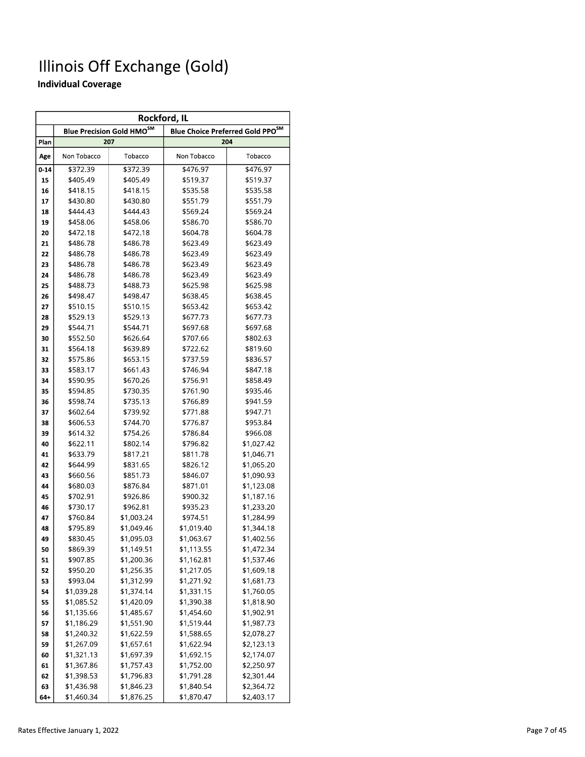# Illinois Off Exchange (Gold)

**Individual Coverage**

| Rockford, IL | | | | |
|---|---|---|---|---|
| | Blue Precision Gold HMO[SM] | | Blue Choice Preferred Gold PPO[SM] | |
| Plan | 207 | | 204 | |
| Age | Non Tobacco | Tobacco | Non Tobacco | Tobacco |
| 0-14 | $372.39 | $372.39 | $476.97 | $476.97 |
| 15 | $405.49 | $405.49 | $519.37 | $519.37 |
| 16 | $418.15 | $418.15 | $535.58 | $535.58 |
| 17 | $430.80 | $430.80 | $551.79 | $551.79 |
| 18 | $444.43 | $444.43 | $569.24 | $569.24 |
| 19 | $458.06 | $458.06 | $586.70 | $586.70 |
| 20 | $472.18 | $472.18 | $604.78 | $604.78 |
| 21 | $486.78 | $486.78 | $623.49 | $623.49 |
| 22 | $486.78 | $486.78 | $623.49 | $623.49 |
| 23 | $486.78 | $486.78 | $623.49 | $623.49 |
| 24 | $486.78 | $486.78 | $623.49 | $623.49 |
| 25 | $488.73 | $488.73 | $625.98 | $625.98 |
| 26 | $498.47 | $498.47 | $638.45 | $638.45 |
| 27 | $510.15 | $510.15 | $653.42 | $653.42 |
| 28 | $529.13 | $529.13 | $677.73 | $677.73 |
| 29 | $544.71 | $544.71 | $697.68 | $697.68 |
| 30 | $552.50 | $626.64 | $707.66 | $802.63 |
| 31 | $564.18 | $639.89 | $722.62 | $819.60 |
| 32 | $575.86 | $653.15 | $737.59 | $836.57 |
| 33 | $583.17 | $661.43 | $746.94 | $847.18 |
| 34 | $590.95 | $670.26 | $756.91 | $858.49 |
| 35 | $594.85 | $730.35 | $761.90 | $935.46 |
| 36 | $598.74 | $735.13 | $766.89 | $941.59 |
| 37 | $602.64 | $739.92 | $771.88 | $947.71 |
| 38 | $606.53 | $744.70 | $776.87 | $953.84 |
| 39 | $614.32 | $754.26 | $786.84 | $966.08 |
| 40 | $622.11 | $802.14 | $796.82 | $1,027.42 |
| 41 | $633.79 | $817.21 | $811.78 | $1,046.71 |
| 42 | $644.99 | $831.65 | $826.12 | $1,065.20 |
| 43 | $660.56 | $851.73 | $846.07 | $1,090.93 |
| 44 | $680.03 | $876.84 | $871.01 | $1,123.08 |
| 45 | $702.91 | $926.86 | $900.32 | $1,187.16 |
| 46 | $730.17 | $962.81 | $935.23 | $1,233.20 |
| 47 | $760.84 | $1,003.24 | $974.51 | $1,284.99 |
| 48 | $795.89 | $1,049.46 | $1,019.40 | $1,344.18 |
| 49 | $830.45 | $1,095.03 | $1,063.67 | $1,402.56 |
| 50 | $869.39 | $1,149.51 | $1,113.55 | $1,472.34 |
| 51 | $907.85 | $1,200.36 | $1,162.81 | $1,537.46 |
| 52 | $950.20 | $1,256.35 | $1,217.05 | $1,609.18 |
| 53 | $993.04 | $1,312.99 | $1,271.92 | $1,681.73 |
| 54 | $1,039.28 | $1,374.14 | $1,331.15 | $1,760.05 |
| 55 | $1,085.52 | $1,420.09 | $1,390.38 | $1,818.90 |
| 56 | $1,135.66 | $1,485.67 | $1,454.60 | $1,902.91 |
| 57 | $1,186.29 | $1,551.90 | $1,519.44 | $1,987.73 |
| 58 | $1,240.32 | $1,622.59 | $1,588.65 | $2,078.27 |
| 59 | $1,267.09 | $1,657.61 | $1,622.94 | $2,123.13 |
| 60 | $1,321.13 | $1,697.39 | $1,692.15 | $2,174.07 |
| 61 | $1,367.86 | $1,757.43 | $1,752.00 | $2,250.97 |
| 62 | $1,398.53 | $1,796.83 | $1,791.28 | $2,301.44 |
| 63 | $1,436.98 | $1,846.23 | $1,840.54 | $2,364.72 |
| 64+ | $1,460.34 | $1,876.25 | $1,870.47 | $2,403.17 |

Rates Effective January 1, 2022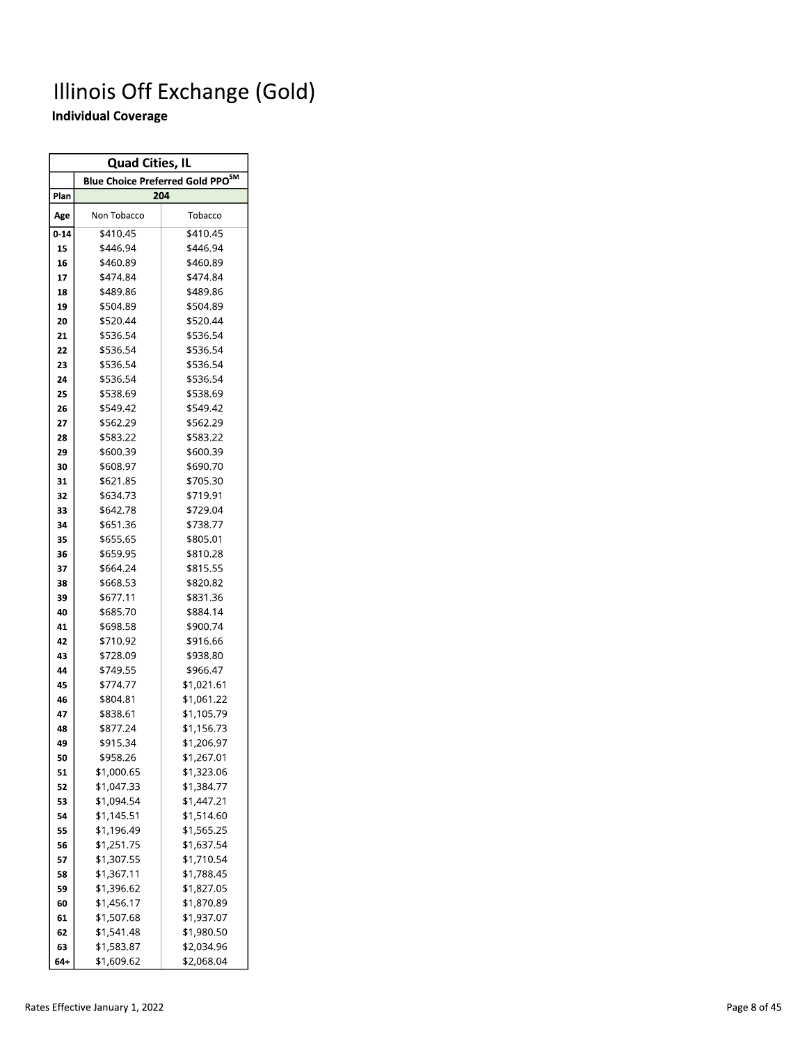# Illinois Off Exchange (Gold)

## Individual Coverage

| Quad Cities, IL | | |
|---|---|---|
| | Blue Choice Preferred Gold PPO℠ | |
| Plan | 204 | |
| Age | Non Tobacco | Tobacco |
| 0-14 | $410.45 | $410.45 |
| 15 | $446.94 | $446.94 |
| 16 | $460.89 | $460.89 |
| 17 | $474.84 | $474.84 |
| 18 | $489.86 | $489.86 |
| 19 | $504.89 | $504.89 |
| 20 | $520.44 | $520.44 |
| 21 | $536.54 | $536.54 |
| 22 | $536.54 | $536.54 |
| 23 | $536.54 | $536.54 |
| 24 | $536.54 | $536.54 |
| 25 | $538.69 | $538.69 |
| 26 | $549.42 | $549.42 |
| 27 | $562.29 | $562.29 |
| 28 | $583.22 | $583.22 |
| 29 | $600.39 | $600.39 |
| 30 | $608.97 | $690.70 |
| 31 | $621.85 | $705.30 |
| 32 | $634.73 | $719.91 |
| 33 | $642.78 | $729.04 |
| 34 | $651.36 | $738.77 |
| 35 | $655.65 | $805.01 |
| 36 | $659.95 | $810.28 |
| 37 | $664.24 | $815.55 |
| 38 | $668.53 | $820.82 |
| 39 | $677.11 | $831.36 |
| 40 | $685.70 | $884.14 |
| 41 | $698.58 | $900.74 |
| 42 | $710.92 | $916.66 |
| 43 | $728.09 | $938.80 |
| 44 | $749.55 | $966.47 |
| 45 | $774.77 | $1,021.61 |
| 46 | $804.81 | $1,061.22 |
| 47 | $838.61 | $1,105.79 |
| 48 | $877.24 | $1,156.73 |
| 49 | $915.34 | $1,206.97 |
| 50 | $958.26 | $1,267.01 |
| 51 | $1,000.65 | $1,323.06 |
| 52 | $1,047.33 | $1,384.77 |
| 53 | $1,094.54 | $1,447.21 |
| 54 | $1,145.51 | $1,514.60 |
| 55 | $1,196.49 | $1,565.25 |
| 56 | $1,251.75 | $1,637.54 |
| 57 | $1,307.55 | $1,710.54 |
| 58 | $1,367.11 | $1,788.45 |
| 59 | $1,396.62 | $1,827.05 |
| 60 | $1,456.17 | $1,870.89 |
| 61 | $1,507.68 | $1,937.07 |
| 62 | $1,541.48 | $1,980.50 |
| 63 | $1,583.87 | $2,034.96 |
| 64+ | $1,609.62 | $2,068.04 |

Rates Effective January 1, 2022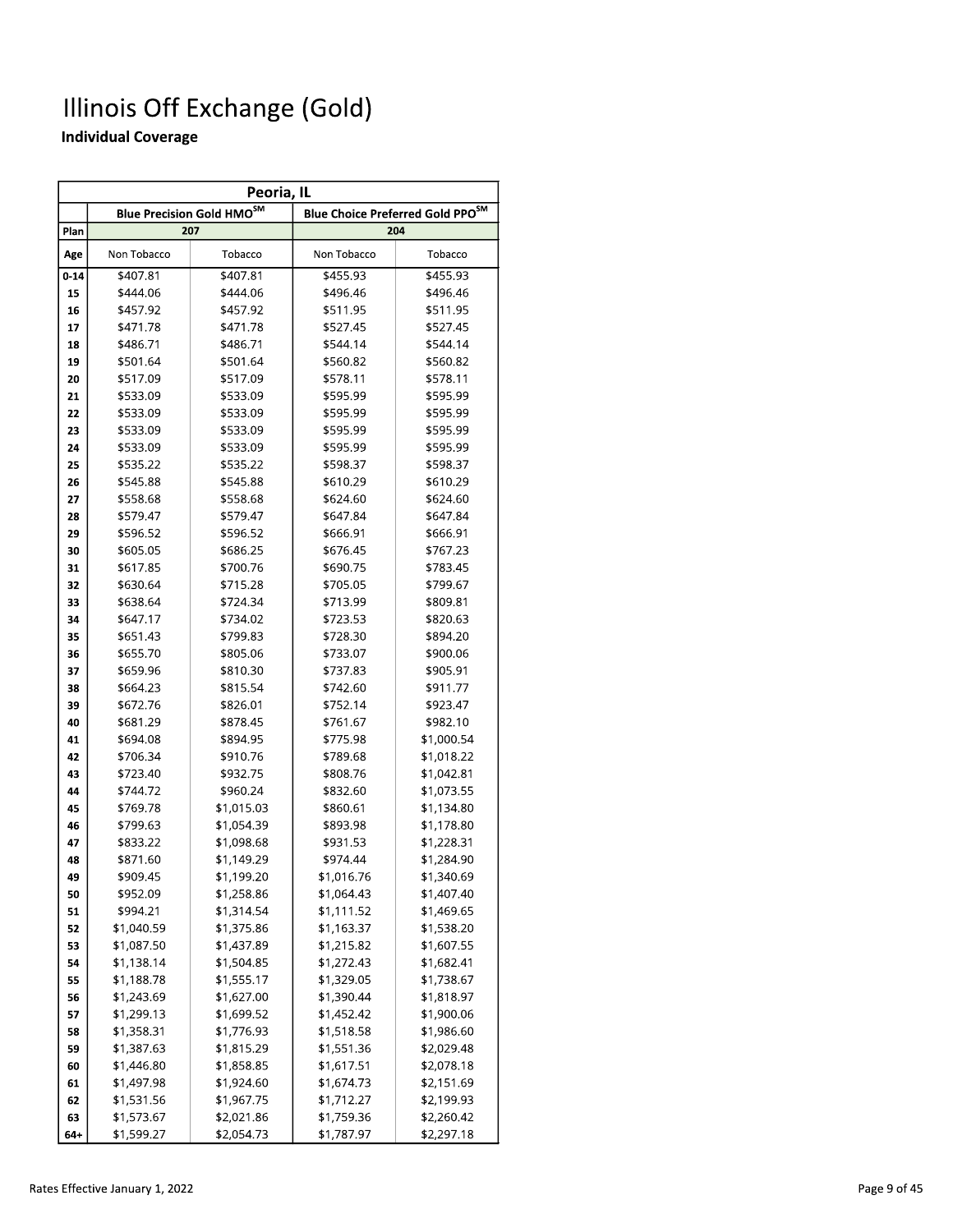# Illinois Off Exchange (Gold)

**Individual Coverage**

| Peoria, IL | | | | |
|---|---|---|---|---|
| | Blue Precision Gold HMO[SM] | | Blue Choice Preferred Gold PPO[SM] | |
| Plan | 207 | | 204 | |
| Age | Non Tobacco | Tobacco | Non Tobacco | Tobacco |
| 0-14 | $407.81 | $407.81 | $455.93 | $455.93 |
| 15 | $444.06 | $444.06 | $496.46 | $496.46 |
| 16 | $457.92 | $457.92 | $511.95 | $511.95 |
| 17 | $471.78 | $471.78 | $527.45 | $527.45 |
| 18 | $486.71 | $486.71 | $544.14 | $544.14 |
| 19 | $501.64 | $501.64 | $560.82 | $560.82 |
| 20 | $517.09 | $517.09 | $578.11 | $578.11 |
| 21 | $533.09 | $533.09 | $595.99 | $595.99 |
| 22 | $533.09 | $533.09 | $595.99 | $595.99 |
| 23 | $533.09 | $533.09 | $595.99 | $595.99 |
| 24 | $533.09 | $533.09 | $595.99 | $595.99 |
| 25 | $535.22 | $535.22 | $598.37 | $598.37 |
| 26 | $545.88 | $545.88 | $610.29 | $610.29 |
| 27 | $558.68 | $558.68 | $624.60 | $624.60 |
| 28 | $579.47 | $579.47 | $647.84 | $647.84 |
| 29 | $596.52 | $596.52 | $666.91 | $666.91 |
| 30 | $605.05 | $686.25 | $676.45 | $767.23 |
| 31 | $617.85 | $700.76 | $690.75 | $783.45 |
| 32 | $630.64 | $715.28 | $705.05 | $799.67 |
| 33 | $638.64 | $724.34 | $713.99 | $809.81 |
| 34 | $647.17 | $734.02 | $723.53 | $820.63 |
| 35 | $651.43 | $799.83 | $728.30 | $894.20 |
| 36 | $655.70 | $805.06 | $733.07 | $900.06 |
| 37 | $659.96 | $810.30 | $737.83 | $905.91 |
| 38 | $664.23 | $815.54 | $742.60 | $911.77 |
| 39 | $672.76 | $826.01 | $752.14 | $923.47 |
| 40 | $681.29 | $878.45 | $761.67 | $982.10 |
| 41 | $694.08 | $894.95 | $775.98 | $1,000.54 |
| 42 | $706.34 | $910.76 | $789.68 | $1,018.22 |
| 43 | $723.40 | $932.75 | $808.76 | $1,042.81 |
| 44 | $744.72 | $960.24 | $832.60 | $1,073.55 |
| 45 | $769.78 | $1,015.03 | $860.61 | $1,134.80 |
| 46 | $799.63 | $1,054.39 | $893.98 | $1,178.80 |
| 47 | $833.22 | $1,098.68 | $931.53 | $1,228.31 |
| 48 | $871.60 | $1,149.29 | $974.44 | $1,284.90 |
| 49 | $909.45 | $1,199.20 | $1,016.76 | $1,340.69 |
| 50 | $952.09 | $1,258.86 | $1,064.43 | $1,407.40 |
| 51 | $994.21 | $1,314.54 | $1,111.52 | $1,469.65 |
| 52 | $1,040.59 | $1,375.86 | $1,163.37 | $1,538.20 |
| 53 | $1,087.50 | $1,437.89 | $1,215.82 | $1,607.55 |
| 54 | $1,138.14 | $1,504.85 | $1,272.43 | $1,682.41 |
| 55 | $1,188.78 | $1,555.17 | $1,329.05 | $1,738.67 |
| 56 | $1,243.69 | $1,627.00 | $1,390.44 | $1,818.97 |
| 57 | $1,299.13 | $1,699.52 | $1,452.42 | $1,900.06 |
| 58 | $1,358.31 | $1,776.93 | $1,518.58 | $1,986.60 |
| 59 | $1,387.63 | $1,815.29 | $1,551.36 | $2,029.48 |
| 60 | $1,446.80 | $1,858.85 | $1,617.51 | $2,078.18 |
| 61 | $1,497.98 | $1,924.60 | $1,674.73 | $2,151.69 |
| 62 | $1,531.56 | $1,967.75 | $1,712.27 | $2,199.93 |
| 63 | $1,573.67 | $2,021.86 | $1,759.36 | $2,260.42 |
| 64+ | $1,599.27 | $2,054.73 | $1,787.97 | $2,297.18 |

Rates Effective January 1, 2022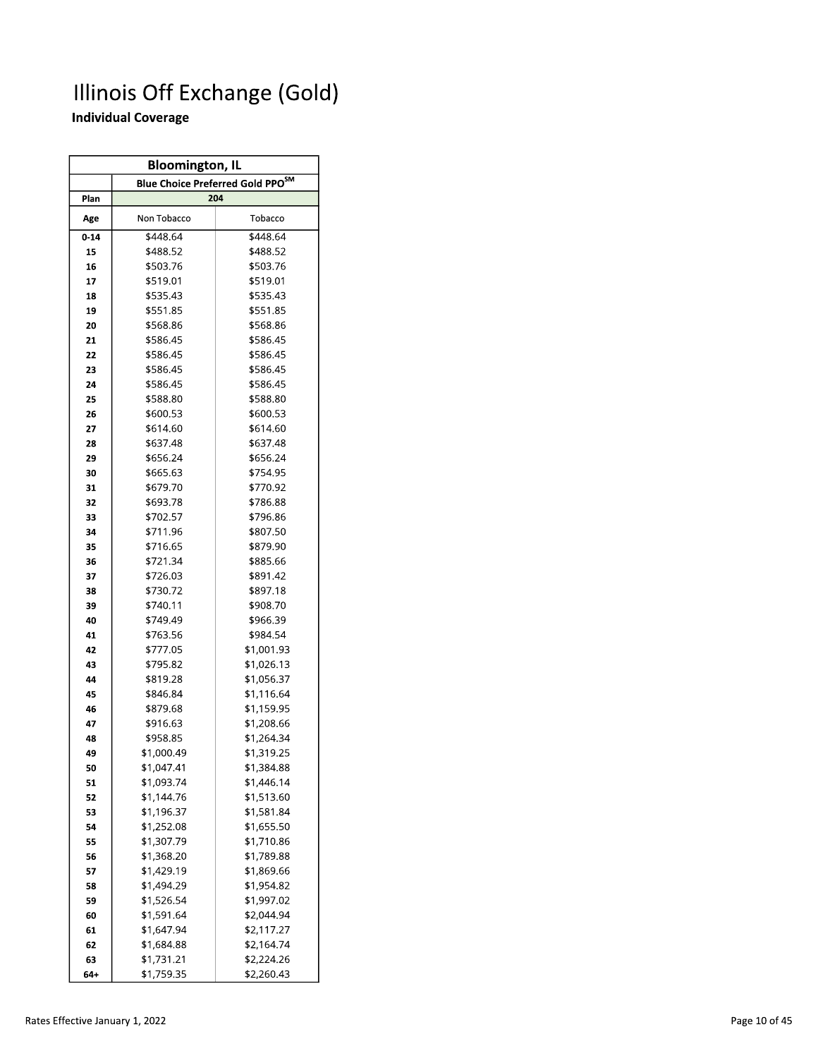# Illinois Off Exchange (Gold)

**Individual Coverage**

| Bloomington, IL | | |
|---|---|---|
| | Blue Choice Preferred Gold PPO℠ | |
| Plan | 204 | |
| Age | Non Tobacco | Tobacco |
| 0-14 | $448.64 | $448.64 |
| 15 | $488.52 | $488.52 |
| 16 | $503.76 | $503.76 |
| 17 | $519.01 | $519.01 |
| 18 | $535.43 | $535.43 |
| 19 | $551.85 | $551.85 |
| 20 | $568.86 | $568.86 |
| 21 | $586.45 | $586.45 |
| 22 | $586.45 | $586.45 |
| 23 | $586.45 | $586.45 |
| 24 | $586.45 | $586.45 |
| 25 | $588.80 | $588.80 |
| 26 | $600.53 | $600.53 |
| 27 | $614.60 | $614.60 |
| 28 | $637.48 | $637.48 |
| 29 | $656.24 | $656.24 |
| 30 | $665.63 | $754.95 |
| 31 | $679.70 | $770.92 |
| 32 | $693.78 | $786.88 |
| 33 | $702.57 | $796.86 |
| 34 | $711.96 | $807.50 |
| 35 | $716.65 | $879.90 |
| 36 | $721.34 | $885.66 |
| 37 | $726.03 | $891.42 |
| 38 | $730.72 | $897.18 |
| 39 | $740.11 | $908.70 |
| 40 | $749.49 | $966.39 |
| 41 | $763.56 | $984.54 |
| 42 | $777.05 | $1,001.93 |
| 43 | $795.82 | $1,026.13 |
| 44 | $819.28 | $1,056.37 |
| 45 | $846.84 | $1,116.64 |
| 46 | $879.68 | $1,159.95 |
| 47 | $916.63 | $1,208.66 |
| 48 | $958.85 | $1,264.34 |
| 49 | $1,000.49 | $1,319.25 |
| 50 | $1,047.41 | $1,384.88 |
| 51 | $1,093.74 | $1,446.14 |
| 52 | $1,144.76 | $1,513.60 |
| 53 | $1,196.37 | $1,581.84 |
| 54 | $1,252.08 | $1,655.50 |
| 55 | $1,307.79 | $1,710.86 |
| 56 | $1,368.20 | $1,789.88 |
| 57 | $1,429.19 | $1,869.66 |
| 58 | $1,494.29 | $1,954.82 |
| 59 | $1,526.54 | $1,997.02 |
| 60 | $1,591.64 | $2,044.94 |
| 61 | $1,647.94 | $2,117.27 |
| 62 | $1,684.88 | $2,164.74 |
| 63 | $1,731.21 | $2,224.26 |
| 64+ | $1,759.35 | $2,260.43 |

Rates Effective January 1, 2022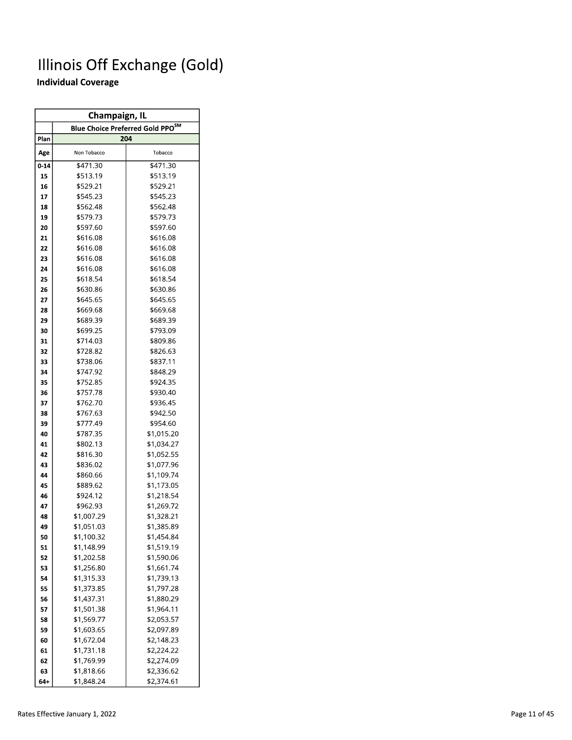# Illinois Off Exchange (Gold)

**Individual Coverage**

| Champaign, IL | | |
|---|---|---|
| | Blue Choice Preferred Gold PPO℠ | |
| Plan | 204 | |
| Age | Non Tobacco | Tobacco |
| 0-14 | $471.30 | $471.30 |
| 15 | $513.19 | $513.19 |
| 16 | $529.21 | $529.21 |
| 17 | $545.23 | $545.23 |
| 18 | $562.48 | $562.48 |
| 19 | $579.73 | $579.73 |
| 20 | $597.60 | $597.60 |
| 21 | $616.08 | $616.08 |
| 22 | $616.08 | $616.08 |
| 23 | $616.08 | $616.08 |
| 24 | $616.08 | $616.08 |
| 25 | $618.54 | $618.54 |
| 26 | $630.86 | $630.86 |
| 27 | $645.65 | $645.65 |
| 28 | $669.68 | $669.68 |
| 29 | $689.39 | $689.39 |
| 30 | $699.25 | $793.09 |
| 31 | $714.03 | $809.86 |
| 32 | $728.82 | $826.63 |
| 33 | $738.06 | $837.11 |
| 34 | $747.92 | $848.29 |
| 35 | $752.85 | $924.35 |
| 36 | $757.78 | $930.40 |
| 37 | $762.70 | $936.45 |
| 38 | $767.63 | $942.50 |
| 39 | $777.49 | $954.60 |
| 40 | $787.35 | $1,015.20 |
| 41 | $802.13 | $1,034.27 |
| 42 | $816.30 | $1,052.55 |
| 43 | $836.02 | $1,077.96 |
| 44 | $860.66 | $1,109.74 |
| 45 | $889.62 | $1,173.05 |
| 46 | $924.12 | $1,218.54 |
| 47 | $962.93 | $1,269.72 |
| 48 | $1,007.29 | $1,328.21 |
| 49 | $1,051.03 | $1,385.89 |
| 50 | $1,100.32 | $1,454.84 |
| 51 | $1,148.99 | $1,519.19 |
| 52 | $1,202.58 | $1,590.06 |
| 53 | $1,256.80 | $1,661.74 |
| 54 | $1,315.33 | $1,739.13 |
| 55 | $1,373.85 | $1,797.28 |
| 56 | $1,437.31 | $1,880.29 |
| 57 | $1,501.38 | $1,964.11 |
| 58 | $1,569.77 | $2,053.57 |
| 59 | $1,603.65 | $2,097.89 |
| 60 | $1,672.04 | $2,148.23 |
| 61 | $1,731.18 | $2,224.22 |
| 62 | $1,769.99 | $2,274.09 |
| 63 | $1,818.66 | $2,336.62 |
| 64+ | $1,848.24 | $2,374.61 |

Rates Effective January 1, 2022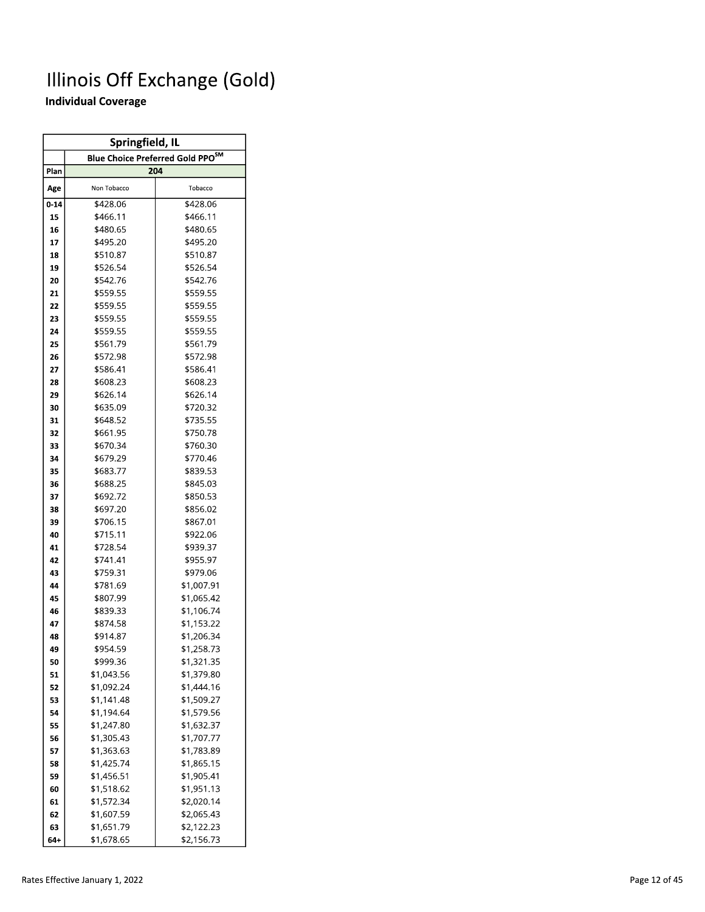# Illinois Off Exchange (Gold)

### Individual Coverage

| Springfield, IL | | |
|---|---|---|
| | Blue Choice Preferred Gold PPO℠ | |
| Plan | 204 | |
| Age | Non Tobacco | Tobacco |
| 0-14 | $428.06 | $428.06 |
| 15 | $466.11 | $466.11 |
| 16 | $480.65 | $480.65 |
| 17 | $495.20 | $495.20 |
| 18 | $510.87 | $510.87 |
| 19 | $526.54 | $526.54 |
| 20 | $542.76 | $542.76 |
| 21 | $559.55 | $559.55 |
| 22 | $559.55 | $559.55 |
| 23 | $559.55 | $559.55 |
| 24 | $559.55 | $559.55 |
| 25 | $561.79 | $561.79 |
| 26 | $572.98 | $572.98 |
| 27 | $586.41 | $586.41 |
| 28 | $608.23 | $608.23 |
| 29 | $626.14 | $626.14 |
| 30 | $635.09 | $720.32 |
| 31 | $648.52 | $735.55 |
| 32 | $661.95 | $750.78 |
| 33 | $670.34 | $760.30 |
| 34 | $679.29 | $770.46 |
| 35 | $683.77 | $839.53 |
| 36 | $688.25 | $845.03 |
| 37 | $692.72 | $850.53 |
| 38 | $697.20 | $856.02 |
| 39 | $706.15 | $867.01 |
| 40 | $715.11 | $922.06 |
| 41 | $728.54 | $939.37 |
| 42 | $741.41 | $955.97 |
| 43 | $759.31 | $979.06 |
| 44 | $781.69 | $1,007.91 |
| 45 | $807.99 | $1,065.42 |
| 46 | $839.33 | $1,106.74 |
| 47 | $874.58 | $1,153.22 |
| 48 | $914.87 | $1,206.34 |
| 49 | $954.59 | $1,258.73 |
| 50 | $999.36 | $1,321.35 |
| 51 | $1,043.56 | $1,379.80 |
| 52 | $1,092.24 | $1,444.16 |
| 53 | $1,141.48 | $1,509.27 |
| 54 | $1,194.64 | $1,579.56 |
| 55 | $1,247.80 | $1,632.37 |
| 56 | $1,305.43 | $1,707.77 |
| 57 | $1,363.63 | $1,783.89 |
| 58 | $1,425.74 | $1,865.15 |
| 59 | $1,456.51 | $1,905.41 |
| 60 | $1,518.62 | $1,951.13 |
| 61 | $1,572.34 | $2,020.14 |
| 62 | $1,607.59 | $2,065.43 |
| 63 | $1,651.79 | $2,122.23 |
| 64+ | $1,678.65 | $2,156.73 |

Rates Effective January 1, 2022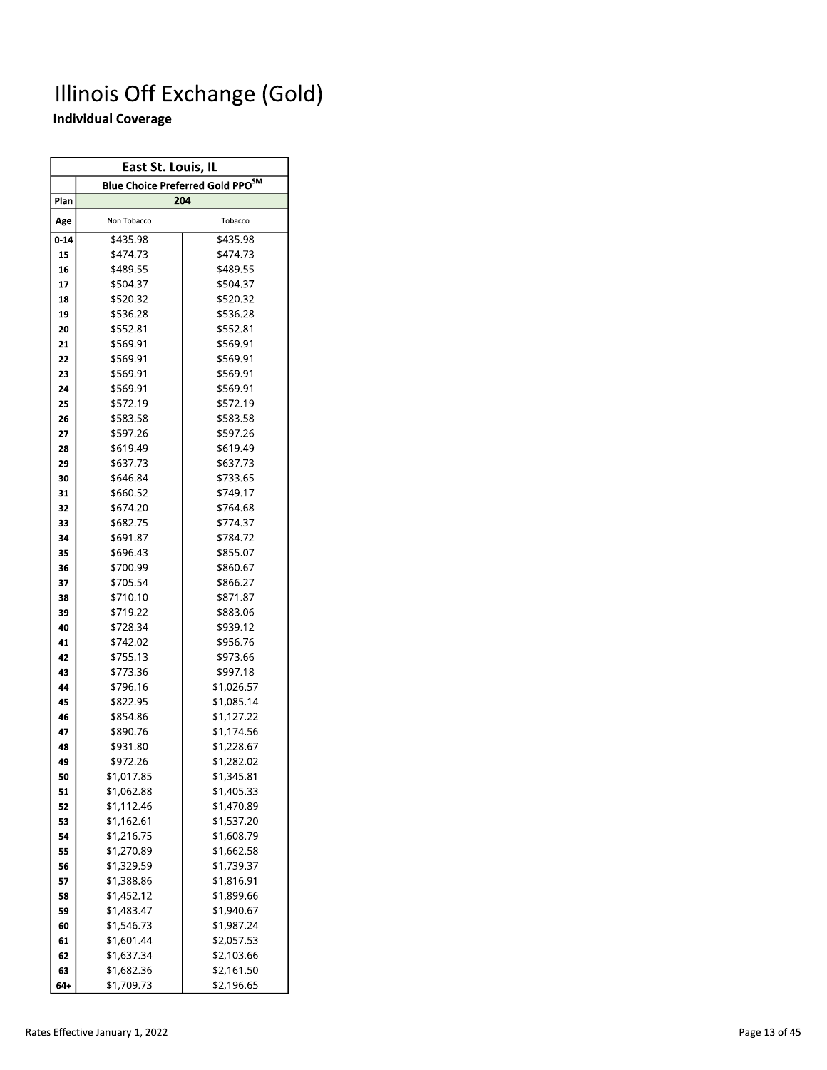# Illinois Off Exchange (Gold)

**Individual Coverage**

| East St. Louis, IL | | |
|---|---|---|
| | Blue Choice Preferred Gold PPO℠ | |
| Plan | 204 | |
| Age | Non Tobacco | Tobacco |
| 0-14 | $435.98 | $435.98 |
| 15 | $474.73 | $474.73 |
| 16 | $489.55 | $489.55 |
| 17 | $504.37 | $504.37 |
| 18 | $520.32 | $520.32 |
| 19 | $536.28 | $536.28 |
| 20 | $552.81 | $552.81 |
| 21 | $569.91 | $569.91 |
| 22 | $569.91 | $569.91 |
| 23 | $569.91 | $569.91 |
| 24 | $569.91 | $569.91 |
| 25 | $572.19 | $572.19 |
| 26 | $583.58 | $583.58 |
| 27 | $597.26 | $597.26 |
| 28 | $619.49 | $619.49 |
| 29 | $637.73 | $637.73 |
| 30 | $646.84 | $733.65 |
| 31 | $660.52 | $749.17 |
| 32 | $674.20 | $764.68 |
| 33 | $682.75 | $774.37 |
| 34 | $691.87 | $784.72 |
| 35 | $696.43 | $855.07 |
| 36 | $700.99 | $860.67 |
| 37 | $705.54 | $866.27 |
| 38 | $710.10 | $871.87 |
| 39 | $719.22 | $883.06 |
| 40 | $728.34 | $939.12 |
| 41 | $742.02 | $956.76 |
| 42 | $755.13 | $973.66 |
| 43 | $773.36 | $997.18 |
| 44 | $796.16 | $1,026.57 |
| 45 | $822.95 | $1,085.14 |
| 46 | $854.86 | $1,127.22 |
| 47 | $890.76 | $1,174.56 |
| 48 | $931.80 | $1,228.67 |
| 49 | $972.26 | $1,282.02 |
| 50 | $1,017.85 | $1,345.81 |
| 51 | $1,062.88 | $1,405.33 |
| 52 | $1,112.46 | $1,470.89 |
| 53 | $1,162.61 | $1,537.20 |
| 54 | $1,216.75 | $1,608.79 |
| 55 | $1,270.89 | $1,662.58 |
| 56 | $1,329.59 | $1,739.37 |
| 57 | $1,388.86 | $1,816.91 |
| 58 | $1,452.12 | $1,899.66 |
| 59 | $1,483.47 | $1,940.67 |
| 60 | $1,546.73 | $1,987.24 |
| 61 | $1,601.44 | $2,057.53 |
| 62 | $1,637.34 | $2,103.66 |
| 63 | $1,682.36 | $2,161.50 |
| 64+ | $1,709.73 | $2,196.65 |

Rates Effective January 1, 2022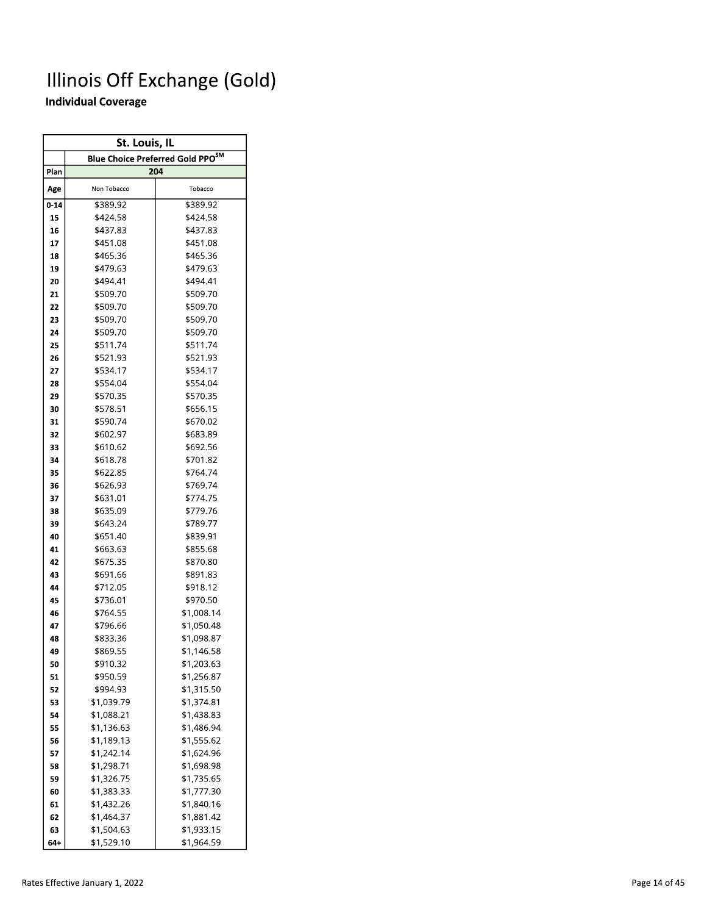# Illinois Off Exchange (Gold)

**Individual Coverage**

| St. Louis, IL | | |
|---|---|---|
| | Blue Choice Preferred Gold PPO℠ | |
| Plan | 204 | |
| Age | Non Tobacco | Tobacco |
| 0-14 | $389.92 | $389.92 |
| 15 | $424.58 | $424.58 |
| 16 | $437.83 | $437.83 |
| 17 | $451.08 | $451.08 |
| 18 | $465.36 | $465.36 |
| 19 | $479.63 | $479.63 |
| 20 | $494.41 | $494.41 |
| 21 | $509.70 | $509.70 |
| 22 | $509.70 | $509.70 |
| 23 | $509.70 | $509.70 |
| 24 | $509.70 | $509.70 |
| 25 | $511.74 | $511.74 |
| 26 | $521.93 | $521.93 |
| 27 | $534.17 | $534.17 |
| 28 | $554.04 | $554.04 |
| 29 | $570.35 | $570.35 |
| 30 | $578.51 | $656.15 |
| 31 | $590.74 | $670.02 |
| 32 | $602.97 | $683.89 |
| 33 | $610.62 | $692.56 |
| 34 | $618.78 | $701.82 |
| 35 | $622.85 | $764.74 |
| 36 | $626.93 | $769.74 |
| 37 | $631.01 | $774.75 |
| 38 | $635.09 | $779.76 |
| 39 | $643.24 | $789.77 |
| 40 | $651.40 | $839.91 |
| 41 | $663.63 | $855.68 |
| 42 | $675.35 | $870.80 |
| 43 | $691.66 | $891.83 |
| 44 | $712.05 | $918.12 |
| 45 | $736.01 | $970.50 |
| 46 | $764.55 | $1,008.14 |
| 47 | $796.66 | $1,050.48 |
| 48 | $833.36 | $1,098.87 |
| 49 | $869.55 | $1,146.58 |
| 50 | $910.32 | $1,203.63 |
| 51 | $950.59 | $1,256.87 |
| 52 | $994.93 | $1,315.50 |
| 53 | $1,039.79 | $1,374.81 |
| 54 | $1,088.21 | $1,438.83 |
| 55 | $1,136.63 | $1,486.94 |
| 56 | $1,189.13 | $1,555.62 |
| 57 | $1,242.14 | $1,624.96 |
| 58 | $1,298.71 | $1,698.98 |
| 59 | $1,326.75 | $1,735.65 |
| 60 | $1,383.33 | $1,777.30 |
| 61 | $1,432.26 | $1,840.16 |
| 62 | $1,464.37 | $1,881.42 |
| 63 | $1,504.63 | $1,933.15 |
| 64+ | $1,529.10 | $1,964.59 |

Rates Effective January 1, 2022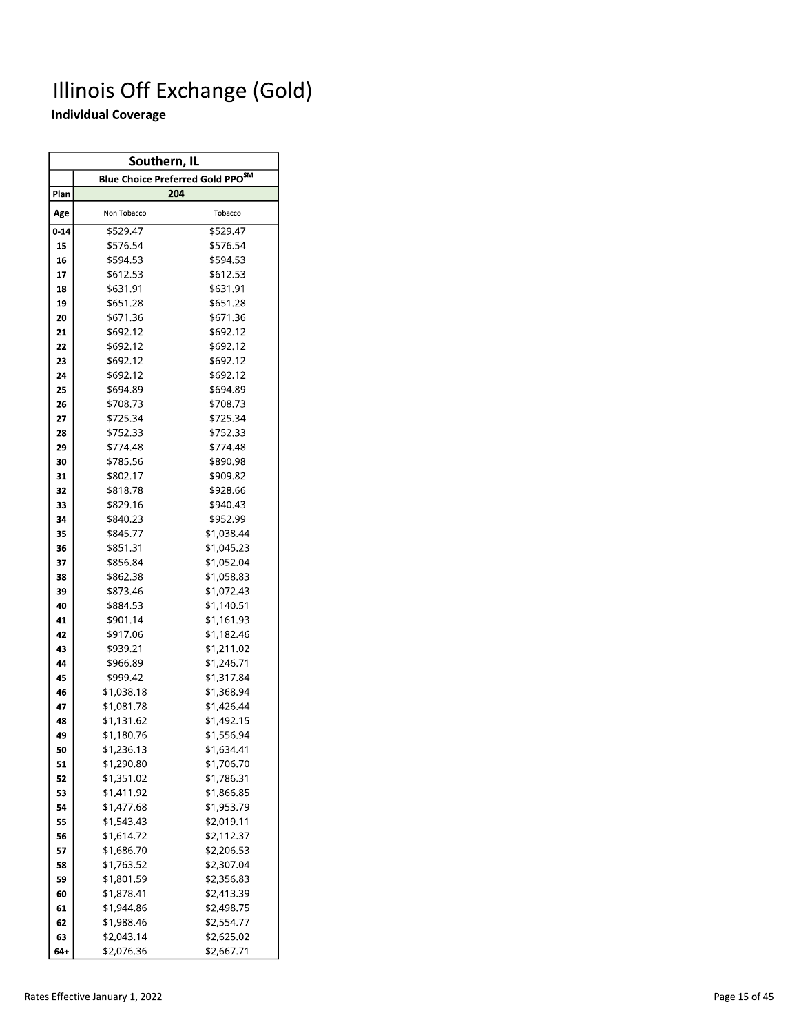# Illinois Off Exchange (Gold)

**Individual Coverage**

| Southern, IL | | |
|---|---|---|
| | Blue Choice Preferred Gold PPO℠ | |
| Plan | 204 | |
| Age | Non Tobacco | Tobacco |
| 0-14 | $529.47 | $529.47 |
| 15 | $576.54 | $576.54 |
| 16 | $594.53 | $594.53 |
| 17 | $612.53 | $612.53 |
| 18 | $631.91 | $631.91 |
| 19 | $651.28 | $651.28 |
| 20 | $671.36 | $671.36 |
| 21 | $692.12 | $692.12 |
| 22 | $692.12 | $692.12 |
| 23 | $692.12 | $692.12 |
| 24 | $692.12 | $692.12 |
| 25 | $694.89 | $694.89 |
| 26 | $708.73 | $708.73 |
| 27 | $725.34 | $725.34 |
| 28 | $752.33 | $752.33 |
| 29 | $774.48 | $774.48 |
| 30 | $785.56 | $890.98 |
| 31 | $802.17 | $909.82 |
| 32 | $818.78 | $928.66 |
| 33 | $829.16 | $940.43 |
| 34 | $840.23 | $952.99 |
| 35 | $845.77 | $1,038.44 |
| 36 | $851.31 | $1,045.23 |
| 37 | $856.84 | $1,052.04 |
| 38 | $862.38 | $1,058.83 |
| 39 | $873.46 | $1,072.43 |
| 40 | $884.53 | $1,140.51 |
| 41 | $901.14 | $1,161.93 |
| 42 | $917.06 | $1,182.46 |
| 43 | $939.21 | $1,211.02 |
| 44 | $966.89 | $1,246.71 |
| 45 | $999.42 | $1,317.84 |
| 46 | $1,038.18 | $1,368.94 |
| 47 | $1,081.78 | $1,426.44 |
| 48 | $1,131.62 | $1,492.15 |
| 49 | $1,180.76 | $1,556.94 |
| 50 | $1,236.13 | $1,634.41 |
| 51 | $1,290.80 | $1,706.70 |
| 52 | $1,351.02 | $1,786.31 |
| 53 | $1,411.92 | $1,866.85 |
| 54 | $1,477.68 | $1,953.79 |
| 55 | $1,543.43 | $2,019.11 |
| 56 | $1,614.72 | $2,112.37 |
| 57 | $1,686.70 | $2,206.53 |
| 58 | $1,763.52 | $2,307.04 |
| 59 | $1,801.59 | $2,356.83 |
| 60 | $1,878.41 | $2,413.39 |
| 61 | $1,944.86 | $2,498.75 |
| 62 | $1,988.46 | $2,554.77 |
| 63 | $2,043.14 | $2,625.02 |
| 64+ | $2,076.36 | $2,667.71 |

Rates Effective January 1, 2022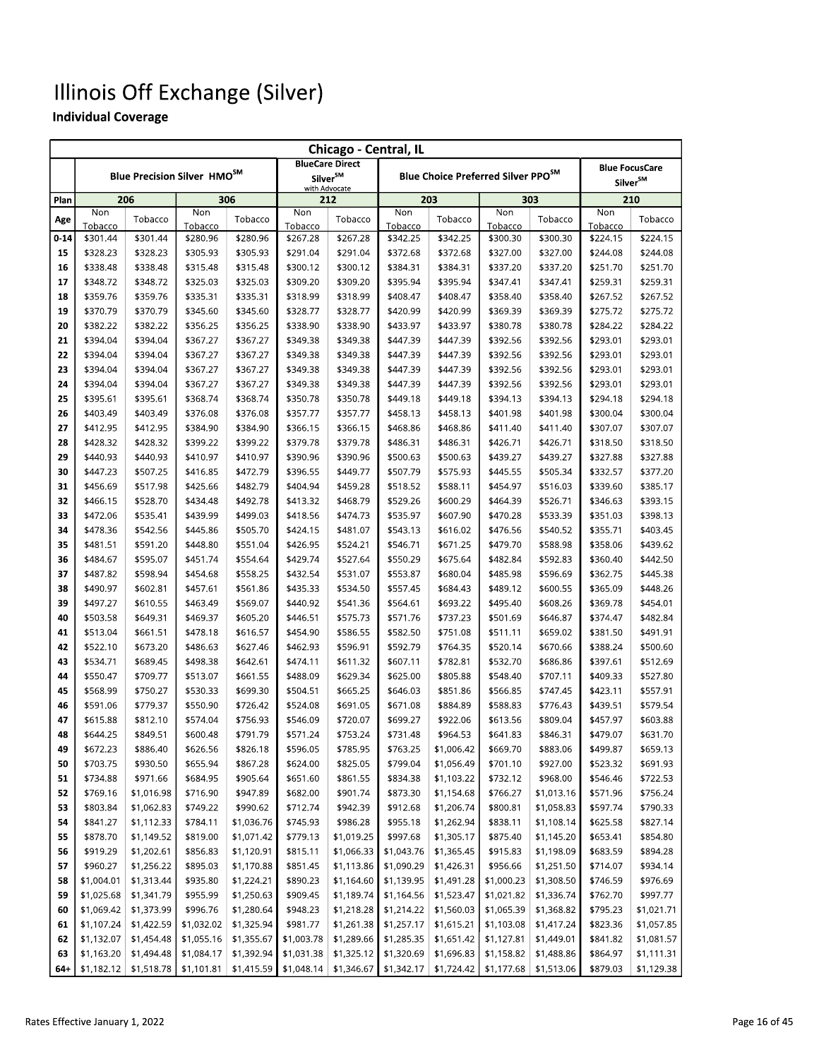# Illinois Off Exchange (Silver)

**Individual Coverage**

| Chicago - Central, IL | | | | | | | | | | | | |
|---|---|---|---|---|---|---|---|---|---|---|---|---|
| | Blue Precision Silver HMO℠ | | | | BlueCare Direct Silver℠ with Advocate | | Blue Choice Preferred Silver PPO℠ | | | | Blue FocusCare Silver℠ | |
| Plan | 206 | | 306 | | 212 | | 203 | | 303 | | 210 | |
| Age | Non Tobacco | Tobacco | Non Tobacco | Tobacco | Non Tobacco | Tobacco | Non Tobacco | Tobacco | Non Tobacco | Tobacco | Non Tobacco | Tobacco |
| 0-14 | $301.44 | $301.44 | $280.96 | $280.96 | $267.28 | $267.28 | $342.25 | $342.25 | $300.30 | $300.30 | $224.15 | $224.15 |
| 15 | $328.23 | $328.23 | $305.93 | $305.93 | $291.04 | $291.04 | $372.68 | $372.68 | $327.00 | $327.00 | $244.08 | $244.08 |
| 16 | $338.48 | $338.48 | $315.48 | $315.48 | $300.12 | $300.12 | $384.31 | $384.31 | $337.20 | $337.20 | $251.70 | $251.70 |
| 17 | $348.72 | $348.72 | $325.03 | $325.03 | $309.20 | $309.20 | $395.94 | $395.94 | $347.41 | $347.41 | $259.31 | $259.31 |
| 18 | $359.76 | $359.76 | $335.31 | $335.31 | $318.99 | $318.99 | $408.47 | $408.47 | $358.40 | $358.40 | $267.52 | $267.52 |
| 19 | $370.79 | $370.79 | $345.60 | $345.60 | $328.77 | $328.77 | $420.99 | $420.99 | $369.39 | $369.39 | $275.72 | $275.72 |
| 20 | $382.22 | $382.22 | $356.25 | $356.25 | $338.90 | $338.90 | $433.97 | $433.97 | $380.78 | $380.78 | $284.22 | $284.22 |
| 21 | $394.04 | $394.04 | $367.27 | $367.27 | $349.38 | $349.38 | $447.39 | $447.39 | $392.56 | $392.56 | $293.01 | $293.01 |
| 22 | $394.04 | $394.04 | $367.27 | $367.27 | $349.38 | $349.38 | $447.39 | $447.39 | $392.56 | $392.56 | $293.01 | $293.01 |
| 23 | $394.04 | $394.04 | $367.27 | $367.27 | $349.38 | $349.38 | $447.39 | $447.39 | $392.56 | $392.56 | $293.01 | $293.01 |
| 24 | $394.04 | $394.04 | $367.27 | $367.27 | $349.38 | $349.38 | $447.39 | $447.39 | $392.56 | $392.56 | $293.01 | $293.01 |
| 25 | $395.61 | $395.61 | $368.74 | $368.74 | $350.78 | $350.78 | $449.18 | $449.18 | $394.13 | $394.13 | $294.18 | $294.18 |
| 26 | $403.49 | $403.49 | $376.08 | $376.08 | $357.77 | $357.77 | $458.13 | $458.13 | $401.98 | $401.98 | $300.04 | $300.04 |
| 27 | $412.95 | $412.95 | $384.90 | $384.90 | $366.15 | $366.15 | $468.86 | $468.86 | $411.40 | $411.40 | $307.07 | $307.07 |
| 28 | $428.32 | $428.32 | $399.22 | $399.22 | $379.78 | $379.78 | $486.31 | $486.31 | $426.71 | $426.71 | $318.50 | $318.50 |
| 29 | $440.93 | $440.93 | $410.97 | $410.97 | $390.96 | $390.96 | $500.63 | $500.63 | $439.27 | $439.27 | $327.88 | $327.88 |
| 30 | $447.23 | $507.25 | $416.85 | $472.79 | $396.55 | $449.77 | $507.79 | $575.93 | $445.55 | $505.34 | $332.57 | $377.20 |
| 31 | $456.69 | $517.98 | $425.66 | $482.79 | $404.94 | $459.28 | $518.52 | $588.11 | $454.97 | $516.03 | $339.60 | $385.17 |
| 32 | $466.15 | $528.70 | $434.48 | $492.78 | $413.32 | $468.79 | $529.26 | $600.29 | $464.39 | $526.71 | $346.63 | $393.15 |
| 33 | $472.06 | $535.41 | $439.99 | $499.03 | $418.56 | $474.73 | $535.97 | $607.90 | $470.28 | $533.39 | $351.03 | $398.13 |
| 34 | $478.36 | $542.56 | $445.86 | $505.70 | $424.15 | $481.07 | $543.13 | $616.02 | $476.56 | $540.52 | $355.71 | $403.45 |
| 35 | $481.51 | $591.20 | $448.80 | $551.04 | $426.95 | $524.21 | $546.71 | $671.25 | $479.70 | $588.98 | $358.06 | $439.62 |
| 36 | $484.67 | $595.07 | $451.74 | $554.64 | $429.74 | $527.64 | $550.29 | $675.64 | $482.84 | $592.83 | $360.40 | $442.50 |
| 37 | $487.82 | $598.94 | $454.68 | $558.25 | $432.54 | $531.07 | $553.87 | $680.04 | $485.98 | $596.69 | $362.75 | $445.38 |
| 38 | $490.97 | $602.81 | $457.61 | $561.86 | $435.33 | $534.50 | $557.45 | $684.43 | $489.12 | $600.55 | $365.09 | $448.26 |
| 39 | $497.27 | $610.55 | $463.49 | $569.07 | $440.92 | $541.36 | $564.61 | $693.22 | $495.40 | $608.26 | $369.78 | $454.01 |
| 40 | $503.58 | $649.31 | $469.37 | $605.20 | $446.51 | $575.73 | $571.76 | $737.23 | $501.69 | $646.87 | $374.47 | $482.84 |
| 41 | $513.04 | $661.51 | $478.18 | $616.57 | $454.90 | $586.55 | $582.50 | $751.08 | $511.11 | $659.02 | $381.50 | $491.91 |
| 42 | $522.10 | $673.20 | $486.63 | $627.46 | $462.93 | $596.91 | $592.79 | $764.35 | $520.14 | $670.66 | $388.24 | $500.60 |
| 43 | $534.71 | $689.45 | $498.38 | $642.61 | $474.11 | $611.32 | $607.11 | $782.81 | $532.70 | $686.86 | $397.61 | $512.69 |
| 44 | $550.47 | $709.77 | $513.07 | $661.55 | $488.09 | $629.34 | $625.00 | $805.88 | $548.40 | $707.11 | $409.33 | $527.80 |
| 45 | $568.99 | $750.27 | $530.33 | $699.30 | $504.51 | $665.25 | $646.03 | $851.86 | $566.85 | $747.45 | $423.11 | $557.91 |
| 46 | $591.06 | $779.37 | $550.90 | $726.42 | $524.08 | $691.05 | $671.08 | $884.89 | $588.83 | $776.43 | $439.51 | $579.54 |
| 47 | $615.88 | $812.10 | $574.04 | $756.93 | $546.09 | $720.07 | $699.27 | $922.06 | $613.56 | $809.04 | $457.97 | $603.88 |
| 48 | $644.25 | $849.51 | $600.48 | $791.79 | $571.24 | $753.24 | $731.48 | $964.53 | $641.83 | $846.31 | $479.07 | $631.70 |
| 49 | $672.23 | $886.40 | $626.56 | $826.18 | $596.05 | $785.95 | $763.25 | $1,006.42 | $669.70 | $883.06 | $499.87 | $659.13 |
| 50 | $703.75 | $930.50 | $655.94 | $867.28 | $624.00 | $825.05 | $799.04 | $1,056.49 | $701.10 | $927.00 | $523.32 | $691.93 |
| 51 | $734.88 | $971.66 | $684.95 | $905.64 | $651.60 | $861.55 | $834.38 | $1,103.22 | $732.12 | $968.00 | $546.46 | $722.53 |
| 52 | $769.16 | $1,016.98 | $716.90 | $947.89 | $682.00 | $901.74 | $873.30 | $1,154.68 | $766.27 | $1,013.16 | $571.96 | $756.24 |
| 53 | $803.84 | $1,062.83 | $749.22 | $990.62 | $712.74 | $942.39 | $912.68 | $1,206.74 | $800.81 | $1,058.83 | $597.74 | $790.33 |
| 54 | $841.27 | $1,112.33 | $784.11 | $1,036.76 | $745.93 | $986.28 | $955.18 | $1,262.94 | $838.11 | $1,108.14 | $625.58 | $827.14 |
| 55 | $878.70 | $1,149.52 | $819.00 | $1,071.42 | $779.13 | $1,019.25 | $997.68 | $1,305.17 | $875.40 | $1,145.20 | $653.41 | $854.80 |
| 56 | $919.29 | $1,202.61 | $856.83 | $1,120.91 | $815.11 | $1,066.33 | $1,043.76 | $1,365.45 | $915.83 | $1,198.09 | $683.59 | $894.28 |
| 57 | $960.27 | $1,256.22 | $895.03 | $1,170.88 | $851.45 | $1,113.86 | $1,090.29 | $1,426.31 | $956.66 | $1,251.50 | $714.07 | $934.14 |
| 58 | $1,004.01 | $1,313.44 | $935.80 | $1,224.21 | $890.23 | $1,164.60 | $1,139.95 | $1,491.28 | $1,000.23 | $1,308.50 | $746.59 | $976.69 |
| 59 | $1,025.68 | $1,341.79 | $955.99 | $1,250.63 | $909.45 | $1,189.74 | $1,164.56 | $1,523.47 | $1,021.82 | $1,336.74 | $762.70 | $997.77 |
| 60 | $1,069.42 | $1,373.99 | $996.76 | $1,280.64 | $948.23 | $1,218.28 | $1,214.22 | $1,560.03 | $1,065.39 | $1,368.82 | $795.23 | $1,021.71 |
| 61 | $1,107.24 | $1,422.59 | $1,032.02 | $1,325.94 | $981.77 | $1,261.38 | $1,257.17 | $1,615.21 | $1,103.08 | $1,417.24 | $823.36 | $1,057.85 |
| 62 | $1,132.07 | $1,454.48 | $1,055.16 | $1,355.67 | $1,003.78 | $1,289.66 | $1,285.35 | $1,651.42 | $1,127.81 | $1,449.01 | $841.82 | $1,081.57 |
| 63 | $1,163.20 | $1,494.48 | $1,084.17 | $1,392.94 | $1,031.38 | $1,325.12 | $1,320.69 | $1,696.83 | $1,158.82 | $1,488.86 | $864.97 | $1,111.31 |
| 64+ | $1,182.12 | $1,518.78 | $1,101.81 | $1,415.59 | $1,048.14 | $1,346.67 | $1,342.17 | $1,724.42 | $1,177.68 | $1,513.06 | $879.03 | $1,129.38 |

Rates Effective January 1, 2022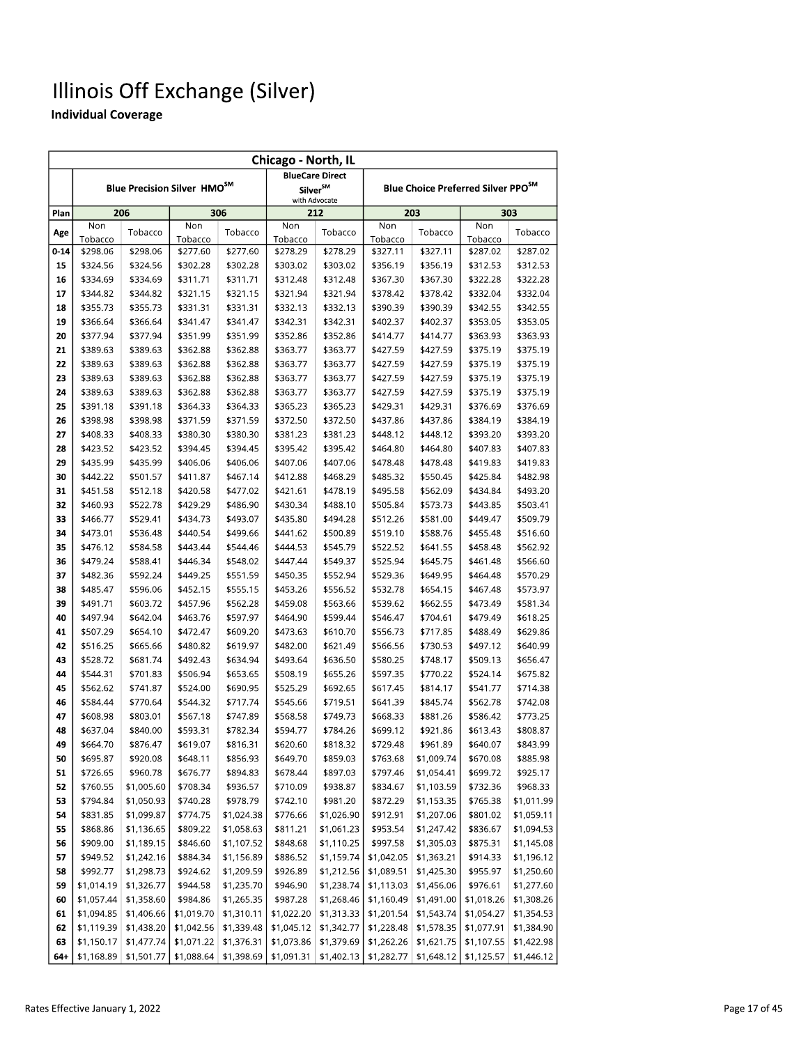# Illinois Off Exchange (Silver)

**Individual Coverage**

| Chicago - North, IL | | | | | | | | | | |
|---|---|---|---|---|---|---|---|---|---|---|
| | Blue Precision Silver HMO℠ | | | | BlueCare Direct Silver℠ with Advocate | | Blue Choice Preferred Silver PPO℠ | | | |
| Plan | 206 | | 306 | | 212 | | 203 | | 303 | |
| Age | Non Tobacco | Tobacco | Non Tobacco | Tobacco | Non Tobacco | Tobacco | Non Tobacco | Tobacco | Non Tobacco | Tobacco |
| 0-14 | $298.06 | $298.06 | $277.60 | $277.60 | $278.29 | $278.29 | $327.11 | $327.11 | $287.02 | $287.02 |
| 15 | $324.56 | $324.56 | $302.28 | $302.28 | $303.02 | $303.02 | $356.19 | $356.19 | $312.53 | $312.53 |
| 16 | $334.69 | $334.69 | $311.71 | $311.71 | $312.48 | $312.48 | $367.30 | $367.30 | $322.28 | $322.28 |
| 17 | $344.82 | $344.82 | $321.15 | $321.15 | $321.94 | $321.94 | $378.42 | $378.42 | $332.04 | $332.04 |
| 18 | $355.73 | $355.73 | $331.31 | $331.31 | $332.13 | $332.13 | $390.39 | $390.39 | $342.55 | $342.55 |
| 19 | $366.64 | $366.64 | $341.47 | $341.47 | $342.31 | $342.31 | $402.37 | $402.37 | $353.05 | $353.05 |
| 20 | $377.94 | $377.94 | $351.99 | $351.99 | $352.86 | $352.86 | $414.77 | $414.77 | $363.93 | $363.93 |
| 21 | $389.63 | $389.63 | $362.88 | $362.88 | $363.77 | $363.77 | $427.59 | $427.59 | $375.19 | $375.19 |
| 22 | $389.63 | $389.63 | $362.88 | $362.88 | $363.77 | $363.77 | $427.59 | $427.59 | $375.19 | $375.19 |
| 23 | $389.63 | $389.63 | $362.88 | $362.88 | $363.77 | $363.77 | $427.59 | $427.59 | $375.19 | $375.19 |
| 24 | $389.63 | $389.63 | $362.88 | $362.88 | $363.77 | $363.77 | $427.59 | $427.59 | $375.19 | $375.19 |
| 25 | $391.18 | $391.18 | $364.33 | $364.33 | $365.23 | $365.23 | $429.31 | $429.31 | $376.69 | $376.69 |
| 26 | $398.98 | $398.98 | $371.59 | $371.59 | $372.50 | $372.50 | $437.86 | $437.86 | $384.19 | $384.19 |
| 27 | $408.33 | $408.33 | $380.30 | $380.30 | $381.23 | $381.23 | $448.12 | $448.12 | $393.20 | $393.20 |
| 28 | $423.52 | $423.52 | $394.45 | $394.45 | $395.42 | $395.42 | $464.80 | $464.80 | $407.83 | $407.83 |
| 29 | $435.99 | $435.99 | $406.06 | $406.06 | $407.06 | $407.06 | $478.48 | $478.48 | $419.83 | $419.83 |
| 30 | $442.22 | $501.57 | $411.87 | $467.14 | $412.88 | $468.29 | $485.32 | $550.45 | $425.84 | $482.98 |
| 31 | $451.58 | $512.18 | $420.58 | $477.02 | $421.61 | $478.19 | $495.58 | $562.09 | $434.84 | $493.20 |
| 32 | $460.93 | $522.78 | $429.29 | $486.90 | $430.34 | $488.10 | $505.84 | $573.73 | $443.85 | $503.41 |
| 33 | $466.77 | $529.41 | $434.73 | $493.07 | $435.80 | $494.28 | $512.26 | $581.00 | $449.47 | $509.79 |
| 34 | $473.01 | $536.48 | $440.54 | $499.66 | $441.62 | $500.89 | $519.10 | $588.76 | $455.48 | $516.60 |
| 35 | $476.12 | $584.58 | $443.44 | $544.46 | $444.53 | $545.79 | $522.52 | $641.55 | $458.48 | $562.92 |
| 36 | $479.24 | $588.41 | $446.34 | $548.02 | $447.44 | $549.37 | $525.94 | $645.75 | $461.48 | $566.60 |
| 37 | $482.36 | $592.24 | $449.25 | $551.59 | $450.35 | $552.94 | $529.36 | $649.95 | $464.48 | $570.29 |
| 38 | $485.47 | $596.06 | $452.15 | $555.15 | $453.26 | $556.52 | $532.78 | $654.15 | $467.48 | $573.97 |
| 39 | $491.71 | $603.72 | $457.96 | $562.28 | $459.08 | $563.66 | $539.62 | $662.55 | $473.49 | $581.34 |
| 40 | $497.94 | $642.04 | $463.76 | $597.97 | $464.90 | $599.44 | $546.47 | $704.61 | $479.49 | $618.25 |
| 41 | $507.29 | $654.10 | $472.47 | $609.20 | $473.63 | $610.70 | $556.73 | $717.85 | $488.49 | $629.86 |
| 42 | $516.25 | $665.66 | $480.82 | $619.97 | $482.00 | $621.49 | $566.56 | $730.53 | $497.12 | $640.99 |
| 43 | $528.72 | $681.74 | $492.43 | $634.94 | $493.64 | $636.50 | $580.25 | $748.17 | $509.13 | $656.47 |
| 44 | $544.31 | $701.83 | $506.94 | $653.65 | $508.19 | $655.26 | $597.35 | $770.22 | $524.14 | $675.82 |
| 45 | $562.62 | $741.87 | $524.00 | $690.95 | $525.29 | $692.65 | $617.45 | $814.17 | $541.77 | $714.38 |
| 46 | $584.44 | $770.64 | $544.32 | $717.74 | $545.66 | $719.51 | $641.39 | $845.74 | $562.78 | $742.08 |
| 47 | $608.98 | $803.01 | $567.18 | $747.89 | $568.58 | $749.73 | $668.33 | $881.26 | $586.42 | $773.25 |
| 48 | $637.04 | $840.00 | $593.31 | $782.34 | $594.77 | $784.26 | $699.12 | $921.86 | $613.43 | $808.87 |
| 49 | $664.70 | $876.47 | $619.07 | $816.31 | $620.60 | $818.32 | $729.48 | $961.89 | $640.07 | $843.99 |
| 50 | $695.87 | $920.08 | $648.11 | $856.93 | $649.70 | $859.03 | $763.68 | $1,009.74 | $670.08 | $885.98 |
| 51 | $726.65 | $960.78 | $676.77 | $894.83 | $678.44 | $897.03 | $797.46 | $1,054.41 | $699.72 | $925.17 |
| 52 | $760.55 | $1,005.60 | $708.34 | $936.57 | $710.09 | $938.87 | $834.67 | $1,103.59 | $732.36 | $968.33 |
| 53 | $794.84 | $1,050.93 | $740.28 | $978.79 | $742.10 | $981.20 | $872.29 | $1,153.35 | $765.38 | $1,011.99 |
| 54 | $831.85 | $1,099.87 | $774.75 | $1,024.38 | $776.66 | $1,026.90 | $912.91 | $1,207.06 | $801.02 | $1,059.11 |
| 55 | $868.86 | $1,136.65 | $809.22 | $1,058.63 | $811.21 | $1,061.23 | $953.54 | $1,247.42 | $836.67 | $1,094.53 |
| 56 | $909.00 | $1,189.15 | $846.60 | $1,107.52 | $848.68 | $1,110.25 | $997.58 | $1,305.03 | $875.31 | $1,145.08 |
| 57 | $949.52 | $1,242.16 | $884.34 | $1,156.89 | $886.52 | $1,159.74 | $1,042.05 | $1,363.21 | $914.33 | $1,196.12 |
| 58 | $992.77 | $1,298.73 | $924.62 | $1,209.59 | $926.89 | $1,212.56 | $1,089.51 | $1,425.30 | $955.97 | $1,250.60 |
| 59 | $1,014.19 | $1,326.77 | $944.58 | $1,235.70 | $946.90 | $1,238.74 | $1,113.03 | $1,456.06 | $976.61 | $1,277.60 |
| 60 | $1,057.44 | $1,358.60 | $984.86 | $1,265.35 | $987.28 | $1,268.46 | $1,160.49 | $1,491.00 | $1,018.26 | $1,308.26 |
| 61 | $1,094.85 | $1,406.66 | $1,019.70 | $1,310.11 | $1,022.20 | $1,313.33 | $1,201.54 | $1,543.74 | $1,054.27 | $1,354.53 |
| 62 | $1,119.39 | $1,438.20 | $1,042.56 | $1,339.48 | $1,045.12 | $1,342.77 | $1,228.48 | $1,578.35 | $1,077.91 | $1,384.90 |
| 63 | $1,150.17 | $1,477.74 | $1,071.22 | $1,376.31 | $1,073.86 | $1,379.69 | $1,262.26 | $1,621.75 | $1,107.55 | $1,422.98 |
| 64+ | $1,168.89 | $1,501.77 | $1,088.64 | $1,398.69 | $1,091.31 | $1,402.13 | $1,282.77 | $1,648.12 | $1,125.57 | $1,446.12 |

Rates Effective January 1, 2022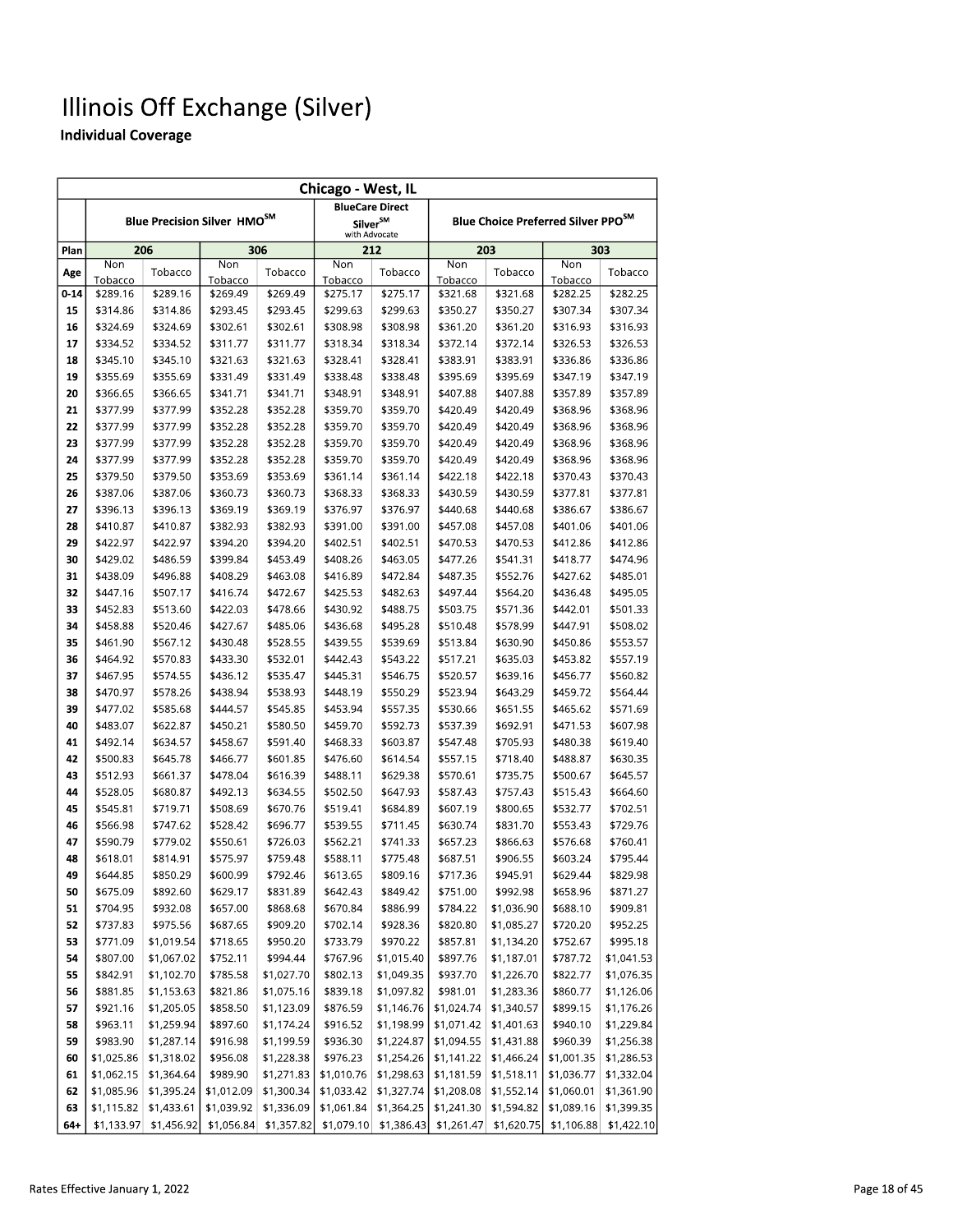# Illinois Off Exchange (Silver)

## Individual Coverage

| Chicago - West, IL | | | | | | | | | | |
|---|---|---|---|---|---|---|---|---|---|---|
| | Blue Precision Silver HMO[SM] | | | | BlueCare Direct Silver[SM] with Advocate | | Blue Choice Preferred Silver PPO[SM] | | | |
| Plan | 206 | | 306 | | 212 | | 203 | | 303 | |
| Age | Non Tobacco | Tobacco | Non Tobacco | Tobacco | Non Tobacco | Tobacco | Non Tobacco | Tobacco | Non Tobacco | Tobacco |
| 0-14 | $289.16 | $289.16 | $269.49 | $269.49 | $275.17 | $275.17 | $321.68 | $321.68 | $282.25 | $282.25 |
| 15 | $314.86 | $314.86 | $293.45 | $293.45 | $299.63 | $299.63 | $350.27 | $350.27 | $307.34 | $307.34 |
| 16 | $324.69 | $324.69 | $302.61 | $302.61 | $308.98 | $308.98 | $361.20 | $361.20 | $316.93 | $316.93 |
| 17 | $334.52 | $334.52 | $311.77 | $311.77 | $318.34 | $318.34 | $372.14 | $372.14 | $326.53 | $326.53 |
| 18 | $345.10 | $345.10 | $321.63 | $321.63 | $328.41 | $328.41 | $383.91 | $383.91 | $336.86 | $336.86 |
| 19 | $355.69 | $355.69 | $331.49 | $331.49 | $338.48 | $338.48 | $395.69 | $395.69 | $347.19 | $347.19 |
| 20 | $366.65 | $366.65 | $341.71 | $341.71 | $348.91 | $348.91 | $407.88 | $407.88 | $357.89 | $357.89 |
| 21 | $377.99 | $377.99 | $352.28 | $352.28 | $359.70 | $359.70 | $420.49 | $420.49 | $368.96 | $368.96 |
| 22 | $377.99 | $377.99 | $352.28 | $352.28 | $359.70 | $359.70 | $420.49 | $420.49 | $368.96 | $368.96 |
| 23 | $377.99 | $377.99 | $352.28 | $352.28 | $359.70 | $359.70 | $420.49 | $420.49 | $368.96 | $368.96 |
| 24 | $377.99 | $377.99 | $352.28 | $352.28 | $359.70 | $359.70 | $420.49 | $420.49 | $368.96 | $368.96 |
| 25 | $379.50 | $379.50 | $353.69 | $353.69 | $361.14 | $361.14 | $422.18 | $422.18 | $370.43 | $370.43 |
| 26 | $387.06 | $387.06 | $360.73 | $360.73 | $368.33 | $368.33 | $430.59 | $430.59 | $377.81 | $377.81 |
| 27 | $396.13 | $396.13 | $369.19 | $369.19 | $376.97 | $376.97 | $440.68 | $440.68 | $386.67 | $386.67 |
| 28 | $410.87 | $410.87 | $382.93 | $382.93 | $391.00 | $391.00 | $457.08 | $457.08 | $401.06 | $401.06 |
| 29 | $422.97 | $422.97 | $394.20 | $394.20 | $402.51 | $402.51 | $470.53 | $470.53 | $412.86 | $412.86 |
| 30 | $429.02 | $486.59 | $399.84 | $453.49 | $408.26 | $463.05 | $477.26 | $541.31 | $418.77 | $474.96 |
| 31 | $438.09 | $496.88 | $408.29 | $463.08 | $416.89 | $472.84 | $487.35 | $552.76 | $427.62 | $485.01 |
| 32 | $447.16 | $507.17 | $416.74 | $472.67 | $425.53 | $482.63 | $497.44 | $564.20 | $436.48 | $495.05 |
| 33 | $452.83 | $513.60 | $422.03 | $478.66 | $430.92 | $488.75 | $503.75 | $571.36 | $442.01 | $501.33 |
| 34 | $458.88 | $520.46 | $427.67 | $485.06 | $436.68 | $495.28 | $510.48 | $578.99 | $447.91 | $508.02 |
| 35 | $461.90 | $567.12 | $430.48 | $528.55 | $439.55 | $539.69 | $513.84 | $630.90 | $450.86 | $553.57 |
| 36 | $464.92 | $570.83 | $433.30 | $532.01 | $442.43 | $543.22 | $517.21 | $635.03 | $453.82 | $557.19 |
| 37 | $467.95 | $574.55 | $436.12 | $535.47 | $445.31 | $546.75 | $520.57 | $639.16 | $456.77 | $560.82 |
| 38 | $470.97 | $578.26 | $438.94 | $538.93 | $448.19 | $550.29 | $523.94 | $643.29 | $459.72 | $564.44 |
| 39 | $477.02 | $585.68 | $444.57 | $545.85 | $453.94 | $557.35 | $530.66 | $651.55 | $465.62 | $571.69 |
| 40 | $483.07 | $622.87 | $450.21 | $580.50 | $459.70 | $592.73 | $537.39 | $692.91 | $471.53 | $607.98 |
| 41 | $492.14 | $634.57 | $458.67 | $591.40 | $468.33 | $603.87 | $547.48 | $705.93 | $480.38 | $619.40 |
| 42 | $500.83 | $645.78 | $466.77 | $601.85 | $476.60 | $614.54 | $557.15 | $718.40 | $488.87 | $630.35 |
| 43 | $512.93 | $661.37 | $478.04 | $616.39 | $488.11 | $629.38 | $570.61 | $735.75 | $500.67 | $645.57 |
| 44 | $528.05 | $680.87 | $492.13 | $634.55 | $502.50 | $647.93 | $587.43 | $757.43 | $515.43 | $664.60 |
| 45 | $545.81 | $719.71 | $508.69 | $670.76 | $519.41 | $684.89 | $607.19 | $800.65 | $532.77 | $702.51 |
| 46 | $566.98 | $747.62 | $528.42 | $696.77 | $539.55 | $711.45 | $630.74 | $831.70 | $553.43 | $729.76 |
| 47 | $590.79 | $779.02 | $550.61 | $726.03 | $562.21 | $741.33 | $657.23 | $866.63 | $576.68 | $760.41 |
| 48 | $618.01 | $814.91 | $575.97 | $759.48 | $588.11 | $775.48 | $687.51 | $906.55 | $603.24 | $795.44 |
| 49 | $644.85 | $850.29 | $600.99 | $792.46 | $613.65 | $809.16 | $717.36 | $945.91 | $629.44 | $829.98 |
| 50 | $675.09 | $892.60 | $629.17 | $831.89 | $642.43 | $849.42 | $751.00 | $992.98 | $658.96 | $871.27 |
| 51 | $704.95 | $932.08 | $657.00 | $868.68 | $670.84 | $886.99 | $784.22 | $1,036.90 | $688.10 | $909.81 |
| 52 | $737.83 | $975.56 | $687.65 | $909.20 | $702.14 | $928.36 | $820.80 | $1,085.27 | $720.20 | $952.25 |
| 53 | $771.09 | $1,019.54 | $718.65 | $950.20 | $733.79 | $970.22 | $857.81 | $1,134.20 | $752.67 | $995.18 |
| 54 | $807.00 | $1,067.02 | $752.11 | $994.44 | $767.96 | $1,015.40 | $897.76 | $1,187.01 | $787.72 | $1,041.53 |
| 55 | $842.91 | $1,102.70 | $785.58 | $1,027.70 | $802.13 | $1,049.35 | $937.70 | $1,226.70 | $822.77 | $1,076.35 |
| 56 | $881.85 | $1,153.63 | $821.86 | $1,075.16 | $839.18 | $1,097.82 | $981.01 | $1,283.36 | $860.77 | $1,126.06 |
| 57 | $921.16 | $1,205.05 | $858.50 | $1,123.09 | $876.59 | $1,146.76 | $1,024.74 | $1,340.57 | $899.15 | $1,176.26 |
| 58 | $963.11 | $1,259.94 | $897.60 | $1,174.24 | $916.52 | $1,198.99 | $1,071.42 | $1,401.63 | $940.10 | $1,229.84 |
| 59 | $983.90 | $1,287.14 | $916.98 | $1,199.59 | $936.30 | $1,224.87 | $1,094.55 | $1,431.88 | $960.39 | $1,256.38 |
| 60 | $1,025.86 | $1,318.02 | $956.08 | $1,228.38 | $976.23 | $1,254.26 | $1,141.22 | $1,466.24 | $1,001.35 | $1,286.53 |
| 61 | $1,062.15 | $1,364.64 | $989.90 | $1,271.83 | $1,010.76 | $1,298.63 | $1,181.59 | $1,518.11 | $1,036.77 | $1,332.04 |
| 62 | $1,085.96 | $1,395.24 | $1,012.09 | $1,300.34 | $1,033.42 | $1,327.74 | $1,208.08 | $1,552.14 | $1,060.01 | $1,361.90 |
| 63 | $1,115.82 | $1,433.61 | $1,039.92 | $1,336.09 | $1,061.84 | $1,364.25 | $1,241.30 | $1,594.82 | $1,089.16 | $1,399.35 |
| 64+ | $1,133.97 | $1,456.92 | $1,056.84 | $1,357.82 | $1,079.10 | $1,386.43 | $1,261.47 | $1,620.75 | $1,106.88 | $1,422.10 |

Rates Effective January 1, 2022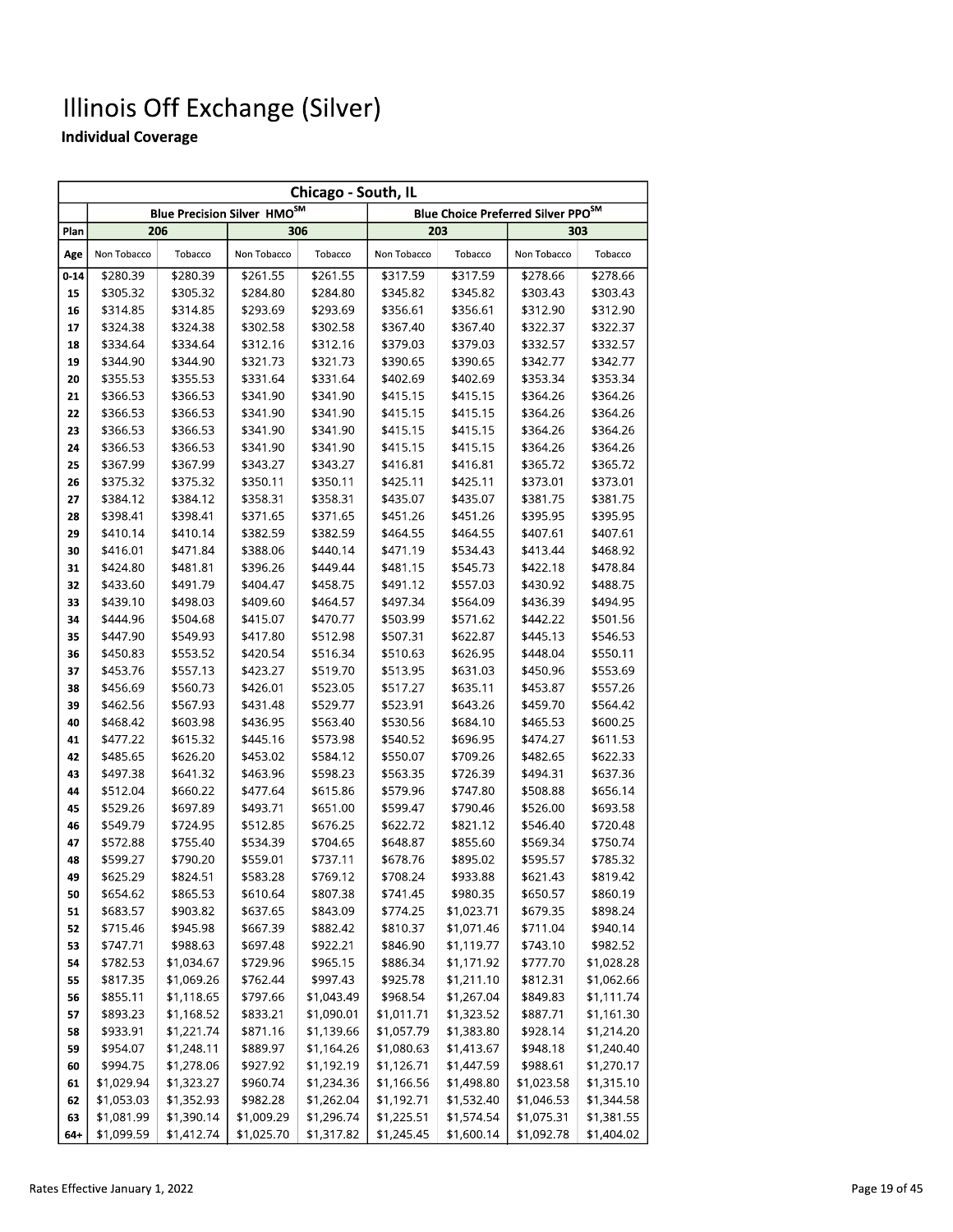# Illinois Off Exchange (Silver)

**Individual Coverage**

| Chicago - South, IL | | | | | | | | |
|---|---|---|---|---|---|---|---|---|
| | Blue Precision Silver HMO℠ | | | | Blue Choice Preferred Silver PPO℠ | | | |
| Plan | 206 | | 306 | | 203 | | 303 | |
| Age | Non Tobacco | Tobacco | Non Tobacco | Tobacco | Non Tobacco | Tobacco | Non Tobacco | Tobacco |
| 0-14 | $280.39 | $280.39 | $261.55 | $261.55 | $317.59 | $317.59 | $278.66 | $278.66 |
| 15 | $305.32 | $305.32 | $284.80 | $284.80 | $345.82 | $345.82 | $303.43 | $303.43 |
| 16 | $314.85 | $314.85 | $293.69 | $293.69 | $356.61 | $356.61 | $312.90 | $312.90 |
| 17 | $324.38 | $324.38 | $302.58 | $302.58 | $367.40 | $367.40 | $322.37 | $322.37 |
| 18 | $334.64 | $334.64 | $312.16 | $312.16 | $379.03 | $379.03 | $332.57 | $332.57 |
| 19 | $344.90 | $344.90 | $321.73 | $321.73 | $390.65 | $390.65 | $342.77 | $342.77 |
| 20 | $355.53 | $355.53 | $331.64 | $331.64 | $402.69 | $402.69 | $353.34 | $353.34 |
| 21 | $366.53 | $366.53 | $341.90 | $341.90 | $415.15 | $415.15 | $364.26 | $364.26 |
| 22 | $366.53 | $366.53 | $341.90 | $341.90 | $415.15 | $415.15 | $364.26 | $364.26 |
| 23 | $366.53 | $366.53 | $341.90 | $341.90 | $415.15 | $415.15 | $364.26 | $364.26 |
| 24 | $366.53 | $366.53 | $341.90 | $341.90 | $415.15 | $415.15 | $364.26 | $364.26 |
| 25 | $367.99 | $367.99 | $343.27 | $343.27 | $416.81 | $416.81 | $365.72 | $365.72 |
| 26 | $375.32 | $375.32 | $350.11 | $350.11 | $425.11 | $425.11 | $373.01 | $373.01 |
| 27 | $384.12 | $384.12 | $358.31 | $358.31 | $435.07 | $435.07 | $381.75 | $381.75 |
| 28 | $398.41 | $398.41 | $371.65 | $371.65 | $451.26 | $451.26 | $395.95 | $395.95 |
| 29 | $410.14 | $410.14 | $382.59 | $382.59 | $464.55 | $464.55 | $407.61 | $407.61 |
| 30 | $416.01 | $471.84 | $388.06 | $440.14 | $471.19 | $534.43 | $413.44 | $468.92 |
| 31 | $424.80 | $481.81 | $396.26 | $449.44 | $481.15 | $545.73 | $422.18 | $478.84 |
| 32 | $433.60 | $491.79 | $404.47 | $458.75 | $491.12 | $557.03 | $430.92 | $488.75 |
| 33 | $439.10 | $498.03 | $409.60 | $464.57 | $497.34 | $564.09 | $436.39 | $494.95 |
| 34 | $444.96 | $504.68 | $415.07 | $470.77 | $503.99 | $571.62 | $442.22 | $501.56 |
| 35 | $447.90 | $549.93 | $417.80 | $512.98 | $507.31 | $622.87 | $445.13 | $546.53 |
| 36 | $450.83 | $553.52 | $420.54 | $516.34 | $510.63 | $626.95 | $448.04 | $550.11 |
| 37 | $453.76 | $557.13 | $423.27 | $519.70 | $513.95 | $631.03 | $450.96 | $553.69 |
| 38 | $456.69 | $560.73 | $426.01 | $523.05 | $517.27 | $635.11 | $453.87 | $557.26 |
| 39 | $462.56 | $567.93 | $431.48 | $529.77 | $523.91 | $643.26 | $459.70 | $564.42 |
| 40 | $468.42 | $603.98 | $436.95 | $563.40 | $530.56 | $684.10 | $465.53 | $600.25 |
| 41 | $477.22 | $615.32 | $445.16 | $573.98 | $540.52 | $696.95 | $474.27 | $611.53 |
| 42 | $485.65 | $626.20 | $453.02 | $584.12 | $550.07 | $709.26 | $482.65 | $622.33 |
| 43 | $497.38 | $641.32 | $463.96 | $598.23 | $563.35 | $726.39 | $494.31 | $637.36 |
| 44 | $512.04 | $660.22 | $477.64 | $615.86 | $579.96 | $747.80 | $508.88 | $656.14 |
| 45 | $529.26 | $697.89 | $493.71 | $651.00 | $599.47 | $790.46 | $526.00 | $693.58 |
| 46 | $549.79 | $724.95 | $512.85 | $676.25 | $622.72 | $821.12 | $546.40 | $720.48 |
| 47 | $572.88 | $755.40 | $534.39 | $704.65 | $648.87 | $855.60 | $569.34 | $750.74 |
| 48 | $599.27 | $790.20 | $559.01 | $737.11 | $678.76 | $895.02 | $595.57 | $785.32 |
| 49 | $625.29 | $824.51 | $583.28 | $769.12 | $708.24 | $933.88 | $621.43 | $819.42 |
| 50 | $654.62 | $865.53 | $610.64 | $807.38 | $741.45 | $980.35 | $650.57 | $860.19 |
| 51 | $683.57 | $903.82 | $637.65 | $843.09 | $774.25 | $1,023.71 | $679.35 | $898.24 |
| 52 | $715.46 | $945.98 | $667.39 | $882.42 | $810.37 | $1,071.46 | $711.04 | $940.14 |
| 53 | $747.71 | $988.63 | $697.48 | $922.21 | $846.90 | $1,119.77 | $743.10 | $982.52 |
| 54 | $782.53 | $1,034.67 | $729.96 | $965.15 | $886.34 | $1,171.92 | $777.70 | $1,028.28 |
| 55 | $817.35 | $1,069.26 | $762.44 | $997.43 | $925.78 | $1,211.10 | $812.31 | $1,062.66 |
| 56 | $855.11 | $1,118.65 | $797.66 | $1,043.49 | $968.54 | $1,267.04 | $849.83 | $1,111.74 |
| 57 | $893.23 | $1,168.52 | $833.21 | $1,090.01 | $1,011.71 | $1,323.52 | $887.71 | $1,161.30 |
| 58 | $933.91 | $1,221.74 | $871.16 | $1,139.66 | $1,057.79 | $1,383.80 | $928.14 | $1,214.20 |
| 59 | $954.07 | $1,248.11 | $889.97 | $1,164.26 | $1,080.63 | $1,413.67 | $948.18 | $1,240.40 |
| 60 | $994.75 | $1,278.06 | $927.92 | $1,192.19 | $1,126.71 | $1,447.59 | $988.61 | $1,270.17 |
| 61 | $1,029.94 | $1,323.27 | $960.74 | $1,234.36 | $1,166.56 | $1,498.80 | $1,023.58 | $1,315.10 |
| 62 | $1,053.03 | $1,352.93 | $982.28 | $1,262.04 | $1,192.71 | $1,532.40 | $1,046.53 | $1,344.58 |
| 63 | $1,081.99 | $1,390.14 | $1,009.29 | $1,296.74 | $1,225.51 | $1,574.54 | $1,075.31 | $1,381.55 |
| 64+ | $1,099.59 | $1,412.74 | $1,025.70 | $1,317.82 | $1,245.45 | $1,600.14 | $1,092.78 | $1,404.02 |

Rates Effective January 1, 2022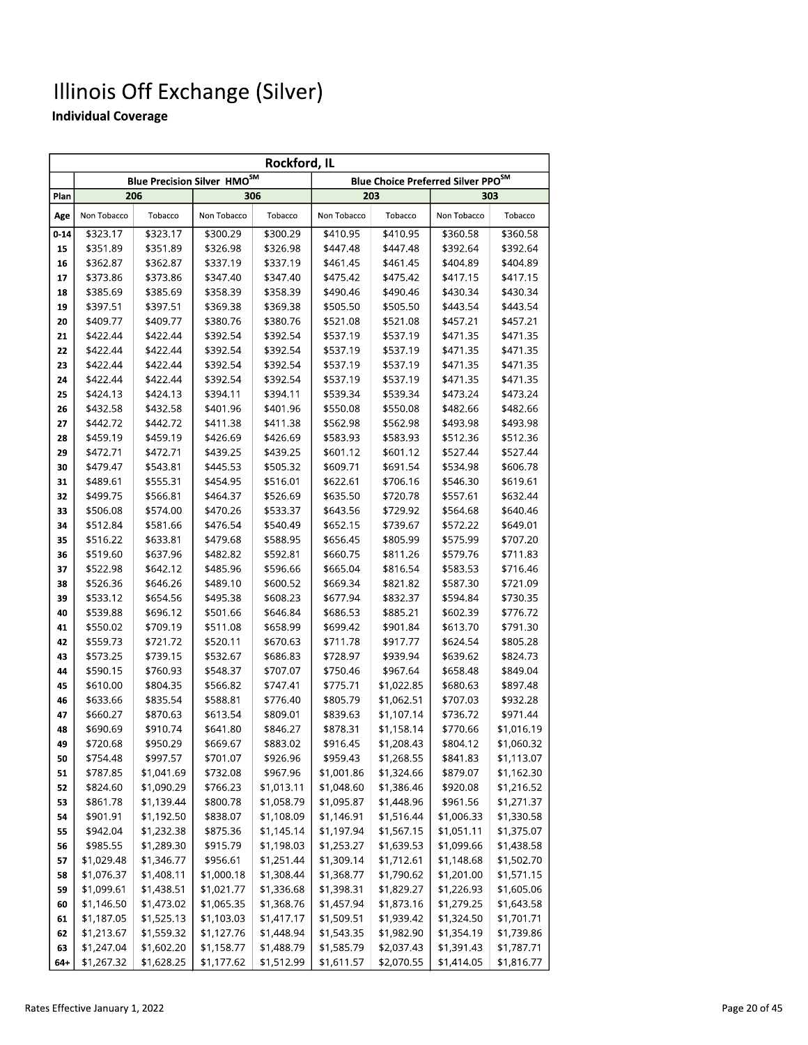# Illinois Off Exchange (Silver)

**Individual Coverage**

| Rockford, IL | | | | | | | | |
|---|---|---|---|---|---|---|---|---|
| | Blue Precision Silver HMO℠ | | | | Blue Choice Preferred Silver PPO℠ | | | |
| Plan | 206 | | 306 | | 203 | | 303 | |
| Age | Non Tobacco | Tobacco | Non Tobacco | Tobacco | Non Tobacco | Tobacco | Non Tobacco | Tobacco |
| 0-14 | $323.17 | $323.17 | $300.29 | $300.29 | $410.95 | $410.95 | $360.58 | $360.58 |
| 15 | $351.89 | $351.89 | $326.98 | $326.98 | $447.48 | $447.48 | $392.64 | $392.64 |
| 16 | $362.87 | $362.87 | $337.19 | $337.19 | $461.45 | $461.45 | $404.89 | $404.89 |
| 17 | $373.86 | $373.86 | $347.40 | $347.40 | $475.42 | $475.42 | $417.15 | $417.15 |
| 18 | $385.69 | $385.69 | $358.39 | $358.39 | $490.46 | $490.46 | $430.34 | $430.34 |
| 19 | $397.51 | $397.51 | $369.38 | $369.38 | $505.50 | $505.50 | $443.54 | $443.54 |
| 20 | $409.77 | $409.77 | $380.76 | $380.76 | $521.08 | $521.08 | $457.21 | $457.21 |
| 21 | $422.44 | $422.44 | $392.54 | $392.54 | $537.19 | $537.19 | $471.35 | $471.35 |
| 22 | $422.44 | $422.44 | $392.54 | $392.54 | $537.19 | $537.19 | $471.35 | $471.35 |
| 23 | $422.44 | $422.44 | $392.54 | $392.54 | $537.19 | $537.19 | $471.35 | $471.35 |
| 24 | $422.44 | $422.44 | $392.54 | $392.54 | $537.19 | $537.19 | $471.35 | $471.35 |
| 25 | $424.13 | $424.13 | $394.11 | $394.11 | $539.34 | $539.34 | $473.24 | $473.24 |
| 26 | $432.58 | $432.58 | $401.96 | $401.96 | $550.08 | $550.08 | $482.66 | $482.66 |
| 27 | $442.72 | $442.72 | $411.38 | $411.38 | $562.98 | $562.98 | $493.98 | $493.98 |
| 28 | $459.19 | $459.19 | $426.69 | $426.69 | $583.93 | $583.93 | $512.36 | $512.36 |
| 29 | $472.71 | $472.71 | $439.25 | $439.25 | $601.12 | $601.12 | $527.44 | $527.44 |
| 30 | $479.47 | $543.81 | $445.53 | $505.32 | $609.71 | $691.54 | $534.98 | $606.78 |
| 31 | $489.61 | $555.31 | $454.95 | $516.01 | $622.61 | $706.16 | $546.30 | $619.61 |
| 32 | $499.75 | $566.81 | $464.37 | $526.69 | $635.50 | $720.78 | $557.61 | $632.44 |
| 33 | $506.08 | $574.00 | $470.26 | $533.37 | $643.56 | $729.92 | $564.68 | $640.46 |
| 34 | $512.84 | $581.66 | $476.54 | $540.49 | $652.15 | $739.67 | $572.22 | $649.01 |
| 35 | $516.22 | $633.81 | $479.68 | $588.95 | $656.45 | $805.99 | $575.99 | $707.20 |
| 36 | $519.60 | $637.96 | $482.82 | $592.81 | $660.75 | $811.26 | $579.76 | $711.83 |
| 37 | $522.98 | $642.12 | $485.96 | $596.66 | $665.04 | $816.54 | $583.53 | $716.46 |
| 38 | $526.36 | $646.26 | $489.10 | $600.52 | $669.34 | $821.82 | $587.30 | $721.09 |
| 39 | $533.12 | $654.56 | $495.38 | $608.23 | $677.94 | $832.37 | $594.84 | $730.35 |
| 40 | $539.88 | $696.12 | $501.66 | $646.84 | $686.53 | $885.21 | $602.39 | $776.72 |
| 41 | $550.02 | $709.19 | $511.08 | $658.99 | $699.42 | $901.84 | $613.70 | $791.30 |
| 42 | $559.73 | $721.72 | $520.11 | $670.63 | $711.78 | $917.77 | $624.54 | $805.28 |
| 43 | $573.25 | $739.15 | $532.67 | $686.83 | $728.97 | $939.94 | $639.62 | $824.73 |
| 44 | $590.15 | $760.93 | $548.37 | $707.07 | $750.46 | $967.64 | $658.48 | $849.04 |
| 45 | $610.00 | $804.35 | $566.82 | $747.41 | $775.71 | $1,022.85 | $680.63 | $897.48 |
| 46 | $633.66 | $835.54 | $588.81 | $776.40 | $805.79 | $1,062.51 | $707.03 | $932.28 |
| 47 | $660.27 | $870.63 | $613.54 | $809.01 | $839.63 | $1,107.14 | $736.72 | $971.44 |
| 48 | $690.69 | $910.74 | $641.80 | $846.27 | $878.31 | $1,158.14 | $770.66 | $1,016.19 |
| 49 | $720.68 | $950.29 | $669.67 | $883.02 | $916.45 | $1,208.43 | $804.12 | $1,060.32 |
| 50 | $754.48 | $997.57 | $701.07 | $926.96 | $959.43 | $1,268.55 | $841.83 | $1,113.07 |
| 51 | $787.85 | $1,041.69 | $732.08 | $967.96 | $1,001.86 | $1,324.66 | $879.07 | $1,162.30 |
| 52 | $824.60 | $1,090.29 | $766.23 | $1,013.11 | $1,048.60 | $1,386.46 | $920.08 | $1,216.52 |
| 53 | $861.78 | $1,139.44 | $800.78 | $1,058.79 | $1,095.87 | $1,448.96 | $961.56 | $1,271.37 |
| 54 | $901.91 | $1,192.50 | $838.07 | $1,108.09 | $1,146.91 | $1,516.44 | $1,006.33 | $1,330.58 |
| 55 | $942.04 | $1,232.38 | $875.36 | $1,145.14 | $1,197.94 | $1,567.15 | $1,051.11 | $1,375.07 |
| 56 | $985.55 | $1,289.30 | $915.79 | $1,198.03 | $1,253.27 | $1,639.53 | $1,099.66 | $1,438.58 |
| 57 | $1,029.48 | $1,346.77 | $956.61 | $1,251.44 | $1,309.14 | $1,712.61 | $1,148.68 | $1,502.70 |
| 58 | $1,076.37 | $1,408.11 | $1,000.18 | $1,308.44 | $1,368.77 | $1,790.62 | $1,201.00 | $1,571.15 |
| 59 | $1,099.61 | $1,438.51 | $1,021.77 | $1,336.68 | $1,398.31 | $1,829.27 | $1,226.93 | $1,605.06 |
| 60 | $1,146.50 | $1,473.02 | $1,065.35 | $1,368.76 | $1,457.94 | $1,873.16 | $1,279.25 | $1,643.58 |
| 61 | $1,187.05 | $1,525.13 | $1,103.03 | $1,417.17 | $1,509.51 | $1,939.42 | $1,324.50 | $1,701.71 |
| 62 | $1,213.67 | $1,559.32 | $1,127.76 | $1,448.94 | $1,543.35 | $1,982.90 | $1,354.19 | $1,739.86 |
| 63 | $1,247.04 | $1,602.20 | $1,158.77 | $1,488.79 | $1,585.79 | $2,037.43 | $1,391.43 | $1,787.71 |
| 64+ | $1,267.32 | $1,628.25 | $1,177.62 | $1,512.99 | $1,611.57 | $2,070.55 | $1,414.05 | $1,816.77 |

Rates Effective January 1, 2022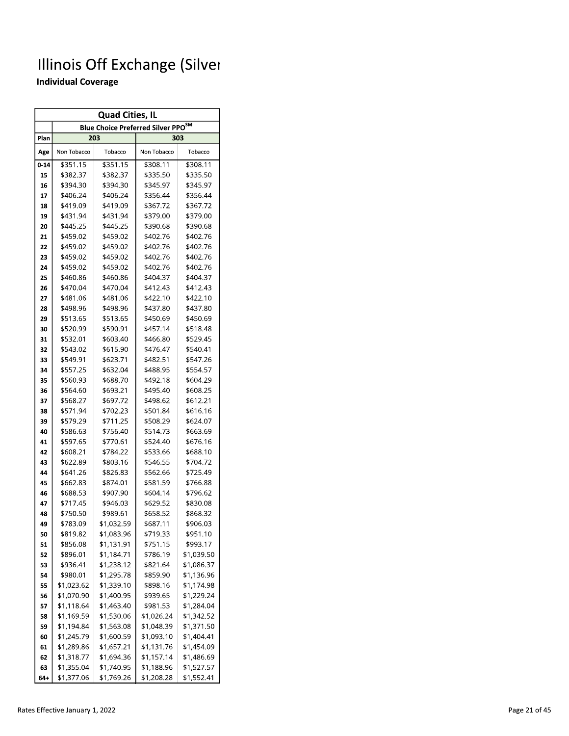# Illinois Off Exchange (Silver

### Individual Coverage

| Quad Cities, IL | | | | |
|---|---|---|---|---|
| | Blue Choice Preferred Silver PPO[SM] | | | |
| Plan | 203 | | 303 | |
| Age | Non Tobacco | Tobacco | Non Tobacco | Tobacco |
| 0-14 | $351.15 | $351.15 | $308.11 | $308.11 |
| 15 | $382.37 | $382.37 | $335.50 | $335.50 |
| 16 | $394.30 | $394.30 | $345.97 | $345.97 |
| 17 | $406.24 | $406.24 | $356.44 | $356.44 |
| 18 | $419.09 | $419.09 | $367.72 | $367.72 |
| 19 | $431.94 | $431.94 | $379.00 | $379.00 |
| 20 | $445.25 | $445.25 | $390.68 | $390.68 |
| 21 | $459.02 | $459.02 | $402.76 | $402.76 |
| 22 | $459.02 | $459.02 | $402.76 | $402.76 |
| 23 | $459.02 | $459.02 | $402.76 | $402.76 |
| 24 | $459.02 | $459.02 | $402.76 | $402.76 |
| 25 | $460.86 | $460.86 | $404.37 | $404.37 |
| 26 | $470.04 | $470.04 | $412.43 | $412.43 |
| 27 | $481.06 | $481.06 | $422.10 | $422.10 |
| 28 | $498.96 | $498.96 | $437.80 | $437.80 |
| 29 | $513.65 | $513.65 | $450.69 | $450.69 |
| 30 | $520.99 | $590.91 | $457.14 | $518.48 |
| 31 | $532.01 | $603.40 | $466.80 | $529.45 |
| 32 | $543.02 | $615.90 | $476.47 | $540.41 |
| 33 | $549.91 | $623.71 | $482.51 | $547.26 |
| 34 | $557.25 | $632.04 | $488.95 | $554.57 |
| 35 | $560.93 | $688.70 | $492.18 | $604.29 |
| 36 | $564.60 | $693.21 | $495.40 | $608.25 |
| 37 | $568.27 | $697.72 | $498.62 | $612.21 |
| 38 | $571.94 | $702.23 | $501.84 | $616.16 |
| 39 | $579.29 | $711.25 | $508.29 | $624.07 |
| 40 | $586.63 | $756.40 | $514.73 | $663.69 |
| 41 | $597.65 | $770.61 | $524.40 | $676.16 |
| 42 | $608.21 | $784.22 | $533.66 | $688.10 |
| 43 | $622.89 | $803.16 | $546.55 | $704.72 |
| 44 | $641.26 | $826.83 | $562.66 | $725.49 |
| 45 | $662.83 | $874.01 | $581.59 | $766.88 |
| 46 | $688.53 | $907.90 | $604.14 | $796.62 |
| 47 | $717.45 | $946.03 | $629.52 | $830.08 |
| 48 | $750.50 | $989.61 | $658.52 | $868.32 |
| 49 | $783.09 | $1,032.59 | $687.11 | $906.03 |
| 50 | $819.82 | $1,083.96 | $719.33 | $951.10 |
| 51 | $856.08 | $1,131.91 | $751.15 | $993.17 |
| 52 | $896.01 | $1,184.71 | $786.19 | $1,039.50 |
| 53 | $936.41 | $1,238.12 | $821.64 | $1,086.37 |
| 54 | $980.01 | $1,295.78 | $859.90 | $1,136.96 |
| 55 | $1,023.62 | $1,339.10 | $898.16 | $1,174.98 |
| 56 | $1,070.90 | $1,400.95 | $939.65 | $1,229.24 |
| 57 | $1,118.64 | $1,463.40 | $981.53 | $1,284.04 |
| 58 | $1,169.59 | $1,530.06 | $1,026.24 | $1,342.52 |
| 59 | $1,194.84 | $1,563.08 | $1,048.39 | $1,371.50 |
| 60 | $1,245.79 | $1,600.59 | $1,093.10 | $1,404.41 |
| 61 | $1,289.86 | $1,657.21 | $1,131.76 | $1,454.09 |
| 62 | $1,318.77 | $1,694.36 | $1,157.14 | $1,486.69 |
| 63 | $1,355.04 | $1,740.95 | $1,188.96 | $1,527.57 |
| 64+ | $1,377.06 | $1,769.26 | $1,208.28 | $1,552.41 |

Rates Effective January 1, 2022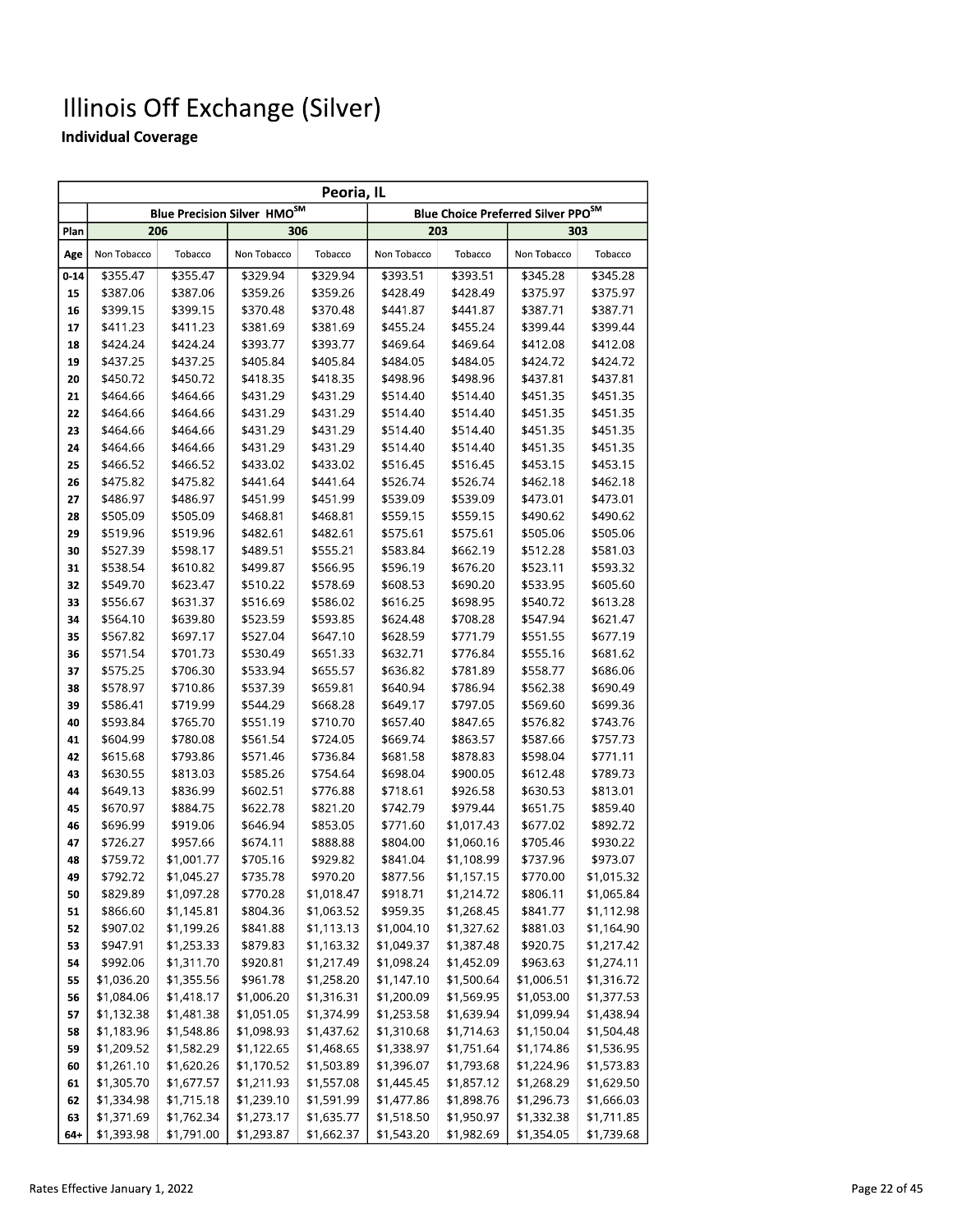# Illinois Off Exchange (Silver)

**Individual Coverage**

| Peoria, IL | | | | | | | | |
|---|---|---|---|---|---|---|---|---|
| | Blue Precision Silver HMO℠ | | | | Blue Choice Preferred Silver PPO℠ | | | |
| Plan | 206 | | 306 | | 203 | | 303 | |
| Age | Non Tobacco | Tobacco | Non Tobacco | Tobacco | Non Tobacco | Tobacco | Non Tobacco | Tobacco |
| 0-14 | $355.47 | $355.47 | $329.94 | $329.94 | $393.51 | $393.51 | $345.28 | $345.28 |
| 15 | $387.06 | $387.06 | $359.26 | $359.26 | $428.49 | $428.49 | $375.97 | $375.97 |
| 16 | $399.15 | $399.15 | $370.48 | $370.48 | $441.87 | $441.87 | $387.71 | $387.71 |
| 17 | $411.23 | $411.23 | $381.69 | $381.69 | $455.24 | $455.24 | $399.44 | $399.44 |
| 18 | $424.24 | $424.24 | $393.77 | $393.77 | $469.64 | $469.64 | $412.08 | $412.08 |
| 19 | $437.25 | $437.25 | $405.84 | $405.84 | $484.05 | $484.05 | $424.72 | $424.72 |
| 20 | $450.72 | $450.72 | $418.35 | $418.35 | $498.96 | $498.96 | $437.81 | $437.81 |
| 21 | $464.66 | $464.66 | $431.29 | $431.29 | $514.40 | $514.40 | $451.35 | $451.35 |
| 22 | $464.66 | $464.66 | $431.29 | $431.29 | $514.40 | $514.40 | $451.35 | $451.35 |
| 23 | $464.66 | $464.66 | $431.29 | $431.29 | $514.40 | $514.40 | $451.35 | $451.35 |
| 24 | $464.66 | $464.66 | $431.29 | $431.29 | $514.40 | $514.40 | $451.35 | $451.35 |
| 25 | $466.52 | $466.52 | $433.02 | $433.02 | $516.45 | $516.45 | $453.15 | $453.15 |
| 26 | $475.82 | $475.82 | $441.64 | $441.64 | $526.74 | $526.74 | $462.18 | $462.18 |
| 27 | $486.97 | $486.97 | $451.99 | $451.99 | $539.09 | $539.09 | $473.01 | $473.01 |
| 28 | $505.09 | $505.09 | $468.81 | $468.81 | $559.15 | $559.15 | $490.62 | $490.62 |
| 29 | $519.96 | $519.96 | $482.61 | $482.61 | $575.61 | $575.61 | $505.06 | $505.06 |
| 30 | $527.39 | $598.17 | $489.51 | $555.21 | $583.84 | $662.19 | $512.28 | $581.03 |
| 31 | $538.54 | $610.82 | $499.87 | $566.95 | $596.19 | $676.20 | $523.11 | $593.32 |
| 32 | $549.70 | $623.47 | $510.22 | $578.69 | $608.53 | $690.20 | $533.95 | $605.60 |
| 33 | $556.67 | $631.37 | $516.69 | $586.02 | $616.25 | $698.95 | $540.72 | $613.28 |
| 34 | $564.10 | $639.80 | $523.59 | $593.85 | $624.48 | $708.28 | $547.94 | $621.47 |
| 35 | $567.82 | $697.17 | $527.04 | $647.10 | $628.59 | $771.79 | $551.55 | $677.19 |
| 36 | $571.54 | $701.73 | $530.49 | $651.33 | $632.71 | $776.84 | $555.16 | $681.62 |
| 37 | $575.25 | $706.30 | $533.94 | $655.57 | $636.82 | $781.89 | $558.77 | $686.06 |
| 38 | $578.97 | $710.86 | $537.39 | $659.81 | $640.94 | $786.94 | $562.38 | $690.49 |
| 39 | $586.41 | $719.99 | $544.29 | $668.28 | $649.17 | $797.05 | $569.60 | $699.36 |
| 40 | $593.84 | $765.70 | $551.19 | $710.70 | $657.40 | $847.65 | $576.82 | $743.76 |
| 41 | $604.99 | $780.08 | $561.54 | $724.05 | $669.74 | $863.57 | $587.66 | $757.73 |
| 42 | $615.68 | $793.86 | $571.46 | $736.84 | $681.58 | $878.83 | $598.04 | $771.11 |
| 43 | $630.55 | $813.03 | $585.26 | $754.64 | $698.04 | $900.05 | $612.48 | $789.73 |
| 44 | $649.13 | $836.99 | $602.51 | $776.88 | $718.61 | $926.58 | $630.53 | $813.01 |
| 45 | $670.97 | $884.75 | $622.78 | $821.20 | $742.79 | $979.44 | $651.75 | $859.40 |
| 46 | $696.99 | $919.06 | $646.94 | $853.05 | $771.60 | $1,017.43 | $677.02 | $892.72 |
| 47 | $726.27 | $957.66 | $674.11 | $888.88 | $804.00 | $1,060.16 | $705.46 | $930.22 |
| 48 | $759.72 | $1,001.77 | $705.16 | $929.82 | $841.04 | $1,108.99 | $737.96 | $973.07 |
| 49 | $792.72 | $1,045.27 | $735.78 | $970.20 | $877.56 | $1,157.15 | $770.00 | $1,015.32 |
| 50 | $829.89 | $1,097.28 | $770.28 | $1,018.47 | $918.71 | $1,214.72 | $806.11 | $1,065.84 |
| 51 | $866.60 | $1,145.81 | $804.36 | $1,063.52 | $959.35 | $1,268.45 | $841.77 | $1,112.98 |
| 52 | $907.02 | $1,199.26 | $841.88 | $1,113.13 | $1,004.10 | $1,327.62 | $881.03 | $1,164.90 |
| 53 | $947.91 | $1,253.33 | $879.83 | $1,163.32 | $1,049.37 | $1,387.48 | $920.75 | $1,217.42 |
| 54 | $992.06 | $1,311.70 | $920.81 | $1,217.49 | $1,098.24 | $1,452.09 | $963.63 | $1,274.11 |
| 55 | $1,036.20 | $1,355.56 | $961.78 | $1,258.20 | $1,147.10 | $1,500.64 | $1,006.51 | $1,316.72 |
| 56 | $1,084.06 | $1,418.17 | $1,006.20 | $1,316.31 | $1,200.09 | $1,569.95 | $1,053.00 | $1,377.53 |
| 57 | $1,132.38 | $1,481.38 | $1,051.05 | $1,374.99 | $1,253.58 | $1,639.94 | $1,099.94 | $1,438.94 |
| 58 | $1,183.96 | $1,548.86 | $1,098.93 | $1,437.62 | $1,310.68 | $1,714.63 | $1,150.04 | $1,504.48 |
| 59 | $1,209.52 | $1,582.29 | $1,122.65 | $1,468.65 | $1,338.97 | $1,751.64 | $1,174.86 | $1,536.95 |
| 60 | $1,261.10 | $1,620.26 | $1,170.52 | $1,503.89 | $1,396.07 | $1,793.68 | $1,224.96 | $1,573.83 |
| 61 | $1,305.70 | $1,677.57 | $1,211.93 | $1,557.08 | $1,445.45 | $1,857.12 | $1,268.29 | $1,629.50 |
| 62 | $1,334.98 | $1,715.18 | $1,239.10 | $1,591.99 | $1,477.86 | $1,898.76 | $1,296.73 | $1,666.03 |
| 63 | $1,371.69 | $1,762.34 | $1,273.17 | $1,635.77 | $1,518.50 | $1,950.97 | $1,332.38 | $1,711.85 |
| 64+ | $1,393.98 | $1,791.00 | $1,293.87 | $1,662.37 | $1,543.20 | $1,982.69 | $1,354.05 | $1,739.68 |

Rates Effective January 1, 2022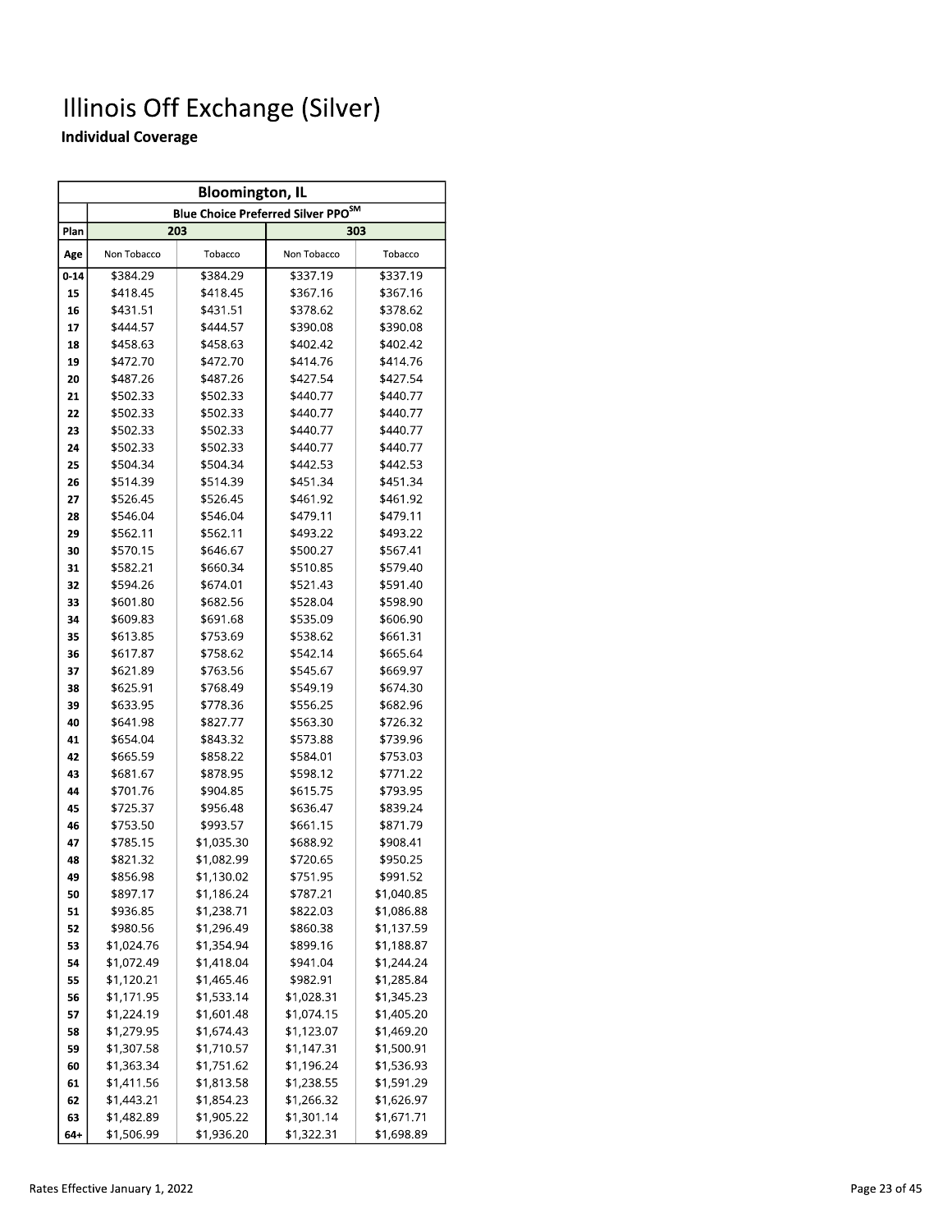# Illinois Off Exchange (Silver)

**Individual Coverage**

| Bloomington, IL | | | | |
|---|---|---|---|---|
| | Blue Choice Preferred Silver PPO[SM] | | | |
| Plan | 203 | | 303 | |
| Age | Non Tobacco | Tobacco | Non Tobacco | Tobacco |
| 0-14 | $384.29 | $384.29 | $337.19 | $337.19 |
| 15 | $418.45 | $418.45 | $367.16 | $367.16 |
| 16 | $431.51 | $431.51 | $378.62 | $378.62 |
| 17 | $444.57 | $444.57 | $390.08 | $390.08 |
| 18 | $458.63 | $458.63 | $402.42 | $402.42 |
| 19 | $472.70 | $472.70 | $414.76 | $414.76 |
| 20 | $487.26 | $487.26 | $427.54 | $427.54 |
| 21 | $502.33 | $502.33 | $440.77 | $440.77 |
| 22 | $502.33 | $502.33 | $440.77 | $440.77 |
| 23 | $502.33 | $502.33 | $440.77 | $440.77 |
| 24 | $502.33 | $502.33 | $440.77 | $440.77 |
| 25 | $504.34 | $504.34 | $442.53 | $442.53 |
| 26 | $514.39 | $514.39 | $451.34 | $451.34 |
| 27 | $526.45 | $526.45 | $461.92 | $461.92 |
| 28 | $546.04 | $546.04 | $479.11 | $479.11 |
| 29 | $562.11 | $562.11 | $493.22 | $493.22 |
| 30 | $570.15 | $646.67 | $500.27 | $567.41 |
| 31 | $582.21 | $660.34 | $510.85 | $579.40 |
| 32 | $594.26 | $674.01 | $521.43 | $591.40 |
| 33 | $601.80 | $682.56 | $528.04 | $598.90 |
| 34 | $609.83 | $691.68 | $535.09 | $606.90 |
| 35 | $613.85 | $753.69 | $538.62 | $661.31 |
| 36 | $617.87 | $758.62 | $542.14 | $665.64 |
| 37 | $621.89 | $763.56 | $545.67 | $669.97 |
| 38 | $625.91 | $768.49 | $549.19 | $674.30 |
| 39 | $633.95 | $778.36 | $556.25 | $682.96 |
| 40 | $641.98 | $827.77 | $563.30 | $726.32 |
| 41 | $654.04 | $843.32 | $573.88 | $739.96 |
| 42 | $665.59 | $858.22 | $584.01 | $753.03 |
| 43 | $681.67 | $878.95 | $598.12 | $771.22 |
| 44 | $701.76 | $904.85 | $615.75 | $793.95 |
| 45 | $725.37 | $956.48 | $636.47 | $839.24 |
| 46 | $753.50 | $993.57 | $661.15 | $871.79 |
| 47 | $785.15 | $1,035.30 | $688.92 | $908.41 |
| 48 | $821.32 | $1,082.99 | $720.65 | $950.25 |
| 49 | $856.98 | $1,130.02 | $751.95 | $991.52 |
| 50 | $897.17 | $1,186.24 | $787.21 | $1,040.85 |
| 51 | $936.85 | $1,238.71 | $822.03 | $1,086.88 |
| 52 | $980.56 | $1,296.49 | $860.38 | $1,137.59 |
| 53 | $1,024.76 | $1,354.94 | $899.16 | $1,188.87 |
| 54 | $1,072.49 | $1,418.04 | $941.04 | $1,244.24 |
| 55 | $1,120.21 | $1,465.46 | $982.91 | $1,285.84 |
| 56 | $1,171.95 | $1,533.14 | $1,028.31 | $1,345.23 |
| 57 | $1,224.19 | $1,601.48 | $1,074.15 | $1,405.20 |
| 58 | $1,279.95 | $1,674.43 | $1,123.07 | $1,469.20 |
| 59 | $1,307.58 | $1,710.57 | $1,147.31 | $1,500.91 |
| 60 | $1,363.34 | $1,751.62 | $1,196.24 | $1,536.93 |
| 61 | $1,411.56 | $1,813.58 | $1,238.55 | $1,591.29 |
| 62 | $1,443.21 | $1,854.23 | $1,266.32 | $1,626.97 |
| 63 | $1,482.89 | $1,905.22 | $1,301.14 | $1,671.71 |
| 64+ | $1,506.99 | $1,936.20 | $1,322.31 | $1,698.89 |

Rates Effective January 1, 2022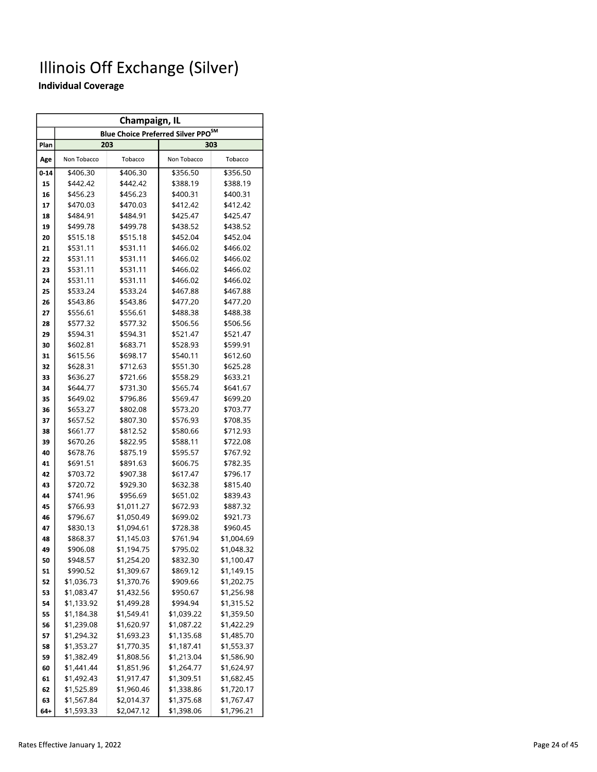# Illinois Off Exchange (Silver)

**Individual Coverage**

| Champaign, IL | | | | |
|---|---|---|---|---|
| | Blue Choice Preferred Silver PPO[SM] | | | |
| Plan | 203 | | 303 | |
| Age | Non Tobacco | Tobacco | Non Tobacco | Tobacco |
| 0-14 | $406.30 | $406.30 | $356.50 | $356.50 |
| 15 | $442.42 | $442.42 | $388.19 | $388.19 |
| 16 | $456.23 | $456.23 | $400.31 | $400.31 |
| 17 | $470.03 | $470.03 | $412.42 | $412.42 |
| 18 | $484.91 | $484.91 | $425.47 | $425.47 |
| 19 | $499.78 | $499.78 | $438.52 | $438.52 |
| 20 | $515.18 | $515.18 | $452.04 | $452.04 |
| 21 | $531.11 | $531.11 | $466.02 | $466.02 |
| 22 | $531.11 | $531.11 | $466.02 | $466.02 |
| 23 | $531.11 | $531.11 | $466.02 | $466.02 |
| 24 | $531.11 | $531.11 | $466.02 | $466.02 |
| 25 | $533.24 | $533.24 | $467.88 | $467.88 |
| 26 | $543.86 | $543.86 | $477.20 | $477.20 |
| 27 | $556.61 | $556.61 | $488.38 | $488.38 |
| 28 | $577.32 | $577.32 | $506.56 | $506.56 |
| 29 | $594.31 | $594.31 | $521.47 | $521.47 |
| 30 | $602.81 | $683.71 | $528.93 | $599.91 |
| 31 | $615.56 | $698.17 | $540.11 | $612.60 |
| 32 | $628.31 | $712.63 | $551.30 | $625.28 |
| 33 | $636.27 | $721.66 | $558.29 | $633.21 |
| 34 | $644.77 | $731.30 | $565.74 | $641.67 |
| 35 | $649.02 | $796.86 | $569.47 | $699.20 |
| 36 | $653.27 | $802.08 | $573.20 | $703.77 |
| 37 | $657.52 | $807.30 | $576.93 | $708.35 |
| 38 | $661.77 | $812.52 | $580.66 | $712.93 |
| 39 | $670.26 | $822.95 | $588.11 | $722.08 |
| 40 | $678.76 | $875.19 | $595.57 | $767.92 |
| 41 | $691.51 | $891.63 | $606.75 | $782.35 |
| 42 | $703.72 | $907.38 | $617.47 | $796.17 |
| 43 | $720.72 | $929.30 | $632.38 | $815.40 |
| 44 | $741.96 | $956.69 | $651.02 | $839.43 |
| 45 | $766.93 | $1,011.27 | $672.93 | $887.32 |
| 46 | $796.67 | $1,050.49 | $699.02 | $921.73 |
| 47 | $830.13 | $1,094.61 | $728.38 | $960.45 |
| 48 | $868.37 | $1,145.03 | $761.94 | $1,004.69 |
| 49 | $906.08 | $1,194.75 | $795.02 | $1,048.32 |
| 50 | $948.57 | $1,254.20 | $832.30 | $1,100.47 |
| 51 | $990.52 | $1,309.67 | $869.12 | $1,149.15 |
| 52 | $1,036.73 | $1,370.76 | $909.66 | $1,202.75 |
| 53 | $1,083.47 | $1,432.56 | $950.67 | $1,256.98 |
| 54 | $1,133.92 | $1,499.28 | $994.94 | $1,315.52 |
| 55 | $1,184.38 | $1,549.41 | $1,039.22 | $1,359.50 |
| 56 | $1,239.08 | $1,620.97 | $1,087.22 | $1,422.29 |
| 57 | $1,294.32 | $1,693.23 | $1,135.68 | $1,485.70 |
| 58 | $1,353.27 | $1,770.35 | $1,187.41 | $1,553.37 |
| 59 | $1,382.49 | $1,808.56 | $1,213.04 | $1,586.90 |
| 60 | $1,441.44 | $1,851.96 | $1,264.77 | $1,624.97 |
| 61 | $1,492.43 | $1,917.47 | $1,309.51 | $1,682.45 |
| 62 | $1,525.89 | $1,960.46 | $1,338.86 | $1,720.17 |
| 63 | $1,567.84 | $2,014.37 | $1,375.68 | $1,767.47 |
| 64+ | $1,593.33 | $2,047.12 | $1,398.06 | $1,796.21 |

Rates Effective January 1, 2022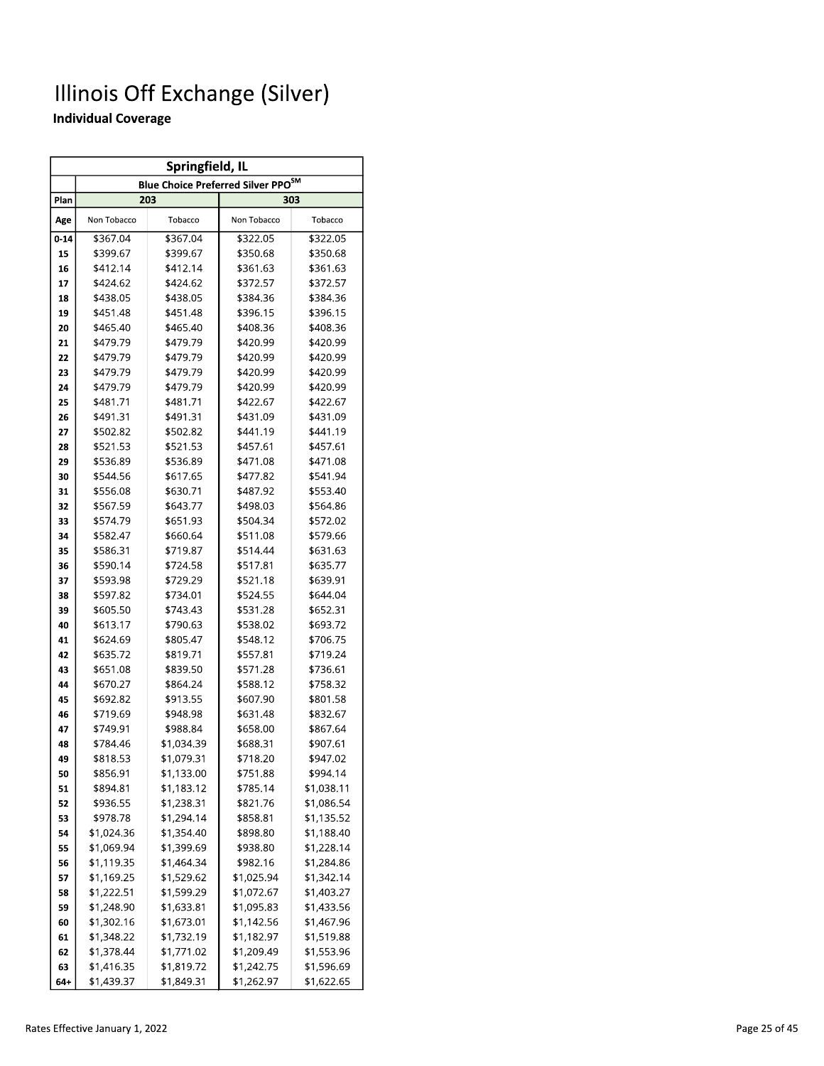# Illinois Off Exchange (Silver)

**Individual Coverage**

| Springfield, IL | | | | |
|---|---|---|---|---|
| | Blue Choice Preferred Silver PPO[SM] | | | |
| Plan | 203 | | 303 | |
| Age | Non Tobacco | Tobacco | Non Tobacco | Tobacco |
| 0-14 | $367.04 | $367.04 | $322.05 | $322.05 |
| 15 | $399.67 | $399.67 | $350.68 | $350.68 |
| 16 | $412.14 | $412.14 | $361.63 | $361.63 |
| 17 | $424.62 | $424.62 | $372.57 | $372.57 |
| 18 | $438.05 | $438.05 | $384.36 | $384.36 |
| 19 | $451.48 | $451.48 | $396.15 | $396.15 |
| 20 | $465.40 | $465.40 | $408.36 | $408.36 |
| 21 | $479.79 | $479.79 | $420.99 | $420.99 |
| 22 | $479.79 | $479.79 | $420.99 | $420.99 |
| 23 | $479.79 | $479.79 | $420.99 | $420.99 |
| 24 | $479.79 | $479.79 | $420.99 | $420.99 |
| 25 | $481.71 | $481.71 | $422.67 | $422.67 |
| 26 | $491.31 | $491.31 | $431.09 | $431.09 |
| 27 | $502.82 | $502.82 | $441.19 | $441.19 |
| 28 | $521.53 | $521.53 | $457.61 | $457.61 |
| 29 | $536.89 | $536.89 | $471.08 | $471.08 |
| 30 | $544.56 | $617.65 | $477.82 | $541.94 |
| 31 | $556.08 | $630.71 | $487.92 | $553.40 |
| 32 | $567.59 | $643.77 | $498.03 | $564.86 |
| 33 | $574.79 | $651.93 | $504.34 | $572.02 |
| 34 | $582.47 | $660.64 | $511.08 | $579.66 |
| 35 | $586.31 | $719.87 | $514.44 | $631.63 |
| 36 | $590.14 | $724.58 | $517.81 | $635.77 |
| 37 | $593.98 | $729.29 | $521.18 | $639.91 |
| 38 | $597.82 | $734.01 | $524.55 | $644.04 |
| 39 | $605.50 | $743.43 | $531.28 | $652.31 |
| 40 | $613.17 | $790.63 | $538.02 | $693.72 |
| 41 | $624.69 | $805.47 | $548.12 | $706.75 |
| 42 | $635.72 | $819.71 | $557.81 | $719.24 |
| 43 | $651.08 | $839.50 | $571.28 | $736.61 |
| 44 | $670.27 | $864.24 | $588.12 | $758.32 |
| 45 | $692.82 | $913.55 | $607.90 | $801.58 |
| 46 | $719.69 | $948.98 | $631.48 | $832.67 |
| 47 | $749.91 | $988.84 | $658.00 | $867.64 |
| 48 | $784.46 | $1,034.39 | $688.31 | $907.61 |
| 49 | $818.53 | $1,079.31 | $718.20 | $947.02 |
| 50 | $856.91 | $1,133.00 | $751.88 | $994.14 |
| 51 | $894.81 | $1,183.12 | $785.14 | $1,038.11 |
| 52 | $936.55 | $1,238.31 | $821.76 | $1,086.54 |
| 53 | $978.78 | $1,294.14 | $858.81 | $1,135.52 |
| 54 | $1,024.36 | $1,354.40 | $898.80 | $1,188.40 |
| 55 | $1,069.94 | $1,399.69 | $938.80 | $1,228.14 |
| 56 | $1,119.35 | $1,464.34 | $982.16 | $1,284.86 |
| 57 | $1,169.25 | $1,529.62 | $1,025.94 | $1,342.14 |
| 58 | $1,222.51 | $1,599.29 | $1,072.67 | $1,403.27 |
| 59 | $1,248.90 | $1,633.81 | $1,095.83 | $1,433.56 |
| 60 | $1,302.16 | $1,673.01 | $1,142.56 | $1,467.96 |
| 61 | $1,348.22 | $1,732.19 | $1,182.97 | $1,519.88 |
| 62 | $1,378.44 | $1,771.02 | $1,209.49 | $1,553.96 |
| 63 | $1,416.35 | $1,819.72 | $1,242.75 | $1,596.69 |
| 64+ | $1,439.37 | $1,849.31 | $1,262.97 | $1,622.65 |

Rates Effective January 1, 2022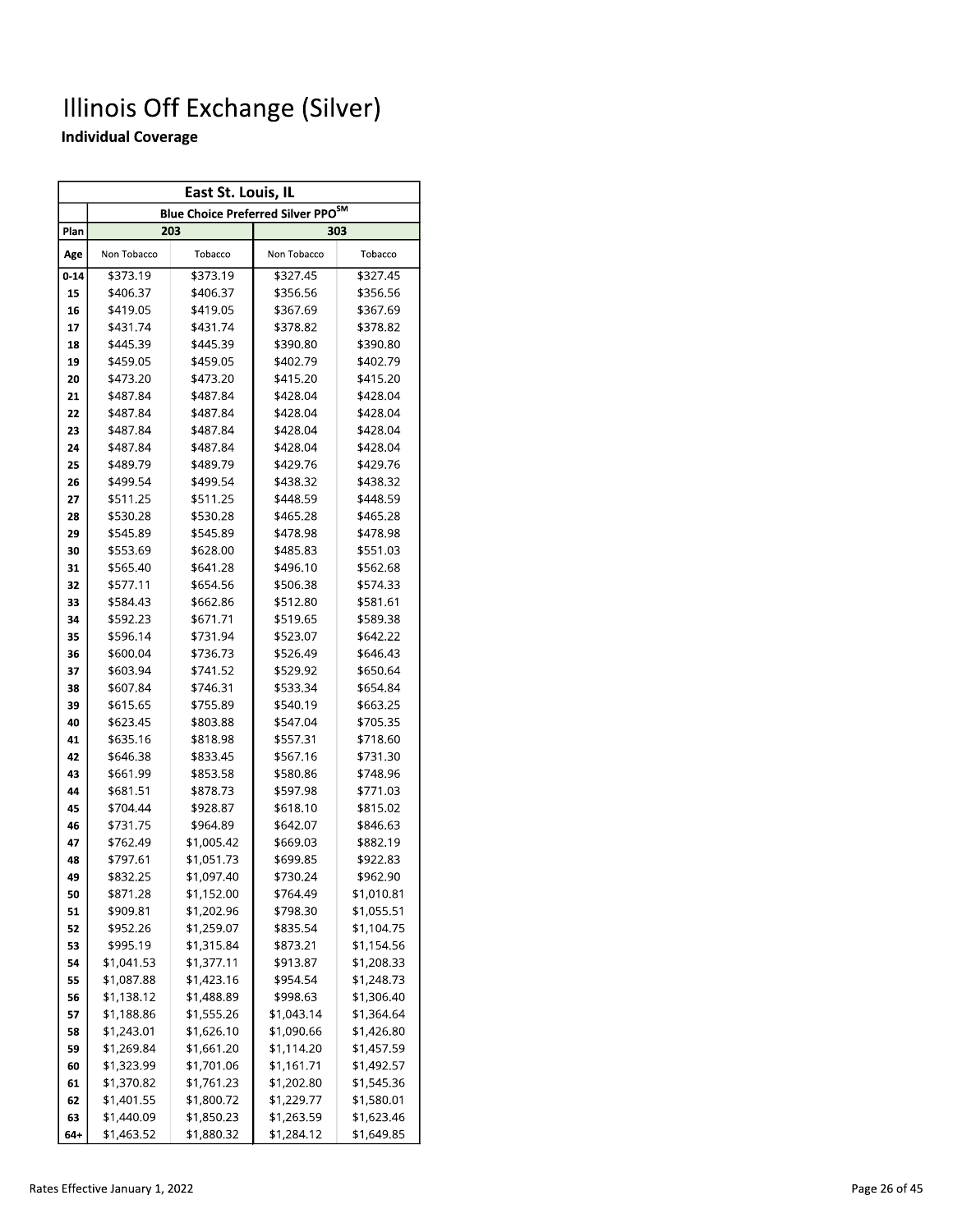# Illinois Off Exchange (Silver)

**Individual Coverage**

| East St. Louis, IL | | | | |
|---|---|---|---|---|
| | Blue Choice Preferred Silver PPO℠ | | | |
| Plan | 203 | | 303 | |
| Age | Non Tobacco | Tobacco | Non Tobacco | Tobacco |
| 0-14 | $373.19 | $373.19 | $327.45 | $327.45 |
| 15 | $406.37 | $406.37 | $356.56 | $356.56 |
| 16 | $419.05 | $419.05 | $367.69 | $367.69 |
| 17 | $431.74 | $431.74 | $378.82 | $378.82 |
| 18 | $445.39 | $445.39 | $390.80 | $390.80 |
| 19 | $459.05 | $459.05 | $402.79 | $402.79 |
| 20 | $473.20 | $473.20 | $415.20 | $415.20 |
| 21 | $487.84 | $487.84 | $428.04 | $428.04 |
| 22 | $487.84 | $487.84 | $428.04 | $428.04 |
| 23 | $487.84 | $487.84 | $428.04 | $428.04 |
| 24 | $487.84 | $487.84 | $428.04 | $428.04 |
| 25 | $489.79 | $489.79 | $429.76 | $429.76 |
| 26 | $499.54 | $499.54 | $438.32 | $438.32 |
| 27 | $511.25 | $511.25 | $448.59 | $448.59 |
| 28 | $530.28 | $530.28 | $465.28 | $465.28 |
| 29 | $545.89 | $545.89 | $478.98 | $478.98 |
| 30 | $553.69 | $628.00 | $485.83 | $551.03 |
| 31 | $565.40 | $641.28 | $496.10 | $562.68 |
| 32 | $577.11 | $654.56 | $506.38 | $574.33 |
| 33 | $584.43 | $662.86 | $512.80 | $581.61 |
| 34 | $592.23 | $671.71 | $519.65 | $589.38 |
| 35 | $596.14 | $731.94 | $523.07 | $642.22 |
| 36 | $600.04 | $736.73 | $526.49 | $646.43 |
| 37 | $603.94 | $741.52 | $529.92 | $650.64 |
| 38 | $607.84 | $746.31 | $533.34 | $654.84 |
| 39 | $615.65 | $755.89 | $540.19 | $663.25 |
| 40 | $623.45 | $803.88 | $547.04 | $705.35 |
| 41 | $635.16 | $818.98 | $557.31 | $718.60 |
| 42 | $646.38 | $833.45 | $567.16 | $731.30 |
| 43 | $661.99 | $853.58 | $580.86 | $748.96 |
| 44 | $681.51 | $878.73 | $597.98 | $771.03 |
| 45 | $704.44 | $928.87 | $618.10 | $815.02 |
| 46 | $731.75 | $964.89 | $642.07 | $846.63 |
| 47 | $762.49 | $1,005.42 | $669.03 | $882.19 |
| 48 | $797.61 | $1,051.73 | $699.85 | $922.83 |
| 49 | $832.25 | $1,097.40 | $730.24 | $962.90 |
| 50 | $871.28 | $1,152.00 | $764.49 | $1,010.81 |
| 51 | $909.81 | $1,202.96 | $798.30 | $1,055.51 |
| 52 | $952.26 | $1,259.07 | $835.54 | $1,104.75 |
| 53 | $995.19 | $1,315.84 | $873.21 | $1,154.56 |
| 54 | $1,041.53 | $1,377.11 | $913.87 | $1,208.33 |
| 55 | $1,087.88 | $1,423.16 | $954.54 | $1,248.73 |
| 56 | $1,138.12 | $1,488.89 | $998.63 | $1,306.40 |
| 57 | $1,188.86 | $1,555.26 | $1,043.14 | $1,364.64 |
| 58 | $1,243.01 | $1,626.10 | $1,090.66 | $1,426.80 |
| 59 | $1,269.84 | $1,661.20 | $1,114.20 | $1,457.59 |
| 60 | $1,323.99 | $1,701.06 | $1,161.71 | $1,492.57 |
| 61 | $1,370.82 | $1,761.23 | $1,202.80 | $1,545.36 |
| 62 | $1,401.55 | $1,800.72 | $1,229.77 | $1,580.01 |
| 63 | $1,440.09 | $1,850.23 | $1,263.59 | $1,623.46 |
| 64+ | $1,463.52 | $1,880.32 | $1,284.12 | $1,649.85 |

Rates Effective January 1, 2022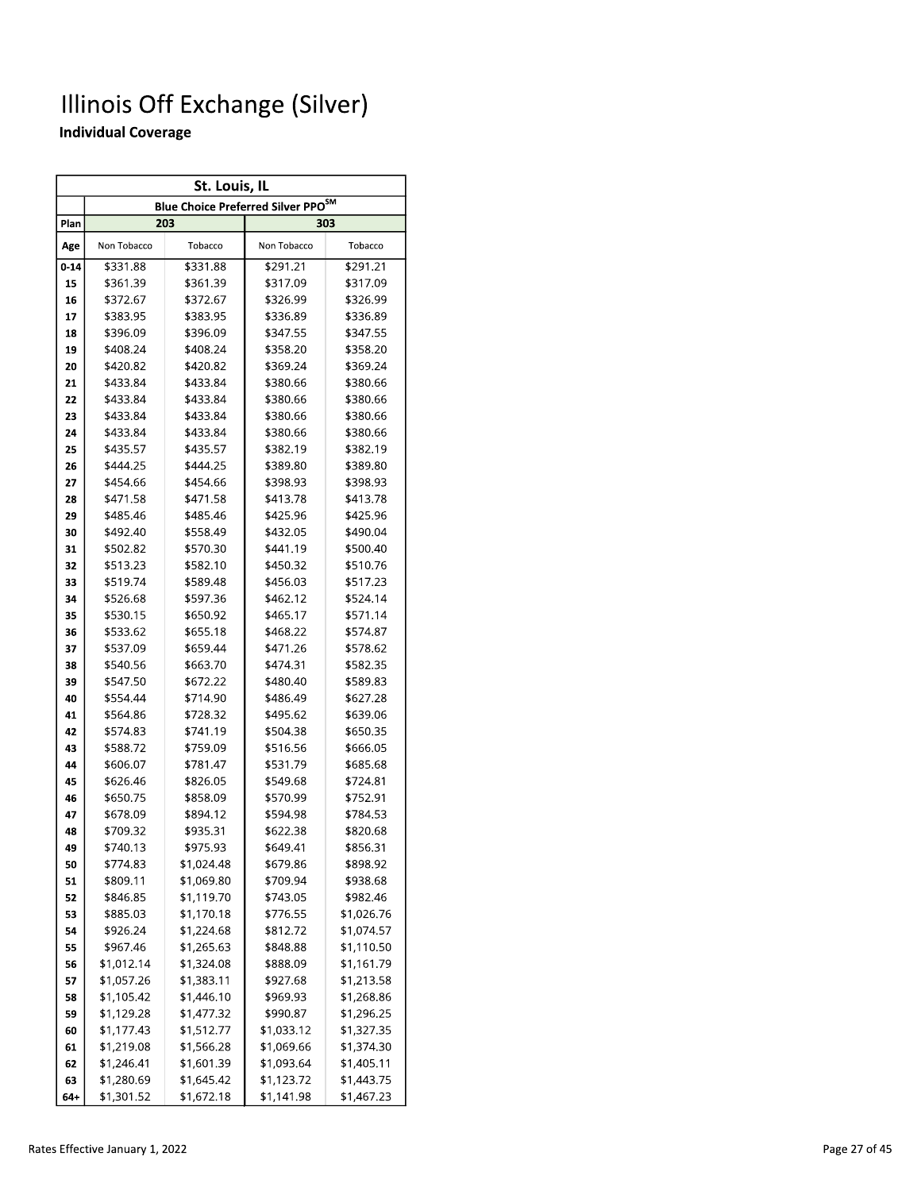# Illinois Off Exchange (Silver)

**Individual Coverage**

| St. Louis, IL | | | | |
|---|---|---|---|---|
| | Blue Choice Preferred Silver PPO[SM] | | | |
| Plan | 203 | | 303 | |
| Age | Non Tobacco | Tobacco | Non Tobacco | Tobacco |
| 0-14 | $331.88 | $331.88 | $291.21 | $291.21 |
| 15 | $361.39 | $361.39 | $317.09 | $317.09 |
| 16 | $372.67 | $372.67 | $326.99 | $326.99 |
| 17 | $383.95 | $383.95 | $336.89 | $336.89 |
| 18 | $396.09 | $396.09 | $347.55 | $347.55 |
| 19 | $408.24 | $408.24 | $358.20 | $358.20 |
| 20 | $420.82 | $420.82 | $369.24 | $369.24 |
| 21 | $433.84 | $433.84 | $380.66 | $380.66 |
| 22 | $433.84 | $433.84 | $380.66 | $380.66 |
| 23 | $433.84 | $433.84 | $380.66 | $380.66 |
| 24 | $433.84 | $433.84 | $380.66 | $380.66 |
| 25 | $435.57 | $435.57 | $382.19 | $382.19 |
| 26 | $444.25 | $444.25 | $389.80 | $389.80 |
| 27 | $454.66 | $454.66 | $398.93 | $398.93 |
| 28 | $471.58 | $471.58 | $413.78 | $413.78 |
| 29 | $485.46 | $485.46 | $425.96 | $425.96 |
| 30 | $492.40 | $558.49 | $432.05 | $490.04 |
| 31 | $502.82 | $570.30 | $441.19 | $500.40 |
| 32 | $513.23 | $582.10 | $450.32 | $510.76 |
| 33 | $519.74 | $589.48 | $456.03 | $517.23 |
| 34 | $526.68 | $597.36 | $462.12 | $524.14 |
| 35 | $530.15 | $650.92 | $465.17 | $571.14 |
| 36 | $533.62 | $655.18 | $468.22 | $574.87 |
| 37 | $537.09 | $659.44 | $471.26 | $578.62 |
| 38 | $540.56 | $663.70 | $474.31 | $582.35 |
| 39 | $547.50 | $672.22 | $480.40 | $589.83 |
| 40 | $554.44 | $714.90 | $486.49 | $627.28 |
| 41 | $564.86 | $728.32 | $495.62 | $639.06 |
| 42 | $574.83 | $741.19 | $504.38 | $650.35 |
| 43 | $588.72 | $759.09 | $516.56 | $666.05 |
| 44 | $606.07 | $781.47 | $531.79 | $685.68 |
| 45 | $626.46 | $826.05 | $549.68 | $724.81 |
| 46 | $650.75 | $858.09 | $570.99 | $752.91 |
| 47 | $678.09 | $894.12 | $594.98 | $784.53 |
| 48 | $709.32 | $935.31 | $622.38 | $820.68 |
| 49 | $740.13 | $975.93 | $649.41 | $856.31 |
| 50 | $774.83 | $1,024.48 | $679.86 | $898.92 |
| 51 | $809.11 | $1,069.80 | $709.94 | $938.68 |
| 52 | $846.85 | $1,119.70 | $743.05 | $982.46 |
| 53 | $885.03 | $1,170.18 | $776.55 | $1,026.76 |
| 54 | $926.24 | $1,224.68 | $812.72 | $1,074.57 |
| 55 | $967.46 | $1,265.63 | $848.88 | $1,110.50 |
| 56 | $1,012.14 | $1,324.08 | $888.09 | $1,161.79 |
| 57 | $1,057.26 | $1,383.11 | $927.68 | $1,213.58 |
| 58 | $1,105.42 | $1,446.10 | $969.93 | $1,268.86 |
| 59 | $1,129.28 | $1,477.32 | $990.87 | $1,296.25 |
| 60 | $1,177.43 | $1,512.77 | $1,033.12 | $1,327.35 |
| 61 | $1,219.08 | $1,566.28 | $1,069.66 | $1,374.30 |
| 62 | $1,246.41 | $1,601.39 | $1,093.64 | $1,405.11 |
| 63 | $1,280.69 | $1,645.42 | $1,123.72 | $1,443.75 |
| 64+ | $1,301.52 | $1,672.18 | $1,141.98 | $1,467.23 |

Rates Effective January 1, 2022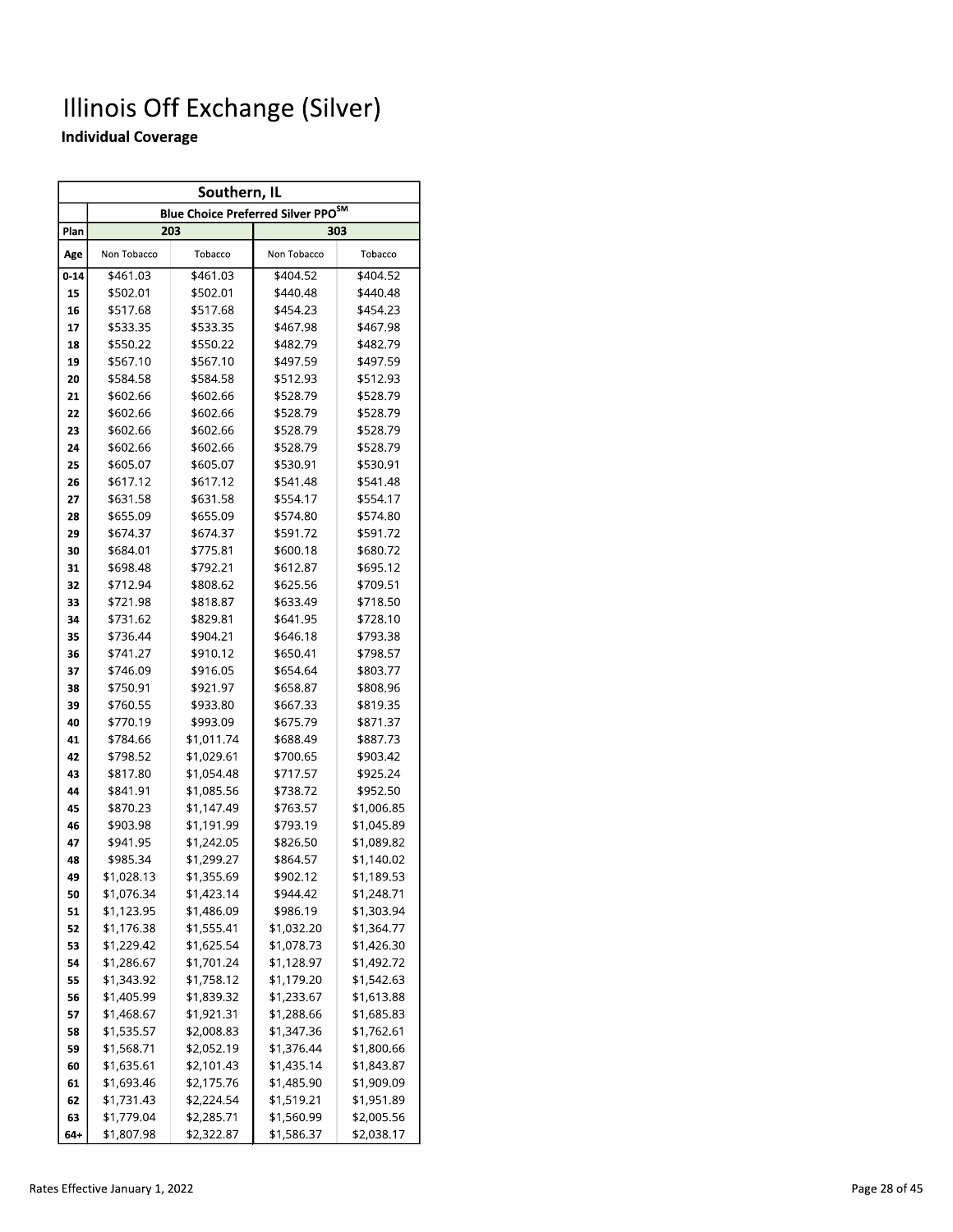# Illinois Off Exchange (Silver)

**Individual Coverage**

| Southern, IL | | | | |
|---|---|---|---|---|
| | Blue Choice Preferred Silver PPO℠ | | | |
| Plan | 203 | | 303 | |
| Age | Non Tobacco | Tobacco | Non Tobacco | Tobacco |
| 0-14 | $461.03 | $461.03 | $404.52 | $404.52 |
| 15 | $502.01 | $502.01 | $440.48 | $440.48 |
| 16 | $517.68 | $517.68 | $454.23 | $454.23 |
| 17 | $533.35 | $533.35 | $467.98 | $467.98 |
| 18 | $550.22 | $550.22 | $482.79 | $482.79 |
| 19 | $567.10 | $567.10 | $497.59 | $497.59 |
| 20 | $584.58 | $584.58 | $512.93 | $512.93 |
| 21 | $602.66 | $602.66 | $528.79 | $528.79 |
| 22 | $602.66 | $602.66 | $528.79 | $528.79 |
| 23 | $602.66 | $602.66 | $528.79 | $528.79 |
| 24 | $602.66 | $602.66 | $528.79 | $528.79 |
| 25 | $605.07 | $605.07 | $530.91 | $530.91 |
| 26 | $617.12 | $617.12 | $541.48 | $541.48 |
| 27 | $631.58 | $631.58 | $554.17 | $554.17 |
| 28 | $655.09 | $655.09 | $574.80 | $574.80 |
| 29 | $674.37 | $674.37 | $591.72 | $591.72 |
| 30 | $684.01 | $775.81 | $600.18 | $680.72 |
| 31 | $698.48 | $792.21 | $612.87 | $695.12 |
| 32 | $712.94 | $808.62 | $625.56 | $709.51 |
| 33 | $721.98 | $818.87 | $633.49 | $718.50 |
| 34 | $731.62 | $829.81 | $641.95 | $728.10 |
| 35 | $736.44 | $904.21 | $646.18 | $793.38 |
| 36 | $741.27 | $910.12 | $650.41 | $798.57 |
| 37 | $746.09 | $916.05 | $654.64 | $803.77 |
| 38 | $750.91 | $921.97 | $658.87 | $808.96 |
| 39 | $760.55 | $933.80 | $667.33 | $819.35 |
| 40 | $770.19 | $993.09 | $675.79 | $871.37 |
| 41 | $784.66 | $1,011.74 | $688.49 | $887.73 |
| 42 | $798.52 | $1,029.61 | $700.65 | $903.42 |
| 43 | $817.80 | $1,054.48 | $717.57 | $925.24 |
| 44 | $841.91 | $1,085.56 | $738.72 | $952.50 |
| 45 | $870.23 | $1,147.49 | $763.57 | $1,006.85 |
| 46 | $903.98 | $1,191.99 | $793.19 | $1,045.89 |
| 47 | $941.95 | $1,242.05 | $826.50 | $1,089.82 |
| 48 | $985.34 | $1,299.27 | $864.57 | $1,140.02 |
| 49 | $1,028.13 | $1,355.69 | $902.12 | $1,189.53 |
| 50 | $1,076.34 | $1,423.14 | $944.42 | $1,248.71 |
| 51 | $1,123.95 | $1,486.09 | $986.19 | $1,303.94 |
| 52 | $1,176.38 | $1,555.41 | $1,032.20 | $1,364.77 |
| 53 | $1,229.42 | $1,625.54 | $1,078.73 | $1,426.30 |
| 54 | $1,286.67 | $1,701.24 | $1,128.97 | $1,492.72 |
| 55 | $1,343.92 | $1,758.12 | $1,179.20 | $1,542.63 |
| 56 | $1,405.99 | $1,839.32 | $1,233.67 | $1,613.88 |
| 57 | $1,468.67 | $1,921.31 | $1,288.66 | $1,685.83 |
| 58 | $1,535.57 | $2,008.83 | $1,347.36 | $1,762.61 |
| 59 | $1,568.71 | $2,052.19 | $1,376.44 | $1,800.66 |
| 60 | $1,635.61 | $2,101.43 | $1,435.14 | $1,843.87 |
| 61 | $1,693.46 | $2,175.76 | $1,485.90 | $1,909.09 |
| 62 | $1,731.43 | $2,224.54 | $1,519.21 | $1,951.89 |
| 63 | $1,779.04 | $2,285.71 | $1,560.99 | $2,005.56 |
| 64+ | $1,807.98 | $2,322.87 | $1,586.37 | $2,038.17 |

Rates Effective January 1, 2022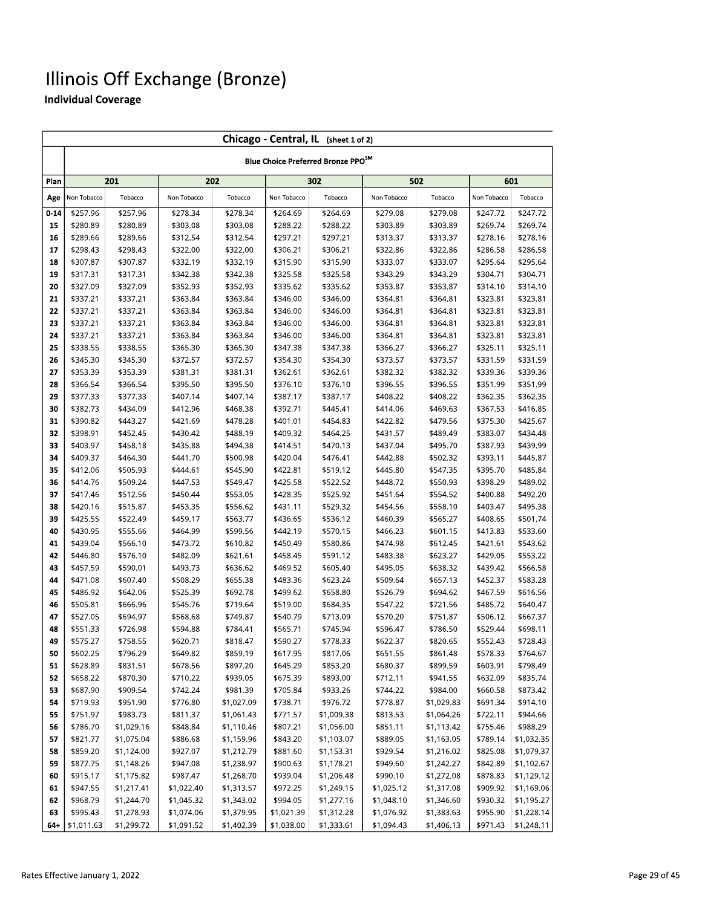# Illinois Off Exchange (Bronze)

## Individual Coverage

| Chicago - Central, IL (sheet 1 of 2) | | | | | | | | | | |
|---|---|---|---|---|---|---|---|---|---|---|
| | Blue Choice Preferred Bronze PPO℠ | | | | | | | | | |
| Plan | 201 | | 202 | | 302 | | 502 | | 601 | |
| Age | Non Tobacco | Tobacco | Non Tobacco | Tobacco | Non Tobacco | Tobacco | Non Tobacco | Tobacco | Non Tobacco | Tobacco |
| 0-14 | $257.96 | $257.96 | $278.34 | $278.34 | $264.69 | $264.69 | $279.08 | $279.08 | $247.72 | $247.72 |
| 15 | $280.89 | $280.89 | $303.08 | $303.08 | $288.22 | $288.22 | $303.89 | $303.89 | $269.74 | $269.74 |
| 16 | $289.66 | $289.66 | $312.54 | $312.54 | $297.21 | $297.21 | $313.37 | $313.37 | $278.16 | $278.16 |
| 17 | $298.43 | $298.43 | $322.00 | $322.00 | $306.21 | $306.21 | $322.86 | $322.86 | $286.58 | $286.58 |
| 18 | $307.87 | $307.87 | $332.19 | $332.19 | $315.90 | $315.90 | $333.07 | $333.07 | $295.64 | $295.64 |
| 19 | $317.31 | $317.31 | $342.38 | $342.38 | $325.58 | $325.58 | $343.29 | $343.29 | $304.71 | $304.71 |
| 20 | $327.09 | $327.09 | $352.93 | $352.93 | $335.62 | $335.62 | $353.87 | $353.87 | $314.10 | $314.10 |
| 21 | $337.21 | $337.21 | $363.84 | $363.84 | $346.00 | $346.00 | $364.81 | $364.81 | $323.81 | $323.81 |
| 22 | $337.21 | $337.21 | $363.84 | $363.84 | $346.00 | $346.00 | $364.81 | $364.81 | $323.81 | $323.81 |
| 23 | $337.21 | $337.21 | $363.84 | $363.84 | $346.00 | $346.00 | $364.81 | $364.81 | $323.81 | $323.81 |
| 24 | $337.21 | $337.21 | $363.84 | $363.84 | $346.00 | $346.00 | $364.81 | $364.81 | $323.81 | $323.81 |
| 25 | $338.55 | $338.55 | $365.30 | $365.30 | $347.38 | $347.38 | $366.27 | $366.27 | $325.11 | $325.11 |
| 26 | $345.30 | $345.30 | $372.57 | $372.57 | $354.30 | $354.30 | $373.57 | $373.57 | $331.59 | $331.59 |
| 27 | $353.39 | $353.39 | $381.31 | $381.31 | $362.61 | $362.61 | $382.32 | $382.32 | $339.36 | $339.36 |
| 28 | $366.54 | $366.54 | $395.50 | $395.50 | $376.10 | $376.10 | $396.55 | $396.55 | $351.99 | $351.99 |
| 29 | $377.33 | $377.33 | $407.14 | $407.14 | $387.17 | $387.17 | $408.22 | $408.22 | $362.35 | $362.35 |
| 30 | $382.73 | $434.09 | $412.96 | $468.38 | $392.71 | $445.41 | $414.06 | $469.63 | $367.53 | $416.85 |
| 31 | $390.82 | $443.27 | $421.69 | $478.28 | $401.01 | $454.83 | $422.82 | $479.56 | $375.30 | $425.67 |
| 32 | $398.91 | $452.45 | $430.42 | $488.19 | $409.32 | $464.25 | $431.57 | $489.49 | $383.07 | $434.48 |
| 33 | $403.97 | $458.18 | $435.88 | $494.38 | $414.51 | $470.13 | $437.04 | $495.70 | $387.93 | $439.99 |
| 34 | $409.37 | $464.30 | $441.70 | $500.98 | $420.04 | $476.41 | $442.88 | $502.32 | $393.11 | $445.87 |
| 35 | $412.06 | $505.93 | $444.61 | $545.90 | $422.81 | $519.12 | $445.80 | $547.35 | $395.70 | $485.84 |
| 36 | $414.76 | $509.24 | $447.53 | $549.47 | $425.58 | $522.52 | $448.72 | $550.93 | $398.29 | $489.02 |
| 37 | $417.46 | $512.56 | $450.44 | $553.05 | $428.35 | $525.92 | $451.64 | $554.52 | $400.88 | $492.20 |
| 38 | $420.16 | $515.87 | $453.35 | $556.62 | $431.11 | $529.32 | $454.56 | $558.10 | $403.47 | $495.38 |
| 39 | $425.55 | $522.49 | $459.17 | $563.77 | $436.65 | $536.12 | $460.39 | $565.27 | $408.65 | $501.74 |
| 40 | $430.95 | $555.66 | $464.99 | $599.56 | $442.19 | $570.15 | $466.23 | $601.15 | $413.83 | $533.60 |
| 41 | $439.04 | $566.10 | $473.72 | $610.82 | $450.49 | $580.86 | $474.98 | $612.45 | $421.61 | $543.62 |
| 42 | $446.80 | $576.10 | $482.09 | $621.61 | $458.45 | $591.12 | $483.38 | $623.27 | $429.05 | $553.22 |
| 43 | $457.59 | $590.01 | $493.73 | $636.62 | $469.52 | $605.40 | $495.05 | $638.32 | $439.42 | $566.58 |
| 44 | $471.08 | $607.40 | $508.29 | $655.38 | $483.36 | $623.24 | $509.64 | $657.13 | $452.37 | $583.28 |
| 45 | $486.92 | $642.06 | $525.39 | $692.78 | $499.62 | $658.80 | $526.79 | $694.62 | $467.59 | $616.56 |
| 46 | $505.81 | $666.96 | $545.76 | $719.64 | $519.00 | $684.35 | $547.22 | $721.56 | $485.72 | $640.47 |
| 47 | $527.05 | $694.97 | $568.68 | $749.87 | $540.79 | $713.09 | $570.20 | $751.87 | $506.12 | $667.37 |
| 48 | $551.33 | $726.98 | $594.88 | $784.41 | $565.71 | $745.94 | $596.47 | $786.50 | $529.44 | $698.11 |
| 49 | $575.27 | $758.55 | $620.71 | $818.47 | $590.27 | $778.33 | $622.37 | $820.65 | $552.43 | $728.43 |
| 50 | $602.25 | $796.29 | $649.82 | $859.19 | $617.95 | $817.06 | $651.55 | $861.48 | $578.33 | $764.67 |
| 51 | $628.89 | $831.51 | $678.56 | $897.20 | $645.29 | $853.20 | $680.37 | $899.59 | $603.91 | $798.49 |
| 52 | $658.22 | $870.30 | $710.22 | $939.05 | $675.39 | $893.00 | $712.11 | $941.55 | $632.09 | $835.74 |
| 53 | $687.90 | $909.54 | $742.24 | $981.39 | $705.84 | $933.26 | $744.22 | $984.00 | $660.58 | $873.42 |
| 54 | $719.93 | $951.90 | $776.80 | $1,027.09 | $738.71 | $976.72 | $778.87 | $1,029.83 | $691.34 | $914.10 |
| 55 | $751.97 | $983.73 | $811.37 | $1,061.43 | $771.57 | $1,009.38 | $813.53 | $1,064.26 | $722.11 | $944.66 |
| 56 | $786.70 | $1,029.16 | $848.84 | $1,110.46 | $807.21 | $1,056.00 | $851.11 | $1,113.42 | $755.46 | $988.29 |
| 57 | $821.77 | $1,075.04 | $886.68 | $1,159.96 | $843.20 | $1,103.07 | $889.05 | $1,163.05 | $789.14 | $1,032.35 |
| 58 | $859.20 | $1,124.00 | $927.07 | $1,212.79 | $881.60 | $1,153.31 | $929.54 | $1,216.02 | $825.08 | $1,079.37 |
| 59 | $877.75 | $1,148.26 | $947.08 | $1,238.97 | $900.63 | $1,178.21 | $949.60 | $1,242.27 | $842.89 | $1,102.67 |
| 60 | $915.17 | $1,175.82 | $987.47 | $1,268.70 | $939.04 | $1,206.48 | $990.10 | $1,272.08 | $878.83 | $1,129.12 |
| 61 | $947.55 | $1,217.41 | $1,022.40 | $1,313.57 | $972.25 | $1,249.15 | $1,025.12 | $1,317.08 | $909.92 | $1,169.06 |
| 62 | $968.79 | $1,244.70 | $1,045.32 | $1,343.02 | $994.05 | $1,277.16 | $1,048.10 | $1,346.60 | $930.32 | $1,195.27 |
| 63 | $995.43 | $1,278.93 | $1,074.06 | $1,379.95 | $1,021.39 | $1,312.28 | $1,076.92 | $1,383.63 | $955.90 | $1,228.14 |
| 64+ | $1,011.63 | $1,299.72 | $1,091.52 | $1,402.39 | $1,038.00 | $1,333.61 | $1,094.43 | $1,406.13 | $971.43 | $1,248.11 |

Rates Effective January 1, 2022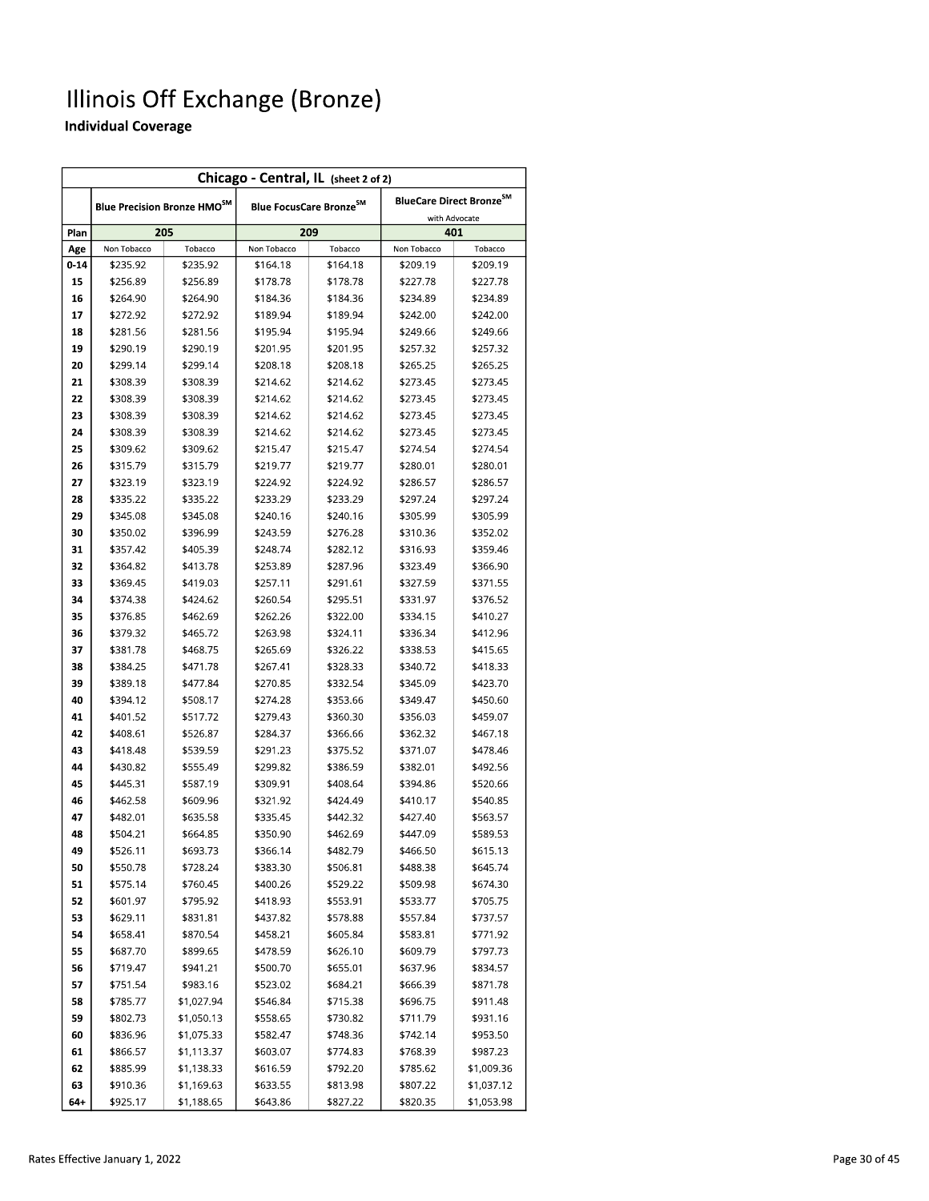# Illinois Off Exchange (Bronze)

**Individual Coverage**

| Chicago - Central, IL (sheet 2 of 2) | | | | | | |
|---|---|---|---|---|---|---|
| | Blue Precision Bronze HMO[SM] | | Blue FocusCare Bronze[SM] | | BlueCare Direct Bronze[SM] with Advocate | |
| Plan | 205 | | 209 | | 401 | |
| Age | Non Tobacco | Tobacco | Non Tobacco | Tobacco | Non Tobacco | Tobacco |
| 0-14 | $235.92 | $235.92 | $164.18 | $164.18 | $209.19 | $209.19 |
| 15 | $256.89 | $256.89 | $178.78 | $178.78 | $227.78 | $227.78 |
| 16 | $264.90 | $264.90 | $184.36 | $184.36 | $234.89 | $234.89 |
| 17 | $272.92 | $272.92 | $189.94 | $189.94 | $242.00 | $242.00 |
| 18 | $281.56 | $281.56 | $195.94 | $195.94 | $249.66 | $249.66 |
| 19 | $290.19 | $290.19 | $201.95 | $201.95 | $257.32 | $257.32 |
| 20 | $299.14 | $299.14 | $208.18 | $208.18 | $265.25 | $265.25 |
| 21 | $308.39 | $308.39 | $214.62 | $214.62 | $273.45 | $273.45 |
| 22 | $308.39 | $308.39 | $214.62 | $214.62 | $273.45 | $273.45 |
| 23 | $308.39 | $308.39 | $214.62 | $214.62 | $273.45 | $273.45 |
| 24 | $308.39 | $308.39 | $214.62 | $214.62 | $273.45 | $273.45 |
| 25 | $309.62 | $309.62 | $215.47 | $215.47 | $274.54 | $274.54 |
| 26 | $315.79 | $315.79 | $219.77 | $219.77 | $280.01 | $280.01 |
| 27 | $323.19 | $323.19 | $224.92 | $224.92 | $286.57 | $286.57 |
| 28 | $335.22 | $335.22 | $233.29 | $233.29 | $297.24 | $297.24 |
| 29 | $345.08 | $345.08 | $240.16 | $240.16 | $305.99 | $305.99 |
| 30 | $350.02 | $396.99 | $243.59 | $276.28 | $310.36 | $352.02 |
| 31 | $357.42 | $405.39 | $248.74 | $282.12 | $316.93 | $359.46 |
| 32 | $364.82 | $413.78 | $253.89 | $287.96 | $323.49 | $366.90 |
| 33 | $369.45 | $419.03 | $257.11 | $291.61 | $327.59 | $371.55 |
| 34 | $374.38 | $424.62 | $260.54 | $295.51 | $331.97 | $376.52 |
| 35 | $376.85 | $462.69 | $262.26 | $322.00 | $334.15 | $410.27 |
| 36 | $379.32 | $465.72 | $263.98 | $324.11 | $336.34 | $412.96 |
| 37 | $381.78 | $468.75 | $265.69 | $326.22 | $338.53 | $415.65 |
| 38 | $384.25 | $471.78 | $267.41 | $328.33 | $340.72 | $418.33 |
| 39 | $389.18 | $477.84 | $270.85 | $332.54 | $345.09 | $423.70 |
| 40 | $394.12 | $508.17 | $274.28 | $353.66 | $349.47 | $450.60 |
| 41 | $401.52 | $517.72 | $279.43 | $360.30 | $356.03 | $459.07 |
| 42 | $408.61 | $526.87 | $284.37 | $366.66 | $362.32 | $467.18 |
| 43 | $418.48 | $539.59 | $291.23 | $375.52 | $371.07 | $478.46 |
| 44 | $430.82 | $555.49 | $299.82 | $386.59 | $382.01 | $492.56 |
| 45 | $445.31 | $587.19 | $309.91 | $408.64 | $394.86 | $520.66 |
| 46 | $462.58 | $609.96 | $321.92 | $424.49 | $410.17 | $540.85 |
| 47 | $482.01 | $635.58 | $335.45 | $442.32 | $427.40 | $563.57 |
| 48 | $504.21 | $664.85 | $350.90 | $462.69 | $447.09 | $589.53 |
| 49 | $526.11 | $693.73 | $366.14 | $482.79 | $466.50 | $615.13 |
| 50 | $550.78 | $728.24 | $383.30 | $506.81 | $488.38 | $645.74 |
| 51 | $575.14 | $760.45 | $400.26 | $529.22 | $509.98 | $674.30 |
| 52 | $601.97 | $795.92 | $418.93 | $553.91 | $533.77 | $705.75 |
| 53 | $629.11 | $831.81 | $437.82 | $578.88 | $557.84 | $737.57 |
| 54 | $658.41 | $870.54 | $458.21 | $605.84 | $583.81 | $771.92 |
| 55 | $687.70 | $899.65 | $478.59 | $626.10 | $609.79 | $797.73 |
| 56 | $719.47 | $941.21 | $500.70 | $655.01 | $637.96 | $834.57 |
| 57 | $751.54 | $983.16 | $523.02 | $684.21 | $666.39 | $871.78 |
| 58 | $785.77 | $1,027.94 | $546.84 | $715.38 | $696.75 | $911.48 |
| 59 | $802.73 | $1,050.13 | $558.65 | $730.82 | $711.79 | $931.16 |
| 60 | $836.96 | $1,075.33 | $582.47 | $748.36 | $742.14 | $953.50 |
| 61 | $866.57 | $1,113.37 | $603.07 | $774.83 | $768.39 | $987.23 |
| 62 | $885.99 | $1,138.33 | $616.59 | $792.20 | $785.62 | $1,009.36 |
| 63 | $910.36 | $1,169.63 | $633.55 | $813.98 | $807.22 | $1,037.12 |
| 64+ | $925.17 | $1,188.65 | $643.86 | $827.22 | $820.35 | $1,053.98 |

Rates Effective January 1, 2022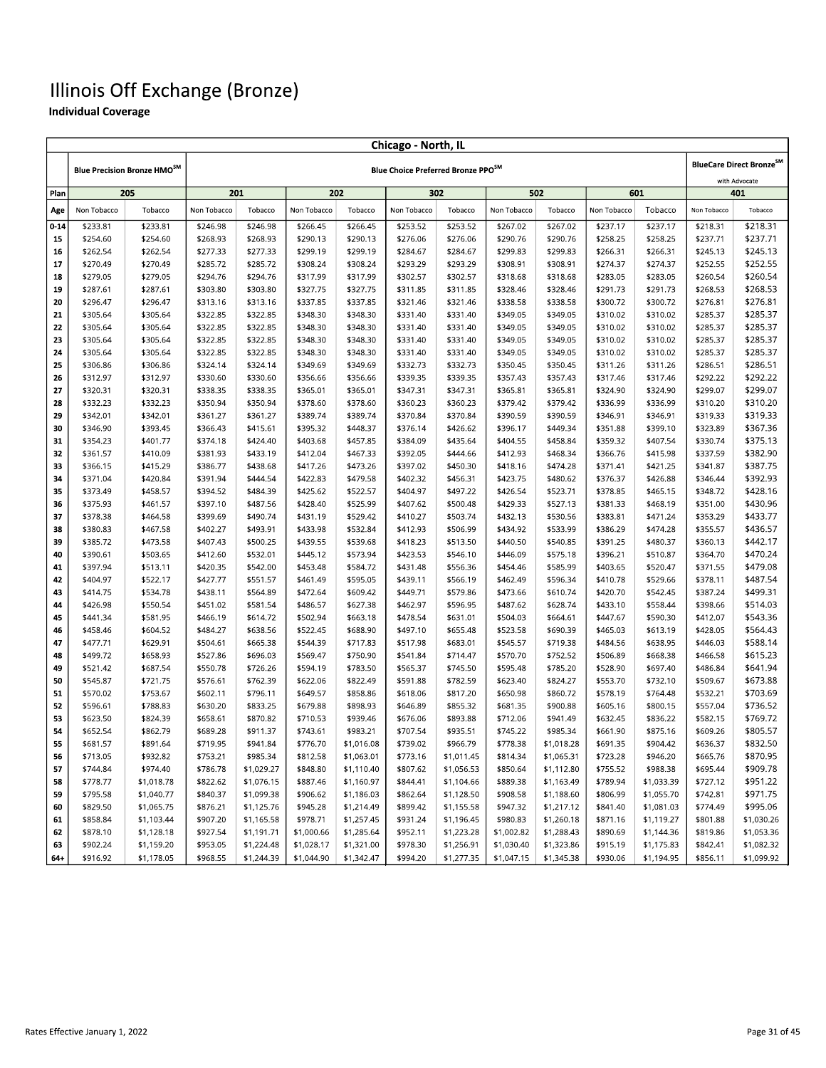# Illinois Off Exchange (Bronze)

**Individual Coverage**

| Chicago - North, IL | | | | | | | | | | | | | | |
|---|---|---|---|---|---|---|---|---|---|---|---|---|---|---|
| | Blue Precision Bronze HMO℠ | | Blue Choice Preferred Bronze PPO℠ | | | | | | | | | | BlueCare Direct Bronze℠ with Advocate | |
| Plan | 205 | | 201 | | 202 | | 302 | | 502 | | 601 | | 401 | |
| Age | Non Tobacco | Tobacco | Non Tobacco | Tobacco | Non Tobacco | Tobacco | Non Tobacco | Tobacco | Non Tobacco | Tobacco | Non Tobacco | Tobacco | Non Tobacco | Tobacco |
| 0-14 | $233.81 | $233.81 | $246.98 | $246.98 | $266.45 | $266.45 | $253.52 | $253.52 | $267.02 | $267.02 | $237.17 | $237.17 | $218.31 | $218.31 |
| 15 | $254.60 | $254.60 | $268.93 | $268.93 | $290.13 | $290.13 | $276.06 | $276.06 | $290.76 | $290.76 | $258.25 | $258.25 | $237.71 | $237.71 |
| 16 | $262.54 | $262.54 | $277.33 | $277.33 | $299.19 | $299.19 | $284.67 | $284.67 | $299.83 | $299.83 | $266.31 | $266.31 | $245.13 | $245.13 |
| 17 | $270.49 | $270.49 | $285.72 | $285.72 | $308.24 | $308.24 | $293.29 | $293.29 | $308.91 | $308.91 | $274.37 | $274.37 | $252.55 | $252.55 |
| 18 | $279.05 | $279.05 | $294.76 | $294.76 | $317.99 | $317.99 | $302.57 | $302.57 | $318.68 | $318.68 | $283.05 | $283.05 | $260.54 | $260.54 |
| 19 | $287.61 | $287.61 | $303.80 | $303.80 | $327.75 | $327.75 | $311.85 | $311.85 | $328.46 | $328.46 | $291.73 | $291.73 | $268.53 | $268.53 |
| 20 | $296.47 | $296.47 | $313.16 | $313.16 | $337.85 | $337.85 | $321.46 | $321.46 | $338.58 | $338.58 | $300.72 | $300.72 | $276.81 | $276.81 |
| 21 | $305.64 | $305.64 | $322.85 | $322.85 | $348.30 | $348.30 | $331.40 | $331.40 | $349.05 | $349.05 | $310.02 | $310.02 | $285.37 | $285.37 |
| 22 | $305.64 | $305.64 | $322.85 | $322.85 | $348.30 | $348.30 | $331.40 | $331.40 | $349.05 | $349.05 | $310.02 | $310.02 | $285.37 | $285.37 |
| 23 | $305.64 | $305.64 | $322.85 | $322.85 | $348.30 | $348.30 | $331.40 | $331.40 | $349.05 | $349.05 | $310.02 | $310.02 | $285.37 | $285.37 |
| 24 | $305.64 | $305.64 | $322.85 | $322.85 | $348.30 | $348.30 | $331.40 | $331.40 | $349.05 | $349.05 | $310.02 | $310.02 | $285.37 | $285.37 |
| 25 | $306.86 | $306.86 | $324.14 | $324.14 | $349.69 | $349.69 | $332.73 | $332.73 | $350.45 | $350.45 | $311.26 | $311.26 | $286.51 | $286.51 |
| 26 | $312.97 | $312.97 | $330.60 | $330.60 | $356.66 | $356.66 | $339.35 | $339.35 | $357.43 | $357.43 | $317.46 | $317.46 | $292.22 | $292.22 |
| 27 | $320.31 | $320.31 | $338.35 | $338.35 | $365.01 | $365.01 | $347.31 | $347.31 | $365.81 | $365.81 | $324.90 | $324.90 | $299.07 | $299.07 |
| 28 | $332.23 | $332.23 | $350.94 | $350.94 | $378.60 | $378.60 | $360.23 | $360.23 | $379.42 | $379.42 | $336.99 | $336.99 | $310.20 | $310.20 |
| 29 | $342.01 | $342.01 | $361.27 | $361.27 | $389.74 | $389.74 | $370.84 | $370.84 | $390.59 | $390.59 | $346.91 | $346.91 | $319.33 | $319.33 |
| 30 | $346.90 | $393.45 | $366.43 | $415.61 | $395.32 | $448.37 | $376.14 | $426.62 | $396.17 | $449.34 | $351.88 | $399.10 | $323.89 | $367.36 |
| 31 | $354.23 | $401.77 | $374.18 | $424.40 | $403.68 | $457.85 | $384.09 | $435.64 | $404.55 | $458.84 | $359.32 | $407.54 | $330.74 | $375.13 |
| 32 | $361.57 | $410.09 | $381.93 | $433.19 | $412.04 | $467.33 | $392.05 | $444.66 | $412.93 | $468.34 | $366.76 | $415.98 | $337.59 | $382.90 |
| 33 | $366.15 | $415.29 | $386.77 | $438.68 | $417.26 | $473.26 | $397.02 | $450.30 | $418.16 | $474.28 | $371.41 | $421.25 | $341.87 | $387.75 |
| 34 | $371.04 | $420.84 | $391.94 | $444.54 | $422.83 | $479.58 | $402.32 | $456.31 | $423.75 | $480.62 | $376.37 | $426.88 | $346.44 | $392.93 |
| 35 | $373.49 | $458.57 | $394.52 | $484.39 | $425.62 | $522.57 | $404.97 | $497.22 | $426.54 | $523.71 | $378.85 | $465.15 | $348.72 | $428.16 |
| 36 | $375.93 | $461.57 | $397.10 | $487.56 | $428.40 | $525.99 | $407.62 | $500.48 | $429.33 | $527.13 | $381.33 | $468.19 | $351.00 | $430.96 |
| 37 | $378.38 | $464.58 | $399.69 | $490.74 | $431.19 | $529.42 | $410.27 | $503.74 | $432.13 | $530.56 | $383.81 | $471.24 | $353.29 | $433.77 |
| 38 | $380.83 | $467.58 | $402.27 | $493.91 | $433.98 | $532.84 | $412.93 | $506.99 | $434.92 | $533.99 | $386.29 | $474.28 | $355.57 | $436.57 |
| 39 | $385.72 | $473.58 | $407.43 | $500.25 | $439.55 | $539.68 | $418.23 | $513.50 | $440.50 | $540.85 | $391.25 | $480.37 | $360.13 | $442.17 |
| 40 | $390.61 | $503.65 | $412.60 | $532.01 | $445.12 | $573.94 | $423.53 | $546.10 | $446.09 | $575.18 | $396.21 | $510.87 | $364.70 | $470.24 |
| 41 | $397.94 | $513.11 | $420.35 | $542.00 | $453.48 | $584.72 | $431.48 | $556.36 | $454.46 | $585.99 | $403.65 | $520.47 | $371.55 | $479.08 |
| 42 | $404.97 | $522.17 | $427.77 | $551.57 | $461.49 | $595.05 | $439.11 | $566.19 | $462.49 | $596.34 | $410.78 | $529.66 | $378.11 | $487.54 |
| 43 | $414.75 | $534.78 | $438.11 | $564.89 | $472.64 | $609.42 | $449.71 | $579.86 | $473.66 | $610.74 | $420.70 | $542.45 | $387.24 | $499.31 |
| 44 | $426.98 | $550.54 | $451.02 | $581.54 | $486.57 | $627.38 | $462.97 | $596.95 | $487.62 | $628.74 | $433.10 | $558.44 | $398.66 | $514.03 |
| 45 | $441.34 | $581.95 | $466.19 | $614.72 | $502.94 | $663.18 | $478.54 | $631.01 | $504.03 | $664.61 | $447.67 | $590.30 | $412.07 | $543.36 |
| 46 | $458.46 | $604.52 | $484.27 | $638.56 | $522.45 | $688.90 | $497.10 | $655.48 | $523.58 | $690.39 | $465.03 | $613.19 | $428.05 | $564.43 |
| 47 | $477.71 | $629.91 | $504.61 | $665.38 | $544.39 | $717.83 | $517.98 | $683.01 | $545.57 | $719.38 | $484.56 | $638.95 | $446.03 | $588.14 |
| 48 | $499.72 | $658.93 | $527.86 | $696.03 | $569.47 | $750.90 | $541.84 | $714.47 | $570.70 | $752.52 | $506.89 | $668.38 | $466.58 | $615.23 |
| 49 | $521.42 | $687.54 | $550.78 | $726.26 | $594.19 | $783.50 | $565.37 | $745.50 | $595.48 | $785.20 | $528.90 | $697.40 | $486.84 | $641.94 |
| 50 | $545.87 | $721.75 | $576.61 | $762.39 | $622.06 | $822.49 | $591.88 | $782.59 | $623.40 | $824.27 | $553.70 | $732.10 | $509.67 | $673.88 |
| 51 | $570.02 | $753.67 | $602.11 | $796.11 | $649.57 | $858.86 | $618.06 | $817.20 | $650.98 | $860.72 | $578.19 | $764.48 | $532.21 | $703.69 |
| 52 | $596.61 | $788.83 | $630.20 | $833.25 | $679.88 | $898.93 | $646.89 | $855.32 | $681.35 | $900.88 | $605.16 | $800.15 | $557.04 | $736.52 |
| 53 | $623.50 | $824.39 | $658.61 | $870.82 | $710.53 | $939.46 | $676.06 | $893.88 | $712.06 | $941.49 | $632.45 | $836.22 | $582.15 | $769.72 |
| 54 | $652.54 | $862.79 | $689.28 | $911.37 | $743.61 | $983.21 | $707.54 | $935.51 | $745.22 | $985.34 | $661.90 | $875.16 | $609.26 | $805.57 |
| 55 | $681.57 | $891.64 | $719.95 | $941.84 | $776.70 | $1,016.08 | $739.02 | $966.79 | $778.38 | $1,018.28 | $691.35 | $904.42 | $636.37 | $832.50 |
| 56 | $713.05 | $932.82 | $753.21 | $985.34 | $812.58 | $1,063.01 | $773.16 | $1,011.45 | $814.34 | $1,065.31 | $723.28 | $946.20 | $665.76 | $870.95 |
| 57 | $744.84 | $974.40 | $786.78 | $1,029.27 | $848.80 | $1,110.40 | $807.62 | $1,056.53 | $850.64 | $1,112.80 | $755.52 | $988.38 | $695.44 | $909.78 |
| 58 | $778.77 | $1,018.78 | $822.62 | $1,076.15 | $887.46 | $1,160.97 | $844.41 | $1,104.66 | $889.38 | $1,163.49 | $789.94 | $1,033.39 | $727.12 | $951.22 |
| 59 | $795.58 | $1,040.77 | $840.37 | $1,099.38 | $906.62 | $1,186.03 | $862.64 | $1,128.50 | $908.58 | $1,188.60 | $806.99 | $1,055.70 | $742.81 | $971.75 |
| 60 | $829.50 | $1,065.75 | $876.21 | $1,125.76 | $945.28 | $1,214.49 | $899.42 | $1,155.58 | $947.32 | $1,217.12 | $841.40 | $1,081.03 | $774.49 | $995.06 |
| 61 | $858.84 | $1,103.44 | $907.20 | $1,165.58 | $978.71 | $1,257.45 | $931.24 | $1,196.45 | $980.83 | $1,260.18 | $871.16 | $1,119.27 | $801.88 | $1,030.26 |
| 62 | $878.10 | $1,128.18 | $927.54 | $1,191.71 | $1,000.66 | $1,285.64 | $952.11 | $1,223.28 | $1,002.82 | $1,288.43 | $890.69 | $1,144.36 | $819.86 | $1,053.36 |
| 63 | $902.24 | $1,159.20 | $953.05 | $1,224.48 | $1,028.17 | $1,321.00 | $978.30 | $1,256.91 | $1,030.40 | $1,323.86 | $915.19 | $1,175.83 | $842.41 | $1,082.32 |
| 64+ | $916.92 | $1,178.05 | $968.55 | $1,244.39 | $1,044.90 | $1,342.47 | $994.20 | $1,277.35 | $1,047.15 | $1,345.38 | $930.06 | $1,194.95 | $856.11 | $1,099.92 |

Rates Effective January 1, 2022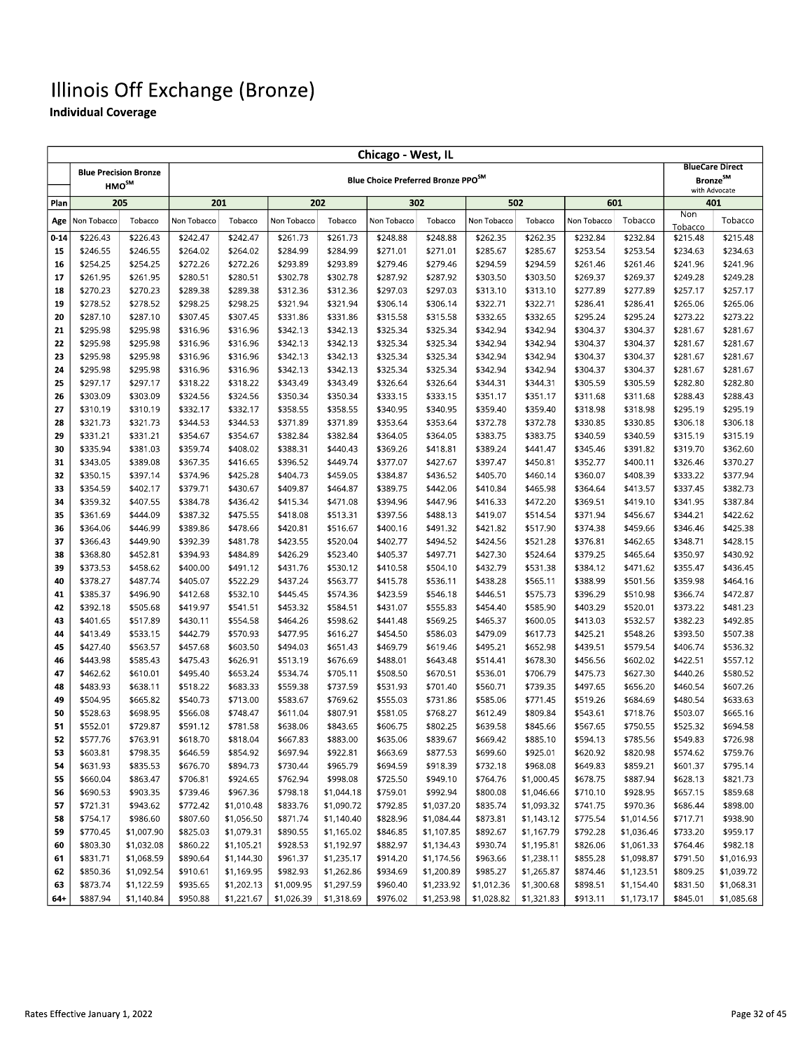# Illinois Off Exchange (Bronze)

**Individual Coverage**

| Chicago - West, IL | | | | | | | | | | | | | | | |
|---|---|---|---|---|---|---|---|---|---|---|---|---|---|---|---|
| | Blue Precision Bronze HMO℠ | | Blue Choice Preferred Bronze PPO℠ | | | | | | | | | | | BlueCare Direct Bronze℠ with Advocate | |
| Plan | 205 | | 201 | | 202 | | 302 | | 502 | | 601 | | | 401 | |
| Age | Non Tobacco | Tobacco | Non Tobacco | Tobacco | Non Tobacco | Tobacco | Non Tobacco | Tobacco | Non Tobacco | Tobacco | Non Tobacco | Tobacco | | Non Tobacco | Tobacco |
| 0-14 | $226.43 | $226.43 | $242.47 | $242.47 | $261.73 | $261.73 | $248.88 | $248.88 | $262.35 | $262.35 | $232.84 | $232.84 | | $215.48 | $215.48 |
| 15 | $246.55 | $246.55 | $264.02 | $264.02 | $284.99 | $284.99 | $271.01 | $271.01 | $285.67 | $285.67 | $253.54 | $253.54 | | $234.63 | $234.63 |
| 16 | $254.25 | $254.25 | $272.26 | $272.26 | $293.89 | $293.89 | $279.46 | $279.46 | $294.59 | $294.59 | $261.46 | $261.46 | | $241.96 | $241.96 |
| 17 | $261.95 | $261.95 | $280.51 | $280.51 | $302.78 | $302.78 | $287.92 | $287.92 | $303.50 | $303.50 | $269.37 | $269.37 | | $249.28 | $249.28 |
| 18 | $270.23 | $270.23 | $289.38 | $289.38 | $312.36 | $312.36 | $297.03 | $297.03 | $313.10 | $313.10 | $277.89 | $277.89 | | $257.17 | $257.17 |
| 19 | $278.52 | $278.52 | $298.25 | $298.25 | $321.94 | $321.94 | $306.14 | $306.14 | $322.71 | $322.71 | $286.41 | $286.41 | | $265.06 | $265.06 |
| 20 | $287.10 | $287.10 | $307.45 | $307.45 | $331.86 | $331.86 | $315.58 | $315.58 | $332.65 | $332.65 | $295.24 | $295.24 | | $273.22 | $273.22 |
| 21 | $295.98 | $295.98 | $316.96 | $316.96 | $342.13 | $342.13 | $325.34 | $325.34 | $342.94 | $342.94 | $304.37 | $304.37 | | $281.67 | $281.67 |
| 22 | $295.98 | $295.98 | $316.96 | $316.96 | $342.13 | $342.13 | $325.34 | $325.34 | $342.94 | $342.94 | $304.37 | $304.37 | | $281.67 | $281.67 |
| 23 | $295.98 | $295.98 | $316.96 | $316.96 | $342.13 | $342.13 | $325.34 | $325.34 | $342.94 | $342.94 | $304.37 | $304.37 | | $281.67 | $281.67 |
| 24 | $295.98 | $295.98 | $316.96 | $316.96 | $342.13 | $342.13 | $325.34 | $325.34 | $342.94 | $342.94 | $304.37 | $304.37 | | $281.67 | $281.67 |
| 25 | $297.17 | $297.17 | $318.22 | $318.22 | $343.49 | $343.49 | $326.64 | $326.64 | $344.31 | $344.31 | $305.59 | $305.59 | | $282.80 | $282.80 |
| 26 | $303.09 | $303.09 | $324.56 | $324.56 | $350.34 | $350.34 | $333.15 | $333.15 | $351.17 | $351.17 | $311.68 | $311.68 | | $288.43 | $288.43 |
| 27 | $310.19 | $310.19 | $332.17 | $332.17 | $358.55 | $358.55 | $340.95 | $340.95 | $359.40 | $359.40 | $318.98 | $318.98 | | $295.19 | $295.19 |
| 28 | $321.73 | $321.73 | $344.53 | $344.53 | $371.89 | $371.89 | $353.64 | $353.64 | $372.78 | $372.78 | $330.85 | $330.85 | | $306.18 | $306.18 |
| 29 | $331.21 | $331.21 | $354.67 | $354.67 | $382.84 | $382.84 | $364.05 | $364.05 | $383.75 | $383.75 | $340.59 | $340.59 | | $315.19 | $315.19 |
| 30 | $335.94 | $381.03 | $359.74 | $408.02 | $388.31 | $440.43 | $369.26 | $418.81 | $389.24 | $441.47 | $345.46 | $391.82 | | $319.70 | $362.60 |
| 31 | $343.05 | $389.08 | $367.35 | $416.65 | $396.52 | $449.74 | $377.07 | $427.67 | $397.47 | $450.81 | $352.77 | $400.11 | | $326.46 | $370.27 |
| 32 | $350.15 | $397.14 | $374.96 | $425.28 | $404.73 | $459.05 | $384.87 | $436.52 | $405.70 | $460.14 | $360.07 | $408.39 | | $333.22 | $377.94 |
| 33 | $354.59 | $402.17 | $379.71 | $430.67 | $409.87 | $464.87 | $389.75 | $442.06 | $410.84 | $465.98 | $364.64 | $413.57 | | $337.45 | $382.73 |
| 34 | $359.32 | $407.55 | $384.78 | $436.42 | $415.34 | $471.08 | $394.96 | $447.96 | $416.33 | $472.20 | $369.51 | $419.10 | | $341.95 | $387.84 |
| 35 | $361.69 | $444.09 | $387.32 | $475.55 | $418.08 | $513.31 | $397.56 | $488.13 | $419.07 | $514.54 | $371.94 | $456.67 | | $344.21 | $422.62 |
| 36 | $364.06 | $446.99 | $389.86 | $478.66 | $420.81 | $516.67 | $400.16 | $491.32 | $421.82 | $517.90 | $374.38 | $459.66 | | $346.46 | $425.38 |
| 37 | $366.43 | $449.90 | $392.39 | $481.78 | $423.55 | $520.04 | $402.77 | $494.52 | $424.56 | $521.28 | $376.81 | $462.65 | | $348.71 | $428.15 |
| 38 | $368.80 | $452.81 | $394.93 | $484.89 | $426.29 | $523.40 | $405.37 | $497.71 | $427.30 | $524.64 | $379.25 | $465.64 | | $350.97 | $430.92 |
| 39 | $373.53 | $458.62 | $400.00 | $491.12 | $431.76 | $530.12 | $410.58 | $504.10 | $432.79 | $531.38 | $384.12 | $471.62 | | $355.47 | $436.45 |
| 40 | $378.27 | $487.74 | $405.07 | $522.29 | $437.24 | $563.77 | $415.78 | $536.11 | $438.28 | $565.11 | $388.99 | $501.56 | | $359.98 | $464.16 |
| 41 | $385.37 | $496.90 | $412.68 | $532.10 | $445.45 | $574.36 | $423.59 | $546.18 | $446.51 | $575.73 | $396.29 | $510.98 | | $366.74 | $472.87 |
| 42 | $392.18 | $505.68 | $419.97 | $541.51 | $453.32 | $584.51 | $431.07 | $555.83 | $454.40 | $585.90 | $403.29 | $520.01 | | $373.22 | $481.23 |
| 43 | $401.65 | $517.89 | $430.11 | $554.58 | $464.26 | $598.62 | $441.48 | $569.25 | $465.37 | $600.05 | $413.03 | $532.57 | | $382.23 | $492.85 |
| 44 | $413.49 | $533.15 | $442.79 | $570.93 | $477.95 | $616.27 | $454.50 | $586.03 | $479.09 | $617.73 | $425.21 | $548.26 | | $393.50 | $507.38 |
| 45 | $427.40 | $563.57 | $457.68 | $603.50 | $494.03 | $651.43 | $469.79 | $619.46 | $495.21 | $652.98 | $439.51 | $579.54 | | $406.74 | $536.32 |
| 46 | $443.98 | $585.43 | $475.43 | $626.91 | $513.19 | $676.69 | $488.01 | $643.48 | $514.41 | $678.30 | $456.56 | $602.02 | | $422.51 | $557.12 |
| 47 | $462.62 | $610.01 | $495.40 | $653.24 | $534.74 | $705.11 | $508.50 | $670.51 | $536.01 | $706.79 | $475.73 | $627.30 | | $440.26 | $580.52 |
| 48 | $483.93 | $638.11 | $518.22 | $683.33 | $559.38 | $737.59 | $531.93 | $701.40 | $560.71 | $739.35 | $497.65 | $656.20 | | $460.54 | $607.26 |
| 49 | $504.95 | $665.82 | $540.73 | $713.00 | $583.67 | $769.62 | $555.03 | $731.86 | $585.06 | $771.45 | $519.26 | $684.69 | | $480.54 | $633.63 |
| 50 | $528.63 | $698.95 | $566.08 | $748.47 | $611.04 | $807.91 | $581.05 | $768.27 | $612.49 | $809.84 | $543.61 | $718.76 | | $503.07 | $665.16 |
| 51 | $552.01 | $729.87 | $591.12 | $781.58 | $638.06 | $843.65 | $606.75 | $802.25 | $639.58 | $845.66 | $567.65 | $750.55 | | $525.32 | $694.58 |
| 52 | $577.76 | $763.91 | $618.70 | $818.04 | $667.83 | $883.00 | $635.06 | $839.67 | $669.42 | $885.10 | $594.13 | $785.56 | | $549.83 | $726.98 |
| 53 | $603.81 | $798.35 | $646.59 | $854.92 | $697.94 | $922.81 | $663.69 | $877.53 | $699.60 | $925.01 | $620.92 | $820.98 | | $574.62 | $759.76 |
| 54 | $631.93 | $835.53 | $676.70 | $894.73 | $730.44 | $965.79 | $694.59 | $918.39 | $732.18 | $968.08 | $649.83 | $859.21 | | $601.37 | $795.14 |
| 55 | $660.04 | $863.47 | $706.81 | $924.65 | $762.94 | $998.08 | $725.50 | $949.10 | $764.76 | $1,000.45 | $678.75 | $887.94 | | $628.13 | $821.73 |
| 56 | $690.53 | $903.35 | $739.46 | $967.36 | $798.18 | $1,044.18 | $759.01 | $992.94 | $800.08 | $1,046.66 | $710.10 | $928.95 | | $657.15 | $859.68 |
| 57 | $721.31 | $943.62 | $772.42 | $1,010.48 | $833.76 | $1,090.72 | $792.85 | $1,037.20 | $835.74 | $1,093.32 | $741.75 | $970.36 | | $686.44 | $898.00 |
| 58 | $754.17 | $986.60 | $807.60 | $1,056.50 | $871.74 | $1,140.40 | $828.96 | $1,084.44 | $873.81 | $1,143.12 | $775.54 | $1,014.56 | | $717.71 | $938.90 |
| 59 | $770.45 | $1,007.90 | $825.03 | $1,079.31 | $890.55 | $1,165.02 | $846.85 | $1,107.85 | $892.67 | $1,167.79 | $792.28 | $1,036.46 | | $733.20 | $959.17 |
| 60 | $803.30 | $1,032.08 | $860.22 | $1,105.21 | $928.53 | $1,192.97 | $882.97 | $1,134.43 | $930.74 | $1,195.81 | $826.06 | $1,061.33 | | $764.46 | $982.18 |
| 61 | $831.71 | $1,068.59 | $890.64 | $1,144.30 | $961.37 | $1,235.17 | $914.20 | $1,174.56 | $963.66 | $1,238.11 | $855.28 | $1,098.87 | | $791.50 | $1,016.93 |
| 62 | $850.36 | $1,092.54 | $910.61 | $1,169.95 | $982.93 | $1,262.86 | $934.69 | $1,200.89 | $985.27 | $1,265.87 | $874.46 | $1,123.51 | | $809.25 | $1,039.72 |
| 63 | $873.74 | $1,122.59 | $935.65 | $1,202.13 | $1,009.95 | $1,297.59 | $960.40 | $1,233.92 | $1,012.36 | $1,300.68 | $898.51 | $1,154.40 | | $831.50 | $1,068.31 |
| 64+ | $887.94 | $1,140.84 | $950.88 | $1,221.67 | $1,026.39 | $1,318.69 | $976.02 | $1,253.98 | $1,028.82 | $1,321.83 | $913.11 | $1,173.17 | | $845.01 | $1,085.68 |

Rates Effective January 1, 2022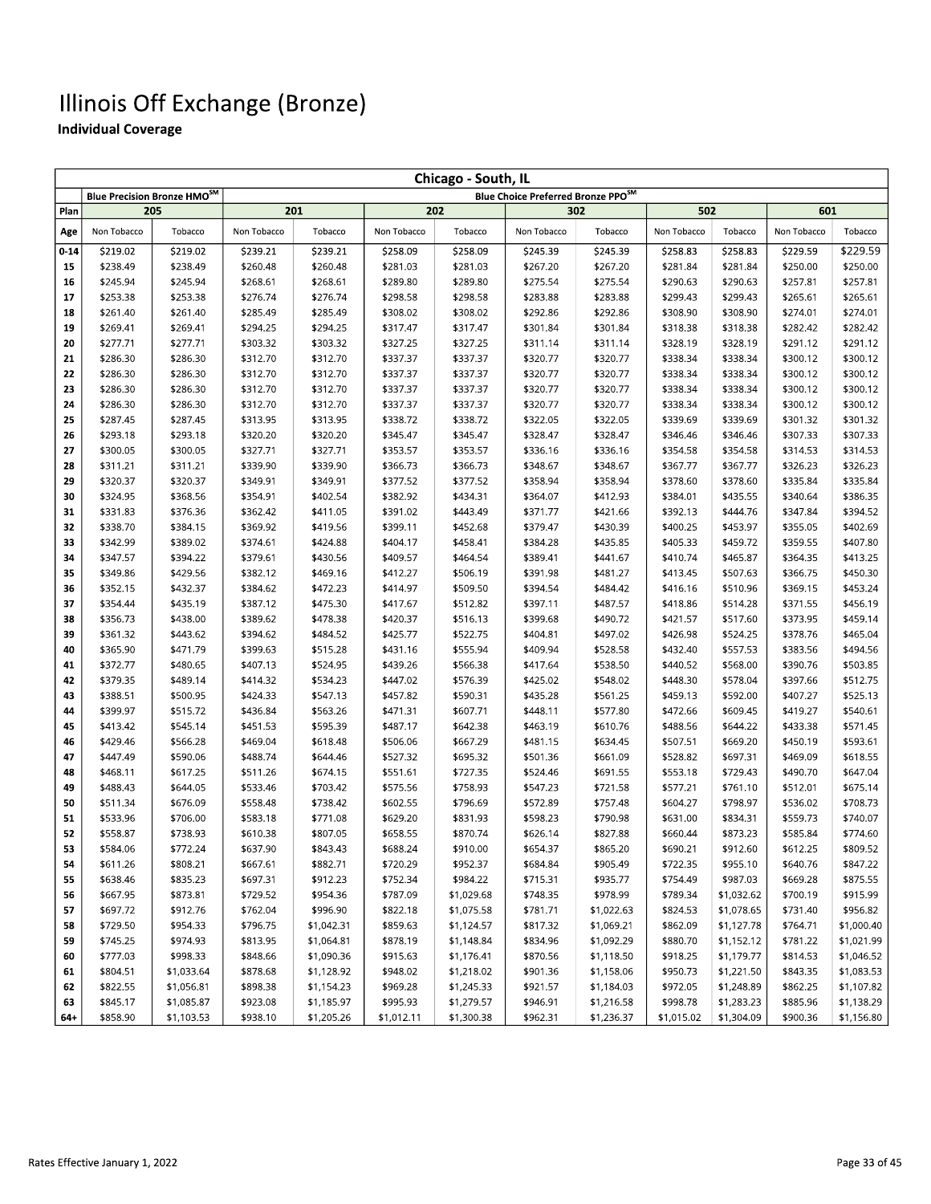# Illinois Off Exchange (Bronze)

**Individual Coverage**

| Chicago - South, IL | | | | | | | | | | | | |
|---|---|---|---|---|---|---|---|---|---|---|---|---|
| | Blue Precision Bronze HMO℠ | | Blue Choice Preferred Bronze PPO℠ | | | | | | | | | |
| Plan | 205 | | 201 | | 202 | | 302 | | 502 | | 601 | |
| Age | Non Tobacco | Tobacco | Non Tobacco | Tobacco | Non Tobacco | Tobacco | Non Tobacco | Tobacco | Non Tobacco | Tobacco | Non Tobacco | Tobacco |
| 0-14 | $219.02 | $219.02 | $239.21 | $239.21 | $258.09 | $258.09 | $245.39 | $245.39 | $258.83 | $258.83 | $229.59 | $229.59 |
| 15 | $238.49 | $238.49 | $260.48 | $260.48 | $281.03 | $281.03 | $267.20 | $267.20 | $281.84 | $281.84 | $250.00 | $250.00 |
| 16 | $245.94 | $245.94 | $268.61 | $268.61 | $289.80 | $289.80 | $275.54 | $275.54 | $290.63 | $290.63 | $257.81 | $257.81 |
| 17 | $253.38 | $253.38 | $276.74 | $276.74 | $298.58 | $298.58 | $283.88 | $283.88 | $299.43 | $299.43 | $265.61 | $265.61 |
| 18 | $261.40 | $261.40 | $285.49 | $285.49 | $308.02 | $308.02 | $292.86 | $292.86 | $308.90 | $308.90 | $274.01 | $274.01 |
| 19 | $269.41 | $269.41 | $294.25 | $294.25 | $317.47 | $317.47 | $301.84 | $301.84 | $318.38 | $318.38 | $282.42 | $282.42 |
| 20 | $277.71 | $277.71 | $303.32 | $303.32 | $327.25 | $327.25 | $311.14 | $311.14 | $328.19 | $328.19 | $291.12 | $291.12 |
| 21 | $286.30 | $286.30 | $312.70 | $312.70 | $337.37 | $337.37 | $320.77 | $320.77 | $338.34 | $338.34 | $300.12 | $300.12 |
| 22 | $286.30 | $286.30 | $312.70 | $312.70 | $337.37 | $337.37 | $320.77 | $320.77 | $338.34 | $338.34 | $300.12 | $300.12 |
| 23 | $286.30 | $286.30 | $312.70 | $312.70 | $337.37 | $337.37 | $320.77 | $320.77 | $338.34 | $338.34 | $300.12 | $300.12 |
| 24 | $286.30 | $286.30 | $312.70 | $312.70 | $337.37 | $337.37 | $320.77 | $320.77 | $338.34 | $338.34 | $300.12 | $300.12 |
| 25 | $287.45 | $287.45 | $313.95 | $313.95 | $338.72 | $338.72 | $322.05 | $322.05 | $339.69 | $339.69 | $301.32 | $301.32 |
| 26 | $293.18 | $293.18 | $320.20 | $320.20 | $345.47 | $345.47 | $328.47 | $328.47 | $346.46 | $346.46 | $307.33 | $307.33 |
| 27 | $300.05 | $300.05 | $327.71 | $327.71 | $353.57 | $353.57 | $336.16 | $336.16 | $354.58 | $354.58 | $314.53 | $314.53 |
| 28 | $311.21 | $311.21 | $339.90 | $339.90 | $366.73 | $366.73 | $348.67 | $348.67 | $367.77 | $367.77 | $326.23 | $326.23 |
| 29 | $320.37 | $320.37 | $349.91 | $349.91 | $377.52 | $377.52 | $358.94 | $358.94 | $378.60 | $378.60 | $335.84 | $335.84 |
| 30 | $324.95 | $368.56 | $354.91 | $402.54 | $382.92 | $434.31 | $364.07 | $412.93 | $384.01 | $435.55 | $340.64 | $386.35 |
| 31 | $331.83 | $376.36 | $362.42 | $411.05 | $391.02 | $443.49 | $371.77 | $421.66 | $392.13 | $444.76 | $347.84 | $394.52 |
| 32 | $338.70 | $384.15 | $369.92 | $419.56 | $399.11 | $452.68 | $379.47 | $430.39 | $400.25 | $453.97 | $355.05 | $402.69 |
| 33 | $342.99 | $389.02 | $374.61 | $424.88 | $404.17 | $458.41 | $384.28 | $435.85 | $405.33 | $459.72 | $359.55 | $407.80 |
| 34 | $347.57 | $394.22 | $379.61 | $430.56 | $409.57 | $464.54 | $389.41 | $441.67 | $410.74 | $465.87 | $364.35 | $413.25 |
| 35 | $349.86 | $429.56 | $382.12 | $469.16 | $412.27 | $506.19 | $391.98 | $481.27 | $413.45 | $507.63 | $366.75 | $450.30 |
| 36 | $352.15 | $432.37 | $384.62 | $472.23 | $414.97 | $509.50 | $394.54 | $484.42 | $416.16 | $510.96 | $369.15 | $453.24 |
| 37 | $354.44 | $435.19 | $387.12 | $475.30 | $417.67 | $512.82 | $397.11 | $487.57 | $418.86 | $514.28 | $371.55 | $456.19 |
| 38 | $356.73 | $438.00 | $389.62 | $478.38 | $420.37 | $516.13 | $399.68 | $490.72 | $421.57 | $517.60 | $373.95 | $459.14 |
| 39 | $361.32 | $443.62 | $394.62 | $484.52 | $425.77 | $522.75 | $404.81 | $497.02 | $426.98 | $524.25 | $378.76 | $465.04 |
| 40 | $365.90 | $471.79 | $399.63 | $515.28 | $431.16 | $555.94 | $409.94 | $528.58 | $432.40 | $557.53 | $383.56 | $494.56 |
| 41 | $372.77 | $480.65 | $407.13 | $524.95 | $439.26 | $566.38 | $417.64 | $538.50 | $440.52 | $568.00 | $390.76 | $503.85 |
| 42 | $379.35 | $489.14 | $414.32 | $534.23 | $447.02 | $576.39 | $425.02 | $548.02 | $448.30 | $578.04 | $397.66 | $512.75 |
| 43 | $388.51 | $500.95 | $424.33 | $547.13 | $457.82 | $590.31 | $435.28 | $561.25 | $459.13 | $592.00 | $407.27 | $525.13 |
| 44 | $399.97 | $515.72 | $436.84 | $563.26 | $471.31 | $607.71 | $448.11 | $577.80 | $472.66 | $609.45 | $419.27 | $540.61 |
| 45 | $413.42 | $545.14 | $451.53 | $595.39 | $487.17 | $642.38 | $463.19 | $610.76 | $488.56 | $644.22 | $433.38 | $571.45 |
| 46 | $429.46 | $566.28 | $469.04 | $618.48 | $506.06 | $667.29 | $481.15 | $634.45 | $507.51 | $669.20 | $450.19 | $593.61 |
| 47 | $447.49 | $590.06 | $488.74 | $644.46 | $527.32 | $695.32 | $501.36 | $661.09 | $528.82 | $697.31 | $469.09 | $618.55 |
| 48 | $468.11 | $617.25 | $511.26 | $674.15 | $551.61 | $727.35 | $524.46 | $691.55 | $553.18 | $729.43 | $490.70 | $647.04 |
| 49 | $488.43 | $644.05 | $533.46 | $703.42 | $575.56 | $758.93 | $547.23 | $721.58 | $577.21 | $761.10 | $512.01 | $675.14 |
| 50 | $511.34 | $676.09 | $558.48 | $738.42 | $602.55 | $796.69 | $572.89 | $757.48 | $604.27 | $798.97 | $536.02 | $708.73 |
| 51 | $533.96 | $706.00 | $583.18 | $771.08 | $629.20 | $831.93 | $598.23 | $790.98 | $631.00 | $834.31 | $559.73 | $740.07 |
| 52 | $558.87 | $738.93 | $610.38 | $807.05 | $658.55 | $870.74 | $626.14 | $827.88 | $660.44 | $873.23 | $585.84 | $774.60 |
| 53 | $584.06 | $772.24 | $637.90 | $843.43 | $688.24 | $910.00 | $654.37 | $865.20 | $690.21 | $912.60 | $612.25 | $809.52 |
| 54 | $611.26 | $808.21 | $667.61 | $882.71 | $720.29 | $952.37 | $684.84 | $905.49 | $722.35 | $955.10 | $640.76 | $847.22 |
| 55 | $638.46 | $835.23 | $697.31 | $912.23 | $752.34 | $984.22 | $715.31 | $935.77 | $754.49 | $987.03 | $669.28 | $875.55 |
| 56 | $667.95 | $873.81 | $729.52 | $954.36 | $787.09 | $1,029.68 | $748.35 | $978.99 | $789.34 | $1,032.62 | $700.19 | $915.99 |
| 57 | $697.72 | $912.76 | $762.04 | $996.90 | $822.18 | $1,075.58 | $781.71 | $1,022.63 | $824.53 | $1,078.65 | $731.40 | $956.82 |
| 58 | $729.50 | $954.33 | $796.75 | $1,042.31 | $859.63 | $1,124.57 | $817.32 | $1,069.21 | $862.09 | $1,127.78 | $764.71 | $1,000.40 |
| 59 | $745.25 | $974.93 | $813.95 | $1,064.81 | $878.19 | $1,148.84 | $834.96 | $1,092.29 | $880.70 | $1,152.12 | $781.22 | $1,021.99 |
| 60 | $777.03 | $998.33 | $848.66 | $1,090.36 | $915.63 | $1,176.41 | $870.56 | $1,118.50 | $918.25 | $1,179.77 | $814.53 | $1,046.52 |
| 61 | $804.51 | $1,033.64 | $878.68 | $1,128.92 | $948.02 | $1,218.02 | $901.36 | $1,158.06 | $950.73 | $1,221.50 | $843.35 | $1,083.53 |
| 62 | $822.55 | $1,056.81 | $898.38 | $1,154.23 | $969.28 | $1,245.33 | $921.57 | $1,184.03 | $972.05 | $1,248.89 | $862.25 | $1,107.82 |
| 63 | $845.17 | $1,085.87 | $923.08 | $1,185.97 | $995.93 | $1,279.57 | $946.91 | $1,216.58 | $998.78 | $1,283.23 | $885.96 | $1,138.29 |
| 64+ | $858.90 | $1,103.53 | $938.10 | $1,205.26 | $1,012.11 | $1,300.38 | $962.31 | $1,236.37 | $1,015.02 | $1,304.09 | $900.36 | $1,156.80 |

Rates Effective January 1, 2022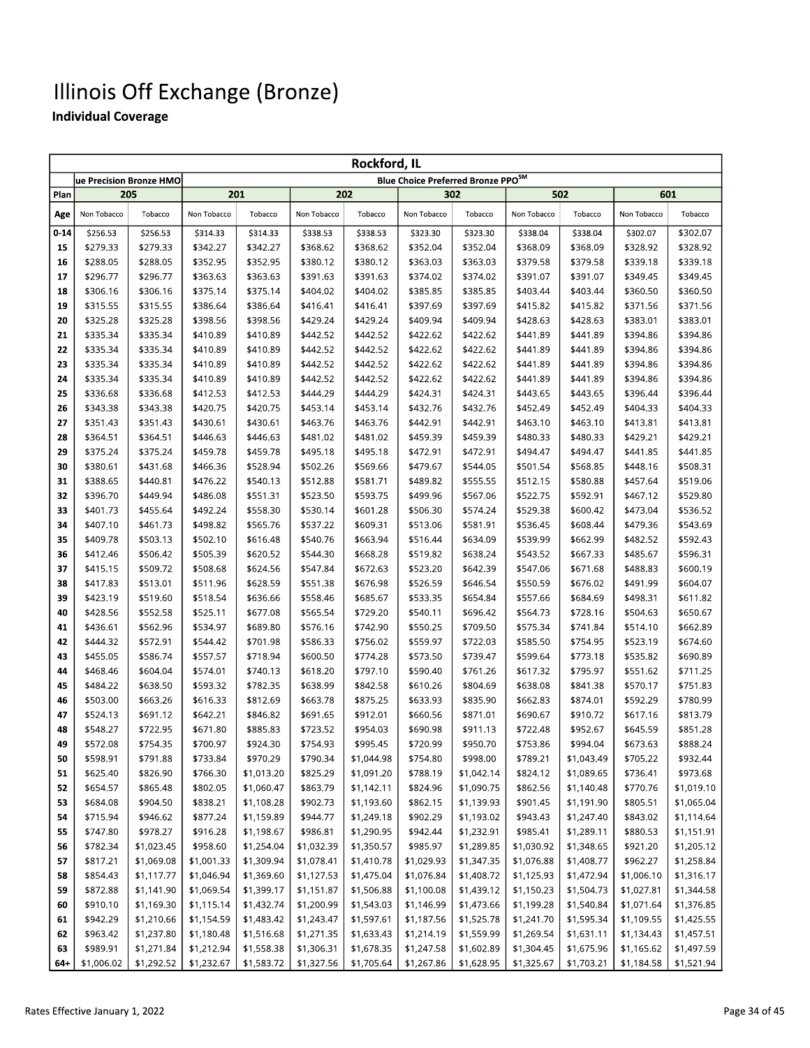# Illinois Off Exchange (Bronze)

## Individual Coverage

| Rockford, IL | | | | | | | | | | | | |
|---|---|---|---|---|---|---|---|---|---|---|---|---|
| | ue Precision Bronze HMO | | Blue Choice Preferred Bronze PPO℠ | | | | | | | | | |
| Plan | 205 | | 201 | | 202 | | 302 | | 502 | | 601 | |
| Age | Non Tobacco | Tobacco | Non Tobacco | Tobacco | Non Tobacco | Tobacco | Non Tobacco | Tobacco | Non Tobacco | Tobacco | Non Tobacco | Tobacco |
| 0-14 | $256.53 | $256.53 | $314.33 | $314.33 | $338.53 | $338.53 | $323.30 | $323.30 | $338.04 | $338.04 | $302.07 | $302.07 |
| 15 | $279.33 | $279.33 | $342.27 | $342.27 | $368.62 | $368.62 | $352.04 | $352.04 | $368.09 | $368.09 | $328.92 | $328.92 |
| 16 | $288.05 | $288.05 | $352.95 | $352.95 | $380.12 | $380.12 | $363.03 | $363.03 | $379.58 | $379.58 | $339.18 | $339.18 |
| 17 | $296.77 | $296.77 | $363.63 | $363.63 | $391.63 | $391.63 | $374.02 | $374.02 | $391.07 | $391.07 | $349.45 | $349.45 |
| 18 | $306.16 | $306.16 | $375.14 | $375.14 | $404.02 | $404.02 | $385.85 | $385.85 | $403.44 | $403.44 | $360.50 | $360.50 |
| 19 | $315.55 | $315.55 | $386.64 | $386.64 | $416.41 | $416.41 | $397.69 | $397.69 | $415.82 | $415.82 | $371.56 | $371.56 |
| 20 | $325.28 | $325.28 | $398.56 | $398.56 | $429.24 | $429.24 | $409.94 | $409.94 | $428.63 | $428.63 | $383.01 | $383.01 |
| 21 | $335.34 | $335.34 | $410.89 | $410.89 | $442.52 | $442.52 | $422.62 | $422.62 | $441.89 | $441.89 | $394.86 | $394.86 |
| 22 | $335.34 | $335.34 | $410.89 | $410.89 | $442.52 | $442.52 | $422.62 | $422.62 | $441.89 | $441.89 | $394.86 | $394.86 |
| 23 | $335.34 | $335.34 | $410.89 | $410.89 | $442.52 | $442.52 | $422.62 | $422.62 | $441.89 | $441.89 | $394.86 | $394.86 |
| 24 | $335.34 | $335.34 | $410.89 | $410.89 | $442.52 | $442.52 | $422.62 | $422.62 | $441.89 | $441.89 | $394.86 | $394.86 |
| 25 | $336.68 | $336.68 | $412.53 | $412.53 | $444.29 | $444.29 | $424.31 | $424.31 | $443.65 | $443.65 | $396.44 | $396.44 |
| 26 | $343.38 | $343.38 | $420.75 | $420.75 | $453.14 | $453.14 | $432.76 | $432.76 | $452.49 | $452.49 | $404.33 | $404.33 |
| 27 | $351.43 | $351.43 | $430.61 | $430.61 | $463.76 | $463.76 | $442.91 | $442.91 | $463.10 | $463.10 | $413.81 | $413.81 |
| 28 | $364.51 | $364.51 | $446.63 | $446.63 | $481.02 | $481.02 | $459.39 | $459.39 | $480.33 | $480.33 | $429.21 | $429.21 |
| 29 | $375.24 | $375.24 | $459.78 | $459.78 | $495.18 | $495.18 | $472.91 | $472.91 | $494.47 | $494.47 | $441.85 | $441.85 |
| 30 | $380.61 | $431.68 | $466.36 | $528.94 | $502.26 | $569.66 | $479.67 | $544.05 | $501.54 | $568.85 | $448.16 | $508.31 |
| 31 | $388.65 | $440.81 | $476.22 | $540.13 | $512.88 | $581.71 | $489.82 | $555.55 | $512.15 | $580.88 | $457.64 | $519.06 |
| 32 | $396.70 | $449.94 | $486.08 | $551.31 | $523.50 | $593.75 | $499.96 | $567.06 | $522.75 | $592.91 | $467.12 | $529.80 |
| 33 | $401.73 | $455.64 | $492.24 | $558.30 | $530.14 | $601.28 | $506.30 | $574.24 | $529.38 | $600.42 | $473.04 | $536.52 |
| 34 | $407.10 | $461.73 | $498.82 | $565.76 | $537.22 | $609.31 | $513.06 | $581.91 | $536.45 | $608.44 | $479.36 | $543.69 |
| 35 | $409.78 | $503.13 | $502.10 | $616.48 | $540.76 | $663.94 | $516.44 | $634.09 | $539.99 | $662.99 | $482.52 | $592.43 |
| 36 | $412.46 | $506.42 | $505.39 | $620.52 | $544.30 | $668.28 | $519.82 | $638.24 | $543.52 | $667.33 | $485.67 | $596.31 |
| 37 | $415.15 | $509.72 | $508.68 | $624.56 | $547.84 | $672.63 | $523.20 | $642.39 | $547.06 | $671.68 | $488.83 | $600.19 |
| 38 | $417.83 | $513.01 | $511.96 | $628.59 | $551.38 | $676.98 | $526.59 | $646.54 | $550.59 | $676.02 | $491.99 | $604.07 |
| 39 | $423.19 | $519.60 | $518.54 | $636.66 | $558.46 | $685.67 | $533.35 | $654.84 | $557.66 | $684.69 | $498.31 | $611.82 |
| 40 | $428.56 | $552.58 | $525.11 | $677.08 | $565.54 | $729.20 | $540.11 | $696.42 | $564.73 | $728.16 | $504.63 | $650.67 |
| 41 | $436.61 | $562.96 | $534.97 | $689.80 | $576.16 | $742.90 | $550.25 | $709.50 | $575.34 | $741.84 | $514.10 | $662.89 |
| 42 | $444.32 | $572.91 | $544.42 | $701.98 | $586.33 | $756.02 | $559.97 | $722.03 | $585.50 | $754.95 | $523.19 | $674.60 |
| 43 | $455.05 | $586.74 | $557.57 | $718.94 | $600.50 | $774.28 | $573.50 | $739.47 | $599.64 | $773.18 | $535.82 | $690.89 |
| 44 | $468.46 | $604.04 | $574.01 | $740.13 | $618.20 | $797.10 | $590.40 | $761.26 | $617.32 | $795.97 | $551.62 | $711.25 |
| 45 | $484.22 | $638.50 | $593.32 | $782.35 | $638.99 | $842.58 | $610.26 | $804.69 | $638.08 | $841.38 | $570.17 | $751.83 |
| 46 | $503.00 | $663.26 | $616.33 | $812.69 | $663.78 | $875.25 | $633.93 | $835.90 | $662.83 | $874.01 | $592.29 | $780.99 |
| 47 | $524.13 | $691.12 | $642.21 | $846.82 | $691.65 | $912.01 | $660.56 | $871.01 | $690.67 | $910.72 | $617.16 | $813.79 |
| 48 | $548.27 | $722.95 | $671.80 | $885.83 | $723.52 | $954.03 | $690.98 | $911.13 | $722.48 | $952.67 | $645.59 | $851.28 |
| 49 | $572.08 | $754.35 | $700.97 | $924.30 | $754.93 | $995.45 | $720.99 | $950.70 | $753.86 | $994.04 | $673.63 | $888.24 |
| 50 | $598.91 | $791.88 | $733.84 | $970.29 | $790.34 | $1,044.98 | $754.80 | $998.00 | $789.21 | $1,043.49 | $705.22 | $932.44 |
| 51 | $625.40 | $826.90 | $766.30 | $1,013.20 | $825.29 | $1,091.20 | $788.19 | $1,042.14 | $824.12 | $1,089.65 | $736.41 | $973.68 |
| 52 | $654.57 | $865.48 | $802.05 | $1,060.47 | $863.79 | $1,142.11 | $824.96 | $1,090.75 | $862.56 | $1,140.48 | $770.76 | $1,019.10 |
| 53 | $684.08 | $904.50 | $838.21 | $1,108.28 | $902.73 | $1,193.60 | $862.15 | $1,139.93 | $901.45 | $1,191.90 | $805.51 | $1,065.04 |
| 54 | $715.94 | $946.62 | $877.24 | $1,159.89 | $944.77 | $1,249.18 | $902.29 | $1,193.02 | $943.43 | $1,247.40 | $843.02 | $1,114.64 |
| 55 | $747.80 | $978.27 | $916.28 | $1,198.67 | $986.81 | $1,290.95 | $942.44 | $1,232.91 | $985.41 | $1,289.11 | $880.53 | $1,151.91 |
| 56 | $782.34 | $1,023.45 | $958.60 | $1,254.04 | $1,032.39 | $1,350.57 | $985.97 | $1,289.85 | $1,030.92 | $1,348.65 | $921.20 | $1,205.12 |
| 57 | $817.21 | $1,069.08 | $1,001.33 | $1,309.94 | $1,078.41 | $1,410.78 | $1,029.93 | $1,347.35 | $1,076.88 | $1,408.77 | $962.27 | $1,258.84 |
| 58 | $854.43 | $1,117.77 | $1,046.94 | $1,369.60 | $1,127.53 | $1,475.04 | $1,076.84 | $1,408.72 | $1,125.93 | $1,472.94 | $1,006.10 | $1,316.17 |
| 59 | $872.88 | $1,141.90 | $1,069.54 | $1,399.17 | $1,151.87 | $1,506.88 | $1,100.08 | $1,439.12 | $1,150.23 | $1,504.73 | $1,027.81 | $1,344.58 |
| 60 | $910.10 | $1,169.30 | $1,115.14 | $1,432.74 | $1,200.99 | $1,543.03 | $1,146.99 | $1,473.66 | $1,199.28 | $1,540.84 | $1,071.64 | $1,376.85 |
| 61 | $942.29 | $1,210.66 | $1,154.59 | $1,483.42 | $1,243.47 | $1,597.61 | $1,187.56 | $1,525.78 | $1,241.70 | $1,595.34 | $1,109.55 | $1,425.55 |
| 62 | $963.42 | $1,237.80 | $1,180.48 | $1,516.68 | $1,271.35 | $1,633.43 | $1,214.19 | $1,559.99 | $1,269.54 | $1,631.11 | $1,134.43 | $1,457.51 |
| 63 | $989.91 | $1,271.84 | $1,212.94 | $1,558.38 | $1,306.31 | $1,678.35 | $1,247.58 | $1,602.89 | $1,304.45 | $1,675.96 | $1,165.62 | $1,497.59 |
| 64+ | $1,006.02 | $1,292.52 | $1,232.67 | $1,583.72 | $1,327.56 | $1,705.64 | $1,267.86 | $1,628.95 | $1,325.67 | $1,703.21 | $1,184.58 | $1,521.94 |

Rates Effective January 1, 2022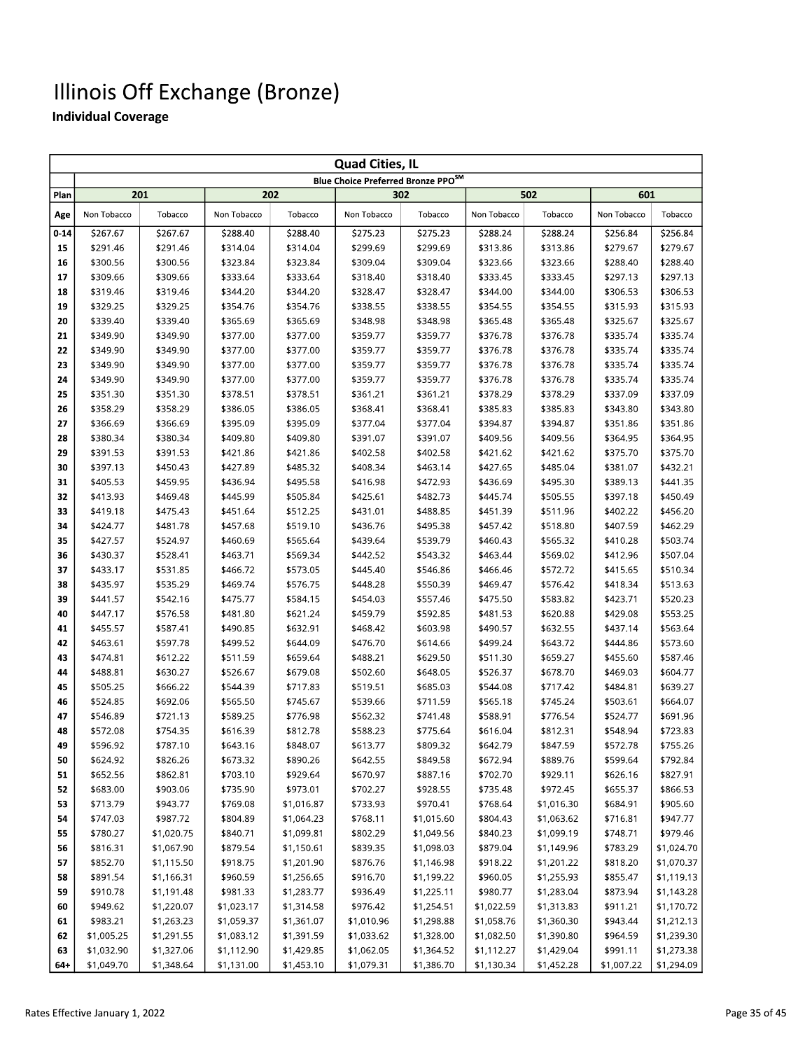# Illinois Off Exchange (Bronze)

**Individual Coverage**

| Quad Cities, IL | | | | | | | | | | |
|---|---|---|---|---|---|---|---|---|---|---|
| | Blue Choice Preferred Bronze PPO[SM] | | | | | | | | | |
| Plan | 201 | | 202 | | 302 | | 502 | | 601 | |
| Age | Non Tobacco | Tobacco | Non Tobacco | Tobacco | Non Tobacco | Tobacco | Non Tobacco | Tobacco | Non Tobacco | Tobacco |
| 0-14 | $267.67 | $267.67 | $288.40 | $288.40 | $275.23 | $275.23 | $288.24 | $288.24 | $256.84 | $256.84 |
| 15 | $291.46 | $291.46 | $314.04 | $314.04 | $299.69 | $299.69 | $313.86 | $313.86 | $279.67 | $279.67 |
| 16 | $300.56 | $300.56 | $323.84 | $323.84 | $309.04 | $309.04 | $323.66 | $323.66 | $288.40 | $288.40 |
| 17 | $309.66 | $309.66 | $333.64 | $333.64 | $318.40 | $318.40 | $333.45 | $333.45 | $297.13 | $297.13 |
| 18 | $319.46 | $319.46 | $344.20 | $344.20 | $328.47 | $328.47 | $344.00 | $344.00 | $306.53 | $306.53 |
| 19 | $329.25 | $329.25 | $354.76 | $354.76 | $338.55 | $338.55 | $354.55 | $354.55 | $315.93 | $315.93 |
| 20 | $339.40 | $339.40 | $365.69 | $365.69 | $348.98 | $348.98 | $365.48 | $365.48 | $325.67 | $325.67 |
| 21 | $349.90 | $349.90 | $377.00 | $377.00 | $359.77 | $359.77 | $376.78 | $376.78 | $335.74 | $335.74 |
| 22 | $349.90 | $349.90 | $377.00 | $377.00 | $359.77 | $359.77 | $376.78 | $376.78 | $335.74 | $335.74 |
| 23 | $349.90 | $349.90 | $377.00 | $377.00 | $359.77 | $359.77 | $376.78 | $376.78 | $335.74 | $335.74 |
| 24 | $349.90 | $349.90 | $377.00 | $377.00 | $359.77 | $359.77 | $376.78 | $376.78 | $335.74 | $335.74 |
| 25 | $351.30 | $351.30 | $378.51 | $378.51 | $361.21 | $361.21 | $378.29 | $378.29 | $337.09 | $337.09 |
| 26 | $358.29 | $358.29 | $386.05 | $386.05 | $368.41 | $368.41 | $385.83 | $385.83 | $343.80 | $343.80 |
| 27 | $366.69 | $366.69 | $395.09 | $395.09 | $377.04 | $377.04 | $394.87 | $394.87 | $351.86 | $351.86 |
| 28 | $380.34 | $380.34 | $409.80 | $409.80 | $391.07 | $391.07 | $409.56 | $409.56 | $364.95 | $364.95 |
| 29 | $391.53 | $391.53 | $421.86 | $421.86 | $402.58 | $402.58 | $421.62 | $421.62 | $375.70 | $375.70 |
| 30 | $397.13 | $450.43 | $427.89 | $485.32 | $408.34 | $463.14 | $427.65 | $485.04 | $381.07 | $432.21 |
| 31 | $405.53 | $459.95 | $436.94 | $495.58 | $416.98 | $472.93 | $436.69 | $495.30 | $389.13 | $441.35 |
| 32 | $413.93 | $469.48 | $445.99 | $505.84 | $425.61 | $482.73 | $445.74 | $505.55 | $397.18 | $450.49 |
| 33 | $419.18 | $475.43 | $451.64 | $512.25 | $431.01 | $488.85 | $451.39 | $511.96 | $402.22 | $456.20 |
| 34 | $424.77 | $481.78 | $457.68 | $519.10 | $436.76 | $495.38 | $457.42 | $518.80 | $407.59 | $462.29 |
| 35 | $427.57 | $524.97 | $460.69 | $565.64 | $439.64 | $539.79 | $460.43 | $565.32 | $410.28 | $503.74 |
| 36 | $430.37 | $528.41 | $463.71 | $569.34 | $442.52 | $543.32 | $463.44 | $569.02 | $412.96 | $507.04 |
| 37 | $433.17 | $531.85 | $466.72 | $573.05 | $445.40 | $546.86 | $466.46 | $572.72 | $415.65 | $510.34 |
| 38 | $435.97 | $535.29 | $469.74 | $576.75 | $448.28 | $550.39 | $469.47 | $576.42 | $418.34 | $513.63 |
| 39 | $441.57 | $542.16 | $475.77 | $584.15 | $454.03 | $557.46 | $475.50 | $583.82 | $423.71 | $520.23 |
| 40 | $447.17 | $576.58 | $481.80 | $621.24 | $459.79 | $592.85 | $481.53 | $620.88 | $429.08 | $553.25 |
| 41 | $455.57 | $587.41 | $490.85 | $632.91 | $468.42 | $603.98 | $490.57 | $632.55 | $437.14 | $563.64 |
| 42 | $463.61 | $597.78 | $499.52 | $644.09 | $476.70 | $614.66 | $499.24 | $643.72 | $444.86 | $573.60 |
| 43 | $474.81 | $612.22 | $511.59 | $659.64 | $488.21 | $629.50 | $511.30 | $659.27 | $455.60 | $587.46 |
| 44 | $488.81 | $630.27 | $526.67 | $679.08 | $502.60 | $648.05 | $526.37 | $678.70 | $469.03 | $604.77 |
| 45 | $505.25 | $666.22 | $544.39 | $717.83 | $519.51 | $685.03 | $544.08 | $717.42 | $484.81 | $639.27 |
| 46 | $524.85 | $692.06 | $565.50 | $745.67 | $539.66 | $711.59 | $565.18 | $745.24 | $503.61 | $664.07 |
| 47 | $546.89 | $721.13 | $589.25 | $776.98 | $562.32 | $741.48 | $588.91 | $776.54 | $524.77 | $691.96 |
| 48 | $572.08 | $754.35 | $616.39 | $812.78 | $588.23 | $775.64 | $616.04 | $812.31 | $548.94 | $723.83 |
| 49 | $596.92 | $787.10 | $643.16 | $848.07 | $613.77 | $809.32 | $642.79 | $847.59 | $572.78 | $755.26 |
| 50 | $624.92 | $826.26 | $673.32 | $890.26 | $642.55 | $849.58 | $672.94 | $889.76 | $599.64 | $792.84 |
| 51 | $652.56 | $862.81 | $703.10 | $929.64 | $670.97 | $887.16 | $702.70 | $929.11 | $626.16 | $827.91 |
| 52 | $683.00 | $903.06 | $735.90 | $973.01 | $702.27 | $928.55 | $735.48 | $972.45 | $655.37 | $866.53 |
| 53 | $713.79 | $943.77 | $769.08 | $1,016.87 | $733.93 | $970.41 | $768.64 | $1,016.30 | $684.91 | $905.60 |
| 54 | $747.03 | $987.72 | $804.89 | $1,064.23 | $768.11 | $1,015.60 | $804.43 | $1,063.62 | $716.81 | $947.77 |
| 55 | $780.27 | $1,020.75 | $840.71 | $1,099.81 | $802.29 | $1,049.56 | $840.23 | $1,099.19 | $748.71 | $979.46 |
| 56 | $816.31 | $1,067.90 | $879.54 | $1,150.61 | $839.35 | $1,098.03 | $879.04 | $1,149.96 | $783.29 | $1,024.70 |
| 57 | $852.70 | $1,115.50 | $918.75 | $1,201.90 | $876.76 | $1,146.98 | $918.22 | $1,201.22 | $818.20 | $1,070.37 |
| 58 | $891.54 | $1,166.31 | $960.59 | $1,256.65 | $916.70 | $1,199.22 | $960.05 | $1,255.93 | $855.47 | $1,119.13 |
| 59 | $910.78 | $1,191.48 | $981.33 | $1,283.77 | $936.49 | $1,225.11 | $980.77 | $1,283.04 | $873.94 | $1,143.28 |
| 60 | $949.62 | $1,220.07 | $1,023.17 | $1,314.58 | $976.42 | $1,254.51 | $1,022.59 | $1,313.83 | $911.21 | $1,170.72 |
| 61 | $983.21 | $1,263.23 | $1,059.37 | $1,361.07 | $1,010.96 | $1,298.88 | $1,058.76 | $1,360.30 | $943.44 | $1,212.13 |
| 62 | $1,005.25 | $1,291.55 | $1,083.12 | $1,391.59 | $1,033.62 | $1,328.00 | $1,082.50 | $1,390.80 | $964.59 | $1,239.30 |
| 63 | $1,032.90 | $1,327.06 | $1,112.90 | $1,429.85 | $1,062.05 | $1,364.52 | $1,112.27 | $1,429.04 | $991.11 | $1,273.38 |
| 64+ | $1,049.70 | $1,348.64 | $1,131.00 | $1,453.10 | $1,079.31 | $1,386.70 | $1,130.34 | $1,452.28 | $1,007.22 | $1,294.09 |

Rates Effective January 1, 2022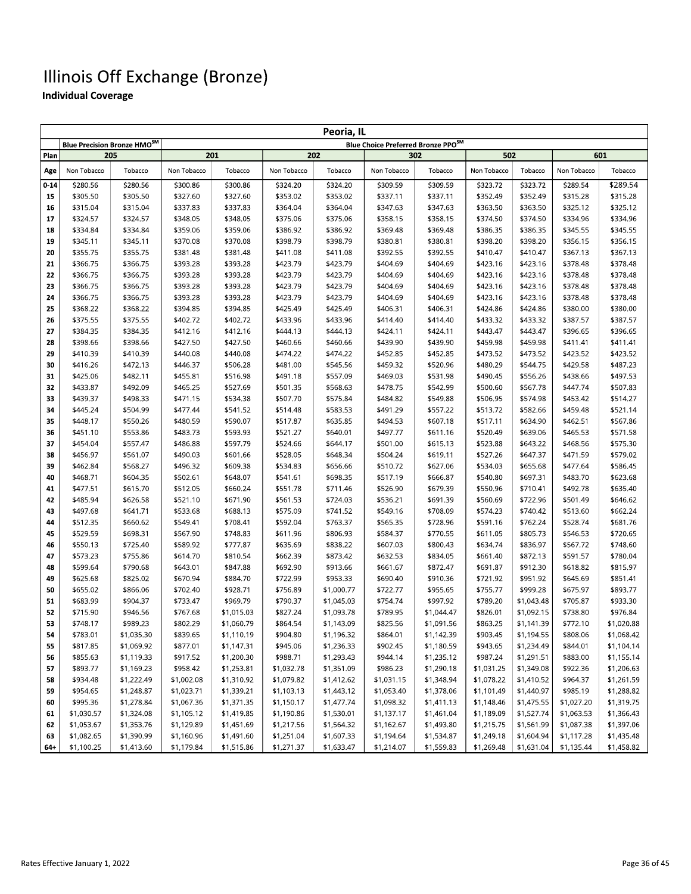# Illinois Off Exchange (Bronze)

**Individual Coverage**

| Peoria, IL | | | | | | | | | | | | |
|---|---|---|---|---|---|---|---|---|---|---|---|---|
| | Blue Precision Bronze HMO℠ | | Blue Choice Preferred Bronze PPO℠ | | | | | | | | | |
| Plan | 205 | | 201 | | 202 | | 302 | | 502 | | 601 | |
| Age | Non Tobacco | Tobacco | Non Tobacco | Tobacco | Non Tobacco | Tobacco | Non Tobacco | Tobacco | Non Tobacco | Tobacco | Non Tobacco | Tobacco |
| 0-14 | $280.56 | $280.56 | $300.86 | $300.86 | $324.20 | $324.20 | $309.59 | $309.59 | $323.72 | $323.72 | $289.54 | $289.54 |
| 15 | $305.50 | $305.50 | $327.60 | $327.60 | $353.02 | $353.02 | $337.11 | $337.11 | $352.49 | $352.49 | $315.28 | $315.28 |
| 16 | $315.04 | $315.04 | $337.83 | $337.83 | $364.04 | $364.04 | $347.63 | $347.63 | $363.50 | $363.50 | $325.12 | $325.12 |
| 17 | $324.57 | $324.57 | $348.05 | $348.05 | $375.06 | $375.06 | $358.15 | $358.15 | $374.50 | $374.50 | $334.96 | $334.96 |
| 18 | $334.84 | $334.84 | $359.06 | $359.06 | $386.92 | $386.92 | $369.48 | $369.48 | $386.35 | $386.35 | $345.55 | $345.55 |
| 19 | $345.11 | $345.11 | $370.08 | $370.08 | $398.79 | $398.79 | $380.81 | $380.81 | $398.20 | $398.20 | $356.15 | $356.15 |
| 20 | $355.75 | $355.75 | $381.48 | $381.48 | $411.08 | $411.08 | $392.55 | $392.55 | $410.47 | $410.47 | $367.13 | $367.13 |
| 21 | $366.75 | $366.75 | $393.28 | $393.28 | $423.79 | $423.79 | $404.69 | $404.69 | $423.16 | $423.16 | $378.48 | $378.48 |
| 22 | $366.75 | $366.75 | $393.28 | $393.28 | $423.79 | $423.79 | $404.69 | $404.69 | $423.16 | $423.16 | $378.48 | $378.48 |
| 23 | $366.75 | $366.75 | $393.28 | $393.28 | $423.79 | $423.79 | $404.69 | $404.69 | $423.16 | $423.16 | $378.48 | $378.48 |
| 24 | $366.75 | $366.75 | $393.28 | $393.28 | $423.79 | $423.79 | $404.69 | $404.69 | $423.16 | $423.16 | $378.48 | $378.48 |
| 25 | $368.22 | $368.22 | $394.85 | $394.85 | $425.49 | $425.49 | $406.31 | $406.31 | $424.86 | $424.86 | $380.00 | $380.00 |
| 26 | $375.55 | $375.55 | $402.72 | $402.72 | $433.96 | $433.96 | $414.40 | $414.40 | $433.32 | $433.32 | $387.57 | $387.57 |
| 27 | $384.35 | $384.35 | $412.16 | $412.16 | $444.13 | $444.13 | $424.11 | $424.11 | $443.47 | $443.47 | $396.65 | $396.65 |
| 28 | $398.66 | $398.66 | $427.50 | $427.50 | $460.66 | $460.66 | $439.90 | $439.90 | $459.98 | $459.98 | $411.41 | $411.41 |
| 29 | $410.39 | $410.39 | $440.08 | $440.08 | $474.22 | $474.22 | $452.85 | $452.85 | $473.52 | $473.52 | $423.52 | $423.52 |
| 30 | $416.26 | $472.13 | $446.37 | $506.28 | $481.00 | $545.56 | $459.32 | $520.96 | $480.29 | $544.75 | $429.58 | $487.23 |
| 31 | $425.06 | $482.11 | $455.81 | $516.98 | $491.18 | $557.09 | $469.03 | $531.98 | $490.45 | $556.26 | $438.66 | $497.53 |
| 32 | $433.87 | $492.09 | $465.25 | $527.69 | $501.35 | $568.63 | $478.75 | $542.99 | $500.60 | $567.78 | $447.74 | $507.83 |
| 33 | $439.37 | $498.33 | $471.15 | $534.38 | $507.70 | $575.84 | $484.82 | $549.88 | $506.95 | $574.98 | $453.42 | $514.27 |
| 34 | $445.24 | $504.99 | $477.44 | $541.52 | $514.48 | $583.53 | $491.29 | $557.22 | $513.72 | $582.66 | $459.48 | $521.14 |
| 35 | $448.17 | $550.26 | $480.59 | $590.07 | $517.87 | $635.85 | $494.53 | $607.18 | $517.11 | $634.90 | $462.51 | $567.86 |
| 36 | $451.10 | $553.86 | $483.73 | $593.93 | $521.27 | $640.01 | $497.77 | $611.16 | $520.49 | $639.06 | $465.53 | $571.58 |
| 37 | $454.04 | $557.47 | $486.88 | $597.79 | $524.66 | $644.17 | $501.00 | $615.13 | $523.88 | $643.22 | $468.56 | $575.30 |
| 38 | $456.97 | $561.07 | $490.03 | $601.66 | $528.05 | $648.34 | $504.24 | $619.11 | $527.26 | $647.37 | $471.59 | $579.02 |
| 39 | $462.84 | $568.27 | $496.32 | $609.38 | $534.83 | $656.66 | $510.72 | $627.06 | $534.03 | $655.68 | $477.64 | $586.45 |
| 40 | $468.71 | $604.35 | $502.61 | $648.07 | $541.61 | $698.35 | $517.19 | $666.87 | $540.80 | $697.31 | $483.70 | $623.68 |
| 41 | $477.51 | $615.70 | $512.05 | $660.24 | $551.78 | $711.46 | $526.90 | $679.39 | $550.96 | $710.41 | $492.78 | $635.40 |
| 42 | $485.94 | $626.58 | $521.10 | $671.90 | $561.53 | $724.03 | $536.21 | $691.39 | $560.69 | $722.96 | $501.49 | $646.62 |
| 43 | $497.68 | $641.71 | $533.68 | $688.13 | $575.09 | $741.52 | $549.16 | $708.09 | $574.23 | $740.42 | $513.60 | $662.24 |
| 44 | $512.35 | $660.62 | $549.41 | $708.41 | $592.04 | $763.37 | $565.35 | $728.96 | $591.16 | $762.24 | $528.74 | $681.76 |
| 45 | $529.59 | $698.31 | $567.90 | $748.83 | $611.96 | $806.93 | $584.37 | $770.55 | $611.05 | $805.73 | $546.53 | $720.65 |
| 46 | $550.13 | $725.40 | $589.92 | $777.87 | $635.69 | $838.22 | $607.03 | $800.43 | $634.74 | $836.97 | $567.72 | $748.60 |
| 47 | $573.23 | $755.86 | $614.70 | $810.54 | $662.39 | $873.42 | $632.53 | $834.05 | $661.40 | $872.13 | $591.57 | $780.04 |
| 48 | $599.64 | $790.68 | $643.01 | $847.88 | $692.90 | $913.66 | $661.67 | $872.47 | $691.87 | $912.30 | $618.82 | $815.97 |
| 49 | $625.68 | $825.02 | $670.94 | $884.70 | $722.99 | $953.33 | $690.40 | $910.36 | $721.92 | $951.92 | $645.69 | $851.41 |
| 50 | $655.02 | $866.06 | $702.40 | $928.71 | $756.89 | $1,000.77 | $722.77 | $955.65 | $755.77 | $999.28 | $675.97 | $893.77 |
| 51 | $683.99 | $904.37 | $733.47 | $969.79 | $790.37 | $1,045.03 | $754.74 | $997.92 | $789.20 | $1,043.48 | $705.87 | $933.30 |
| 52 | $715.90 | $946.56 | $767.68 | $1,015.03 | $827.24 | $1,093.78 | $789.95 | $1,044.47 | $826.01 | $1,092.15 | $738.80 | $976.84 |
| 53 | $748.17 | $989.23 | $802.29 | $1,060.79 | $864.54 | $1,143.09 | $825.56 | $1,091.56 | $863.25 | $1,141.39 | $772.10 | $1,020.88 |
| 54 | $783.01 | $1,035.30 | $839.65 | $1,110.19 | $904.80 | $1,196.32 | $864.01 | $1,142.39 | $903.45 | $1,194.55 | $808.06 | $1,068.42 |
| 55 | $817.85 | $1,069.92 | $877.01 | $1,147.31 | $945.06 | $1,236.33 | $902.45 | $1,180.59 | $943.65 | $1,234.49 | $844.01 | $1,104.14 |
| 56 | $855.63 | $1,119.33 | $917.52 | $1,200.30 | $988.71 | $1,293.43 | $944.14 | $1,235.12 | $987.24 | $1,291.51 | $883.00 | $1,155.14 |
| 57 | $893.77 | $1,169.23 | $958.42 | $1,253.81 | $1,032.78 | $1,351.09 | $986.23 | $1,290.18 | $1,031.25 | $1,349.08 | $922.36 | $1,206.63 |
| 58 | $934.48 | $1,222.49 | $1,002.08 | $1,310.92 | $1,079.82 | $1,412.62 | $1,031.15 | $1,348.94 | $1,078.22 | $1,410.52 | $964.37 | $1,261.59 |
| 59 | $954.65 | $1,248.87 | $1,023.71 | $1,339.21 | $1,103.13 | $1,443.12 | $1,053.40 | $1,378.06 | $1,101.49 | $1,440.97 | $985.19 | $1,288.82 |
| 60 | $995.36 | $1,278.84 | $1,067.36 | $1,371.35 | $1,150.17 | $1,477.74 | $1,098.32 | $1,411.13 | $1,148.46 | $1,475.55 | $1,027.20 | $1,319.75 |
| 61 | $1,030.57 | $1,324.08 | $1,105.12 | $1,419.85 | $1,190.86 | $1,530.01 | $1,137.17 | $1,461.04 | $1,189.09 | $1,527.74 | $1,063.53 | $1,366.43 |
| 62 | $1,053.67 | $1,353.76 | $1,129.89 | $1,451.69 | $1,217.56 | $1,564.32 | $1,162.67 | $1,493.80 | $1,215.75 | $1,561.99 | $1,087.38 | $1,397.06 |
| 63 | $1,082.65 | $1,390.99 | $1,160.96 | $1,491.60 | $1,251.04 | $1,607.33 | $1,194.64 | $1,534.87 | $1,249.18 | $1,604.94 | $1,117.28 | $1,435.48 |
| 64+ | $1,100.25 | $1,413.60 | $1,179.84 | $1,515.86 | $1,271.37 | $1,633.47 | $1,214.07 | $1,559.83 | $1,269.48 | $1,631.04 | $1,135.44 | $1,458.82 |

Rates Effective January 1, 2022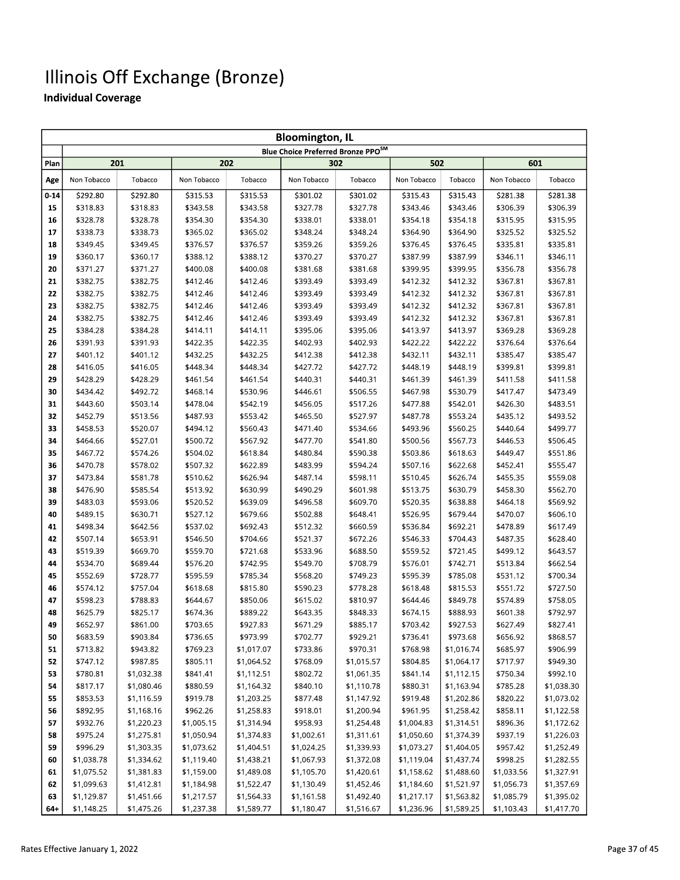# Illinois Off Exchange (Bronze)

## Individual Coverage

| Bloomington, IL | | | | | | | | | | |
|---|---|---|---|---|---|---|---|---|---|---|
| | Blue Choice Preferred Bronze PPO℠ | | | | | | | | | |
| Plan | 201 | | 202 | | 302 | | 502 | | 601 | |
| Age | Non Tobacco | Tobacco | Non Tobacco | Tobacco | Non Tobacco | Tobacco | Non Tobacco | Tobacco | Non Tobacco | Tobacco |
| 0-14 | $292.80 | $292.80 | $315.53 | $315.53 | $301.02 | $301.02 | $315.43 | $315.43 | $281.38 | $281.38 |
| 15 | $318.83 | $318.83 | $343.58 | $343.58 | $327.78 | $327.78 | $343.46 | $343.46 | $306.39 | $306.39 |
| 16 | $328.78 | $328.78 | $354.30 | $354.30 | $338.01 | $338.01 | $354.18 | $354.18 | $315.95 | $315.95 |
| 17 | $338.73 | $338.73 | $365.02 | $365.02 | $348.24 | $348.24 | $364.90 | $364.90 | $325.52 | $325.52 |
| 18 | $349.45 | $349.45 | $376.57 | $376.57 | $359.26 | $359.26 | $376.45 | $376.45 | $335.81 | $335.81 |
| 19 | $360.17 | $360.17 | $388.12 | $388.12 | $370.27 | $370.27 | $387.99 | $387.99 | $346.11 | $346.11 |
| 20 | $371.27 | $371.27 | $400.08 | $400.08 | $381.68 | $381.68 | $399.95 | $399.95 | $356.78 | $356.78 |
| 21 | $382.75 | $382.75 | $412.46 | $412.46 | $393.49 | $393.49 | $412.32 | $412.32 | $367.81 | $367.81 |
| 22 | $382.75 | $382.75 | $412.46 | $412.46 | $393.49 | $393.49 | $412.32 | $412.32 | $367.81 | $367.81 |
| 23 | $382.75 | $382.75 | $412.46 | $412.46 | $393.49 | $393.49 | $412.32 | $412.32 | $367.81 | $367.81 |
| 24 | $382.75 | $382.75 | $412.46 | $412.46 | $393.49 | $393.49 | $412.32 | $412.32 | $367.81 | $367.81 |
| 25 | $384.28 | $384.28 | $414.11 | $414.11 | $395.06 | $395.06 | $413.97 | $413.97 | $369.28 | $369.28 |
| 26 | $391.93 | $391.93 | $422.35 | $422.35 | $402.93 | $402.93 | $422.22 | $422.22 | $376.64 | $376.64 |
| 27 | $401.12 | $401.12 | $432.25 | $432.25 | $412.38 | $412.38 | $432.11 | $432.11 | $385.47 | $385.47 |
| 28 | $416.05 | $416.05 | $448.34 | $448.34 | $427.72 | $427.72 | $448.19 | $448.19 | $399.81 | $399.81 |
| 29 | $428.29 | $428.29 | $461.54 | $461.54 | $440.31 | $440.31 | $461.39 | $461.39 | $411.58 | $411.58 |
| 30 | $434.42 | $492.72 | $468.14 | $530.96 | $446.61 | $506.55 | $467.98 | $530.79 | $417.47 | $473.49 |
| 31 | $443.60 | $503.14 | $478.04 | $542.19 | $456.05 | $517.26 | $477.88 | $542.01 | $426.30 | $483.51 |
| 32 | $452.79 | $513.56 | $487.93 | $553.42 | $465.50 | $527.97 | $487.78 | $553.24 | $435.12 | $493.52 |
| 33 | $458.53 | $520.07 | $494.12 | $560.43 | $471.40 | $534.66 | $493.96 | $560.25 | $440.64 | $499.77 |
| 34 | $464.66 | $527.01 | $500.72 | $567.92 | $477.70 | $541.80 | $500.56 | $567.73 | $446.53 | $506.45 |
| 35 | $467.72 | $574.26 | $504.02 | $618.84 | $480.84 | $590.38 | $503.86 | $618.63 | $449.47 | $551.86 |
| 36 | $470.78 | $578.02 | $507.32 | $622.89 | $483.99 | $594.24 | $507.16 | $622.68 | $452.41 | $555.47 |
| 37 | $473.84 | $581.78 | $510.62 | $626.94 | $487.14 | $598.11 | $510.45 | $626.74 | $455.35 | $559.08 |
| 38 | $476.90 | $585.54 | $513.92 | $630.99 | $490.29 | $601.98 | $513.75 | $630.79 | $458.30 | $562.70 |
| 39 | $483.03 | $593.06 | $520.52 | $639.09 | $496.58 | $609.70 | $520.35 | $638.88 | $464.18 | $569.92 |
| 40 | $489.15 | $630.71 | $527.12 | $679.66 | $502.88 | $648.41 | $526.95 | $679.44 | $470.07 | $606.10 |
| 41 | $498.34 | $642.56 | $537.02 | $692.43 | $512.32 | $660.59 | $536.84 | $692.21 | $478.89 | $617.49 |
| 42 | $507.14 | $653.91 | $546.50 | $704.66 | $521.37 | $672.26 | $546.33 | $704.43 | $487.35 | $628.40 |
| 43 | $519.39 | $669.70 | $559.70 | $721.68 | $533.96 | $688.50 | $559.52 | $721.45 | $499.12 | $643.57 |
| 44 | $534.70 | $689.44 | $576.20 | $742.95 | $549.70 | $708.79 | $576.01 | $742.71 | $513.84 | $662.54 |
| 45 | $552.69 | $728.77 | $595.59 | $785.34 | $568.20 | $749.23 | $595.39 | $785.08 | $531.12 | $700.34 |
| 46 | $574.12 | $757.04 | $618.68 | $815.80 | $590.23 | $778.28 | $618.48 | $815.53 | $551.72 | $727.50 |
| 47 | $598.23 | $788.83 | $644.67 | $850.06 | $615.02 | $810.97 | $644.46 | $849.78 | $574.89 | $758.05 |
| 48 | $625.79 | $825.17 | $674.36 | $889.22 | $643.35 | $848.33 | $674.15 | $888.93 | $601.38 | $792.97 |
| 49 | $652.97 | $861.00 | $703.65 | $927.83 | $671.29 | $885.17 | $703.42 | $927.53 | $627.49 | $827.41 |
| 50 | $683.59 | $903.84 | $736.65 | $973.99 | $702.77 | $929.21 | $736.41 | $973.68 | $656.92 | $868.57 |
| 51 | $713.82 | $943.82 | $769.23 | $1,017.07 | $733.86 | $970.31 | $768.98 | $1,016.74 | $685.97 | $906.99 |
| 52 | $747.12 | $987.85 | $805.11 | $1,064.52 | $768.09 | $1,015.57 | $804.85 | $1,064.17 | $717.97 | $949.30 |
| 53 | $780.81 | $1,032.38 | $841.41 | $1,112.51 | $802.72 | $1,061.35 | $841.14 | $1,112.15 | $750.34 | $992.10 |
| 54 | $817.17 | $1,080.46 | $880.59 | $1,164.32 | $840.10 | $1,110.78 | $880.31 | $1,163.94 | $785.28 | $1,038.30 |
| 55 | $853.53 | $1,116.59 | $919.78 | $1,203.25 | $877.48 | $1,147.92 | $919.48 | $1,202.86 | $820.22 | $1,073.02 |
| 56 | $892.95 | $1,168.16 | $962.26 | $1,258.83 | $918.01 | $1,200.94 | $961.95 | $1,258.42 | $858.11 | $1,122.58 |
| 57 | $932.76 | $1,220.23 | $1,005.15 | $1,314.94 | $958.93 | $1,254.48 | $1,004.83 | $1,314.51 | $896.36 | $1,172.62 |
| 58 | $975.24 | $1,275.81 | $1,050.94 | $1,374.83 | $1,002.61 | $1,311.61 | $1,050.60 | $1,374.39 | $937.19 | $1,226.03 |
| 59 | $996.29 | $1,303.35 | $1,073.62 | $1,404.51 | $1,024.25 | $1,339.93 | $1,073.27 | $1,404.05 | $957.42 | $1,252.49 |
| 60 | $1,038.78 | $1,334.62 | $1,119.40 | $1,438.21 | $1,067.93 | $1,372.08 | $1,119.04 | $1,437.74 | $998.25 | $1,282.55 |
| 61 | $1,075.52 | $1,381.83 | $1,159.00 | $1,489.08 | $1,105.70 | $1,420.61 | $1,158.62 | $1,488.60 | $1,033.56 | $1,327.91 |
| 62 | $1,099.63 | $1,412.81 | $1,184.98 | $1,522.47 | $1,130.49 | $1,452.46 | $1,184.60 | $1,521.97 | $1,056.73 | $1,357.69 |
| 63 | $1,129.87 | $1,451.66 | $1,217.57 | $1,564.33 | $1,161.58 | $1,492.40 | $1,217.17 | $1,563.82 | $1,085.79 | $1,395.02 |
| 64+ | $1,148.25 | $1,475.26 | $1,237.38 | $1,589.77 | $1,180.47 | $1,516.67 | $1,236.96 | $1,589.25 | $1,103.43 | $1,417.70 |

Rates Effective January 1, 2022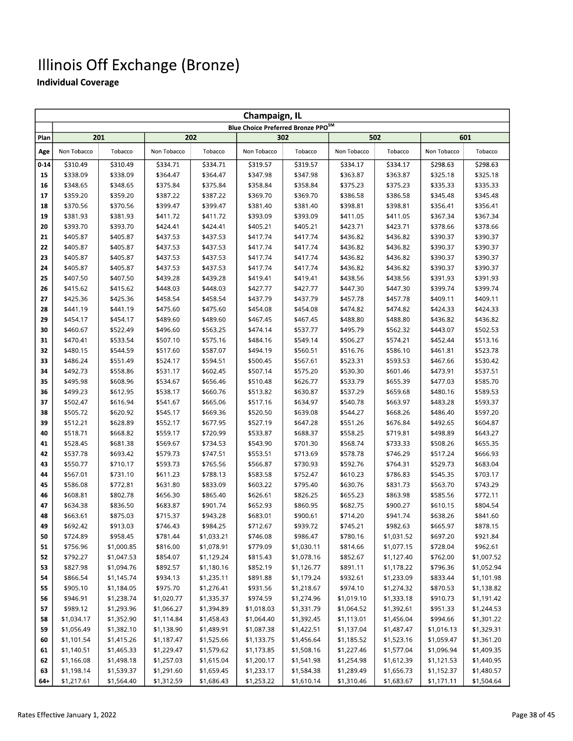# Illinois Off Exchange (Bronze)

**Individual Coverage**

| Champaign, IL | | | | | | | | | | |
|---|---|---|---|---|---|---|---|---|---|---|
| | Blue Choice Preferred Bronze PPO℠ | | | | | | | | | |
| Plan | 201 | | 202 | | 302 | | 502 | | 601 | |
| Age | Non Tobacco | Tobacco | Non Tobacco | Tobacco | Non Tobacco | Tobacco | Non Tobacco | Tobacco | Non Tobacco | Tobacco |
| 0-14 | $310.49 | $310.49 | $334.71 | $334.71 | $319.57 | $319.57 | $334.17 | $334.17 | $298.63 | $298.63 |
| 15 | $338.09 | $338.09 | $364.47 | $364.47 | $347.98 | $347.98 | $363.87 | $363.87 | $325.18 | $325.18 |
| 16 | $348.65 | $348.65 | $375.84 | $375.84 | $358.84 | $358.84 | $375.23 | $375.23 | $335.33 | $335.33 |
| 17 | $359.20 | $359.20 | $387.22 | $387.22 | $369.70 | $369.70 | $386.58 | $386.58 | $345.48 | $345.48 |
| 18 | $370.56 | $370.56 | $399.47 | $399.47 | $381.40 | $381.40 | $398.81 | $398.81 | $356.41 | $356.41 |
| 19 | $381.93 | $381.93 | $411.72 | $411.72 | $393.09 | $393.09 | $411.05 | $411.05 | $367.34 | $367.34 |
| 20 | $393.70 | $393.70 | $424.41 | $424.41 | $405.21 | $405.21 | $423.71 | $423.71 | $378.66 | $378.66 |
| 21 | $405.87 | $405.87 | $437.53 | $437.53 | $417.74 | $417.74 | $436.82 | $436.82 | $390.37 | $390.37 |
| 22 | $405.87 | $405.87 | $437.53 | $437.53 | $417.74 | $417.74 | $436.82 | $436.82 | $390.37 | $390.37 |
| 23 | $405.87 | $405.87 | $437.53 | $437.53 | $417.74 | $417.74 | $436.82 | $436.82 | $390.37 | $390.37 |
| 24 | $405.87 | $405.87 | $437.53 | $437.53 | $417.74 | $417.74 | $436.82 | $436.82 | $390.37 | $390.37 |
| 25 | $407.50 | $407.50 | $439.28 | $439.28 | $419.41 | $419.41 | $438.56 | $438.56 | $391.93 | $391.93 |
| 26 | $415.62 | $415.62 | $448.03 | $448.03 | $427.77 | $427.77 | $447.30 | $447.30 | $399.74 | $399.74 |
| 27 | $425.36 | $425.36 | $458.54 | $458.54 | $437.79 | $437.79 | $457.78 | $457.78 | $409.11 | $409.11 |
| 28 | $441.19 | $441.19 | $475.60 | $475.60 | $454.08 | $454.08 | $474.82 | $474.82 | $424.33 | $424.33 |
| 29 | $454.17 | $454.17 | $489.60 | $489.60 | $467.45 | $467.45 | $488.80 | $488.80 | $436.82 | $436.82 |
| 30 | $460.67 | $522.49 | $496.60 | $563.25 | $474.14 | $537.77 | $495.79 | $562.32 | $443.07 | $502.53 |
| 31 | $470.41 | $533.54 | $507.10 | $575.16 | $484.16 | $549.14 | $506.27 | $574.21 | $452.44 | $513.16 |
| 32 | $480.15 | $544.59 | $517.60 | $587.07 | $494.19 | $560.51 | $516.76 | $586.10 | $461.81 | $523.78 |
| 33 | $486.24 | $551.49 | $524.17 | $594.51 | $500.45 | $567.61 | $523.31 | $593.53 | $467.66 | $530.42 |
| 34 | $492.73 | $558.86 | $531.17 | $602.45 | $507.14 | $575.20 | $530.30 | $601.46 | $473.91 | $537.51 |
| 35 | $495.98 | $608.96 | $534.67 | $656.46 | $510.48 | $626.77 | $533.79 | $655.39 | $477.03 | $585.70 |
| 36 | $499.23 | $612.95 | $538.17 | $660.76 | $513.82 | $630.87 | $537.29 | $659.68 | $480.16 | $589.53 |
| 37 | $502.47 | $616.94 | $541.67 | $665.06 | $517.16 | $634.97 | $540.78 | $663.97 | $483.28 | $593.37 |
| 38 | $505.72 | $620.92 | $545.17 | $669.36 | $520.50 | $639.08 | $544.27 | $668.26 | $486.40 | $597.20 |
| 39 | $512.21 | $628.89 | $552.17 | $677.95 | $527.19 | $647.28 | $551.26 | $676.84 | $492.65 | $604.87 |
| 40 | $518.71 | $668.82 | $559.17 | $720.99 | $533.87 | $688.37 | $558.25 | $719.81 | $498.89 | $643.27 |
| 41 | $528.45 | $681.38 | $569.67 | $734.53 | $543.90 | $701.30 | $568.74 | $733.33 | $508.26 | $655.35 |
| 42 | $537.78 | $693.42 | $579.73 | $747.51 | $553.51 | $713.69 | $578.78 | $746.29 | $517.24 | $666.93 |
| 43 | $550.77 | $710.17 | $593.73 | $765.56 | $566.87 | $730.93 | $592.76 | $764.31 | $529.73 | $683.04 |
| 44 | $567.01 | $731.10 | $611.23 | $788.13 | $583.58 | $752.47 | $610.23 | $786.83 | $545.35 | $703.17 |
| 45 | $586.08 | $772.81 | $631.80 | $833.09 | $603.22 | $795.40 | $630.76 | $831.73 | $563.70 | $743.29 |
| 46 | $608.81 | $802.78 | $656.30 | $865.40 | $626.61 | $826.25 | $655.23 | $863.98 | $585.56 | $772.11 |
| 47 | $634.38 | $836.50 | $683.87 | $901.74 | $652.93 | $860.95 | $682.75 | $900.27 | $610.15 | $804.54 |
| 48 | $663.61 | $875.03 | $715.37 | $943.28 | $683.01 | $900.61 | $714.20 | $941.74 | $638.26 | $841.60 |
| 49 | $692.42 | $913.03 | $746.43 | $984.25 | $712.67 | $939.72 | $745.21 | $982.63 | $665.97 | $878.15 |
| 50 | $724.89 | $958.45 | $781.44 | $1,033.21 | $746.08 | $986.47 | $780.16 | $1,031.52 | $697.20 | $921.84 |
| 51 | $756.96 | $1,000.85 | $816.00 | $1,078.91 | $779.09 | $1,030.11 | $814.66 | $1,077.15 | $728.04 | $962.61 |
| 52 | $792.27 | $1,047.53 | $854.07 | $1,129.24 | $815.43 | $1,078.16 | $852.67 | $1,127.40 | $762.00 | $1,007.52 |
| 53 | $827.98 | $1,094.76 | $892.57 | $1,180.16 | $852.19 | $1,126.77 | $891.11 | $1,178.22 | $796.36 | $1,052.94 |
| 54 | $866.54 | $1,145.74 | $934.13 | $1,235.11 | $891.88 | $1,179.24 | $932.61 | $1,233.09 | $833.44 | $1,101.98 |
| 55 | $905.10 | $1,184.05 | $975.70 | $1,276.41 | $931.56 | $1,218.67 | $974.10 | $1,274.32 | $870.53 | $1,138.82 |
| 56 | $946.91 | $1,238.74 | $1,020.77 | $1,335.37 | $974.59 | $1,274.96 | $1,019.10 | $1,333.18 | $910.73 | $1,191.42 |
| 57 | $989.12 | $1,293.96 | $1,066.27 | $1,394.89 | $1,018.03 | $1,331.79 | $1,064.52 | $1,392.61 | $951.33 | $1,244.53 |
| 58 | $1,034.17 | $1,352.90 | $1,114.84 | $1,458.43 | $1,064.40 | $1,392.45 | $1,113.01 | $1,456.04 | $994.66 | $1,301.22 |
| 59 | $1,056.49 | $1,382.10 | $1,138.90 | $1,489.91 | $1,087.38 | $1,422.51 | $1,137.04 | $1,487.47 | $1,016.13 | $1,329.31 |
| 60 | $1,101.54 | $1,415.26 | $1,187.47 | $1,525.66 | $1,133.75 | $1,456.64 | $1,185.52 | $1,523.16 | $1,059.47 | $1,361.20 |
| 61 | $1,140.51 | $1,465.33 | $1,229.47 | $1,579.62 | $1,173.85 | $1,508.16 | $1,227.46 | $1,577.04 | $1,096.94 | $1,409.35 |
| 62 | $1,166.08 | $1,498.18 | $1,257.03 | $1,615.04 | $1,200.17 | $1,541.98 | $1,254.98 | $1,612.39 | $1,121.53 | $1,440.95 |
| 63 | $1,198.14 | $1,539.37 | $1,291.60 | $1,659.45 | $1,233.17 | $1,584.38 | $1,289.49 | $1,656.73 | $1,152.37 | $1,480.57 |
| 64+ | $1,217.61 | $1,564.40 | $1,312.59 | $1,686.43 | $1,253.22 | $1,610.14 | $1,310.46 | $1,683.67 | $1,171.11 | $1,504.64 |

Rates Effective January 1, 2022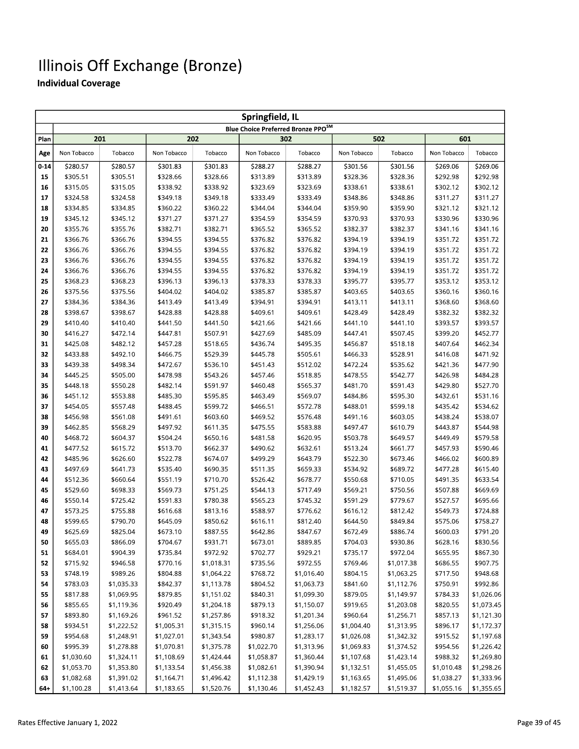# Illinois Off Exchange (Bronze)

## Individual Coverage

| Springfield, IL | | | | | | | | | | |
|---|---|---|---|---|---|---|---|---|---|---|
| | Blue Choice Preferred Bronze PPO℠ | | | | | | | | | |
| Plan | 201 | | 202 | | 302 | | 502 | | 601 | |
| Age | Non Tobacco | Tobacco | Non Tobacco | Tobacco | Non Tobacco | Tobacco | Non Tobacco | Tobacco | Non Tobacco | Tobacco |
| 0-14 | $280.57 | $280.57 | $301.83 | $301.83 | $288.27 | $288.27 | $301.56 | $301.56 | $269.06 | $269.06 |
| 15 | $305.51 | $305.51 | $328.66 | $328.66 | $313.89 | $313.89 | $328.36 | $328.36 | $292.98 | $292.98 |
| 16 | $315.05 | $315.05 | $338.92 | $338.92 | $323.69 | $323.69 | $338.61 | $338.61 | $302.12 | $302.12 |
| 17 | $324.58 | $324.58 | $349.18 | $349.18 | $333.49 | $333.49 | $348.86 | $348.86 | $311.27 | $311.27 |
| 18 | $334.85 | $334.85 | $360.22 | $360.22 | $344.04 | $344.04 | $359.90 | $359.90 | $321.12 | $321.12 |
| 19 | $345.12 | $345.12 | $371.27 | $371.27 | $354.59 | $354.59 | $370.93 | $370.93 | $330.96 | $330.96 |
| 20 | $355.76 | $355.76 | $382.71 | $382.71 | $365.52 | $365.52 | $382.37 | $382.37 | $341.16 | $341.16 |
| 21 | $366.76 | $366.76 | $394.55 | $394.55 | $376.82 | $376.82 | $394.19 | $394.19 | $351.72 | $351.72 |
| 22 | $366.76 | $366.76 | $394.55 | $394.55 | $376.82 | $376.82 | $394.19 | $394.19 | $351.72 | $351.72 |
| 23 | $366.76 | $366.76 | $394.55 | $394.55 | $376.82 | $376.82 | $394.19 | $394.19 | $351.72 | $351.72 |
| 24 | $366.76 | $366.76 | $394.55 | $394.55 | $376.82 | $376.82 | $394.19 | $394.19 | $351.72 | $351.72 |
| 25 | $368.23 | $368.23 | $396.13 | $396.13 | $378.33 | $378.33 | $395.77 | $395.77 | $353.12 | $353.12 |
| 26 | $375.56 | $375.56 | $404.02 | $404.02 | $385.87 | $385.87 | $403.65 | $403.65 | $360.16 | $360.16 |
| 27 | $384.36 | $384.36 | $413.49 | $413.49 | $394.91 | $394.91 | $413.11 | $413.11 | $368.60 | $368.60 |
| 28 | $398.67 | $398.67 | $428.88 | $428.88 | $409.61 | $409.61 | $428.49 | $428.49 | $382.32 | $382.32 |
| 29 | $410.40 | $410.40 | $441.50 | $441.50 | $421.66 | $421.66 | $441.10 | $441.10 | $393.57 | $393.57 |
| 30 | $416.27 | $472.14 | $447.81 | $507.91 | $427.69 | $485.09 | $447.41 | $507.45 | $399.20 | $452.77 |
| 31 | $425.08 | $482.12 | $457.28 | $518.65 | $436.74 | $495.35 | $456.87 | $518.18 | $407.64 | $462.34 |
| 32 | $433.88 | $492.10 | $466.75 | $529.39 | $445.78 | $505.61 | $466.33 | $528.91 | $416.08 | $471.92 |
| 33 | $439.38 | $498.34 | $472.67 | $536.10 | $451.43 | $512.02 | $472.24 | $535.62 | $421.36 | $477.90 |
| 34 | $445.25 | $505.00 | $478.98 | $543.26 | $457.46 | $518.85 | $478.55 | $542.77 | $426.98 | $484.28 |
| 35 | $448.18 | $550.28 | $482.14 | $591.97 | $460.48 | $565.37 | $481.70 | $591.43 | $429.80 | $527.70 |
| 36 | $451.12 | $553.88 | $485.30 | $595.85 | $463.49 | $569.07 | $484.86 | $595.30 | $432.61 | $531.16 |
| 37 | $454.05 | $557.48 | $488.45 | $599.72 | $466.51 | $572.78 | $488.01 | $599.18 | $435.42 | $534.62 |
| 38 | $456.98 | $561.08 | $491.61 | $603.60 | $469.52 | $576.48 | $491.16 | $603.05 | $438.24 | $538.07 |
| 39 | $462.85 | $568.29 | $497.92 | $611.35 | $475.55 | $583.88 | $497.47 | $610.79 | $443.87 | $544.98 |
| 40 | $468.72 | $604.37 | $504.24 | $650.16 | $481.58 | $620.95 | $503.78 | $649.57 | $449.49 | $579.58 |
| 41 | $477.52 | $615.72 | $513.70 | $662.37 | $490.62 | $632.61 | $513.24 | $661.77 | $457.93 | $590.46 |
| 42 | $485.96 | $626.60 | $522.78 | $674.07 | $499.29 | $643.79 | $522.30 | $673.46 | $466.02 | $600.89 |
| 43 | $497.69 | $641.73 | $535.40 | $690.35 | $511.35 | $659.33 | $534.92 | $689.72 | $477.28 | $615.40 |
| 44 | $512.36 | $660.64 | $551.19 | $710.70 | $526.42 | $678.77 | $550.68 | $710.05 | $491.35 | $633.54 |
| 45 | $529.60 | $698.33 | $569.73 | $751.25 | $544.13 | $717.49 | $569.21 | $750.56 | $507.88 | $669.69 |
| 46 | $550.14 | $725.42 | $591.83 | $780.38 | $565.23 | $745.32 | $591.29 | $779.67 | $527.57 | $695.66 |
| 47 | $573.25 | $755.88 | $616.68 | $813.16 | $588.97 | $776.62 | $616.12 | $812.42 | $549.73 | $724.88 |
| 48 | $599.65 | $790.70 | $645.09 | $850.62 | $616.11 | $812.40 | $644.50 | $849.84 | $575.06 | $758.27 |
| 49 | $625.69 | $825.04 | $673.10 | $887.55 | $642.86 | $847.67 | $672.49 | $886.74 | $600.03 | $791.20 |
| 50 | $655.03 | $866.09 | $704.67 | $931.71 | $673.01 | $889.85 | $704.03 | $930.86 | $628.16 | $830.56 |
| 51 | $684.01 | $904.39 | $735.84 | $972.92 | $702.77 | $929.21 | $735.17 | $972.04 | $655.95 | $867.30 |
| 52 | $715.92 | $946.58 | $770.16 | $1,018.31 | $735.56 | $972.55 | $769.46 | $1,017.38 | $686.55 | $907.75 |
| 53 | $748.19 | $989.26 | $804.88 | $1,064.22 | $768.72 | $1,016.40 | $804.15 | $1,063.25 | $717.50 | $948.68 |
| 54 | $783.03 | $1,035.33 | $842.37 | $1,113.78 | $804.52 | $1,063.73 | $841.60 | $1,112.76 | $750.91 | $992.86 |
| 55 | $817.88 | $1,069.95 | $879.85 | $1,151.02 | $840.31 | $1,099.30 | $879.05 | $1,149.97 | $784.33 | $1,026.06 |
| 56 | $855.65 | $1,119.36 | $920.49 | $1,204.18 | $879.13 | $1,150.07 | $919.65 | $1,203.08 | $820.55 | $1,073.45 |
| 57 | $893.80 | $1,169.26 | $961.52 | $1,257.86 | $918.32 | $1,201.34 | $960.64 | $1,256.71 | $857.13 | $1,121.30 |
| 58 | $934.51 | $1,222.52 | $1,005.31 | $1,315.15 | $960.14 | $1,256.06 | $1,004.40 | $1,313.95 | $896.17 | $1,172.37 |
| 59 | $954.68 | $1,248.91 | $1,027.01 | $1,343.54 | $980.87 | $1,283.17 | $1,026.08 | $1,342.32 | $915.52 | $1,197.68 |
| 60 | $995.39 | $1,278.88 | $1,070.81 | $1,375.78 | $1,022.70 | $1,313.96 | $1,069.83 | $1,374.52 | $954.56 | $1,226.42 |
| 61 | $1,030.60 | $1,324.11 | $1,108.69 | $1,424.44 | $1,058.87 | $1,360.44 | $1,107.68 | $1,423.14 | $988.32 | $1,269.80 |
| 62 | $1,053.70 | $1,353.80 | $1,133.54 | $1,456.38 | $1,082.61 | $1,390.94 | $1,132.51 | $1,455.05 | $1,010.48 | $1,298.26 |
| 63 | $1,082.68 | $1,391.02 | $1,164.71 | $1,496.42 | $1,112.38 | $1,429.19 | $1,163.65 | $1,495.06 | $1,038.27 | $1,333.96 |
| 64+ | $1,100.28 | $1,413.64 | $1,183.65 | $1,520.76 | $1,130.46 | $1,452.43 | $1,182.57 | $1,519.37 | $1,055.16 | $1,355.65 |

Rates Effective January 1, 2022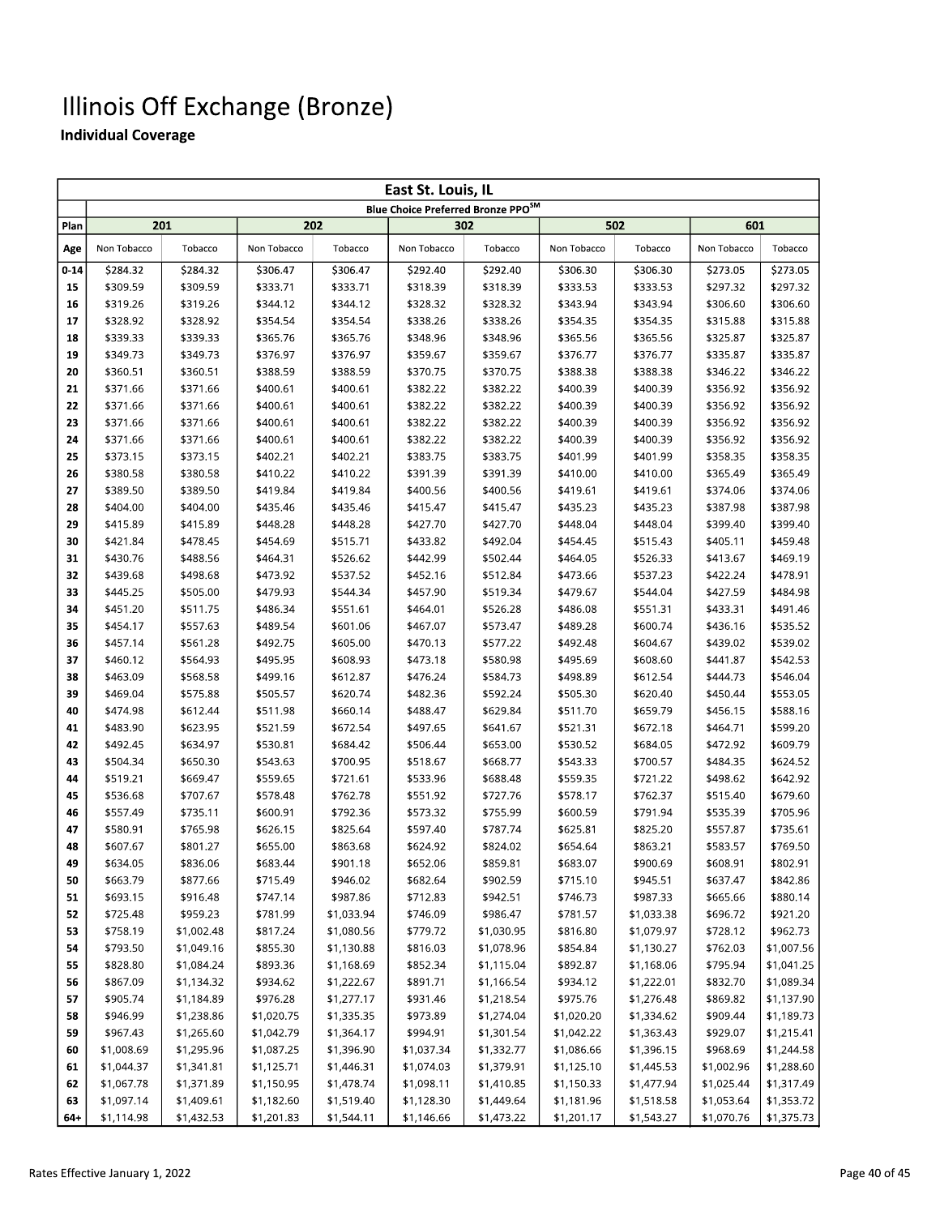# Illinois Off Exchange (Bronze)

### Individual Coverage

| East St. Louis, IL | | | | | | | | | | |
|---|---|---|---|---|---|---|---|---|---|---|
| | Blue Choice Preferred Bronze PPO[SM] | | | | | | | | | |
| Plan | 201 | | 202 | | 302 | | 502 | | 601 | |
| Age | Non Tobacco | Tobacco | Non Tobacco | Tobacco | Non Tobacco | Tobacco | Non Tobacco | Tobacco | Non Tobacco | Tobacco |
| 0-14 | $284.32 | $284.32 | $306.47 | $306.47 | $292.40 | $292.40 | $306.30 | $306.30 | $273.05 | $273.05 |
| 15 | $309.59 | $309.59 | $333.71 | $333.71 | $318.39 | $318.39 | $333.53 | $333.53 | $297.32 | $297.32 |
| 16 | $319.26 | $319.26 | $344.12 | $344.12 | $328.32 | $328.32 | $343.94 | $343.94 | $306.60 | $306.60 |
| 17 | $328.92 | $328.92 | $354.54 | $354.54 | $338.26 | $338.26 | $354.35 | $354.35 | $315.88 | $315.88 |
| 18 | $339.33 | $339.33 | $365.76 | $365.76 | $348.96 | $348.96 | $365.56 | $365.56 | $325.87 | $325.87 |
| 19 | $349.73 | $349.73 | $376.97 | $376.97 | $359.67 | $359.67 | $376.77 | $376.77 | $335.87 | $335.87 |
| 20 | $360.51 | $360.51 | $388.59 | $388.59 | $370.75 | $370.75 | $388.38 | $388.38 | $346.22 | $346.22 |
| 21 | $371.66 | $371.66 | $400.61 | $400.61 | $382.22 | $382.22 | $400.39 | $400.39 | $356.92 | $356.92 |
| 22 | $371.66 | $371.66 | $400.61 | $400.61 | $382.22 | $382.22 | $400.39 | $400.39 | $356.92 | $356.92 |
| 23 | $371.66 | $371.66 | $400.61 | $400.61 | $382.22 | $382.22 | $400.39 | $400.39 | $356.92 | $356.92 |
| 24 | $371.66 | $371.66 | $400.61 | $400.61 | $382.22 | $382.22 | $400.39 | $400.39 | $356.92 | $356.92 |
| 25 | $373.15 | $373.15 | $402.21 | $402.21 | $383.75 | $383.75 | $401.99 | $401.99 | $358.35 | $358.35 |
| 26 | $380.58 | $380.58 | $410.22 | $410.22 | $391.39 | $391.39 | $410.00 | $410.00 | $365.49 | $365.49 |
| 27 | $389.50 | $389.50 | $419.84 | $419.84 | $400.56 | $400.56 | $419.61 | $419.61 | $374.06 | $374.06 |
| 28 | $404.00 | $404.00 | $435.46 | $435.46 | $415.47 | $415.47 | $435.23 | $435.23 | $387.98 | $387.98 |
| 29 | $415.89 | $415.89 | $448.28 | $448.28 | $427.70 | $427.70 | $448.04 | $448.04 | $399.40 | $399.40 |
| 30 | $421.84 | $478.45 | $454.69 | $515.71 | $433.82 | $492.04 | $454.45 | $515.43 | $405.11 | $459.48 |
| 31 | $430.76 | $488.56 | $464.31 | $526.62 | $442.99 | $502.44 | $464.05 | $526.33 | $413.67 | $469.19 |
| 32 | $439.68 | $498.68 | $473.92 | $537.52 | $452.16 | $512.84 | $473.66 | $537.23 | $422.24 | $478.91 |
| 33 | $445.25 | $505.00 | $479.93 | $544.34 | $457.90 | $519.34 | $479.67 | $544.04 | $427.59 | $484.98 |
| 34 | $451.20 | $511.75 | $486.34 | $551.61 | $464.01 | $526.28 | $486.08 | $551.31 | $433.31 | $491.46 |
| 35 | $454.17 | $557.63 | $489.54 | $601.06 | $467.07 | $573.47 | $489.28 | $600.74 | $436.16 | $535.52 |
| 36 | $457.14 | $561.28 | $492.75 | $605.00 | $470.13 | $577.22 | $492.48 | $604.67 | $439.02 | $539.02 |
| 37 | $460.12 | $564.93 | $495.95 | $608.93 | $473.18 | $580.98 | $495.69 | $608.60 | $441.87 | $542.53 |
| 38 | $463.09 | $568.58 | $499.16 | $612.87 | $476.24 | $584.73 | $498.89 | $612.54 | $444.73 | $546.04 |
| 39 | $469.04 | $575.88 | $505.57 | $620.74 | $482.36 | $592.24 | $505.30 | $620.40 | $450.44 | $553.05 |
| 40 | $474.98 | $612.44 | $511.98 | $660.14 | $488.47 | $629.84 | $511.70 | $659.79 | $456.15 | $588.16 |
| 41 | $483.90 | $623.95 | $521.59 | $672.54 | $497.65 | $641.67 | $521.31 | $672.18 | $464.71 | $599.20 |
| 42 | $492.45 | $634.97 | $530.81 | $684.42 | $506.44 | $653.00 | $530.52 | $684.05 | $472.92 | $609.79 |
| 43 | $504.34 | $650.30 | $543.63 | $700.95 | $518.67 | $668.77 | $543.33 | $700.57 | $484.35 | $624.52 |
| 44 | $519.21 | $669.47 | $559.65 | $721.61 | $533.96 | $688.48 | $559.35 | $721.22 | $498.62 | $642.92 |
| 45 | $536.68 | $707.67 | $578.48 | $762.78 | $551.92 | $727.76 | $578.17 | $762.37 | $515.40 | $679.60 |
| 46 | $557.49 | $735.11 | $600.91 | $792.36 | $573.32 | $755.99 | $600.59 | $791.94 | $535.39 | $705.96 |
| 47 | $580.91 | $765.98 | $626.15 | $825.64 | $597.40 | $787.74 | $625.81 | $825.20 | $557.87 | $735.61 |
| 48 | $607.67 | $801.27 | $655.00 | $863.68 | $624.92 | $824.02 | $654.64 | $863.21 | $583.57 | $769.50 |
| 49 | $634.05 | $836.06 | $683.44 | $901.18 | $652.06 | $859.81 | $683.07 | $900.69 | $608.91 | $802.91 |
| 50 | $663.79 | $877.66 | $715.49 | $946.02 | $682.64 | $902.59 | $715.10 | $945.51 | $637.47 | $842.86 |
| 51 | $693.15 | $916.48 | $747.14 | $987.86 | $712.83 | $942.51 | $746.73 | $987.33 | $665.66 | $880.14 |
| 52 | $725.48 | $959.23 | $781.99 | $1,033.94 | $746.09 | $986.47 | $781.57 | $1,033.38 | $696.72 | $921.20 |
| 53 | $758.19 | $1,002.48 | $817.24 | $1,080.56 | $779.72 | $1,030.95 | $816.80 | $1,079.97 | $728.12 | $962.73 |
| 54 | $793.50 | $1,049.16 | $855.30 | $1,130.88 | $816.03 | $1,078.96 | $854.84 | $1,130.27 | $762.03 | $1,007.56 |
| 55 | $828.80 | $1,084.24 | $893.36 | $1,168.69 | $852.34 | $1,115.04 | $892.87 | $1,168.06 | $795.94 | $1,041.25 |
| 56 | $867.09 | $1,134.32 | $934.62 | $1,222.67 | $891.71 | $1,166.54 | $934.12 | $1,222.01 | $832.70 | $1,089.34 |
| 57 | $905.74 | $1,184.89 | $976.28 | $1,277.17 | $931.46 | $1,218.54 | $975.76 | $1,276.48 | $869.82 | $1,137.90 |
| 58 | $946.99 | $1,238.86 | $1,020.75 | $1,335.35 | $973.89 | $1,274.04 | $1,020.20 | $1,334.62 | $909.44 | $1,189.73 |
| 59 | $967.43 | $1,265.60 | $1,042.79 | $1,364.17 | $994.91 | $1,301.54 | $1,042.22 | $1,363.43 | $929.07 | $1,215.41 |
| 60 | $1,008.69 | $1,295.96 | $1,087.25 | $1,396.90 | $1,037.34 | $1,332.77 | $1,086.66 | $1,396.15 | $968.69 | $1,244.58 |
| 61 | $1,044.37 | $1,341.81 | $1,125.71 | $1,446.31 | $1,074.03 | $1,379.91 | $1,125.10 | $1,445.53 | $1,002.96 | $1,288.60 |
| 62 | $1,067.78 | $1,371.89 | $1,150.95 | $1,478.74 | $1,098.11 | $1,410.85 | $1,150.33 | $1,477.94 | $1,025.44 | $1,317.49 |
| 63 | $1,097.14 | $1,409.61 | $1,182.60 | $1,519.40 | $1,128.30 | $1,449.64 | $1,181.96 | $1,518.58 | $1,053.64 | $1,353.72 |
| 64+ | $1,114.98 | $1,432.53 | $1,201.83 | $1,544.11 | $1,146.66 | $1,473.22 | $1,201.17 | $1,543.27 | $1,070.76 | $1,375.73 |

Rates Effective January 1, 2022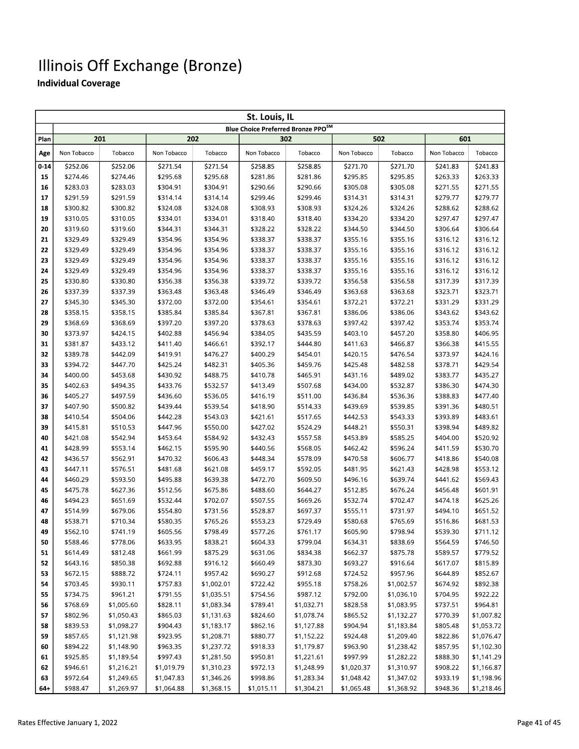# Illinois Off Exchange (Bronze)

### Individual Coverage

| St. Louis, IL | | | | | | | | | | |
|---|---|---|---|---|---|---|---|---|---|---|
| | Blue Choice Preferred Bronze PPO[SM] | | | | | | | | | |
| Plan | 201 | | 202 | | 302 | | 502 | | 601 | |
| Age | Non Tobacco | Tobacco | Non Tobacco | Tobacco | Non Tobacco | Tobacco | Non Tobacco | Tobacco | Non Tobacco | Tobacco |
| 0-14 | $252.06 | $252.06 | $271.54 | $271.54 | $258.85 | $258.85 | $271.70 | $271.70 | $241.83 | $241.83 |
| 15 | $274.46 | $274.46 | $295.68 | $295.68 | $281.86 | $281.86 | $295.85 | $295.85 | $263.33 | $263.33 |
| 16 | $283.03 | $283.03 | $304.91 | $304.91 | $290.66 | $290.66 | $305.08 | $305.08 | $271.55 | $271.55 |
| 17 | $291.59 | $291.59 | $314.14 | $314.14 | $299.46 | $299.46 | $314.31 | $314.31 | $279.77 | $279.77 |
| 18 | $300.82 | $300.82 | $324.08 | $324.08 | $308.93 | $308.93 | $324.26 | $324.26 | $288.62 | $288.62 |
| 19 | $310.05 | $310.05 | $334.01 | $334.01 | $318.40 | $318.40 | $334.20 | $334.20 | $297.47 | $297.47 |
| 20 | $319.60 | $319.60 | $344.31 | $344.31 | $328.22 | $328.22 | $344.50 | $344.50 | $306.64 | $306.64 |
| 21 | $329.49 | $329.49 | $354.96 | $354.96 | $338.37 | $338.37 | $355.16 | $355.16 | $316.12 | $316.12 |
| 22 | $329.49 | $329.49 | $354.96 | $354.96 | $338.37 | $338.37 | $355.16 | $355.16 | $316.12 | $316.12 |
| 23 | $329.49 | $329.49 | $354.96 | $354.96 | $338.37 | $338.37 | $355.16 | $355.16 | $316.12 | $316.12 |
| 24 | $329.49 | $329.49 | $354.96 | $354.96 | $338.37 | $338.37 | $355.16 | $355.16 | $316.12 | $316.12 |
| 25 | $330.80 | $330.80 | $356.38 | $356.38 | $339.72 | $339.72 | $356.58 | $356.58 | $317.39 | $317.39 |
| 26 | $337.39 | $337.39 | $363.48 | $363.48 | $346.49 | $346.49 | $363.68 | $363.68 | $323.71 | $323.71 |
| 27 | $345.30 | $345.30 | $372.00 | $372.00 | $354.61 | $354.61 | $372.21 | $372.21 | $331.29 | $331.29 |
| 28 | $358.15 | $358.15 | $385.84 | $385.84 | $367.81 | $367.81 | $386.06 | $386.06 | $343.62 | $343.62 |
| 29 | $368.69 | $368.69 | $397.20 | $397.20 | $378.63 | $378.63 | $397.42 | $397.42 | $353.74 | $353.74 |
| 30 | $373.97 | $424.15 | $402.88 | $456.94 | $384.05 | $435.59 | $403.10 | $457.20 | $358.80 | $406.95 |
| 31 | $381.87 | $433.12 | $411.40 | $466.61 | $392.17 | $444.80 | $411.63 | $466.87 | $366.38 | $415.55 |
| 32 | $389.78 | $442.09 | $419.91 | $476.27 | $400.29 | $454.01 | $420.15 | $476.54 | $373.97 | $424.16 |
| 33 | $394.72 | $447.70 | $425.24 | $482.31 | $405.36 | $459.76 | $425.48 | $482.58 | $378.71 | $429.54 |
| 34 | $400.00 | $453.68 | $430.92 | $488.75 | $410.78 | $465.91 | $431.16 | $489.02 | $383.77 | $435.27 |
| 35 | $402.63 | $494.35 | $433.76 | $532.57 | $413.49 | $507.68 | $434.00 | $532.87 | $386.30 | $474.30 |
| 36 | $405.27 | $497.59 | $436.60 | $536.05 | $416.19 | $511.00 | $436.84 | $536.36 | $388.83 | $477.40 |
| 37 | $407.90 | $500.82 | $439.44 | $539.54 | $418.90 | $514.33 | $439.69 | $539.85 | $391.36 | $480.51 |
| 38 | $410.54 | $504.06 | $442.28 | $543.03 | $421.61 | $517.65 | $442.53 | $543.33 | $393.89 | $483.61 |
| 39 | $415.81 | $510.53 | $447.96 | $550.00 | $427.02 | $524.29 | $448.21 | $550.31 | $398.94 | $489.82 |
| 40 | $421.08 | $542.94 | $453.64 | $584.92 | $432.43 | $557.58 | $453.89 | $585.25 | $404.00 | $520.92 |
| 41 | $428.99 | $553.14 | $462.15 | $595.90 | $440.56 | $568.05 | $462.42 | $596.24 | $411.59 | $530.70 |
| 42 | $436.57 | $562.91 | $470.32 | $606.43 | $448.34 | $578.09 | $470.58 | $606.77 | $418.86 | $540.08 |
| 43 | $447.11 | $576.51 | $481.68 | $621.08 | $459.17 | $592.05 | $481.95 | $621.43 | $428.98 | $553.12 |
| 44 | $460.29 | $593.50 | $495.88 | $639.38 | $472.70 | $609.50 | $496.16 | $639.74 | $441.62 | $569.43 |
| 45 | $475.78 | $627.36 | $512.56 | $675.86 | $488.60 | $644.27 | $512.85 | $676.24 | $456.48 | $601.91 |
| 46 | $494.23 | $651.69 | $532.44 | $702.07 | $507.55 | $669.26 | $532.74 | $702.47 | $474.18 | $625.26 |
| 47 | $514.99 | $679.06 | $554.80 | $731.56 | $528.87 | $697.37 | $555.11 | $731.97 | $494.10 | $651.52 |
| 48 | $538.71 | $710.34 | $580.35 | $765.26 | $553.23 | $729.49 | $580.68 | $765.69 | $516.86 | $681.53 |
| 49 | $562.10 | $741.19 | $605.56 | $798.49 | $577.26 | $761.17 | $605.90 | $798.94 | $539.30 | $711.12 |
| 50 | $588.46 | $778.06 | $633.95 | $838.21 | $604.33 | $799.04 | $634.31 | $838.69 | $564.59 | $746.50 |
| 51 | $614.49 | $812.48 | $661.99 | $875.29 | $631.06 | $834.38 | $662.37 | $875.78 | $589.57 | $779.52 |
| 52 | $643.16 | $850.38 | $692.88 | $916.12 | $660.49 | $873.30 | $693.27 | $916.64 | $617.07 | $815.89 |
| 53 | $672.15 | $888.72 | $724.11 | $957.42 | $690.27 | $912.68 | $724.52 | $957.96 | $644.89 | $852.67 |
| 54 | $703.45 | $930.11 | $757.83 | $1,002.01 | $722.42 | $955.18 | $758.26 | $1,002.57 | $674.92 | $892.38 |
| 55 | $734.75 | $961.21 | $791.55 | $1,035.51 | $754.56 | $987.12 | $792.00 | $1,036.10 | $704.95 | $922.22 |
| 56 | $768.69 | $1,005.60 | $828.11 | $1,083.34 | $789.41 | $1,032.71 | $828.58 | $1,083.95 | $737.51 | $964.81 |
| 57 | $802.96 | $1,050.43 | $865.03 | $1,131.63 | $824.60 | $1,078.74 | $865.52 | $1,132.27 | $770.39 | $1,007.82 |
| 58 | $839.53 | $1,098.27 | $904.43 | $1,183.17 | $862.16 | $1,127.88 | $904.94 | $1,183.84 | $805.48 | $1,053.72 |
| 59 | $857.65 | $1,121.98 | $923.95 | $1,208.71 | $880.77 | $1,152.22 | $924.48 | $1,209.40 | $822.86 | $1,076.47 |
| 60 | $894.22 | $1,148.90 | $963.35 | $1,237.72 | $918.33 | $1,179.87 | $963.90 | $1,238.42 | $857.95 | $1,102.30 |
| 61 | $925.85 | $1,189.54 | $997.43 | $1,281.50 | $950.81 | $1,221.61 | $997.99 | $1,282.22 | $888.30 | $1,141.29 |
| 62 | $946.61 | $1,216.21 | $1,019.79 | $1,310.23 | $972.13 | $1,248.99 | $1,020.37 | $1,310.97 | $908.22 | $1,166.87 |
| 63 | $972.64 | $1,249.65 | $1,047.83 | $1,346.26 | $998.86 | $1,283.34 | $1,048.42 | $1,347.02 | $933.19 | $1,198.96 |
| 64+ | $988.47 | $1,269.97 | $1,064.88 | $1,368.15 | $1,015.11 | $1,304.21 | $1,065.48 | $1,368.92 | $948.36 | $1,218.46 |

Rates Effective January 1, 2022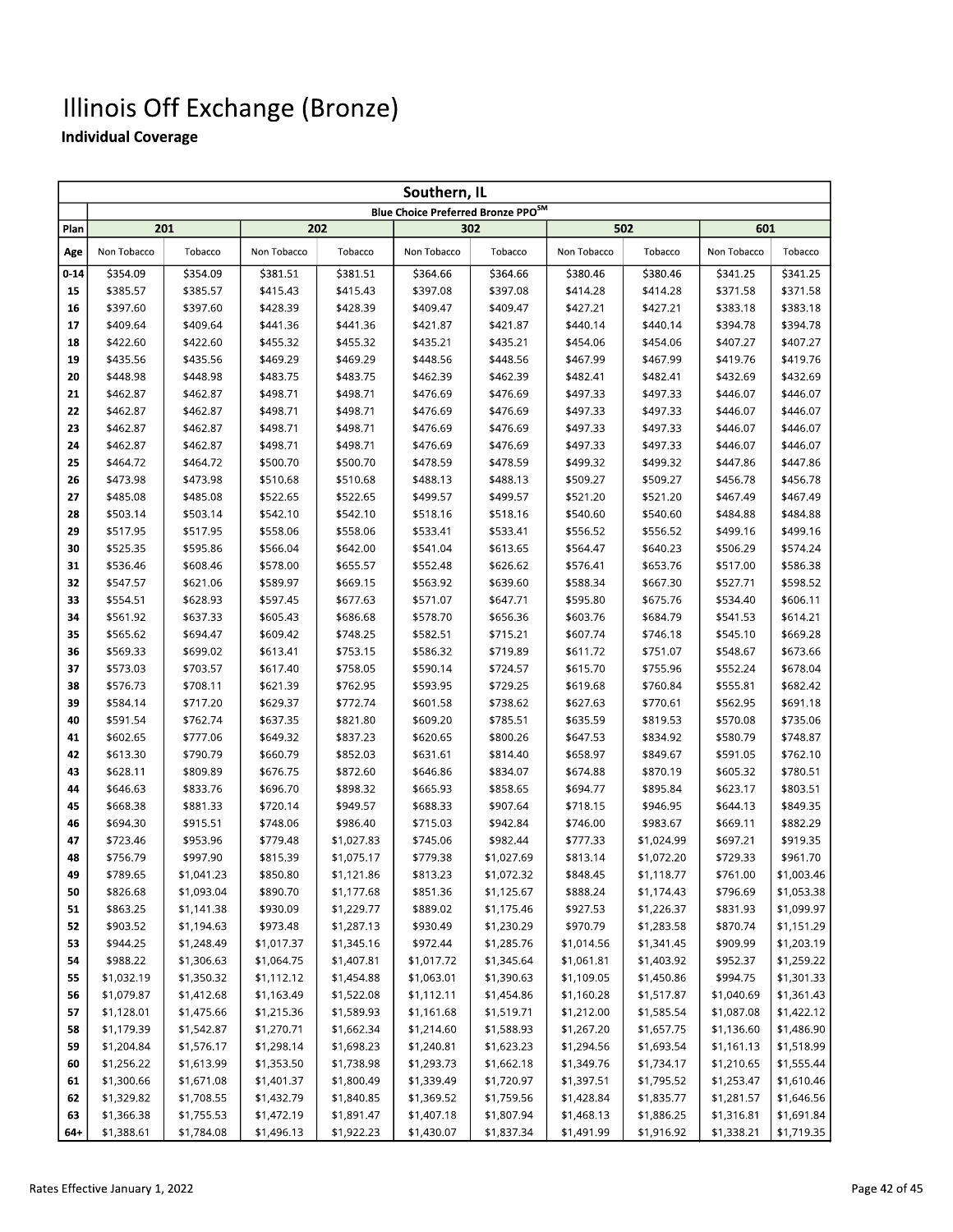# Illinois Off Exchange (Bronze)

## Individual Coverage

| Southern, IL | | | | | | | | | | |
|---|---|---|---|---|---|---|---|---|---|---|
| | Blue Choice Preferred Bronze PPO℠ | | | | | | | | | |
| Plan | 201 | | 202 | | 302 | | 502 | | 601 | |
| Age | Non Tobacco | Tobacco | Non Tobacco | Tobacco | Non Tobacco | Tobacco | Non Tobacco | Tobacco | Non Tobacco | Tobacco |
| 0-14 | $354.09 | $354.09 | $381.51 | $381.51 | $364.66 | $364.66 | $380.46 | $380.46 | $341.25 | $341.25 |
| 15 | $385.57 | $385.57 | $415.43 | $415.43 | $397.08 | $397.08 | $414.28 | $414.28 | $371.58 | $371.58 |
| 16 | $397.60 | $397.60 | $428.39 | $428.39 | $409.47 | $409.47 | $427.21 | $427.21 | $383.18 | $383.18 |
| 17 | $409.64 | $409.64 | $441.36 | $441.36 | $421.87 | $421.87 | $440.14 | $440.14 | $394.78 | $394.78 |
| 18 | $422.60 | $422.60 | $455.32 | $455.32 | $435.21 | $435.21 | $454.06 | $454.06 | $407.27 | $407.27 |
| 19 | $435.56 | $435.56 | $469.29 | $469.29 | $448.56 | $448.56 | $467.99 | $467.99 | $419.76 | $419.76 |
| 20 | $448.98 | $448.98 | $483.75 | $483.75 | $462.39 | $462.39 | $482.41 | $482.41 | $432.69 | $432.69 |
| 21 | $462.87 | $462.87 | $498.71 | $498.71 | $476.69 | $476.69 | $497.33 | $497.33 | $446.07 | $446.07 |
| 22 | $462.87 | $462.87 | $498.71 | $498.71 | $476.69 | $476.69 | $497.33 | $497.33 | $446.07 | $446.07 |
| 23 | $462.87 | $462.87 | $498.71 | $498.71 | $476.69 | $476.69 | $497.33 | $497.33 | $446.07 | $446.07 |
| 24 | $462.87 | $462.87 | $498.71 | $498.71 | $476.69 | $476.69 | $497.33 | $497.33 | $446.07 | $446.07 |
| 25 | $464.72 | $464.72 | $500.70 | $500.70 | $478.59 | $478.59 | $499.32 | $499.32 | $447.86 | $447.86 |
| 26 | $473.98 | $473.98 | $510.68 | $510.68 | $488.13 | $488.13 | $509.27 | $509.27 | $456.78 | $456.78 |
| 27 | $485.08 | $485.08 | $522.65 | $522.65 | $499.57 | $499.57 | $521.20 | $521.20 | $467.49 | $467.49 |
| 28 | $503.14 | $503.14 | $542.10 | $542.10 | $518.16 | $518.16 | $540.60 | $540.60 | $484.88 | $484.88 |
| 29 | $517.95 | $517.95 | $558.06 | $558.06 | $533.41 | $533.41 | $556.52 | $556.52 | $499.16 | $499.16 |
| 30 | $525.35 | $595.86 | $566.04 | $642.00 | $541.04 | $613.65 | $564.47 | $640.23 | $506.29 | $574.24 |
| 31 | $536.46 | $608.46 | $578.00 | $655.57 | $552.48 | $626.62 | $576.41 | $653.76 | $517.00 | $586.38 |
| 32 | $547.57 | $621.06 | $589.97 | $669.15 | $563.92 | $639.60 | $588.34 | $667.30 | $527.71 | $598.52 |
| 33 | $554.51 | $628.93 | $597.45 | $677.63 | $571.07 | $647.71 | $595.80 | $675.76 | $534.40 | $606.11 |
| 34 | $561.92 | $637.33 | $605.43 | $686.68 | $578.70 | $656.36 | $603.76 | $684.79 | $541.53 | $614.21 |
| 35 | $565.62 | $694.47 | $609.42 | $748.25 | $582.51 | $715.21 | $607.74 | $746.18 | $545.10 | $669.28 |
| 36 | $569.33 | $699.02 | $613.41 | $753.15 | $586.32 | $719.89 | $611.72 | $751.07 | $548.67 | $673.66 |
| 37 | $573.03 | $703.57 | $617.40 | $758.05 | $590.14 | $724.57 | $615.70 | $755.96 | $552.24 | $678.04 |
| 38 | $576.73 | $708.11 | $621.39 | $762.95 | $593.95 | $729.25 | $619.68 | $760.84 | $555.81 | $682.42 |
| 39 | $584.14 | $717.20 | $629.37 | $772.74 | $601.58 | $738.62 | $627.63 | $770.61 | $562.95 | $691.18 |
| 40 | $591.54 | $762.74 | $637.35 | $821.80 | $609.20 | $785.51 | $635.59 | $819.53 | $570.08 | $735.06 |
| 41 | $602.65 | $777.06 | $649.32 | $837.23 | $620.65 | $800.26 | $647.53 | $834.92 | $580.79 | $748.87 |
| 42 | $613.30 | $790.79 | $660.79 | $852.03 | $631.61 | $814.40 | $658.97 | $849.67 | $591.05 | $762.10 |
| 43 | $628.11 | $809.89 | $676.75 | $872.60 | $646.86 | $834.07 | $674.88 | $870.19 | $605.32 | $780.51 |
| 44 | $646.63 | $833.76 | $696.70 | $898.32 | $665.93 | $858.65 | $694.77 | $895.84 | $623.17 | $803.51 |
| 45 | $668.38 | $881.33 | $720.14 | $949.57 | $688.33 | $907.64 | $718.15 | $946.95 | $644.13 | $849.35 |
| 46 | $694.30 | $915.51 | $748.06 | $986.40 | $715.03 | $942.84 | $746.00 | $983.67 | $669.11 | $882.29 |
| 47 | $723.46 | $953.96 | $779.48 | $1,027.83 | $745.06 | $982.44 | $777.33 | $1,024.99 | $697.21 | $919.35 |
| 48 | $756.79 | $997.90 | $815.39 | $1,075.17 | $779.38 | $1,027.69 | $813.14 | $1,072.20 | $729.33 | $961.70 |
| 49 | $789.65 | $1,041.23 | $850.80 | $1,121.86 | $813.23 | $1,072.32 | $848.45 | $1,118.77 | $761.00 | $1,003.46 |
| 50 | $826.68 | $1,093.04 | $890.70 | $1,177.68 | $851.36 | $1,125.67 | $888.24 | $1,174.43 | $796.69 | $1,053.38 |
| 51 | $863.25 | $1,141.38 | $930.09 | $1,229.77 | $889.02 | $1,175.46 | $927.53 | $1,226.37 | $831.93 | $1,099.97 |
| 52 | $903.52 | $1,194.63 | $973.48 | $1,287.13 | $930.49 | $1,230.29 | $970.79 | $1,283.58 | $870.74 | $1,151.29 |
| 53 | $944.25 | $1,248.49 | $1,017.37 | $1,345.16 | $972.44 | $1,285.76 | $1,014.56 | $1,341.45 | $909.99 | $1,203.19 |
| 54 | $988.22 | $1,306.63 | $1,064.75 | $1,407.81 | $1,017.72 | $1,345.64 | $1,061.81 | $1,403.92 | $952.37 | $1,259.22 |
| 55 | $1,032.19 | $1,350.32 | $1,112.12 | $1,454.88 | $1,063.01 | $1,390.63 | $1,109.05 | $1,450.86 | $994.75 | $1,301.33 |
| 56 | $1,079.87 | $1,412.68 | $1,163.49 | $1,522.08 | $1,112.11 | $1,454.86 | $1,160.28 | $1,517.87 | $1,040.69 | $1,361.43 |
| 57 | $1,128.01 | $1,475.66 | $1,215.36 | $1,589.93 | $1,161.68 | $1,519.71 | $1,212.00 | $1,585.54 | $1,087.08 | $1,422.12 |
| 58 | $1,179.39 | $1,542.87 | $1,270.71 | $1,662.34 | $1,214.60 | $1,588.93 | $1,267.20 | $1,657.75 | $1,136.60 | $1,486.90 |
| 59 | $1,204.84 | $1,576.17 | $1,298.14 | $1,698.23 | $1,240.81 | $1,623.23 | $1,294.56 | $1,693.54 | $1,161.13 | $1,518.99 |
| 60 | $1,256.22 | $1,613.99 | $1,353.50 | $1,738.98 | $1,293.73 | $1,662.18 | $1,349.76 | $1,734.17 | $1,210.65 | $1,555.44 |
| 61 | $1,300.66 | $1,671.08 | $1,401.37 | $1,800.49 | $1,339.49 | $1,720.97 | $1,397.51 | $1,795.52 | $1,253.47 | $1,610.46 |
| 62 | $1,329.82 | $1,708.55 | $1,432.79 | $1,840.85 | $1,369.52 | $1,759.56 | $1,428.84 | $1,835.77 | $1,281.57 | $1,646.56 |
| 63 | $1,366.38 | $1,755.53 | $1,472.19 | $1,891.47 | $1,407.18 | $1,807.94 | $1,468.13 | $1,886.25 | $1,316.81 | $1,691.84 |
| 64+ | $1,388.61 | $1,784.08 | $1,496.13 | $1,922.23 | $1,430.07 | $1,837.34 | $1,491.99 | $1,916.92 | $1,338.21 | $1,719.35 |

Rates Effective January 1, 2022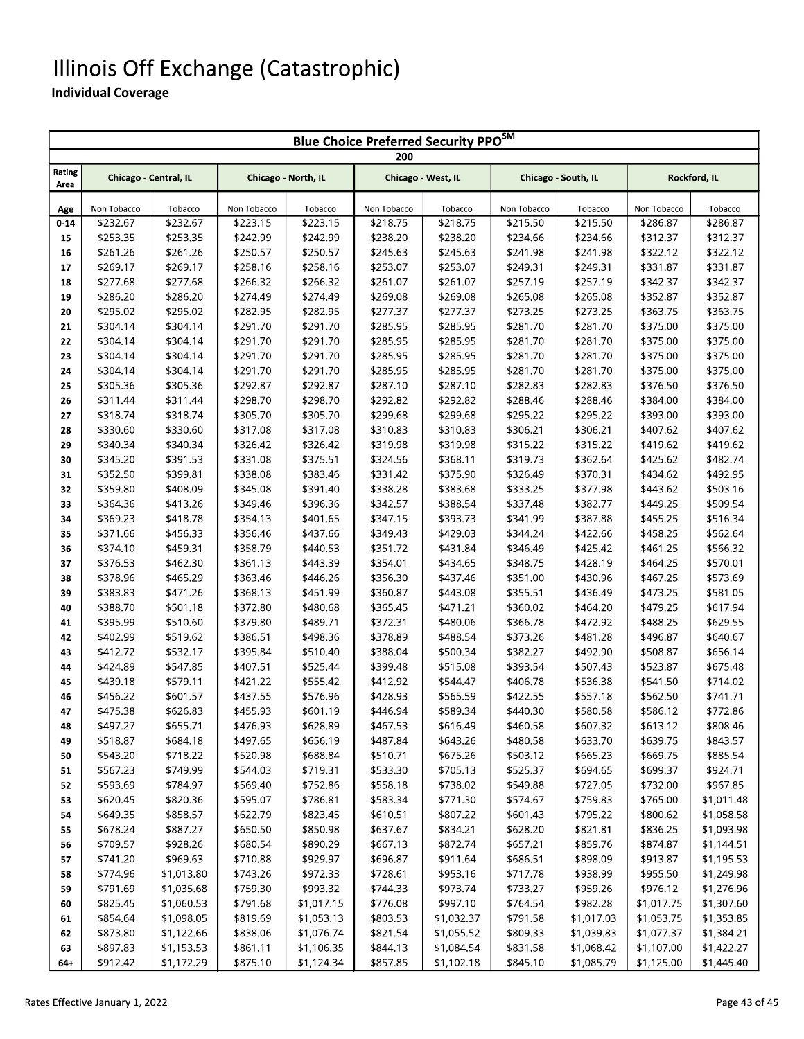# Illinois Off Exchange (Catastrophic)

**Individual Coverage**

| Blue Choice Preferred Security PPO℠ | | | | | | | | | | |
|---|---|---|---|---|---|---|---|---|---|---|
| 200 | | | | | | | | | | |
| Rating Area | Chicago - Central, IL | | Chicago - North, IL | | Chicago - West, IL | | Chicago - South, IL | | Rockford, IL | |
| Age | Non Tobacco | Tobacco | Non Tobacco | Tobacco | Non Tobacco | Tobacco | Non Tobacco | Tobacco | Non Tobacco | Tobacco |
| 0-14 | $232.67 | $232.67 | $223.15 | $223.15 | $218.75 | $218.75 | $215.50 | $215.50 | $286.87 | $286.87 |
| 15 | $253.35 | $253.35 | $242.99 | $242.99 | $238.20 | $238.20 | $234.66 | $234.66 | $312.37 | $312.37 |
| 16 | $261.26 | $261.26 | $250.57 | $250.57 | $245.63 | $245.63 | $241.98 | $241.98 | $322.12 | $322.12 |
| 17 | $269.17 | $269.17 | $258.16 | $258.16 | $253.07 | $253.07 | $249.31 | $249.31 | $331.87 | $331.87 |
| 18 | $277.68 | $277.68 | $266.32 | $266.32 | $261.07 | $261.07 | $257.19 | $257.19 | $342.37 | $342.37 |
| 19 | $286.20 | $286.20 | $274.49 | $274.49 | $269.08 | $269.08 | $265.08 | $265.08 | $352.87 | $352.87 |
| 20 | $295.02 | $295.02 | $282.95 | $282.95 | $277.37 | $277.37 | $273.25 | $273.25 | $363.75 | $363.75 |
| 21 | $304.14 | $304.14 | $291.70 | $291.70 | $285.95 | $285.95 | $281.70 | $281.70 | $375.00 | $375.00 |
| 22 | $304.14 | $304.14 | $291.70 | $291.70 | $285.95 | $285.95 | $281.70 | $281.70 | $375.00 | $375.00 |
| 23 | $304.14 | $304.14 | $291.70 | $291.70 | $285.95 | $285.95 | $281.70 | $281.70 | $375.00 | $375.00 |
| 24 | $304.14 | $304.14 | $291.70 | $291.70 | $285.95 | $285.95 | $281.70 | $281.70 | $375.00 | $375.00 |
| 25 | $305.36 | $305.36 | $292.87 | $292.87 | $287.10 | $287.10 | $282.83 | $282.83 | $376.50 | $376.50 |
| 26 | $311.44 | $311.44 | $298.70 | $298.70 | $292.82 | $292.82 | $288.46 | $288.46 | $384.00 | $384.00 |
| 27 | $318.74 | $318.74 | $305.70 | $305.70 | $299.68 | $299.68 | $295.22 | $295.22 | $393.00 | $393.00 |
| 28 | $330.60 | $330.60 | $317.08 | $317.08 | $310.83 | $310.83 | $306.21 | $306.21 | $407.62 | $407.62 |
| 29 | $340.34 | $340.34 | $326.42 | $326.42 | $319.98 | $319.98 | $315.22 | $315.22 | $419.62 | $419.62 |
| 30 | $345.20 | $391.53 | $331.08 | $375.51 | $324.56 | $368.11 | $319.73 | $362.64 | $425.62 | $482.74 |
| 31 | $352.50 | $399.81 | $338.08 | $383.46 | $331.42 | $375.90 | $326.49 | $370.31 | $434.62 | $492.95 |
| 32 | $359.80 | $408.09 | $345.08 | $391.40 | $338.28 | $383.68 | $333.25 | $377.98 | $443.62 | $503.16 |
| 33 | $364.36 | $413.26 | $349.46 | $396.36 | $342.57 | $388.54 | $337.48 | $382.77 | $449.25 | $509.54 |
| 34 | $369.23 | $418.78 | $354.13 | $401.65 | $347.15 | $393.73 | $341.99 | $387.88 | $455.25 | $516.34 |
| 35 | $371.66 | $456.33 | $356.46 | $437.66 | $349.43 | $429.03 | $344.24 | $422.66 | $458.25 | $562.64 |
| 36 | $374.10 | $459.31 | $358.79 | $440.53 | $351.72 | $431.84 | $346.49 | $425.42 | $461.25 | $566.32 |
| 37 | $376.53 | $462.30 | $361.13 | $443.39 | $354.01 | $434.65 | $348.75 | $428.19 | $464.25 | $570.01 |
| 38 | $378.96 | $465.29 | $363.46 | $446.26 | $356.30 | $437.46 | $351.00 | $430.96 | $467.25 | $573.69 |
| 39 | $383.83 | $471.26 | $368.13 | $451.99 | $360.87 | $443.08 | $355.51 | $436.49 | $473.25 | $581.05 |
| 40 | $388.70 | $501.18 | $372.80 | $480.68 | $365.45 | $471.21 | $360.02 | $464.20 | $479.25 | $617.94 |
| 41 | $395.99 | $510.60 | $379.80 | $489.71 | $372.31 | $480.06 | $366.78 | $472.92 | $488.25 | $629.55 |
| 42 | $402.99 | $519.62 | $386.51 | $498.36 | $378.89 | $488.54 | $373.26 | $481.28 | $496.87 | $640.67 |
| 43 | $412.72 | $532.17 | $395.84 | $510.40 | $388.04 | $500.34 | $382.27 | $492.90 | $508.87 | $656.14 |
| 44 | $424.89 | $547.85 | $407.51 | $525.44 | $399.48 | $515.08 | $393.54 | $507.43 | $523.87 | $675.48 |
| 45 | $439.18 | $579.11 | $421.22 | $555.42 | $412.92 | $544.47 | $406.78 | $536.38 | $541.50 | $714.02 |
| 46 | $456.22 | $601.57 | $437.55 | $576.96 | $428.93 | $565.59 | $422.55 | $557.18 | $562.50 | $741.71 |
| 47 | $475.38 | $626.83 | $455.93 | $601.19 | $446.94 | $589.34 | $440.30 | $580.58 | $586.12 | $772.86 |
| 48 | $497.27 | $655.71 | $476.93 | $628.89 | $467.53 | $616.49 | $460.58 | $607.32 | $613.12 | $808.46 |
| 49 | $518.87 | $684.18 | $497.65 | $656.19 | $487.84 | $643.26 | $480.58 | $633.70 | $639.75 | $843.57 |
| 50 | $543.20 | $718.22 | $520.98 | $688.84 | $510.71 | $675.26 | $503.12 | $665.23 | $669.75 | $885.54 |
| 51 | $567.23 | $749.99 | $544.03 | $719.31 | $533.30 | $705.13 | $525.37 | $694.65 | $699.37 | $924.71 |
| 52 | $593.69 | $784.97 | $569.40 | $752.86 | $558.18 | $738.02 | $549.88 | $727.05 | $732.00 | $967.85 |
| 53 | $620.45 | $820.36 | $595.07 | $786.81 | $583.34 | $771.30 | $574.67 | $759.83 | $765.00 | $1,011.48 |
| 54 | $649.35 | $858.57 | $622.79 | $823.45 | $610.51 | $807.22 | $601.43 | $795.22 | $800.62 | $1,058.58 |
| 55 | $678.24 | $887.27 | $650.50 | $850.98 | $637.67 | $834.21 | $628.20 | $821.81 | $836.25 | $1,093.98 |
| 56 | $709.57 | $928.26 | $680.54 | $890.29 | $667.13 | $872.74 | $657.21 | $859.76 | $874.87 | $1,144.51 |
| 57 | $741.20 | $969.63 | $710.88 | $929.97 | $696.87 | $911.64 | $686.51 | $898.09 | $913.87 | $1,195.53 |
| 58 | $774.96 | $1,013.80 | $743.26 | $972.33 | $728.61 | $953.16 | $717.78 | $938.99 | $955.50 | $1,249.98 |
| 59 | $791.69 | $1,035.68 | $759.30 | $993.32 | $744.33 | $973.74 | $733.27 | $959.26 | $976.12 | $1,276.96 |
| 60 | $825.45 | $1,060.53 | $791.68 | $1,017.15 | $776.08 | $997.10 | $764.54 | $982.28 | $1,017.75 | $1,307.60 |
| 61 | $854.64 | $1,098.05 | $819.69 | $1,053.13 | $803.53 | $1,032.37 | $791.58 | $1,017.03 | $1,053.75 | $1,353.85 |
| 62 | $873.80 | $1,122.66 | $838.06 | $1,076.74 | $821.54 | $1,055.52 | $809.33 | $1,039.83 | $1,077.37 | $1,384.21 |
| 63 | $897.83 | $1,153.53 | $861.11 | $1,106.35 | $844.13 | $1,084.54 | $831.58 | $1,068.42 | $1,107.00 | $1,422.27 |
| 64+ | $912.42 | $1,172.29 | $875.10 | $1,124.34 | $857.85 | $1,102.18 | $845.10 | $1,085.79 | $1,125.00 | $1,445.40 |

Rates Effective January 1, 2022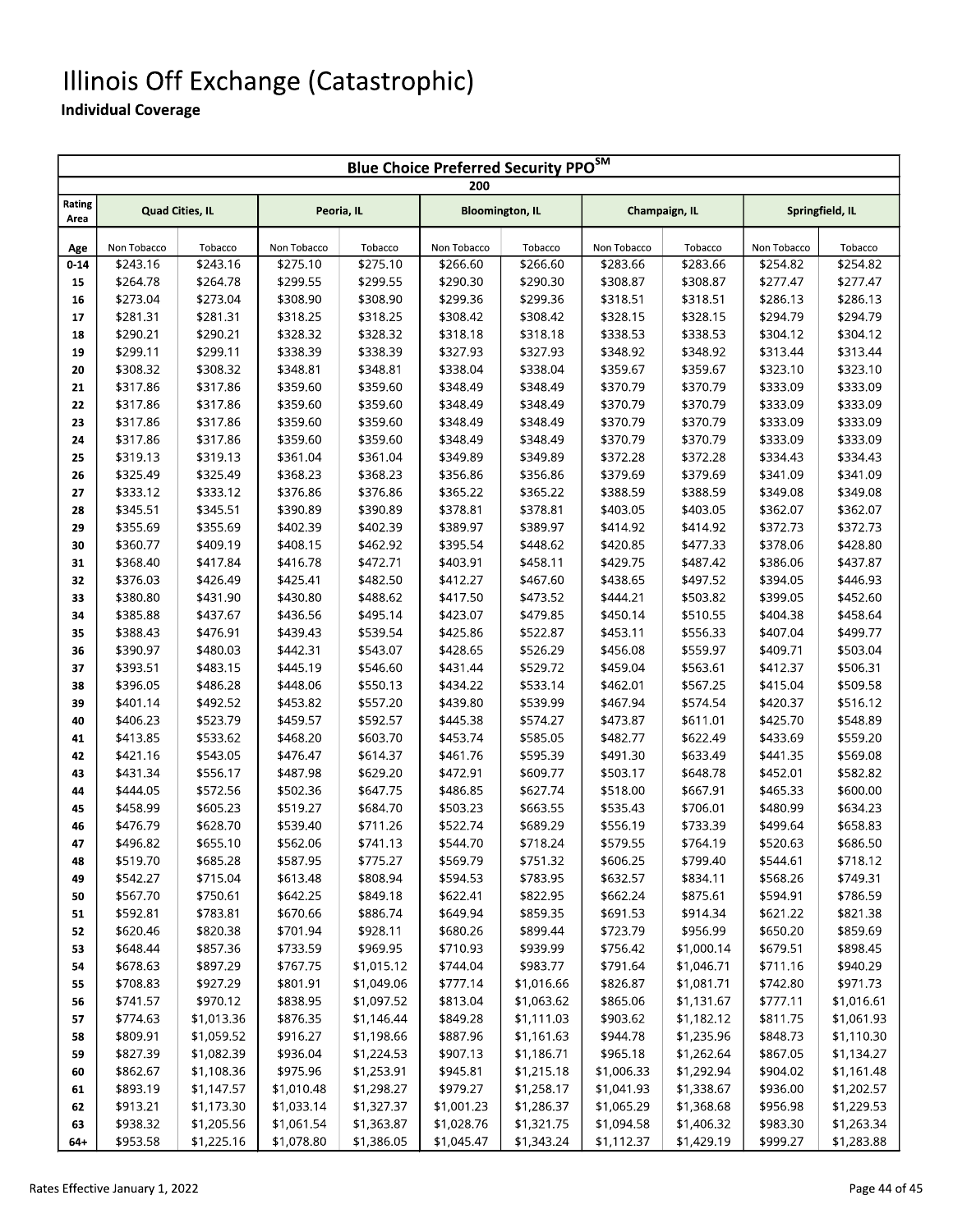# Illinois Off Exchange (Catastrophic)

**Individual Coverage**

| Blue Choice Preferred Security PPO℠ | | | | | | | | | | |
|---|---|---|---|---|---|---|---|---|---|---|
| 200 | | | | | | | | | | |
| Rating Area | Quad Cities, IL | | Peoria, IL | | Bloomington, IL | | Champaign, IL | | Springfield, IL | |
| Age | Non Tobacco | Tobacco | Non Tobacco | Tobacco | Non Tobacco | Tobacco | Non Tobacco | Tobacco | Non Tobacco | Tobacco |
| 0-14 | $243.16 | $243.16 | $275.10 | $275.10 | $266.60 | $266.60 | $283.66 | $283.66 | $254.82 | $254.82 |
| 15 | $264.78 | $264.78 | $299.55 | $299.55 | $290.30 | $290.30 | $308.87 | $308.87 | $277.47 | $277.47 |
| 16 | $273.04 | $273.04 | $308.90 | $308.90 | $299.36 | $299.36 | $318.51 | $318.51 | $286.13 | $286.13 |
| 17 | $281.31 | $281.31 | $318.25 | $318.25 | $308.42 | $308.42 | $328.15 | $328.15 | $294.79 | $294.79 |
| 18 | $290.21 | $290.21 | $328.32 | $328.32 | $318.18 | $318.18 | $338.53 | $338.53 | $304.12 | $304.12 |
| 19 | $299.11 | $299.11 | $338.39 | $338.39 | $327.93 | $327.93 | $348.92 | $348.92 | $313.44 | $313.44 |
| 20 | $308.32 | $308.32 | $348.81 | $348.81 | $338.04 | $338.04 | $359.67 | $359.67 | $323.10 | $323.10 |
| 21 | $317.86 | $317.86 | $359.60 | $359.60 | $348.49 | $348.49 | $370.79 | $370.79 | $333.09 | $333.09 |
| 22 | $317.86 | $317.86 | $359.60 | $359.60 | $348.49 | $348.49 | $370.79 | $370.79 | $333.09 | $333.09 |
| 23 | $317.86 | $317.86 | $359.60 | $359.60 | $348.49 | $348.49 | $370.79 | $370.79 | $333.09 | $333.09 |
| 24 | $317.86 | $317.86 | $359.60 | $359.60 | $348.49 | $348.49 | $370.79 | $370.79 | $333.09 | $333.09 |
| 25 | $319.13 | $319.13 | $361.04 | $361.04 | $349.89 | $349.89 | $372.28 | $372.28 | $334.43 | $334.43 |
| 26 | $325.49 | $325.49 | $368.23 | $368.23 | $356.86 | $356.86 | $379.69 | $379.69 | $341.09 | $341.09 |
| 27 | $333.12 | $333.12 | $376.86 | $376.86 | $365.22 | $365.22 | $388.59 | $388.59 | $349.08 | $349.08 |
| 28 | $345.51 | $345.51 | $390.89 | $390.89 | $378.81 | $378.81 | $403.05 | $403.05 | $362.07 | $362.07 |
| 29 | $355.69 | $355.69 | $402.39 | $402.39 | $389.97 | $389.97 | $414.92 | $414.92 | $372.73 | $372.73 |
| 30 | $360.77 | $409.19 | $408.15 | $462.92 | $395.54 | $448.62 | $420.85 | $477.33 | $378.06 | $428.80 |
| 31 | $368.40 | $417.84 | $416.78 | $472.71 | $403.91 | $458.11 | $429.75 | $487.42 | $386.06 | $437.87 |
| 32 | $376.03 | $426.49 | $425.41 | $482.50 | $412.27 | $467.60 | $438.65 | $497.52 | $394.05 | $446.93 |
| 33 | $380.80 | $431.90 | $430.80 | $488.62 | $417.50 | $473.52 | $444.21 | $503.82 | $399.05 | $452.60 |
| 34 | $385.88 | $437.67 | $436.56 | $495.14 | $423.07 | $479.85 | $450.14 | $510.55 | $404.38 | $458.64 |
| 35 | $388.43 | $476.91 | $439.43 | $539.54 | $425.86 | $522.87 | $453.11 | $556.33 | $407.04 | $499.77 |
| 36 | $390.97 | $480.03 | $442.31 | $543.07 | $428.65 | $526.29 | $456.08 | $559.97 | $409.71 | $503.04 |
| 37 | $393.51 | $483.15 | $445.19 | $546.60 | $431.44 | $529.72 | $459.04 | $563.61 | $412.37 | $506.31 |
| 38 | $396.05 | $486.28 | $448.06 | $550.13 | $434.22 | $533.14 | $462.01 | $567.25 | $415.04 | $509.58 |
| 39 | $401.14 | $492.52 | $453.82 | $557.20 | $439.80 | $539.99 | $467.94 | $574.54 | $420.37 | $516.12 |
| 40 | $406.23 | $523.79 | $459.57 | $592.57 | $445.38 | $574.27 | $473.87 | $611.01 | $425.70 | $548.89 |
| 41 | $413.85 | $533.62 | $468.20 | $603.70 | $453.74 | $585.05 | $482.77 | $622.49 | $433.69 | $559.20 |
| 42 | $421.16 | $543.05 | $476.47 | $614.37 | $461.76 | $595.39 | $491.30 | $633.49 | $441.35 | $569.08 |
| 43 | $431.34 | $556.17 | $487.98 | $629.20 | $472.91 | $609.77 | $503.17 | $648.78 | $452.01 | $582.82 |
| 44 | $444.05 | $572.56 | $502.36 | $647.75 | $486.85 | $627.74 | $518.00 | $667.91 | $465.33 | $600.00 |
| 45 | $458.99 | $605.23 | $519.27 | $684.70 | $503.23 | $663.55 | $535.43 | $706.01 | $480.99 | $634.23 |
| 46 | $476.79 | $628.70 | $539.40 | $711.26 | $522.74 | $689.29 | $556.19 | $733.39 | $499.64 | $658.83 |
| 47 | $496.82 | $655.10 | $562.06 | $741.13 | $544.70 | $718.24 | $579.55 | $764.19 | $520.63 | $686.50 |
| 48 | $519.70 | $685.28 | $587.95 | $775.27 | $569.79 | $751.32 | $606.25 | $799.40 | $544.61 | $718.12 |
| 49 | $542.27 | $715.04 | $613.48 | $808.94 | $594.53 | $783.95 | $632.57 | $834.11 | $568.26 | $749.31 |
| 50 | $567.70 | $750.61 | $642.25 | $849.18 | $622.41 | $822.95 | $662.24 | $875.61 | $594.91 | $786.59 |
| 51 | $592.81 | $783.81 | $670.66 | $886.74 | $649.94 | $859.35 | $691.53 | $914.34 | $621.22 | $821.38 |
| 52 | $620.46 | $820.38 | $701.94 | $928.11 | $680.26 | $899.44 | $723.79 | $956.99 | $650.20 | $859.69 |
| 53 | $648.44 | $857.36 | $733.59 | $969.95 | $710.93 | $939.99 | $756.42 | $1,000.14 | $679.51 | $898.45 |
| 54 | $678.63 | $897.29 | $767.75 | $1,015.12 | $744.04 | $983.77 | $791.64 | $1,046.71 | $711.16 | $940.29 |
| 55 | $708.83 | $927.29 | $801.91 | $1,049.06 | $777.14 | $1,016.66 | $826.87 | $1,081.71 | $742.80 | $971.73 |
| 56 | $741.57 | $970.12 | $838.95 | $1,097.52 | $813.04 | $1,063.62 | $865.06 | $1,131.67 | $777.11 | $1,016.61 |
| 57 | $774.63 | $1,013.36 | $876.35 | $1,146.44 | $849.28 | $1,111.03 | $903.62 | $1,182.12 | $811.75 | $1,061.93 |
| 58 | $809.91 | $1,059.52 | $916.27 | $1,198.66 | $887.96 | $1,161.63 | $944.78 | $1,235.96 | $848.73 | $1,110.30 |
| 59 | $827.39 | $1,082.39 | $936.04 | $1,224.53 | $907.13 | $1,186.71 | $965.18 | $1,262.64 | $867.05 | $1,134.27 |
| 60 | $862.67 | $1,108.36 | $975.96 | $1,253.91 | $945.81 | $1,215.18 | $1,006.33 | $1,292.94 | $904.02 | $1,161.48 |
| 61 | $893.19 | $1,147.57 | $1,010.48 | $1,298.27 | $979.27 | $1,258.17 | $1,041.93 | $1,338.67 | $936.00 | $1,202.57 |
| 62 | $913.21 | $1,173.30 | $1,033.14 | $1,327.37 | $1,001.23 | $1,286.37 | $1,065.29 | $1,368.68 | $956.98 | $1,229.53 |
| 63 | $938.32 | $1,205.56 | $1,061.54 | $1,363.87 | $1,028.76 | $1,321.75 | $1,094.58 | $1,406.32 | $983.30 | $1,263.34 |
| 64+ | $953.58 | $1,225.16 | $1,078.80 | $1,386.05 | $1,045.47 | $1,343.24 | $1,112.37 | $1,429.19 | $999.27 | $1,283.88 |

Rates Effective January 1, 2022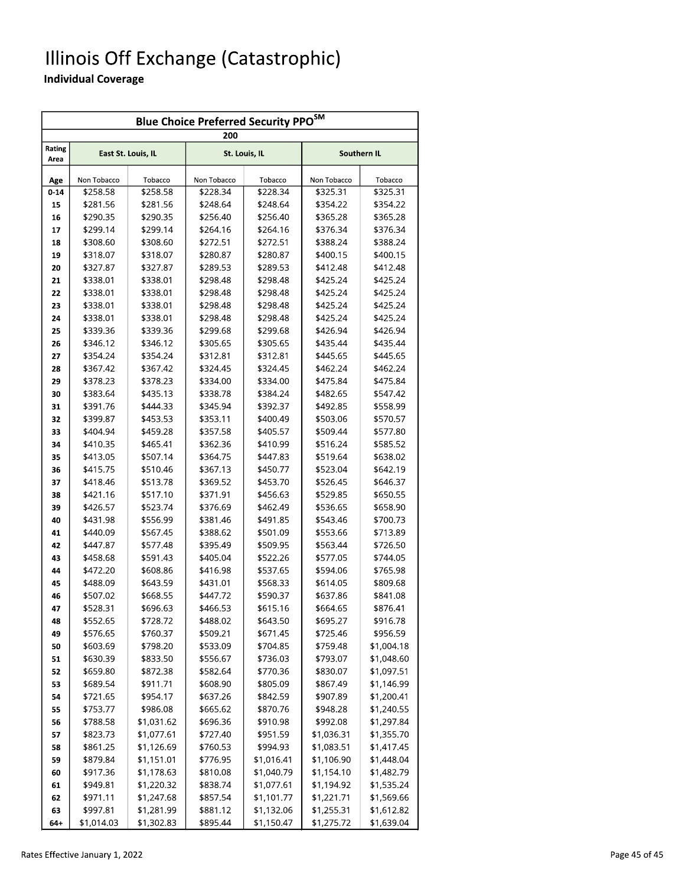# Illinois Off Exchange (Catastrophic)

**Individual Coverage**

| Blue Choice Preferred Security PPO[SM] | | | | | | |
|---|---|---|---|---|---|---|
| 200 | | | | | | |
| Rating Area | East St. Louis, IL | | St. Louis, IL | | Southern IL | |
| Age | Non Tobacco | Tobacco | Non Tobacco | Tobacco | Non Tobacco | Tobacco |
| 0-14 | $258.58 | $258.58 | $228.34 | $228.34 | $325.31 | $325.31 |
| 15 | $281.56 | $281.56 | $248.64 | $248.64 | $354.22 | $354.22 |
| 16 | $290.35 | $290.35 | $256.40 | $256.40 | $365.28 | $365.28 |
| 17 | $299.14 | $299.14 | $264.16 | $264.16 | $376.34 | $376.34 |
| 18 | $308.60 | $308.60 | $272.51 | $272.51 | $388.24 | $388.24 |
| 19 | $318.07 | $318.07 | $280.87 | $280.87 | $400.15 | $400.15 |
| 20 | $327.87 | $327.87 | $289.53 | $289.53 | $412.48 | $412.48 |
| 21 | $338.01 | $338.01 | $298.48 | $298.48 | $425.24 | $425.24 |
| 22 | $338.01 | $338.01 | $298.48 | $298.48 | $425.24 | $425.24 |
| 23 | $338.01 | $338.01 | $298.48 | $298.48 | $425.24 | $425.24 |
| 24 | $338.01 | $338.01 | $298.48 | $298.48 | $425.24 | $425.24 |
| 25 | $339.36 | $339.36 | $299.68 | $299.68 | $426.94 | $426.94 |
| 26 | $346.12 | $346.12 | $305.65 | $305.65 | $435.44 | $435.44 |
| 27 | $354.24 | $354.24 | $312.81 | $312.81 | $445.65 | $445.65 |
| 28 | $367.42 | $367.42 | $324.45 | $324.45 | $462.24 | $462.24 |
| 29 | $378.23 | $378.23 | $334.00 | $334.00 | $475.84 | $475.84 |
| 30 | $383.64 | $435.13 | $338.78 | $384.24 | $482.65 | $547.42 |
| 31 | $391.76 | $444.33 | $345.94 | $392.37 | $492.85 | $558.99 |
| 32 | $399.87 | $453.53 | $353.11 | $400.49 | $503.06 | $570.57 |
| 33 | $404.94 | $459.28 | $357.58 | $405.57 | $509.44 | $577.80 |
| 34 | $410.35 | $465.41 | $362.36 | $410.99 | $516.24 | $585.52 |
| 35 | $413.05 | $507.14 | $364.75 | $447.83 | $519.64 | $638.02 |
| 36 | $415.75 | $510.46 | $367.13 | $450.77 | $523.04 | $642.19 |
| 37 | $418.46 | $513.78 | $369.52 | $453.70 | $526.45 | $646.37 |
| 38 | $421.16 | $517.10 | $371.91 | $456.63 | $529.85 | $650.55 |
| 39 | $426.57 | $523.74 | $376.69 | $462.49 | $536.65 | $658.90 |
| 40 | $431.98 | $556.99 | $381.46 | $491.85 | $543.46 | $700.73 |
| 41 | $440.09 | $567.45 | $388.62 | $501.09 | $553.66 | $713.89 |
| 42 | $447.87 | $577.48 | $395.49 | $509.95 | $563.44 | $726.50 |
| 43 | $458.68 | $591.43 | $405.04 | $522.26 | $577.05 | $744.05 |
| 44 | $472.20 | $608.86 | $416.98 | $537.65 | $594.06 | $765.98 |
| 45 | $488.09 | $643.59 | $431.01 | $568.33 | $614.05 | $809.68 |
| 46 | $507.02 | $668.55 | $447.72 | $590.37 | $637.86 | $841.08 |
| 47 | $528.31 | $696.63 | $466.53 | $615.16 | $664.65 | $876.41 |
| 48 | $552.65 | $728.72 | $488.02 | $643.50 | $695.27 | $916.78 |
| 49 | $576.65 | $760.37 | $509.21 | $671.45 | $725.46 | $956.59 |
| 50 | $603.69 | $798.20 | $533.09 | $704.85 | $759.48 | $1,004.18 |
| 51 | $630.39 | $833.50 | $556.67 | $736.03 | $793.07 | $1,048.60 |
| 52 | $659.80 | $872.38 | $582.64 | $770.36 | $830.07 | $1,097.51 |
| 53 | $689.54 | $911.71 | $608.90 | $805.09 | $867.49 | $1,146.99 |
| 54 | $721.65 | $954.17 | $637.26 | $842.59 | $907.89 | $1,200.41 |
| 55 | $753.77 | $986.08 | $665.62 | $870.76 | $948.28 | $1,240.55 |
| 56 | $788.58 | $1,031.62 | $696.36 | $910.98 | $992.08 | $1,297.84 |
| 57 | $823.73 | $1,077.61 | $727.40 | $951.59 | $1,036.31 | $1,355.70 |
| 58 | $861.25 | $1,126.69 | $760.53 | $994.93 | $1,083.51 | $1,417.45 |
| 59 | $879.84 | $1,151.01 | $776.95 | $1,016.41 | $1,106.90 | $1,448.04 |
| 60 | $917.36 | $1,178.63 | $810.08 | $1,040.79 | $1,154.10 | $1,482.79 |
| 61 | $949.81 | $1,220.32 | $838.74 | $1,077.61 | $1,194.92 | $1,535.24 |
| 62 | $971.11 | $1,247.68 | $857.54 | $1,101.77 | $1,221.71 | $1,569.66 |
| 63 | $997.81 | $1,281.99 | $881.12 | $1,132.06 | $1,255.31 | $1,612.82 |
| 64+ | $1,014.03 | $1,302.83 | $895.44 | $1,150.47 | $1,275.72 | $1,639.04 |

Rates Effective January 1, 2022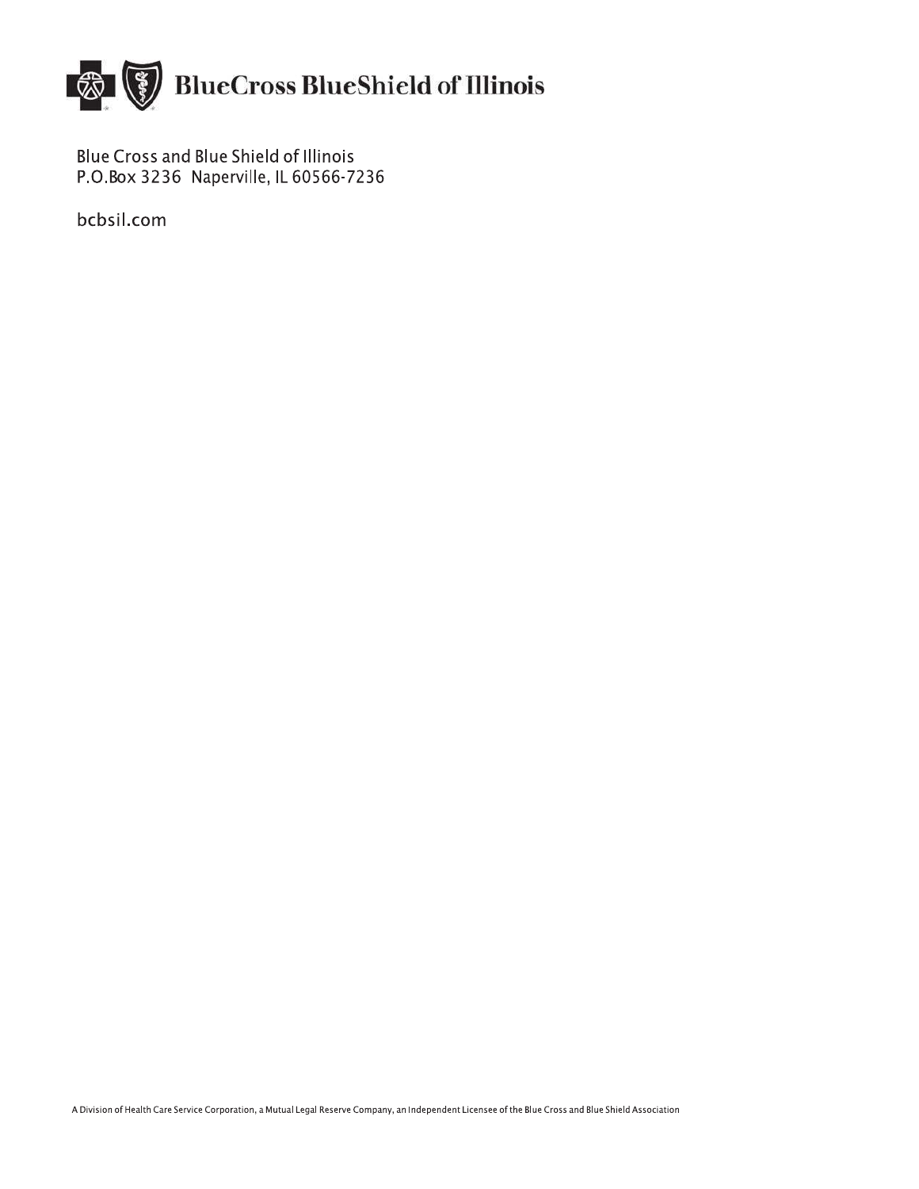BlueCross BlueShield of Illinois

Blue Cross and Blue Shield of Illinois
P.O.Box 3236 Naperville, IL 60566-7236

bcbsil.com

A Division of Health Care Service Corporation, a Mutual Legal Reserve Company, an Independent Licensee of the Blue Cross and Blue Shield Association